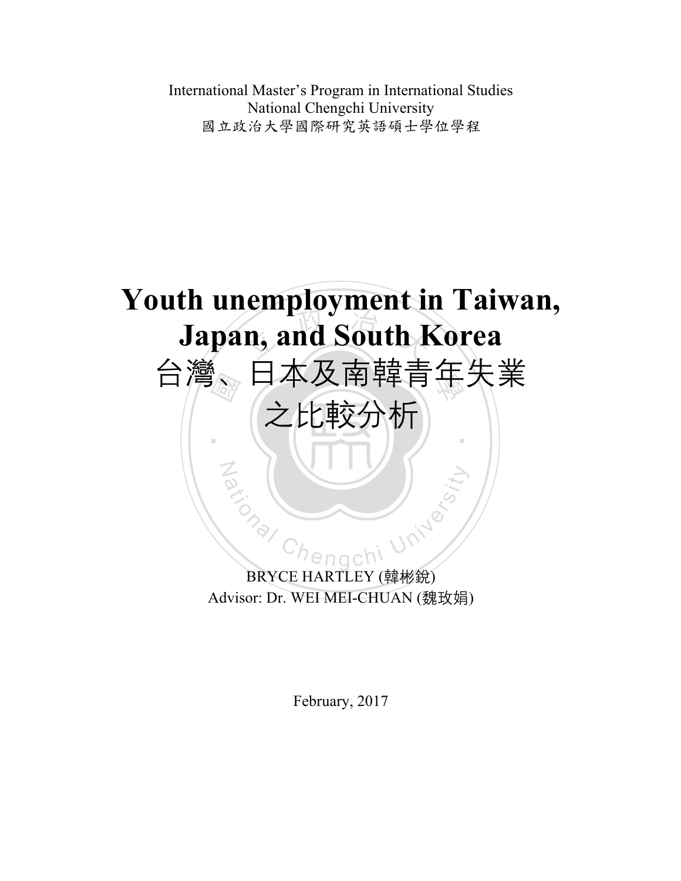International Master's Program in International Studies
National Chengchi University
國立政治大學國際研究英語碩士學位學程

# Youth unemployment in Taiwan, Japan, and South Korea

# 台灣、日本及南韓青年失業之比較分析

BRYCE HARTLEY (韓彬銳)
Advisor: Dr. WEI MEI-CHUAN (魏玫娟)

February, 2017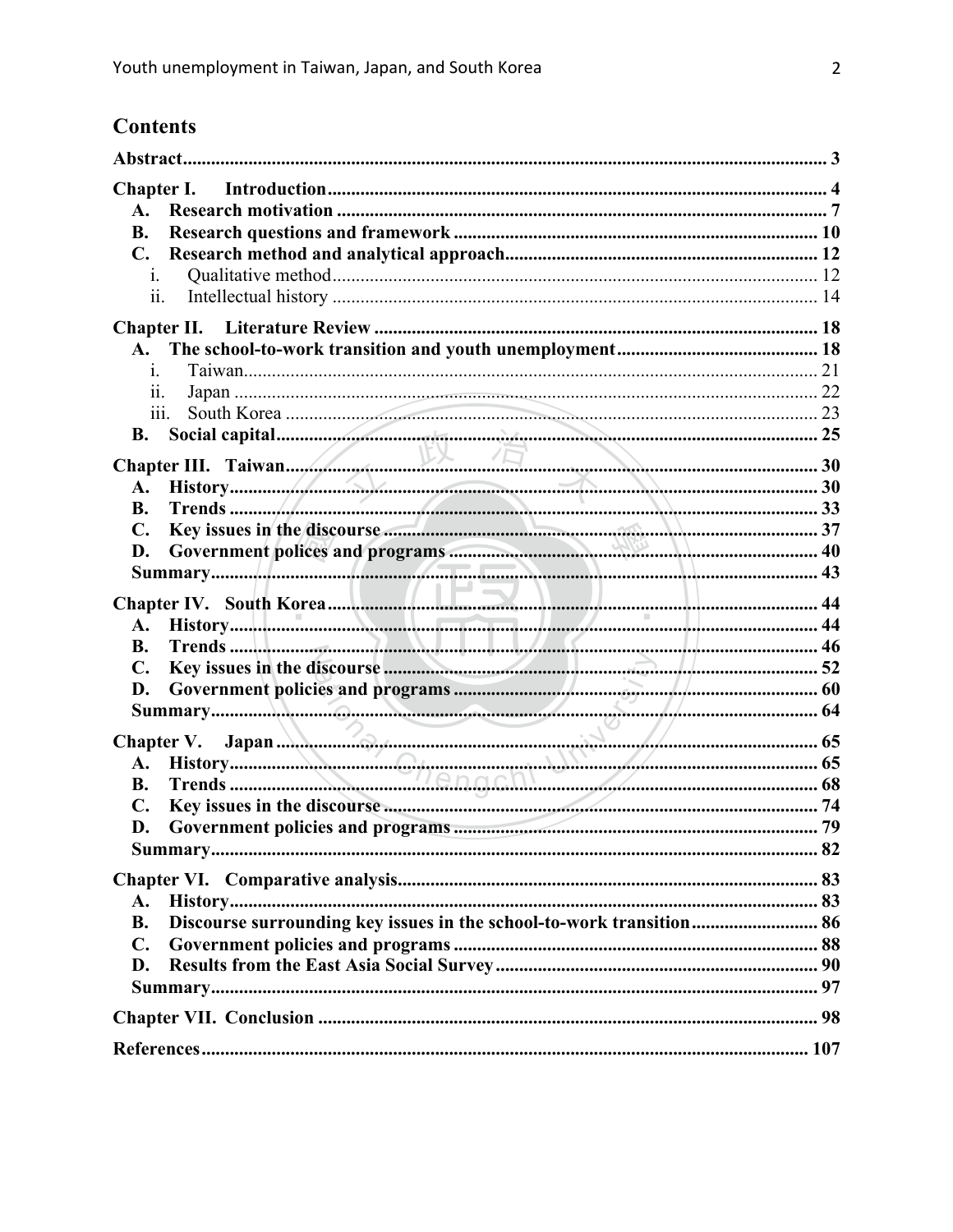# Contents

**Abstract** ... 3

**Chapter I. Introduction** ... 4

- **A. Research motivation** ... 7
- **B. Research questions and framework** ... 10
- **C. Research method and analytical approach** ... 12
  - i. Qualitative method ... 12
  - ii. Intellectual history ... 14

**Chapter II. Literature Review** ... 18

- **A. The school-to-work transition and youth unemployment** ... 18
  - i. Taiwan ... 21
  - ii. Japan ... 22
  - iii. South Korea ... 23
- **B. Social capital** ... 25

**Chapter III. Taiwan** ... 30

- **A. History** ... 30
- **B. Trends** ... 33
- **C. Key issues in the discourse** ... 37
- **D. Government polices and programs** ... 40
- **Summary** ... 43

**Chapter IV. South Korea** ... 44

- **A. History** ... 44
- **B. Trends** ... 46
- **C. Key issues in the discourse** ... 52
- **D. Government policies and programs** ... 60
- **Summary** ... 64

**Chapter V. Japan** ... 65

- **A. History** ... 65
- **B. Trends** ... 68
- **C. Key issues in the discourse** ... 74
- **D. Government policies and programs** ... 79
- **Summary** ... 82

**Chapter VI. Comparative analysis** ... 83

- **A. History** ... 83
- **B. Discourse surrounding key issues in the school-to-work transition** ... 86
- **C. Government policies and programs** ... 88
- **D. Results from the East Asia Social Survey** ... 90
- **Summary** ... 97

**Chapter VII. Conclusion** ... 98

**References** ... 107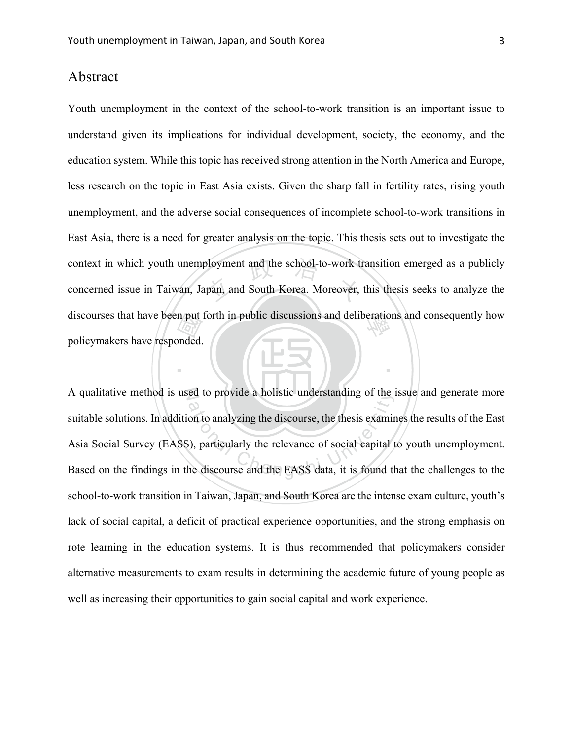# Abstract

Youth unemployment in the context of the school-to-work transition is an important issue to understand given its implications for individual development, society, the economy, and the education system. While this topic has received strong attention in the North America and Europe, less research on the topic in East Asia exists. Given the sharp fall in fertility rates, rising youth unemployment, and the adverse social consequences of incomplete school-to-work transitions in East Asia, there is a need for greater analysis on the topic. This thesis sets out to investigate the context in which youth unemployment and the school-to-work transition emerged as a publicly concerned issue in Taiwan, Japan, and South Korea. Moreover, this thesis seeks to analyze the discourses that have been put forth in public discussions and deliberations and consequently how policymakers have responded.

A qualitative method is used to provide a holistic understanding of the issue and generate more suitable solutions. In addition to analyzing the discourse, the thesis examines the results of the East Asia Social Survey (EASS), particularly the relevance of social capital to youth unemployment. Based on the findings in the discourse and the EASS data, it is found that the challenges to the school-to-work transition in Taiwan, Japan, and South Korea are the intense exam culture, youth's lack of social capital, a deficit of practical experience opportunities, and the strong emphasis on rote learning in the education systems. It is thus recommended that policymakers consider alternative measurements to exam results in determining the academic future of young people as well as increasing their opportunities to gain social capital and work experience.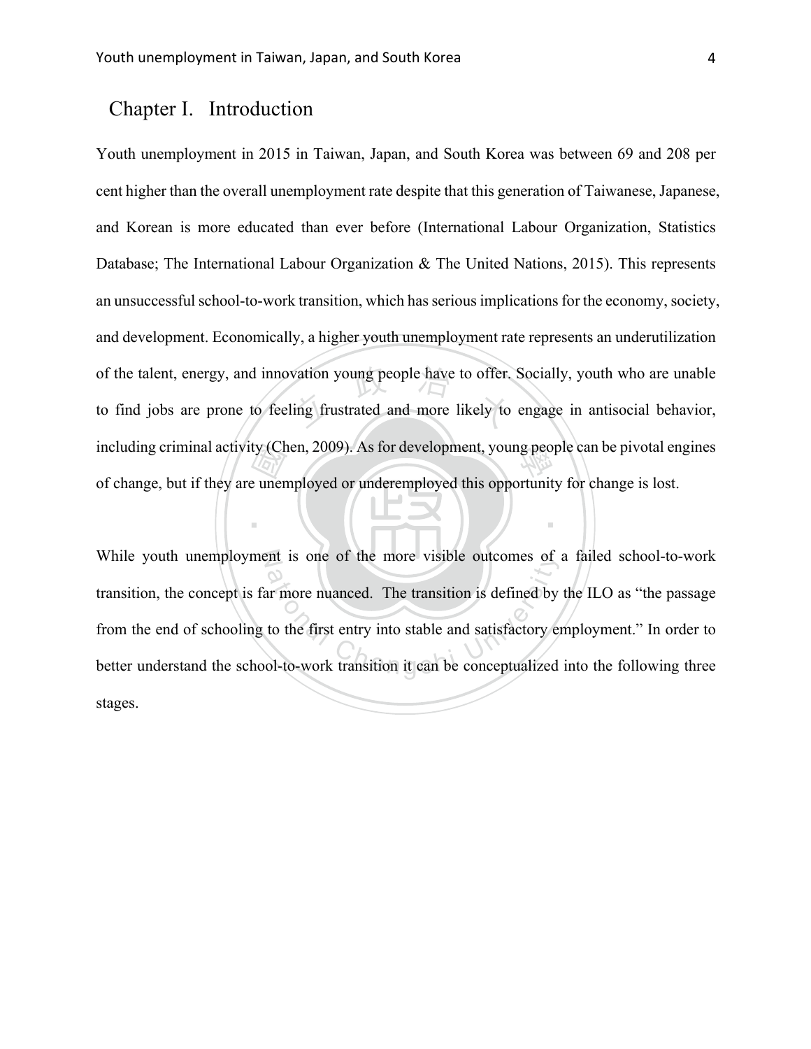# Chapter I. Introduction

Youth unemployment in 2015 in Taiwan, Japan, and South Korea was between 69 and 208 per cent higher than the overall unemployment rate despite that this generation of Taiwanese, Japanese, and Korean is more educated than ever before (International Labour Organization, Statistics Database; The International Labour Organization & The United Nations, 2015). This represents an unsuccessful school-to-work transition, which has serious implications for the economy, society, and development. Economically, a higher youth unemployment rate represents an underutilization of the talent, energy, and innovation young people have to offer. Socially, youth who are unable to find jobs are prone to feeling frustrated and more likely to engage in antisocial behavior, including criminal activity (Chen, 2009). As for development, young people can be pivotal engines of change, but if they are unemployed or underemployed this opportunity for change is lost.

While youth unemployment is one of the more visible outcomes of a failed school-to-work transition, the concept is far more nuanced. The transition is defined by the ILO as "the passage from the end of schooling to the first entry into stable and satisfactory employment." In order to better understand the school-to-work transition it can be conceptualized into the following three stages.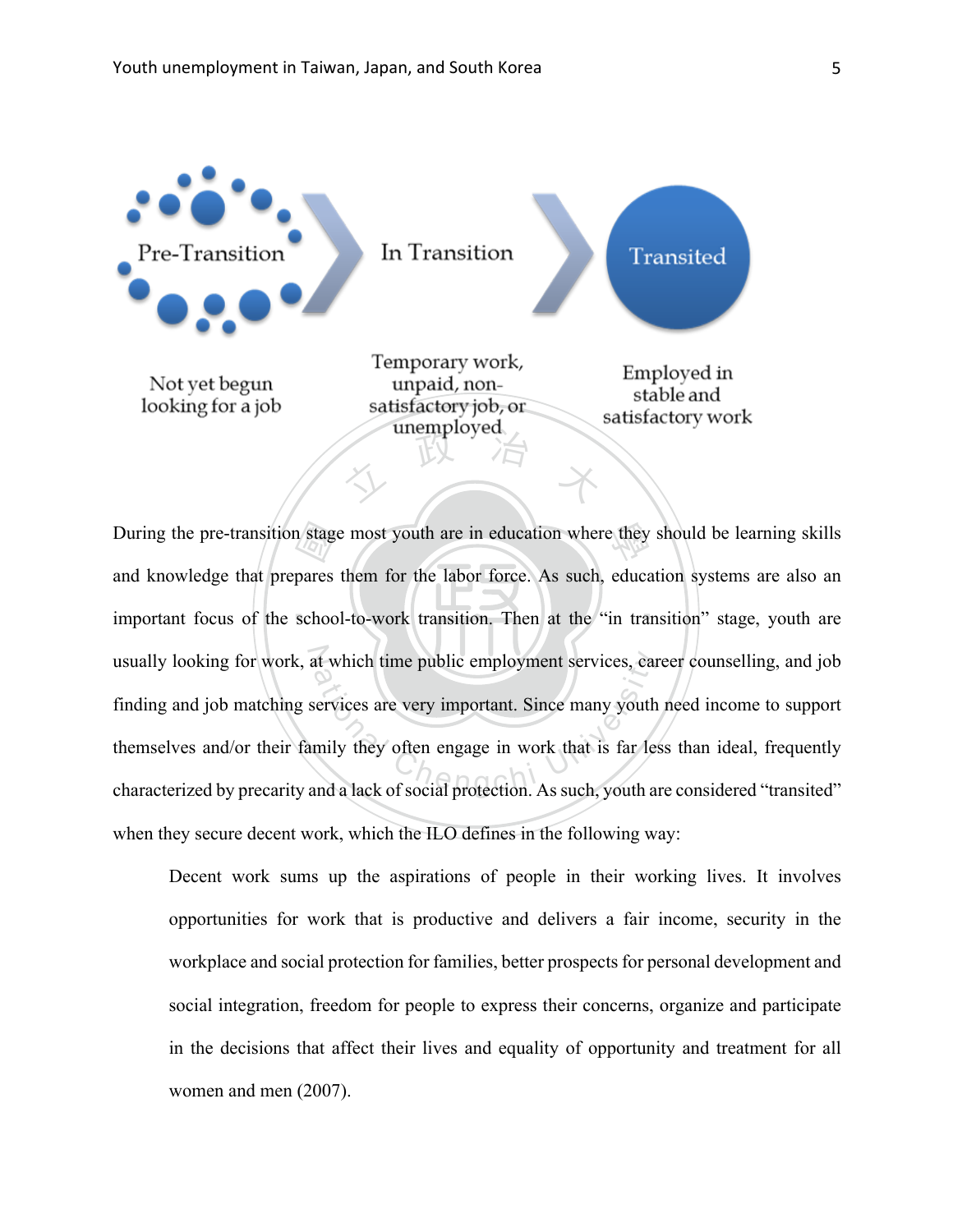Pre-Transition

Not yet begun looking for a job

In Transition

Temporary work, unpaid, non-satisfactory job, or unemployed

Transited

Employed in stable and satisfactory work

During the pre-transition stage most youth are in education where they should be learning skills and knowledge that prepares them for the labor force. As such, education systems are also an important focus of the school-to-work transition. Then at the "in transition" stage, youth are usually looking for work, at which time public employment services, career counselling, and job finding and job matching services are very important. Since many youth need income to support themselves and/or their family they often engage in work that is far less than ideal, frequently characterized by precarity and a lack of social protection. As such, youth are considered "transited" when they secure decent work, which the ILO defines in the following way:

> Decent work sums up the aspirations of people in their working lives. It involves opportunities for work that is productive and delivers a fair income, security in the workplace and social protection for families, better prospects for personal development and social integration, freedom for people to express their concerns, organize and participate in the decisions that affect their lives and equality of opportunity and treatment for all women and men (2007).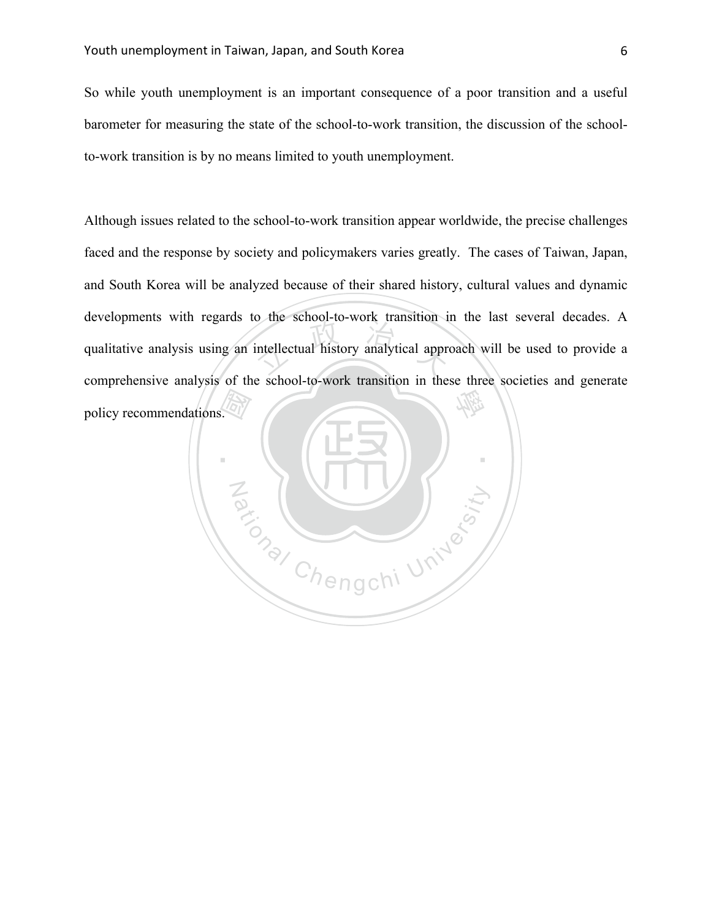So while youth unemployment is an important consequence of a poor transition and a useful barometer for measuring the state of the school-to-work transition, the discussion of the school-to-work transition is by no means limited to youth unemployment.

Although issues related to the school-to-work transition appear worldwide, the precise challenges faced and the response by society and policymakers varies greatly. The cases of Taiwan, Japan, and South Korea will be analyzed because of their shared history, cultural values and dynamic developments with regards to the school-to-work transition in the last several decades. A qualitative analysis using an intellectual history analytical approach will be used to provide a comprehensive analysis of the school-to-work transition in these three societies and generate policy recommendations.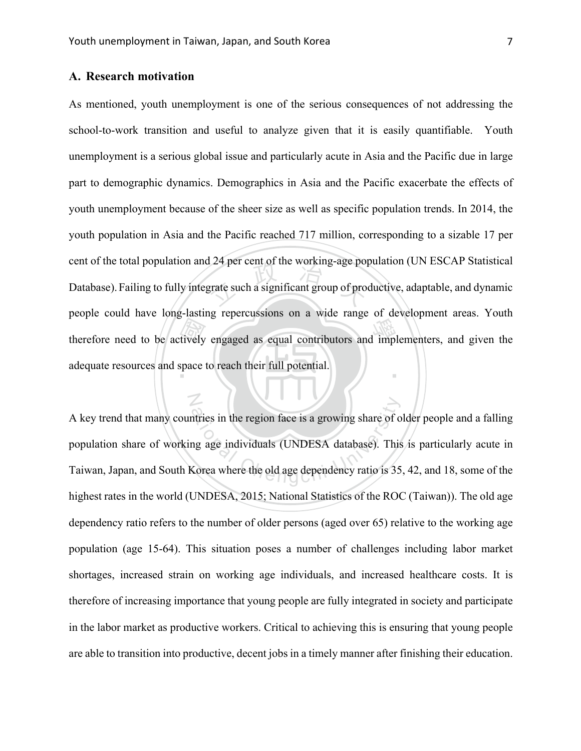### A. Research motivation

As mentioned, youth unemployment is one of the serious consequences of not addressing the school-to-work transition and useful to analyze given that it is easily quantifiable. Youth unemployment is a serious global issue and particularly acute in Asia and the Pacific due in large part to demographic dynamics. Demographics in Asia and the Pacific exacerbate the effects of youth unemployment because of the sheer size as well as specific population trends. In 2014, the youth population in Asia and the Pacific reached 717 million, corresponding to a sizable 17 per cent of the total population and 24 per cent of the working-age population (UN ESCAP Statistical Database). Failing to fully integrate such a significant group of productive, adaptable, and dynamic people could have long-lasting repercussions on a wide range of development areas. Youth therefore need to be actively engaged as equal contributors and implementers, and given the adequate resources and space to reach their full potential.

A key trend that many countries in the region face is a growing share of older people and a falling population share of working age individuals (UNDESA database). This is particularly acute in Taiwan, Japan, and South Korea where the old age dependency ratio is 35, 42, and 18, some of the highest rates in the world (UNDESA, 2015; National Statistics of the ROC (Taiwan)). The old age dependency ratio refers to the number of older persons (aged over 65) relative to the working age population (age 15-64). This situation poses a number of challenges including labor market shortages, increased strain on working age individuals, and increased healthcare costs. It is therefore of increasing importance that young people are fully integrated in society and participate in the labor market as productive workers. Critical to achieving this is ensuring that young people are able to transition into productive, decent jobs in a timely manner after finishing their education.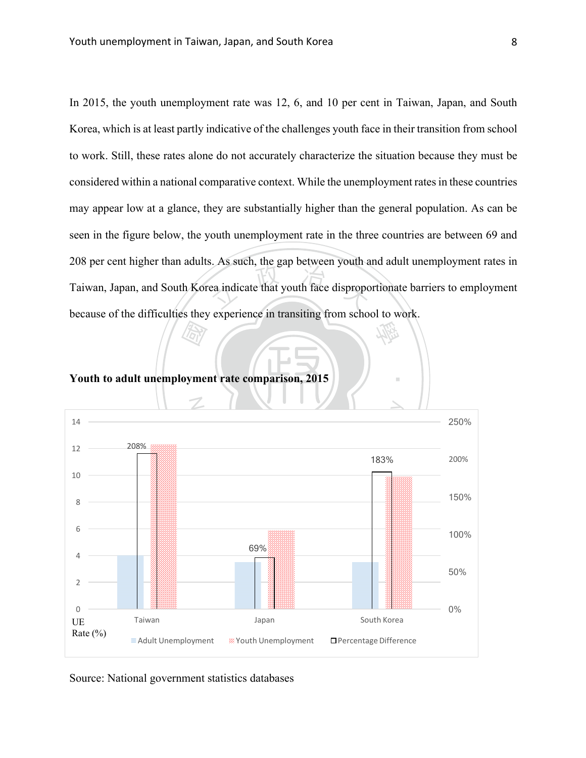In 2015, the youth unemployment rate was 12, 6, and 10 per cent in Taiwan, Japan, and South Korea, which is at least partly indicative of the challenges youth face in their transition from school to work. Still, these rates alone do not accurately characterize the situation because they must be considered within a national comparative context. While the unemployment rates in these countries may appear low at a glance, they are substantially higher than the general population. As can be seen in the figure below, the youth unemployment rate in the three countries are between 69 and 208 per cent higher than adults. As such, the gap between youth and adult unemployment rates in Taiwan, Japan, and South Korea indicate that youth face disproportionate barriers to employment because of the difficulties they experience in transiting from school to work.

**Youth to adult unemployment rate comparison, 2015**

| | Taiwan | Japan | South Korea |
|---|---|---|---|
| Percentage Difference | 208% | 69% | 183% |

UE Rate (%)

Adult Unemployment | Youth Unemployment | Percentage Difference

Source: National government statistics databases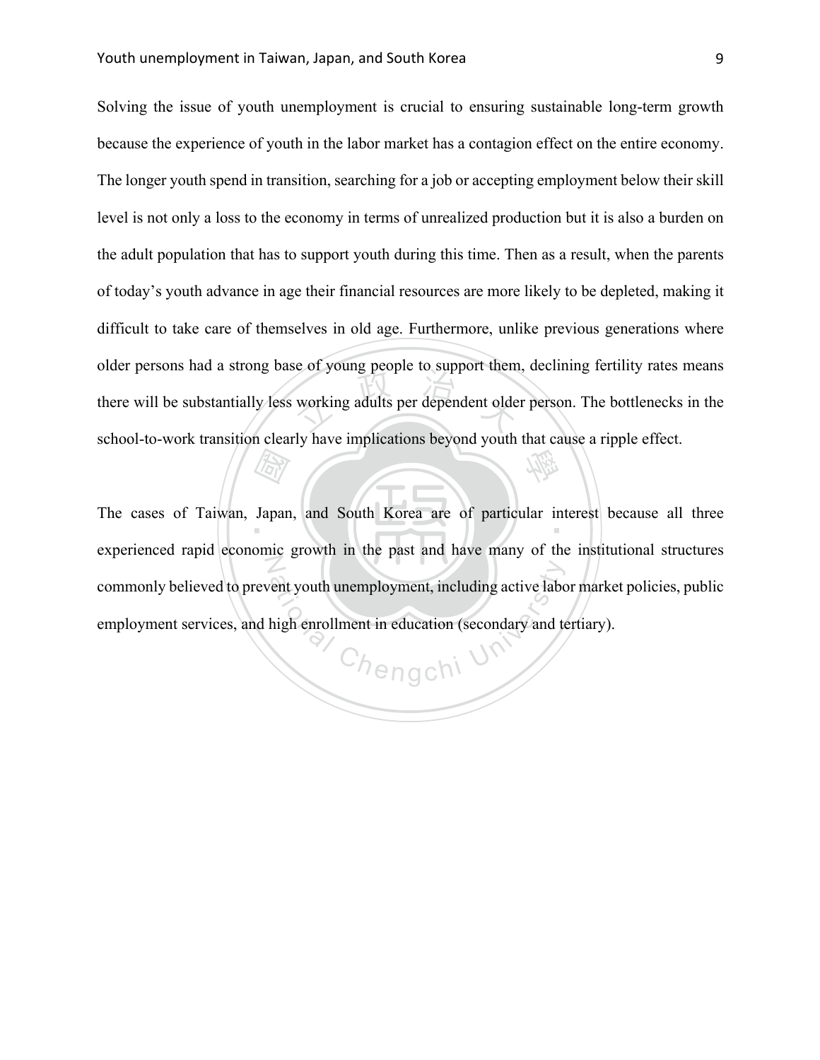Solving the issue of youth unemployment is crucial to ensuring sustainable long-term growth because the experience of youth in the labor market has a contagion effect on the entire economy. The longer youth spend in transition, searching for a job or accepting employment below their skill level is not only a loss to the economy in terms of unrealized production but it is also a burden on the adult population that has to support youth during this time. Then as a result, when the parents of today's youth advance in age their financial resources are more likely to be depleted, making it difficult to take care of themselves in old age. Furthermore, unlike previous generations where older persons had a strong base of young people to support them, declining fertility rates means there will be substantially less working adults per dependent older person. The bottlenecks in the school-to-work transition clearly have implications beyond youth that cause a ripple effect.

The cases of Taiwan, Japan, and South Korea are of particular interest because all three experienced rapid economic growth in the past and have many of the institutional structures commonly believed to prevent youth unemployment, including active labor market policies, public employment services, and high enrollment in education (secondary and tertiary).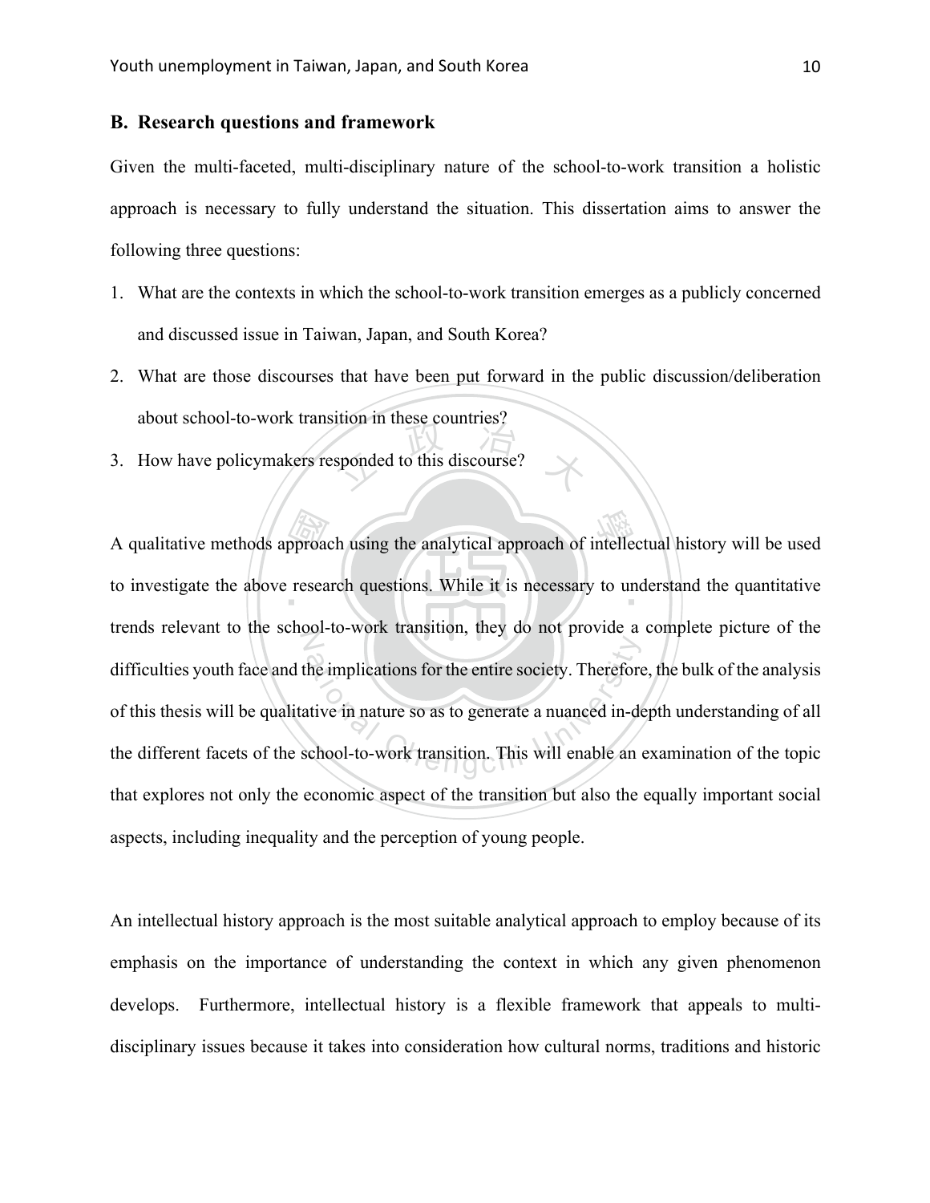## B. Research questions and framework

Given the multi-faceted, multi-disciplinary nature of the school-to-work transition a holistic approach is necessary to fully understand the situation. This dissertation aims to answer the following three questions:

1. What are the contexts in which the school-to-work transition emerges as a publicly concerned and discussed issue in Taiwan, Japan, and South Korea?
2. What are those discourses that have been put forward in the public discussion/deliberation about school-to-work transition in these countries?
3. How have policymakers responded to this discourse?

A qualitative methods approach using the analytical approach of intellectual history will be used to investigate the above research questions. While it is necessary to understand the quantitative trends relevant to the school-to-work transition, they do not provide a complete picture of the difficulties youth face and the implications for the entire society. Therefore, the bulk of the analysis of this thesis will be qualitative in nature so as to generate a nuanced in-depth understanding of all the different facets of the school-to-work transition. This will enable an examination of the topic that explores not only the economic aspect of the transition but also the equally important social aspects, including inequality and the perception of young people.

An intellectual history approach is the most suitable analytical approach to employ because of its emphasis on the importance of understanding the context in which any given phenomenon develops. Furthermore, intellectual history is a flexible framework that appeals to multi-disciplinary issues because it takes into consideration how cultural norms, traditions and historic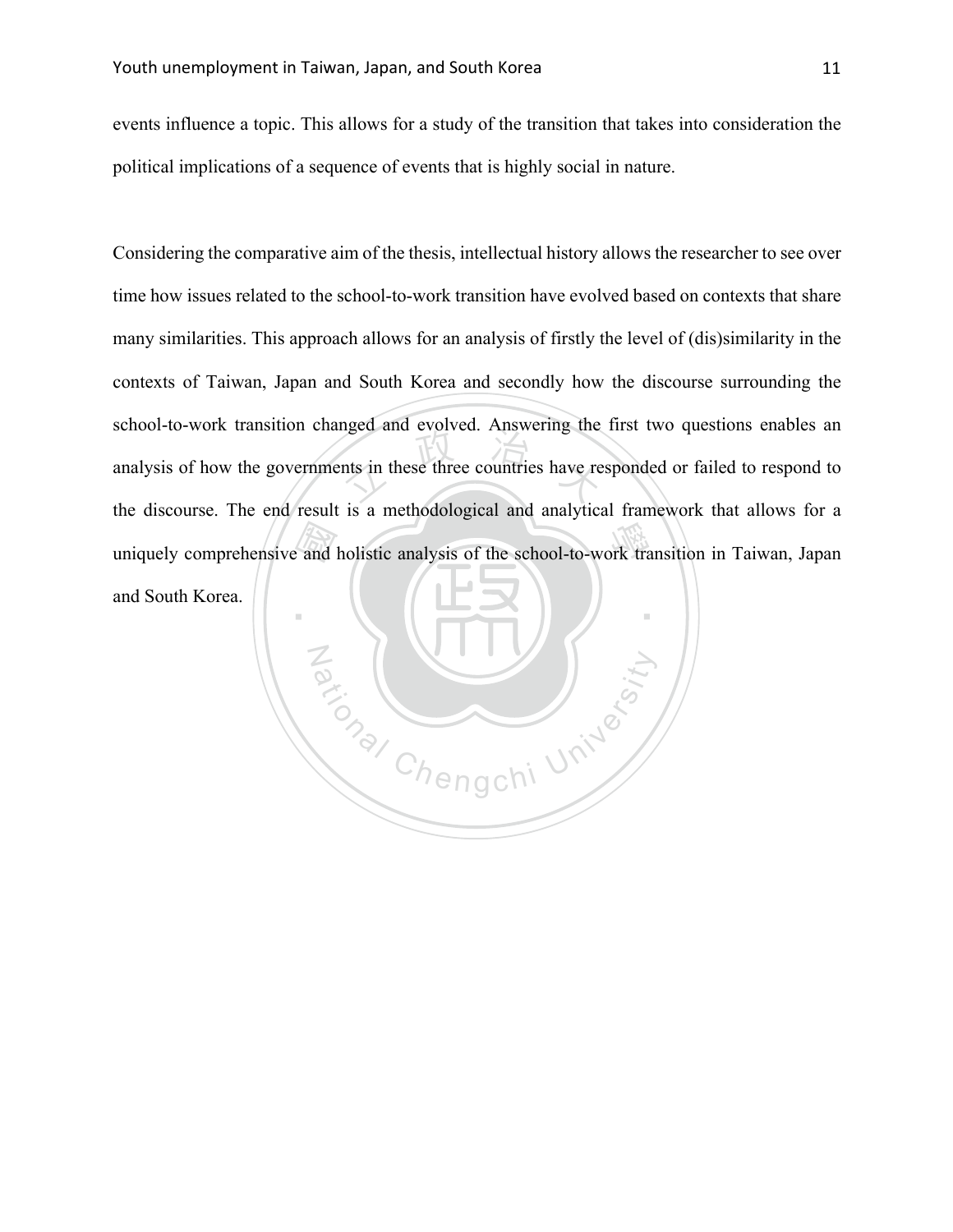events influence a topic. This allows for a study of the transition that takes into consideration the political implications of a sequence of events that is highly social in nature.

Considering the comparative aim of the thesis, intellectual history allows the researcher to see over time how issues related to the school-to-work transition have evolved based on contexts that share many similarities. This approach allows for an analysis of firstly the level of (dis)similarity in the contexts of Taiwan, Japan and South Korea and secondly how the discourse surrounding the school-to-work transition changed and evolved. Answering the first two questions enables an analysis of how the governments in these three countries have responded or failed to respond to the discourse. The end result is a methodological and analytical framework that allows for a uniquely comprehensive and holistic analysis of the school-to-work transition in Taiwan, Japan and South Korea.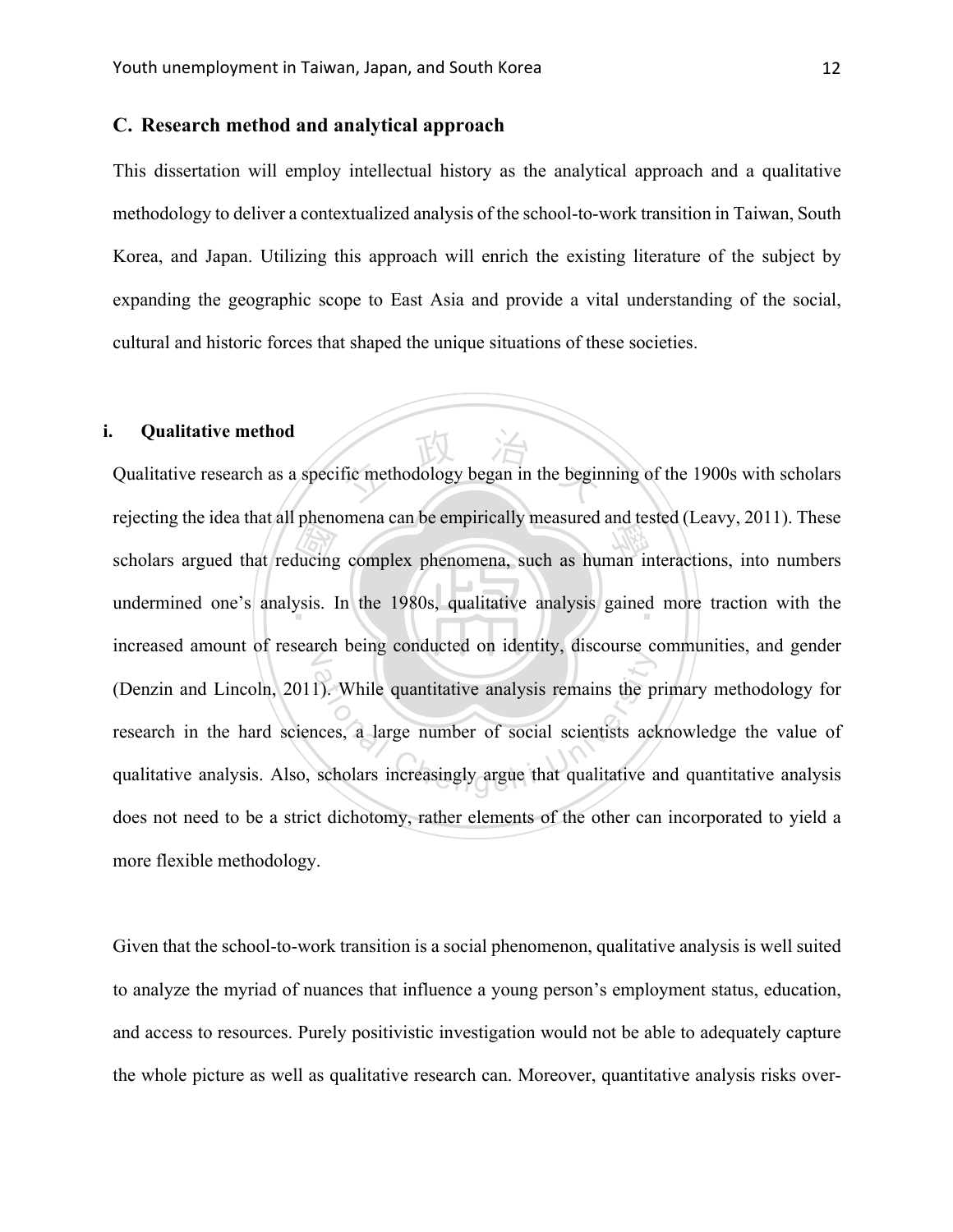## C. Research method and analytical approach

This dissertation will employ intellectual history as the analytical approach and a qualitative methodology to deliver a contextualized analysis of the school-to-work transition in Taiwan, South Korea, and Japan. Utilizing this approach will enrich the existing literature of the subject by expanding the geographic scope to East Asia and provide a vital understanding of the social, cultural and historic forces that shaped the unique situations of these societies.

### i. Qualitative method

Qualitative research as a specific methodology began in the beginning of the 1900s with scholars rejecting the idea that all phenomena can be empirically measured and tested (Leavy, 2011). These scholars argued that reducing complex phenomena, such as human interactions, into numbers undermined one's analysis. In the 1980s, qualitative analysis gained more traction with the increased amount of research being conducted on identity, discourse communities, and gender (Denzin and Lincoln, 2011). While quantitative analysis remains the primary methodology for research in the hard sciences, a large number of social scientists acknowledge the value of qualitative analysis. Also, scholars increasingly argue that qualitative and quantitative analysis does not need to be a strict dichotomy, rather elements of the other can incorporated to yield a more flexible methodology.

Given that the school-to-work transition is a social phenomenon, qualitative analysis is well suited to analyze the myriad of nuances that influence a young person's employment status, education, and access to resources. Purely positivistic investigation would not be able to adequately capture the whole picture as well as qualitative research can. Moreover, quantitative analysis risks over-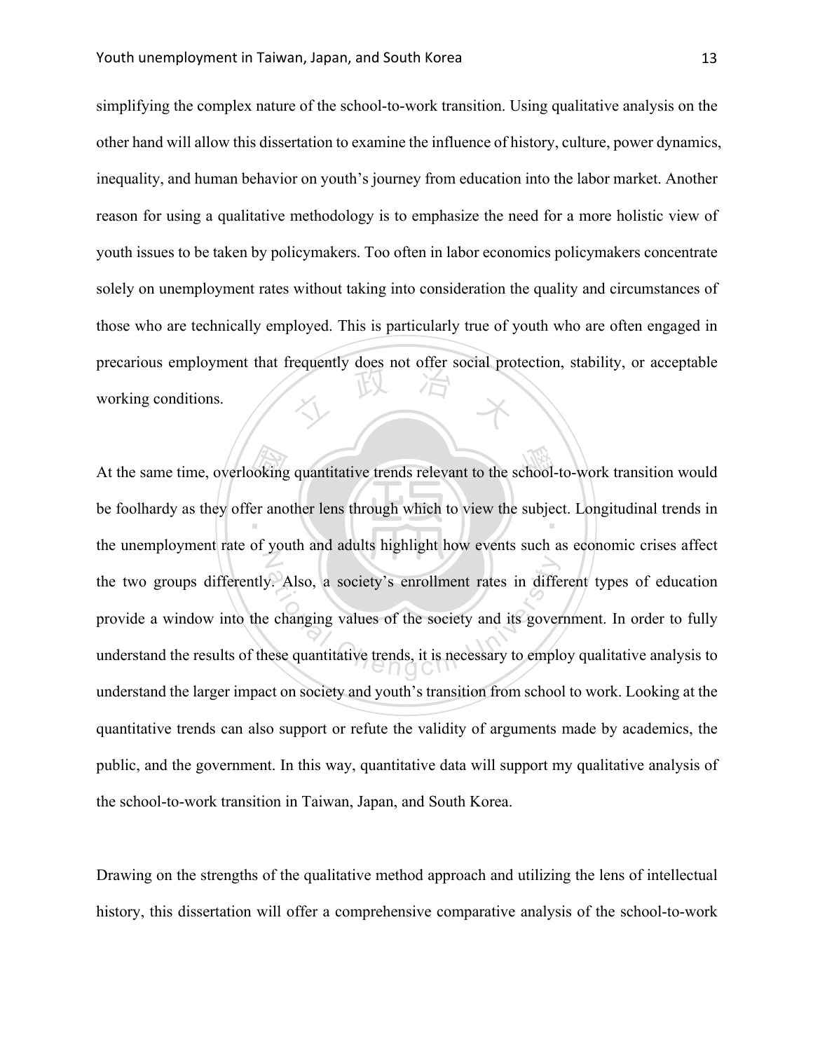simplifying the complex nature of the school-to-work transition. Using qualitative analysis on the other hand will allow this dissertation to examine the influence of history, culture, power dynamics, inequality, and human behavior on youth's journey from education into the labor market. Another reason for using a qualitative methodology is to emphasize the need for a more holistic view of youth issues to be taken by policymakers. Too often in labor economics policymakers concentrate solely on unemployment rates without taking into consideration the quality and circumstances of those who are technically employed. This is particularly true of youth who are often engaged in precarious employment that frequently does not offer social protection, stability, or acceptable working conditions.

At the same time, overlooking quantitative trends relevant to the school-to-work transition would be foolhardy as they offer another lens through which to view the subject. Longitudinal trends in the unemployment rate of youth and adults highlight how events such as economic crises affect the two groups differently. Also, a society's enrollment rates in different types of education provide a window into the changing values of the society and its government. In order to fully understand the results of these quantitative trends, it is necessary to employ qualitative analysis to understand the larger impact on society and youth's transition from school to work. Looking at the quantitative trends can also support or refute the validity of arguments made by academics, the public, and the government. In this way, quantitative data will support my qualitative analysis of the school-to-work transition in Taiwan, Japan, and South Korea.

Drawing on the strengths of the qualitative method approach and utilizing the lens of intellectual history, this dissertation will offer a comprehensive comparative analysis of the school-to-work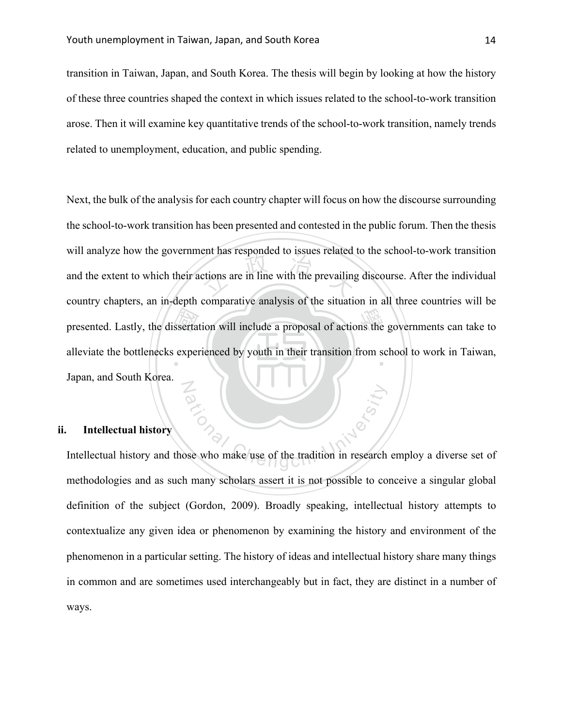transition in Taiwan, Japan, and South Korea. The thesis will begin by looking at how the history of these three countries shaped the context in which issues related to the school-to-work transition arose. Then it will examine key quantitative trends of the school-to-work transition, namely trends related to unemployment, education, and public spending.

Next, the bulk of the analysis for each country chapter will focus on how the discourse surrounding the school-to-work transition has been presented and contested in the public forum. Then the thesis will analyze how the government has responded to issues related to the school-to-work transition and the extent to which their actions are in line with the prevailing discourse. After the individual country chapters, an in-depth comparative analysis of the situation in all three countries will be presented. Lastly, the dissertation will include a proposal of actions the governments can take to alleviate the bottlenecks experienced by youth in their transition from school to work in Taiwan, Japan, and South Korea.

## ii. Intellectual history

Intellectual history and those who make use of the tradition in research employ a diverse set of methodologies and as such many scholars assert it is not possible to conceive a singular global definition of the subject (Gordon, 2009). Broadly speaking, intellectual history attempts to contextualize any given idea or phenomenon by examining the history and environment of the phenomenon in a particular setting. The history of ideas and intellectual history share many things in common and are sometimes used interchangeably but in fact, they are distinct in a number of ways.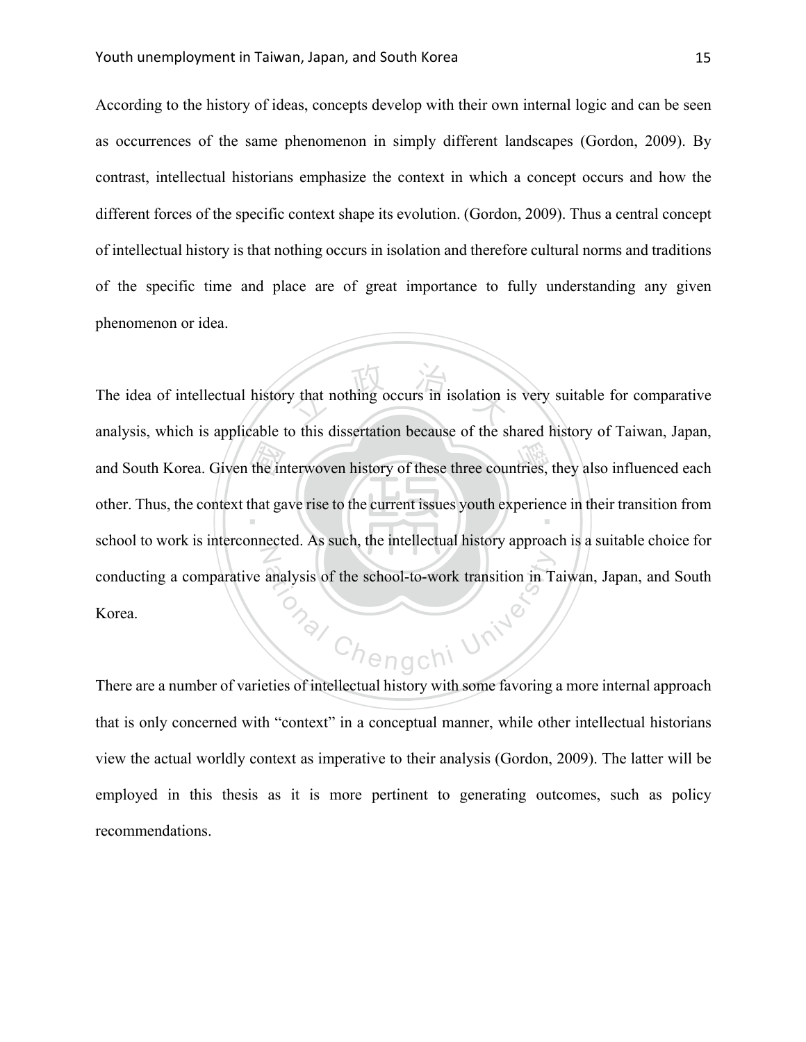According to the history of ideas, concepts develop with their own internal logic and can be seen as occurrences of the same phenomenon in simply different landscapes (Gordon, 2009). By contrast, intellectual historians emphasize the context in which a concept occurs and how the different forces of the specific context shape its evolution. (Gordon, 2009). Thus a central concept of intellectual history is that nothing occurs in isolation and therefore cultural norms and traditions of the specific time and place are of great importance to fully understanding any given phenomenon or idea.

The idea of intellectual history that nothing occurs in isolation is very suitable for comparative analysis, which is applicable to this dissertation because of the shared history of Taiwan, Japan, and South Korea. Given the interwoven history of these three countries, they also influenced each other. Thus, the context that gave rise to the current issues youth experience in their transition from school to work is interconnected. As such, the intellectual history approach is a suitable choice for conducting a comparative analysis of the school-to-work transition in Taiwan, Japan, and South Korea.

There are a number of varieties of intellectual history with some favoring a more internal approach that is only concerned with "context" in a conceptual manner, while other intellectual historians view the actual worldly context as imperative to their analysis (Gordon, 2009). The latter will be employed in this thesis as it is more pertinent to generating outcomes, such as policy recommendations.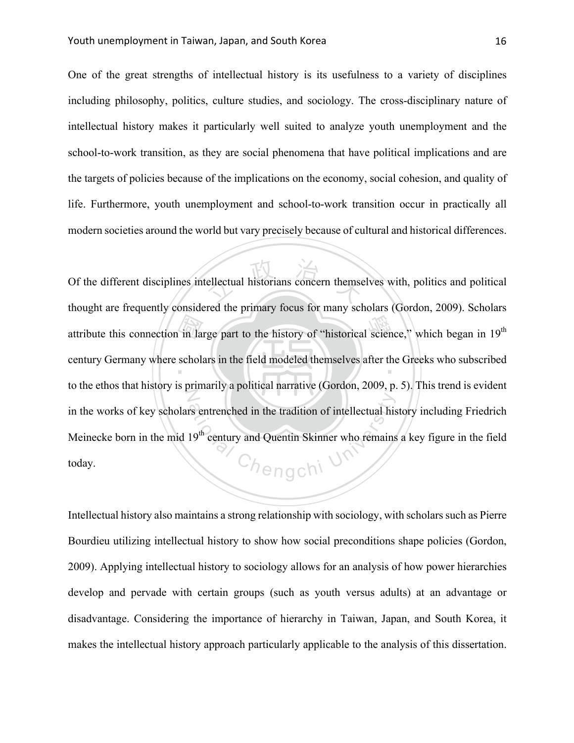One of the great strengths of intellectual history is its usefulness to a variety of disciplines including philosophy, politics, culture studies, and sociology. The cross-disciplinary nature of intellectual history makes it particularly well suited to analyze youth unemployment and the school-to-work transition, as they are social phenomena that have political implications and are the targets of policies because of the implications on the economy, social cohesion, and quality of life. Furthermore, youth unemployment and school-to-work transition occur in practically all modern societies around the world but vary precisely because of cultural and historical differences.

Of the different disciplines intellectual historians concern themselves with, politics and political thought are frequently considered the primary focus for many scholars (Gordon, 2009). Scholars attribute this connection in large part to the history of "historical science," which began in 19th century Germany where scholars in the field modeled themselves after the Greeks who subscribed to the ethos that history is primarily a political narrative (Gordon, 2009, p. 5). This trend is evident in the works of key scholars entrenched in the tradition of intellectual history including Friedrich Meinecke born in the mid 19th century and Quentin Skinner who remains a key figure in the field today.

Intellectual history also maintains a strong relationship with sociology, with scholars such as Pierre Bourdieu utilizing intellectual history to show how social preconditions shape policies (Gordon, 2009). Applying intellectual history to sociology allows for an analysis of how power hierarchies develop and pervade with certain groups (such as youth versus adults) at an advantage or disadvantage. Considering the importance of hierarchy in Taiwan, Japan, and South Korea, it makes the intellectual history approach particularly applicable to the analysis of this dissertation.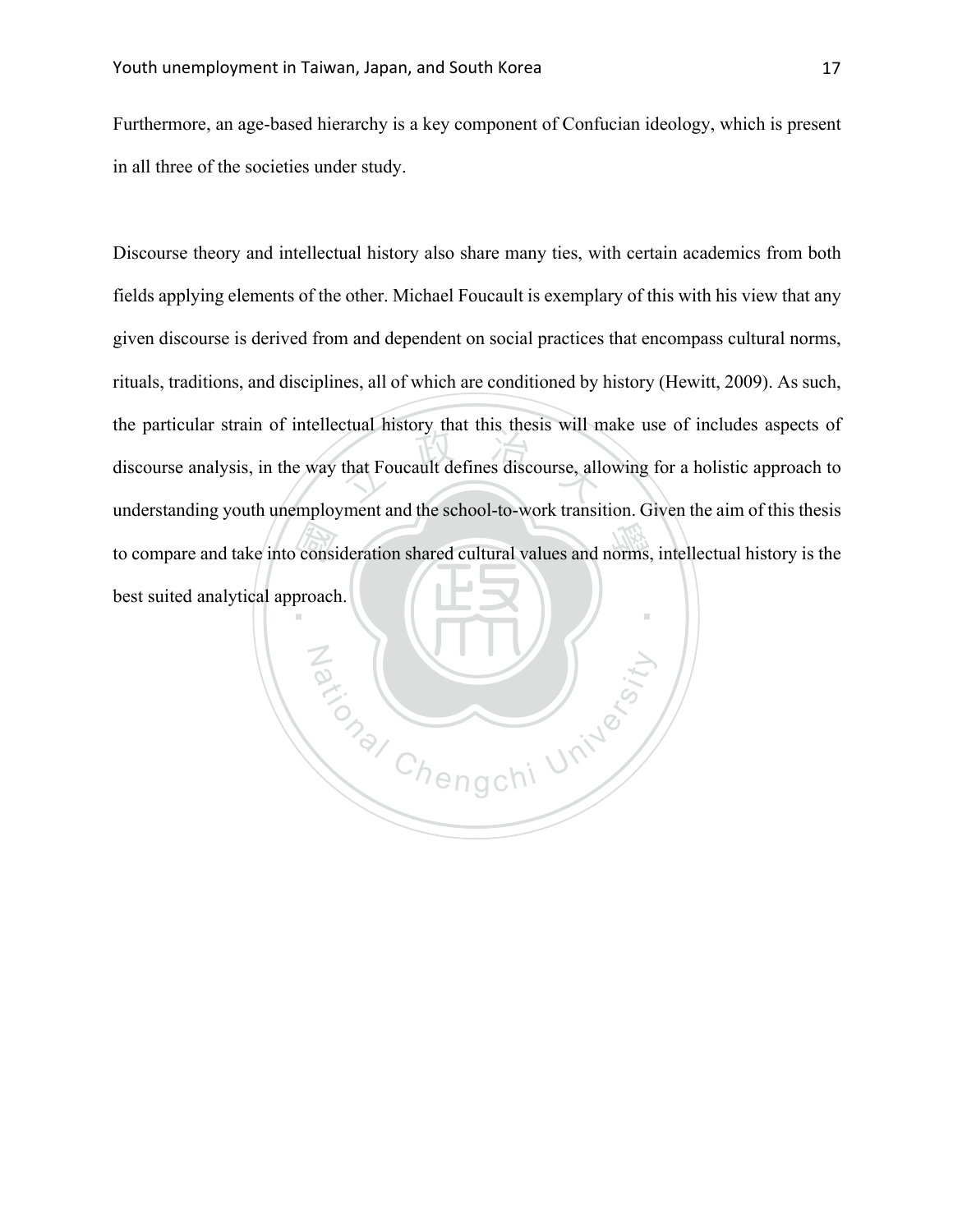Furthermore, an age-based hierarchy is a key component of Confucian ideology, which is present in all three of the societies under study.

Discourse theory and intellectual history also share many ties, with certain academics from both fields applying elements of the other. Michael Foucault is exemplary of this with his view that any given discourse is derived from and dependent on social practices that encompass cultural norms, rituals, traditions, and disciplines, all of which are conditioned by history (Hewitt, 2009). As such, the particular strain of intellectual history that this thesis will make use of includes aspects of discourse analysis, in the way that Foucault defines discourse, allowing for a holistic approach to understanding youth unemployment and the school-to-work transition. Given the aim of this thesis to compare and take into consideration shared cultural values and norms, intellectual history is the best suited analytical approach.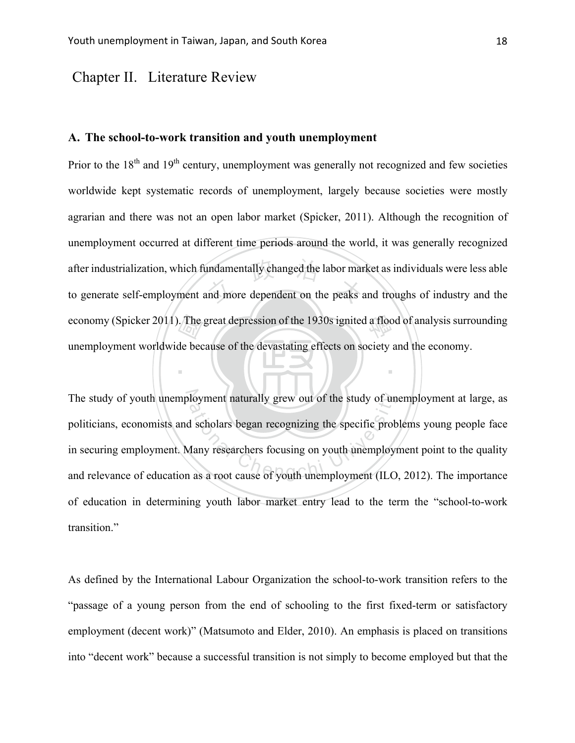# Chapter II. Literature Review

### A. The school-to-work transition and youth unemployment

Prior to the 18th and 19th century, unemployment was generally not recognized and few societies worldwide kept systematic records of unemployment, largely because societies were mostly agrarian and there was not an open labor market (Spicker, 2011). Although the recognition of unemployment occurred at different time periods around the world, it was generally recognized after industrialization, which fundamentally changed the labor market as individuals were less able to generate self-employment and more dependent on the peaks and troughs of industry and the economy (Spicker 2011). The great depression of the 1930s ignited a flood of analysis surrounding unemployment worldwide because of the devastating effects on society and the economy.

The study of youth unemployment naturally grew out of the study of unemployment at large, as politicians, economists and scholars began recognizing the specific problems young people face in securing employment. Many researchers focusing on youth unemployment point to the quality and relevance of education as a root cause of youth unemployment (ILO, 2012). The importance of education in determining youth labor market entry lead to the term the "school-to-work transition."

As defined by the International Labour Organization the school-to-work transition refers to the "passage of a young person from the end of schooling to the first fixed-term or satisfactory employment (decent work)" (Matsumoto and Elder, 2010). An emphasis is placed on transitions into "decent work" because a successful transition is not simply to become employed but that the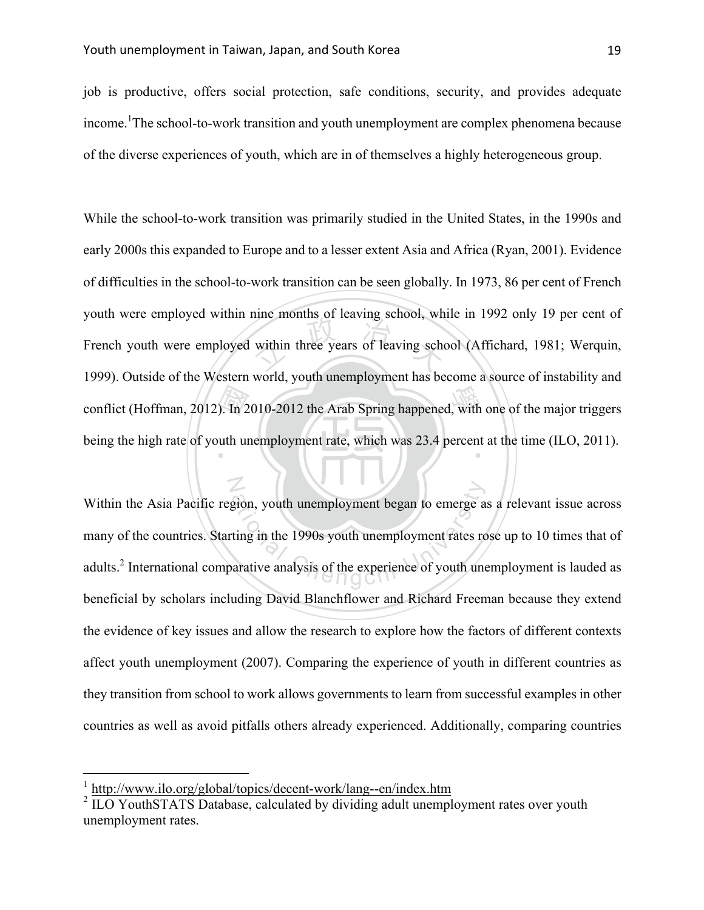job is productive, offers social protection, safe conditions, security, and provides adequate income.[1] The school-to-work transition and youth unemployment are complex phenomena because of the diverse experiences of youth, which are in of themselves a highly heterogeneous group.

While the school-to-work transition was primarily studied in the United States, in the 1990s and early 2000s this expanded to Europe and to a lesser extent Asia and Africa (Ryan, 2001). Evidence of difficulties in the school-to-work transition can be seen globally. In 1973, 86 per cent of French youth were employed within nine months of leaving school, while in 1992 only 19 per cent of French youth were employed within three years of leaving school (Affichard, 1981; Werquin, 1999). Outside of the Western world, youth unemployment has become a source of instability and conflict (Hoffman, 2012). In 2010-2012 the Arab Spring happened, with one of the major triggers being the high rate of youth unemployment rate, which was 23.4 percent at the time (ILO, 2011).

Within the Asia Pacific region, youth unemployment began to emerge as a relevant issue across many of the countries. Starting in the 1990s youth unemployment rates rose up to 10 times that of adults.[2] International comparative analysis of the experience of youth unemployment is lauded as beneficial by scholars including David Blanchflower and Richard Freeman because they extend the evidence of key issues and allow the research to explore how the factors of different contexts affect youth unemployment (2007). Comparing the experience of youth in different countries as they transition from school to work allows governments to learn from successful examples in other countries as well as avoid pitfalls others already experienced. Additionally, comparing countries

[1] http://www.ilo.org/global/topics/decent-work/lang--en/index.htm

[2] ILO YouthSTATS Database, calculated by dividing adult unemployment rates over youth unemployment rates.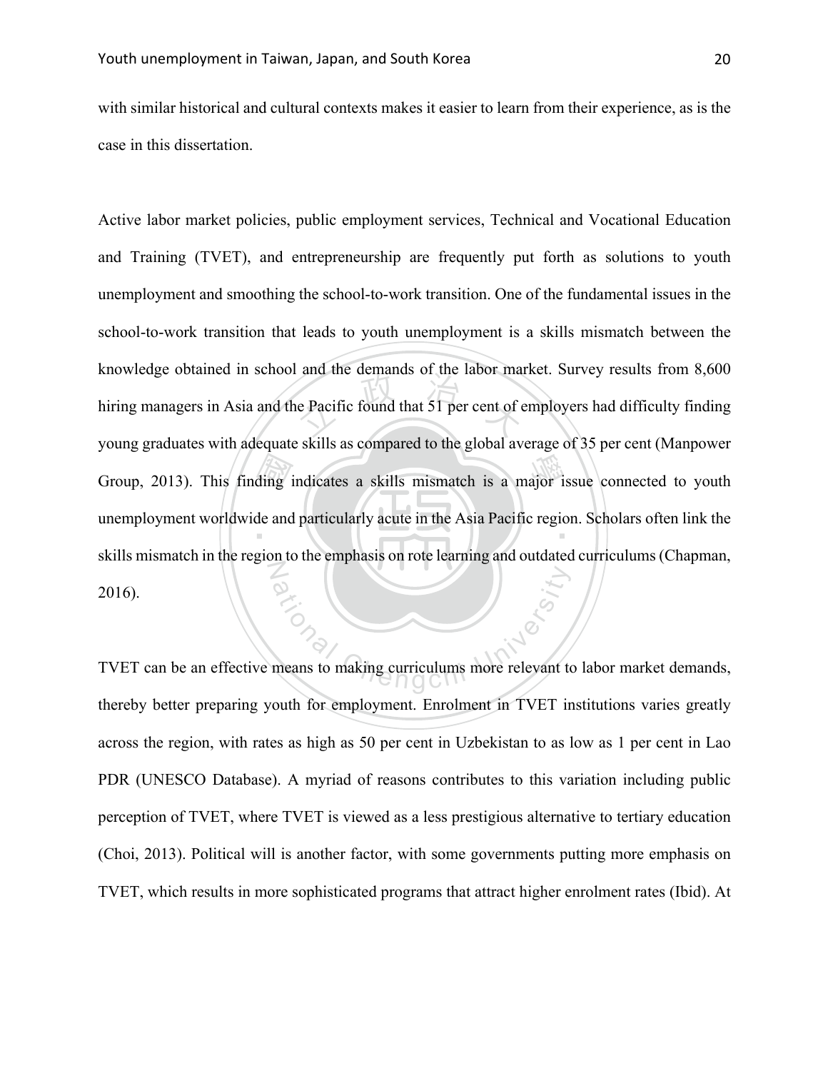with similar historical and cultural contexts makes it easier to learn from their experience, as is the case in this dissertation.

Active labor market policies, public employment services, Technical and Vocational Education and Training (TVET), and entrepreneurship are frequently put forth as solutions to youth unemployment and smoothing the school-to-work transition. One of the fundamental issues in the school-to-work transition that leads to youth unemployment is a skills mismatch between the knowledge obtained in school and the demands of the labor market. Survey results from 8,600 hiring managers in Asia and the Pacific found that 51 per cent of employers had difficulty finding young graduates with adequate skills as compared to the global average of 35 per cent (Manpower Group, 2013). This finding indicates a skills mismatch is a major issue connected to youth unemployment worldwide and particularly acute in the Asia Pacific region. Scholars often link the skills mismatch in the region to the emphasis on rote learning and outdated curriculums (Chapman, 2016).

TVET can be an effective means to making curriculums more relevant to labor market demands, thereby better preparing youth for employment. Enrolment in TVET institutions varies greatly across the region, with rates as high as 50 per cent in Uzbekistan to as low as 1 per cent in Lao PDR (UNESCO Database). A myriad of reasons contributes to this variation including public perception of TVET, where TVET is viewed as a less prestigious alternative to tertiary education (Choi, 2013). Political will is another factor, with some governments putting more emphasis on TVET, which results in more sophisticated programs that attract higher enrolment rates (Ibid). At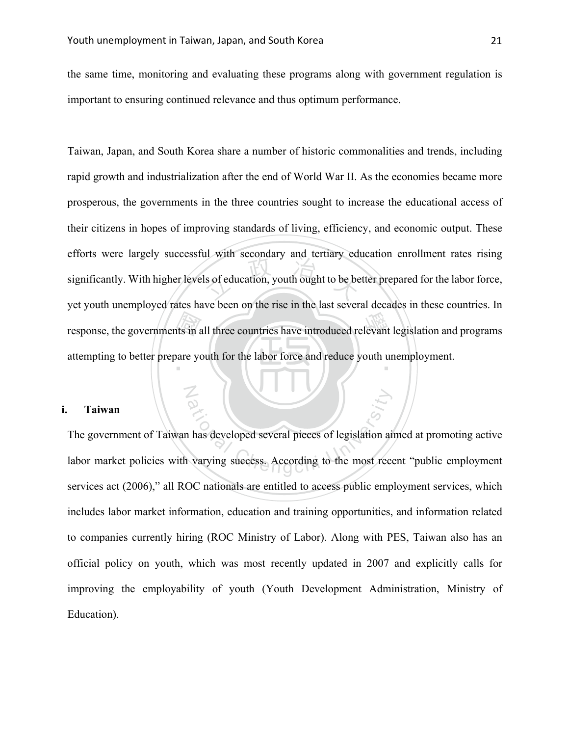the same time, monitoring and evaluating these programs along with government regulation is important to ensuring continued relevance and thus optimum performance.

Taiwan, Japan, and South Korea share a number of historic commonalities and trends, including rapid growth and industrialization after the end of World War II. As the economies became more prosperous, the governments in the three countries sought to increase the educational access of their citizens in hopes of improving standards of living, efficiency, and economic output. These efforts were largely successful with secondary and tertiary education enrollment rates rising significantly. With higher levels of education, youth ought to be better prepared for the labor force, yet youth unemployed rates have been on the rise in the last several decades in these countries. In response, the governments in all three countries have introduced relevant legislation and programs attempting to better prepare youth for the labor force and reduce youth unemployment.

### i. Taiwan

The government of Taiwan has developed several pieces of legislation aimed at promoting active labor market policies with varying success. According to the most recent "public employment services act (2006)," all ROC nationals are entitled to access public employment services, which includes labor market information, education and training opportunities, and information related to companies currently hiring (ROC Ministry of Labor). Along with PES, Taiwan also has an official policy on youth, which was most recently updated in 2007 and explicitly calls for improving the employability of youth (Youth Development Administration, Ministry of Education).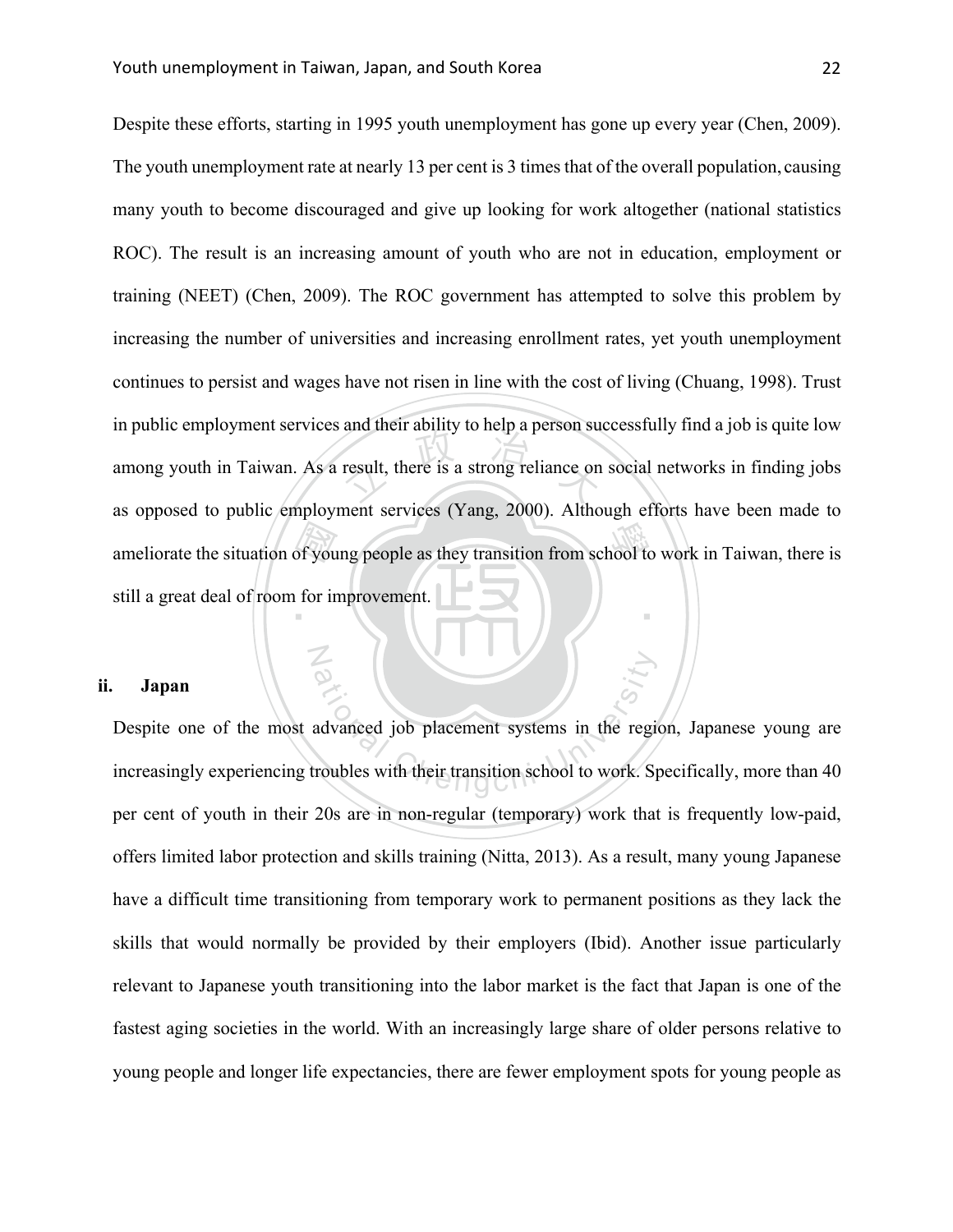Despite these efforts, starting in 1995 youth unemployment has gone up every year (Chen, 2009). The youth unemployment rate at nearly 13 per cent is 3 times that of the overall population, causing many youth to become discouraged and give up looking for work altogether (national statistics ROC). The result is an increasing amount of youth who are not in education, employment or training (NEET) (Chen, 2009). The ROC government has attempted to solve this problem by increasing the number of universities and increasing enrollment rates, yet youth unemployment continues to persist and wages have not risen in line with the cost of living (Chuang, 1998). Trust in public employment services and their ability to help a person successfully find a job is quite low among youth in Taiwan. As a result, there is a strong reliance on social networks in finding jobs as opposed to public employment services (Yang, 2000). Although efforts have been made to ameliorate the situation of young people as they transition from school to work in Taiwan, there is still a great deal of room for improvement.

## ii. Japan

Despite one of the most advanced job placement systems in the region, Japanese young are increasingly experiencing troubles with their transition school to work. Specifically, more than 40 per cent of youth in their 20s are in non-regular (temporary) work that is frequently low-paid, offers limited labor protection and skills training (Nitta, 2013). As a result, many young Japanese have a difficult time transitioning from temporary work to permanent positions as they lack the skills that would normally be provided by their employers (Ibid). Another issue particularly relevant to Japanese youth transitioning into the labor market is the fact that Japan is one of the fastest aging societies in the world. With an increasingly large share of older persons relative to young people and longer life expectancies, there are fewer employment spots for young people as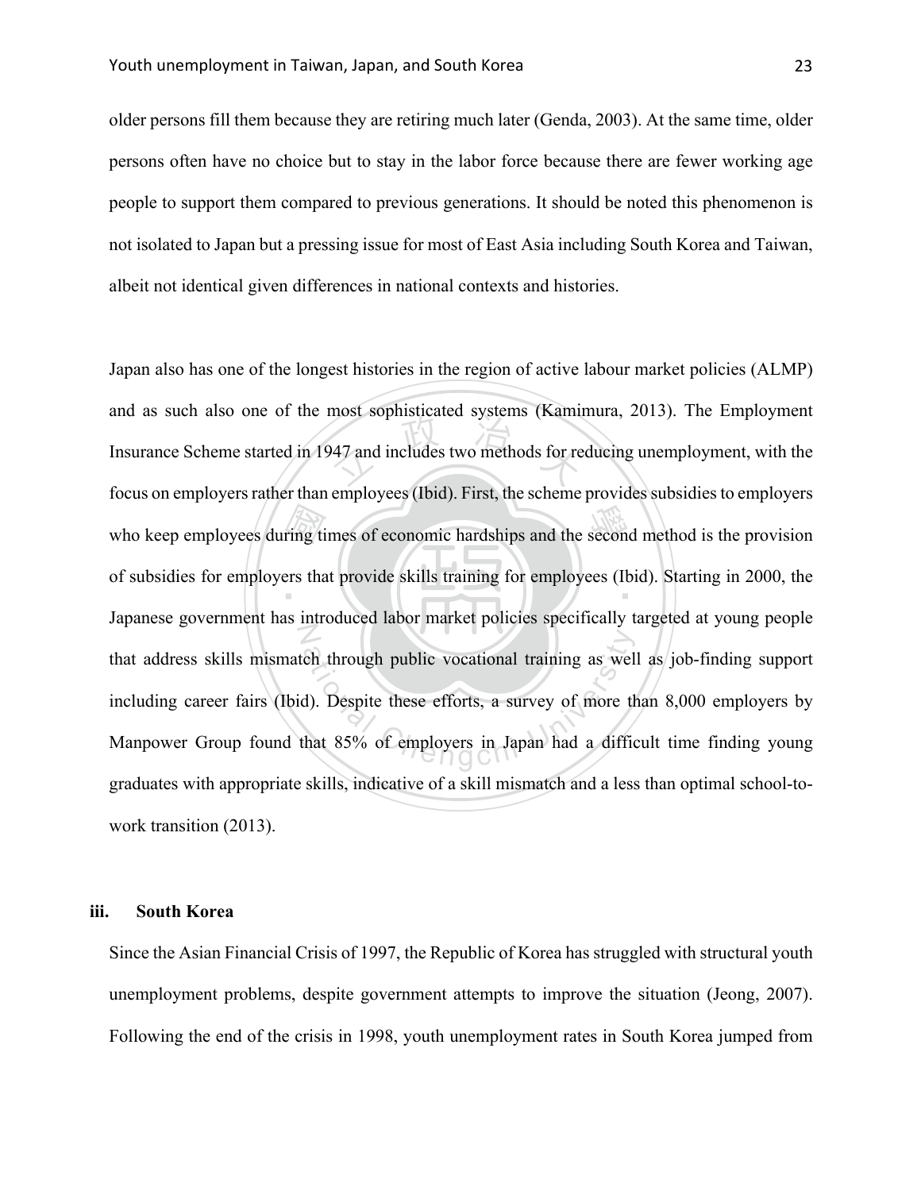older persons fill them because they are retiring much later (Genda, 2003). At the same time, older persons often have no choice but to stay in the labor force because there are fewer working age people to support them compared to previous generations. It should be noted this phenomenon is not isolated to Japan but a pressing issue for most of East Asia including South Korea and Taiwan, albeit not identical given differences in national contexts and histories.

Japan also has one of the longest histories in the region of active labour market policies (ALMP) and as such also one of the most sophisticated systems (Kamimura, 2013). The Employment Insurance Scheme started in 1947 and includes two methods for reducing unemployment, with the focus on employers rather than employees (Ibid). First, the scheme provides subsidies to employers who keep employees during times of economic hardships and the second method is the provision of subsidies for employers that provide skills training for employees (Ibid). Starting in 2000, the Japanese government has introduced labor market policies specifically targeted at young people that address skills mismatch through public vocational training as well as job-finding support including career fairs (Ibid). Despite these efforts, a survey of more than 8,000 employers by Manpower Group found that 85% of employers in Japan had a difficult time finding young graduates with appropriate skills, indicative of a skill mismatch and a less than optimal school-to-work transition (2013).

### iii. South Korea

Since the Asian Financial Crisis of 1997, the Republic of Korea has struggled with structural youth unemployment problems, despite government attempts to improve the situation (Jeong, 2007). Following the end of the crisis in 1998, youth unemployment rates in South Korea jumped from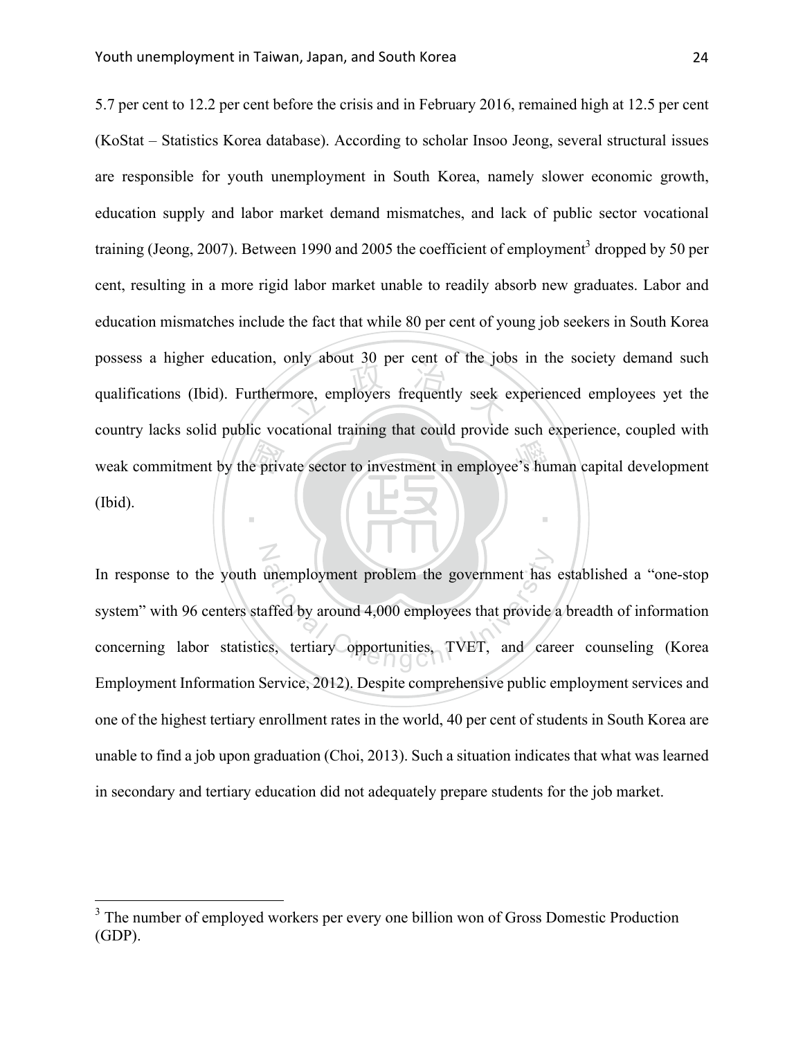5.7 per cent to 12.2 per cent before the crisis and in February 2016, remained high at 12.5 per cent (KoStat – Statistics Korea database). According to scholar Insoo Jeong, several structural issues are responsible for youth unemployment in South Korea, namely slower economic growth, education supply and labor market demand mismatches, and lack of public sector vocational training (Jeong, 2007). Between 1990 and 2005 the coefficient of employment[3] dropped by 50 per cent, resulting in a more rigid labor market unable to readily absorb new graduates. Labor and education mismatches include the fact that while 80 per cent of young job seekers in South Korea possess a higher education, only about 30 per cent of the jobs in the society demand such qualifications (Ibid). Furthermore, employers frequently seek experienced employees yet the country lacks solid public vocational training that could provide such experience, coupled with weak commitment by the private sector to investment in employee's human capital development (Ibid).

In response to the youth unemployment problem the government has established a "one-stop system" with 96 centers staffed by around 4,000 employees that provide a breadth of information concerning labor statistics, tertiary opportunities, TVET, and career counseling (Korea Employment Information Service, 2012). Despite comprehensive public employment services and one of the highest tertiary enrollment rates in the world, 40 per cent of students in South Korea are unable to find a job upon graduation (Choi, 2013). Such a situation indicates that what was learned in secondary and tertiary education did not adequately prepare students for the job market.

[3] The number of employed workers per every one billion won of Gross Domestic Production (GDP).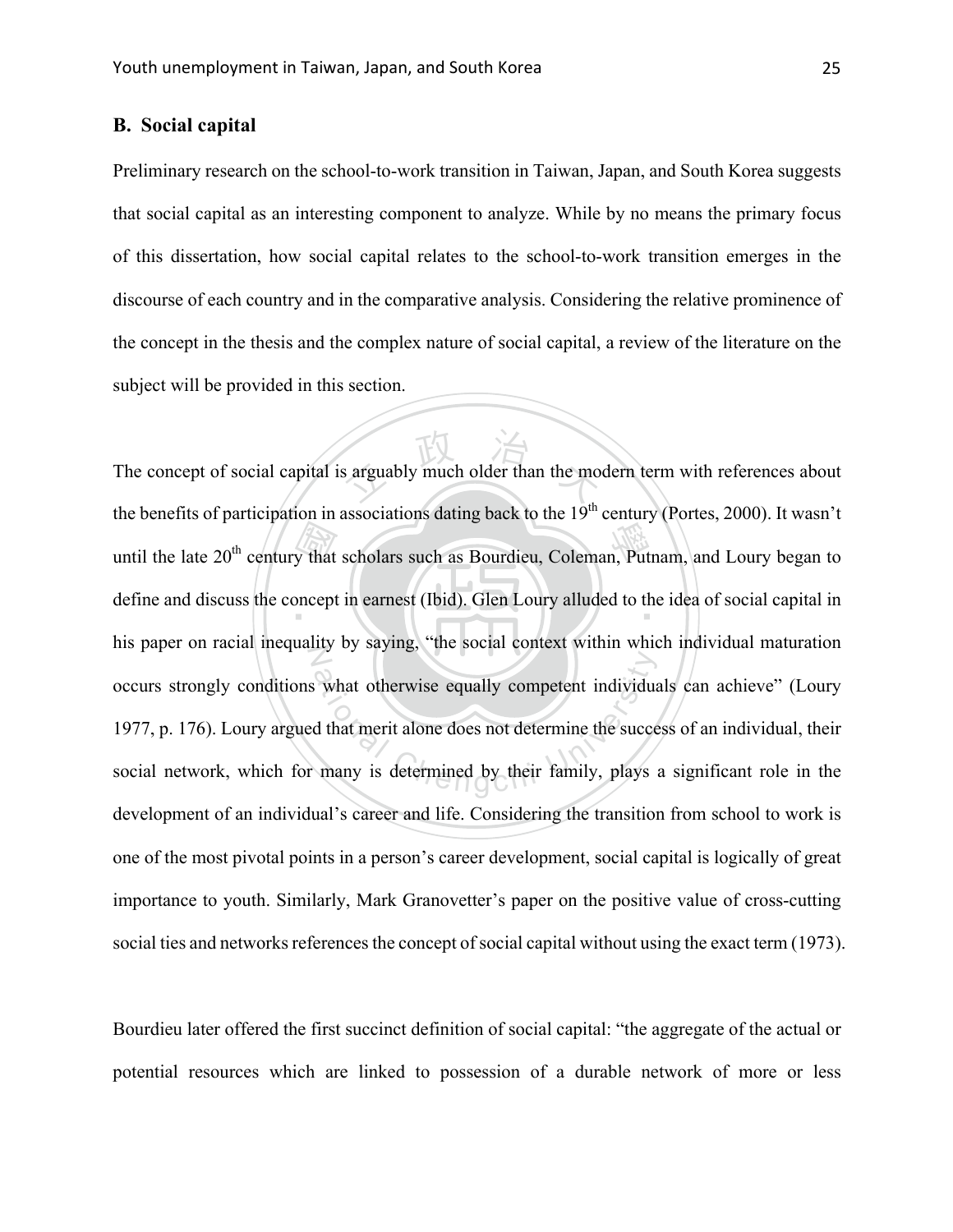### B. Social capital

Preliminary research on the school-to-work transition in Taiwan, Japan, and South Korea suggests that social capital as an interesting component to analyze. While by no means the primary focus of this dissertation, how social capital relates to the school-to-work transition emerges in the discourse of each country and in the comparative analysis. Considering the relative prominence of the concept in the thesis and the complex nature of social capital, a review of the literature on the subject will be provided in this section.

The concept of social capital is arguably much older than the modern term with references about the benefits of participation in associations dating back to the 19th century (Portes, 2000). It wasn't until the late 20th century that scholars such as Bourdieu, Coleman, Putnam, and Loury began to define and discuss the concept in earnest (Ibid). Glen Loury alluded to the idea of social capital in his paper on racial inequality by saying, "the social context within which individual maturation occurs strongly conditions what otherwise equally competent individuals can achieve" (Loury 1977, p. 176). Loury argued that merit alone does not determine the success of an individual, their social network, which for many is determined by their family, plays a significant role in the development of an individual's career and life. Considering the transition from school to work is one of the most pivotal points in a person's career development, social capital is logically of great importance to youth. Similarly, Mark Granovetter's paper on the positive value of cross-cutting social ties and networks references the concept of social capital without using the exact term (1973).

Bourdieu later offered the first succinct definition of social capital: "the aggregate of the actual or potential resources which are linked to possession of a durable network of more or less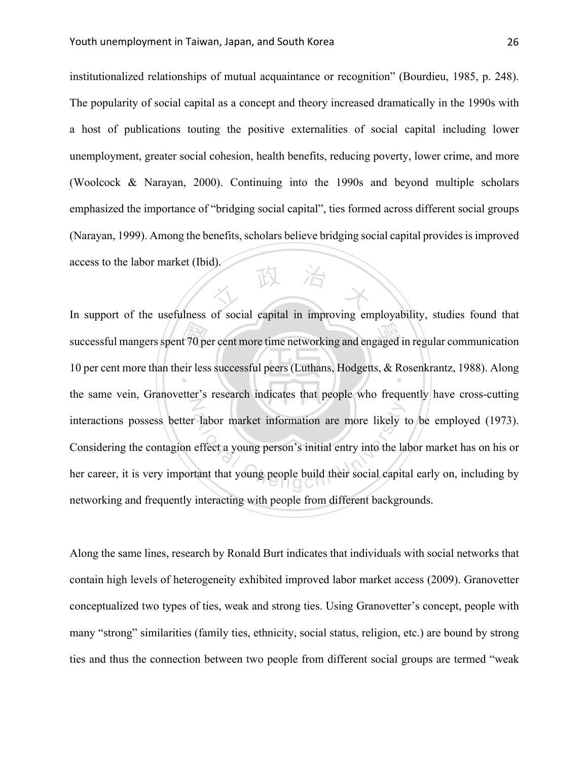institutionalized relationships of mutual acquaintance or recognition" (Bourdieu, 1985, p. 248). The popularity of social capital as a concept and theory increased dramatically in the 1990s with a host of publications touting the positive externalities of social capital including lower unemployment, greater social cohesion, health benefits, reducing poverty, lower crime, and more (Woolcock & Narayan, 2000). Continuing into the 1990s and beyond multiple scholars emphasized the importance of "bridging social capital", ties formed across different social groups (Narayan, 1999). Among the benefits, scholars believe bridging social capital provides is improved access to the labor market (Ibid).

In support of the usefulness of social capital in improving employability, studies found that successful mangers spent 70 per cent more time networking and engaged in regular communication 10 per cent more than their less successful peers (Luthans, Hodgetts, & Rosenkrantz, 1988). Along the same vein, Granovetter's research indicates that people who frequently have cross-cutting interactions possess better labor market information are more likely to be employed (1973). Considering the contagion effect a young person's initial entry into the labor market has on his or her career, it is very important that young people build their social capital early on, including by networking and frequently interacting with people from different backgrounds.

Along the same lines, research by Ronald Burt indicates that individuals with social networks that contain high levels of heterogeneity exhibited improved labor market access (2009). Granovetter conceptualized two types of ties, weak and strong ties. Using Granovetter's concept, people with many "strong" similarities (family ties, ethnicity, social status, religion, etc.) are bound by strong ties and thus the connection between two people from different social groups are termed "weak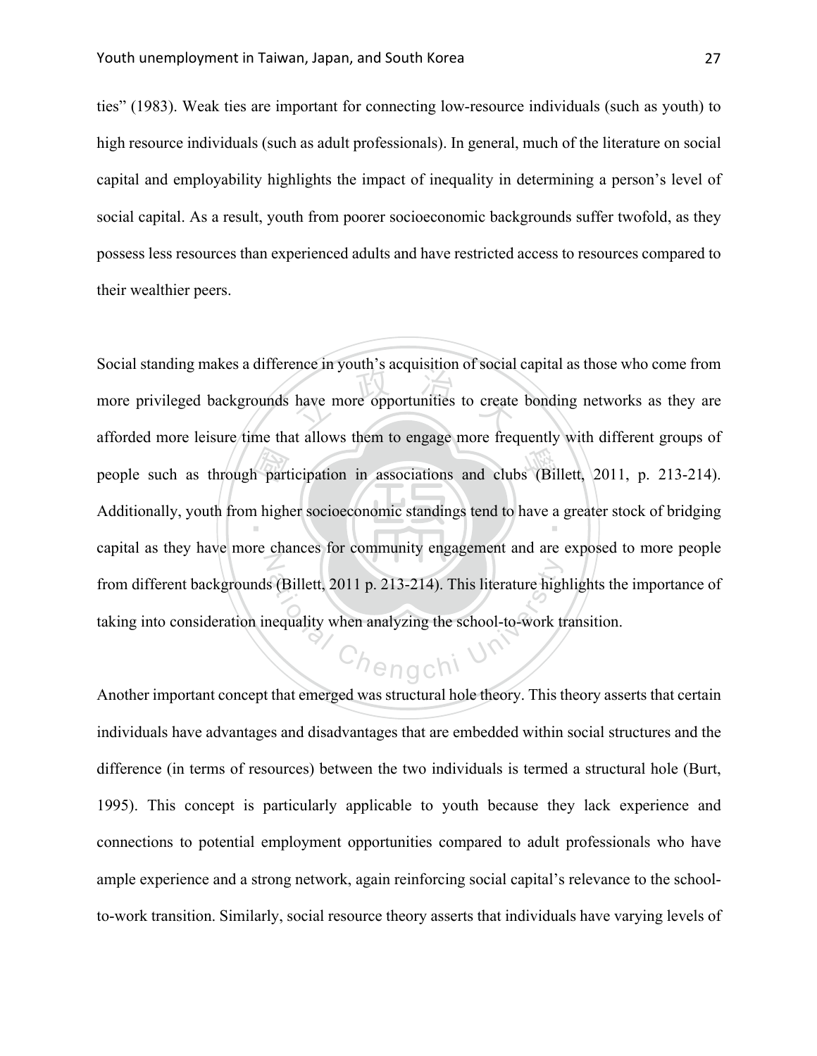ties" (1983). Weak ties are important for connecting low-resource individuals (such as youth) to high resource individuals (such as adult professionals). In general, much of the literature on social capital and employability highlights the impact of inequality in determining a person's level of social capital. As a result, youth from poorer socioeconomic backgrounds suffer twofold, as they possess less resources than experienced adults and have restricted access to resources compared to their wealthier peers.

Social standing makes a difference in youth's acquisition of social capital as those who come from more privileged backgrounds have more opportunities to create bonding networks as they are afforded more leisure time that allows them to engage more frequently with different groups of people such as through participation in associations and clubs (Billett, 2011, p. 213-214). Additionally, youth from higher socioeconomic standings tend to have a greater stock of bridging capital as they have more chances for community engagement and are exposed to more people from different backgrounds (Billett, 2011 p. 213-214). This literature highlights the importance of taking into consideration inequality when analyzing the school-to-work transition.

Another important concept that emerged was structural hole theory. This theory asserts that certain individuals have advantages and disadvantages that are embedded within social structures and the difference (in terms of resources) between the two individuals is termed a structural hole (Burt, 1995). This concept is particularly applicable to youth because they lack experience and connections to potential employment opportunities compared to adult professionals who have ample experience and a strong network, again reinforcing social capital's relevance to the school-to-work transition. Similarly, social resource theory asserts that individuals have varying levels of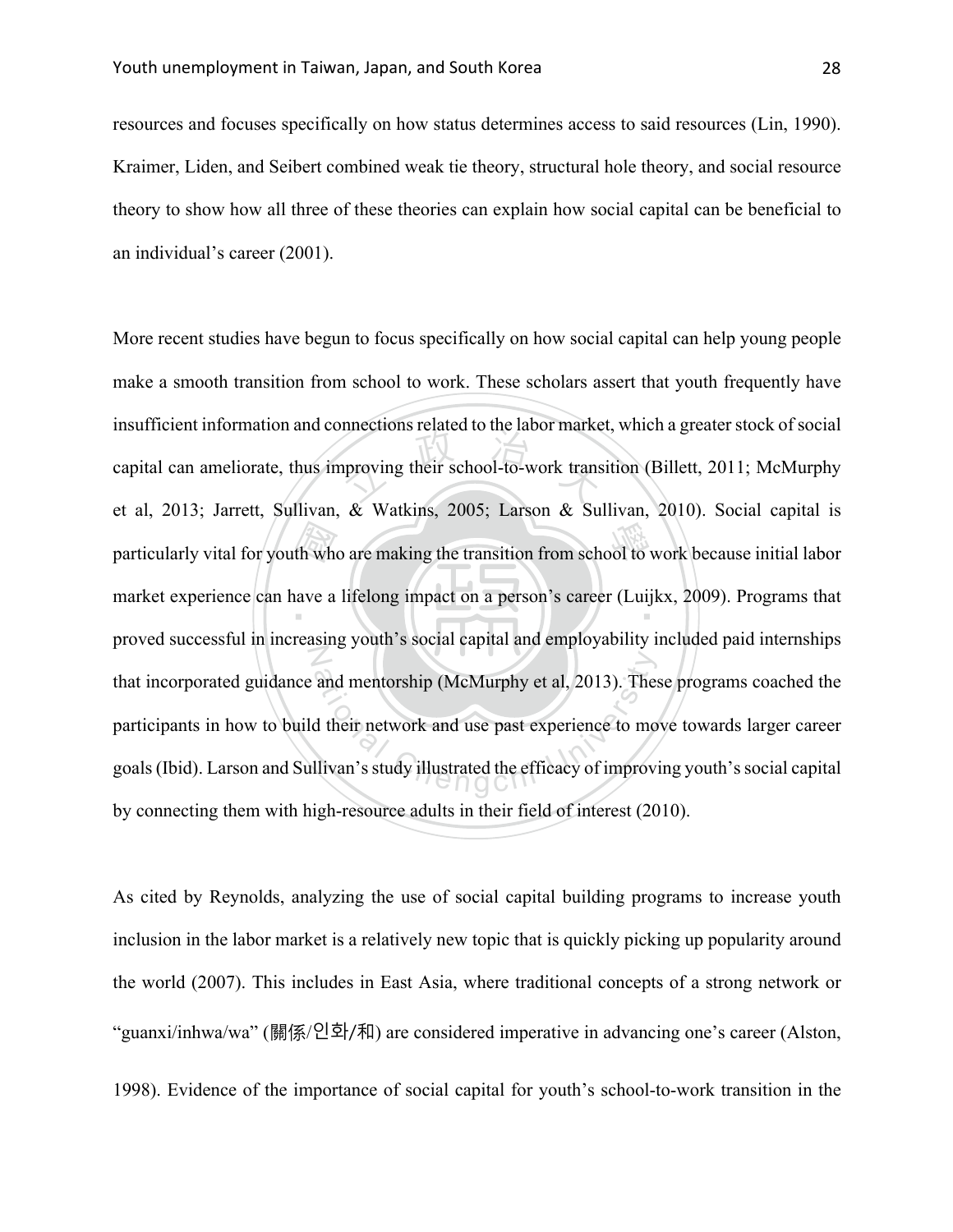resources and focuses specifically on how status determines access to said resources (Lin, 1990). Kraimer, Liden, and Seibert combined weak tie theory, structural hole theory, and social resource theory to show how all three of these theories can explain how social capital can be beneficial to an individual's career (2001).

More recent studies have begun to focus specifically on how social capital can help young people make a smooth transition from school to work. These scholars assert that youth frequently have insufficient information and connections related to the labor market, which a greater stock of social capital can ameliorate, thus improving their school-to-work transition (Billett, 2011; McMurphy et al, 2013; Jarrett, Sullivan, & Watkins, 2005; Larson & Sullivan, 2010). Social capital is particularly vital for youth who are making the transition from school to work because initial labor market experience can have a lifelong impact on a person's career (Luijkx, 2009). Programs that proved successful in increasing youth's social capital and employability included paid internships that incorporated guidance and mentorship (McMurphy et al, 2013). These programs coached the participants in how to build their network and use past experience to move towards larger career goals (Ibid). Larson and Sullivan's study illustrated the efficacy of improving youth's social capital by connecting them with high-resource adults in their field of interest (2010).

As cited by Reynolds, analyzing the use of social capital building programs to increase youth inclusion in the labor market is a relatively new topic that is quickly picking up popularity around the world (2007). This includes in East Asia, where traditional concepts of a strong network or "guanxi/inhwa/wa" (關係/인화/和) are considered imperative in advancing one's career (Alston, 1998). Evidence of the importance of social capital for youth's school-to-work transition in the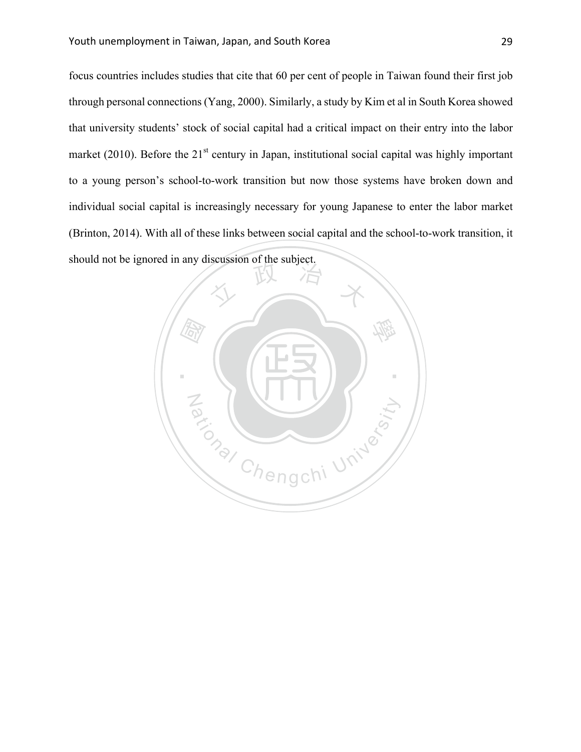focus countries includes studies that cite that 60 per cent of people in Taiwan found their first job through personal connections (Yang, 2000). Similarly, a study by Kim et al in South Korea showed that university students' stock of social capital had a critical impact on their entry into the labor market (2010). Before the 21st century in Japan, institutional social capital was highly important to a young person's school-to-work transition but now those systems have broken down and individual social capital is increasingly necessary for young Japanese to enter the labor market (Brinton, 2014). With all of these links between social capital and the school-to-work transition, it should not be ignored in any discussion of the subject.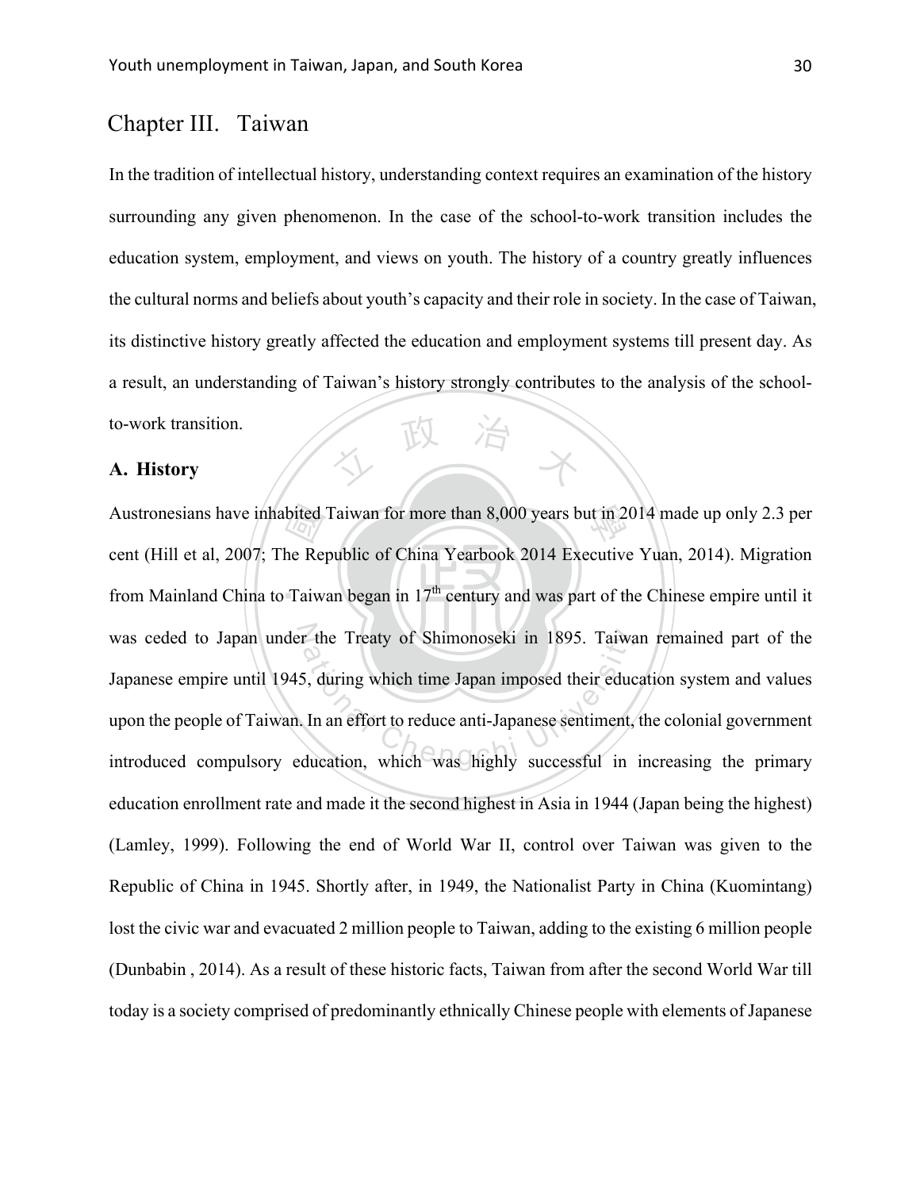# Chapter III. Taiwan

In the tradition of intellectual history, understanding context requires an examination of the history surrounding any given phenomenon. In the case of the school-to-work transition includes the education system, employment, and views on youth. The history of a country greatly influences the cultural norms and beliefs about youth's capacity and their role in society. In the case of Taiwan, its distinctive history greatly affected the education and employment systems till present day. As a result, an understanding of Taiwan's history strongly contributes to the analysis of the school-to-work transition.

## A. History

Austronesians have inhabited Taiwan for more than 8,000 years but in 2014 made up only 2.3 per cent (Hill et al, 2007; The Republic of China Yearbook 2014 Executive Yuan, 2014). Migration from Mainland China to Taiwan began in 17th century and was part of the Chinese empire until it was ceded to Japan under the Treaty of Shimonoseki in 1895. Taiwan remained part of the Japanese empire until 1945, during which time Japan imposed their education system and values upon the people of Taiwan. In an effort to reduce anti-Japanese sentiment, the colonial government introduced compulsory education, which was highly successful in increasing the primary education enrollment rate and made it the second highest in Asia in 1944 (Japan being the highest) (Lamley, 1999). Following the end of World War II, control over Taiwan was given to the Republic of China in 1945. Shortly after, in 1949, the Nationalist Party in China (Kuomintang) lost the civic war and evacuated 2 million people to Taiwan, adding to the existing 6 million people (Dunbabin , 2014). As a result of these historic facts, Taiwan from after the second World War till today is a society comprised of predominantly ethnically Chinese people with elements of Japanese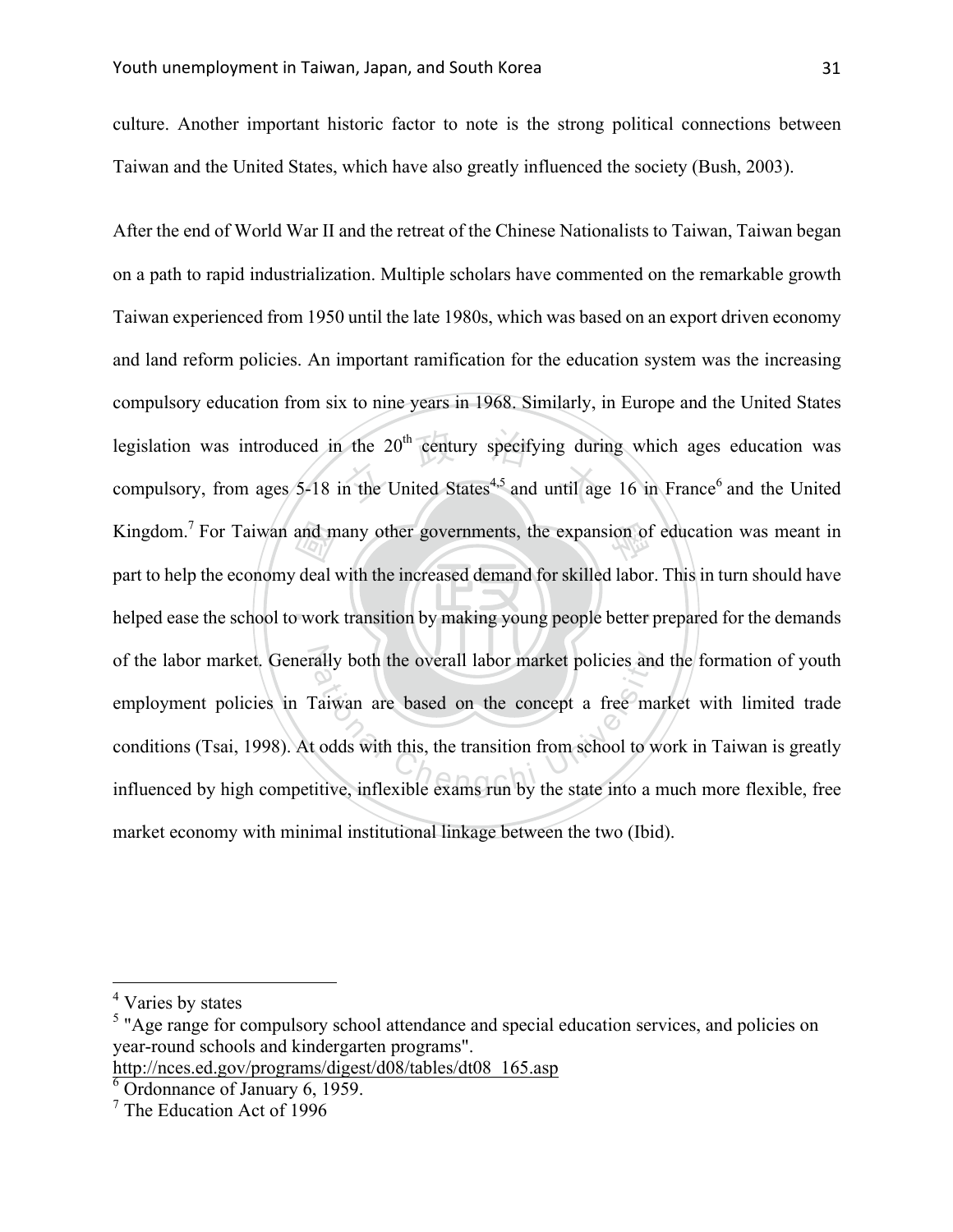culture. Another important historic factor to note is the strong political connections between Taiwan and the United States, which have also greatly influenced the society (Bush, 2003).

After the end of World War II and the retreat of the Chinese Nationalists to Taiwan, Taiwan began on a path to rapid industrialization. Multiple scholars have commented on the remarkable growth Taiwan experienced from 1950 until the late 1980s, which was based on an export driven economy and land reform policies. An important ramification for the education system was the increasing compulsory education from six to nine years in 1968. Similarly, in Europe and the United States legislation was introduced in the 20th century specifying during which ages education was compulsory, from ages 5-18 in the United States[4,5] and until age 16 in France[6] and the United Kingdom.[7] For Taiwan and many other governments, the expansion of education was meant in part to help the economy deal with the increased demand for skilled labor. This in turn should have helped ease the school to work transition by making young people better prepared for the demands of the labor market. Generally both the overall labor market policies and the formation of youth employment policies in Taiwan are based on the concept a free market with limited trade conditions (Tsai, 1998). At odds with this, the transition from school to work in Taiwan is greatly influenced by high competitive, inflexible exams run by the state into a much more flexible, free market economy with minimal institutional linkage between the two (Ibid).

---

[4] Varies by states

[5] "Age range for compulsory school attendance and special education services, and policies on year-round schools and kindergarten programs". http://nces.ed.gov/programs/digest/d08/tables/dt08_165.asp

[6] Ordonnance of January 6, 1959.

[7] The Education Act of 1996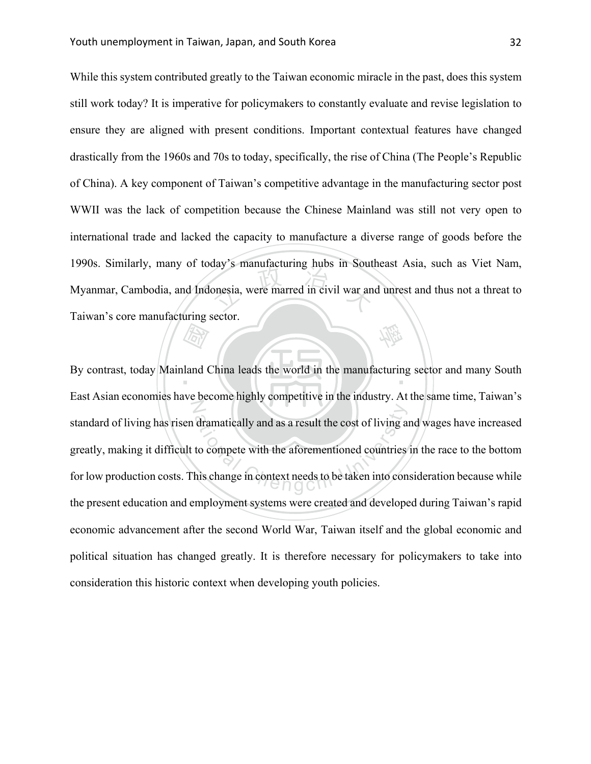While this system contributed greatly to the Taiwan economic miracle in the past, does this system still work today? It is imperative for policymakers to constantly evaluate and revise legislation to ensure they are aligned with present conditions. Important contextual features have changed drastically from the 1960s and 70s to today, specifically, the rise of China (The People's Republic of China). A key component of Taiwan's competitive advantage in the manufacturing sector post WWII was the lack of competition because the Chinese Mainland was still not very open to international trade and lacked the capacity to manufacture a diverse range of goods before the 1990s. Similarly, many of today's manufacturing hubs in Southeast Asia, such as Viet Nam, Myanmar, Cambodia, and Indonesia, were marred in civil war and unrest and thus not a threat to Taiwan's core manufacturing sector.

By contrast, today Mainland China leads the world in the manufacturing sector and many South East Asian economies have become highly competitive in the industry. At the same time, Taiwan's standard of living has risen dramatically and as a result the cost of living and wages have increased greatly, making it difficult to compete with the aforementioned countries in the race to the bottom for low production costs. This change in context needs to be taken into consideration because while the present education and employment systems were created and developed during Taiwan's rapid economic advancement after the second World War, Taiwan itself and the global economic and political situation has changed greatly. It is therefore necessary for policymakers to take into consideration this historic context when developing youth policies.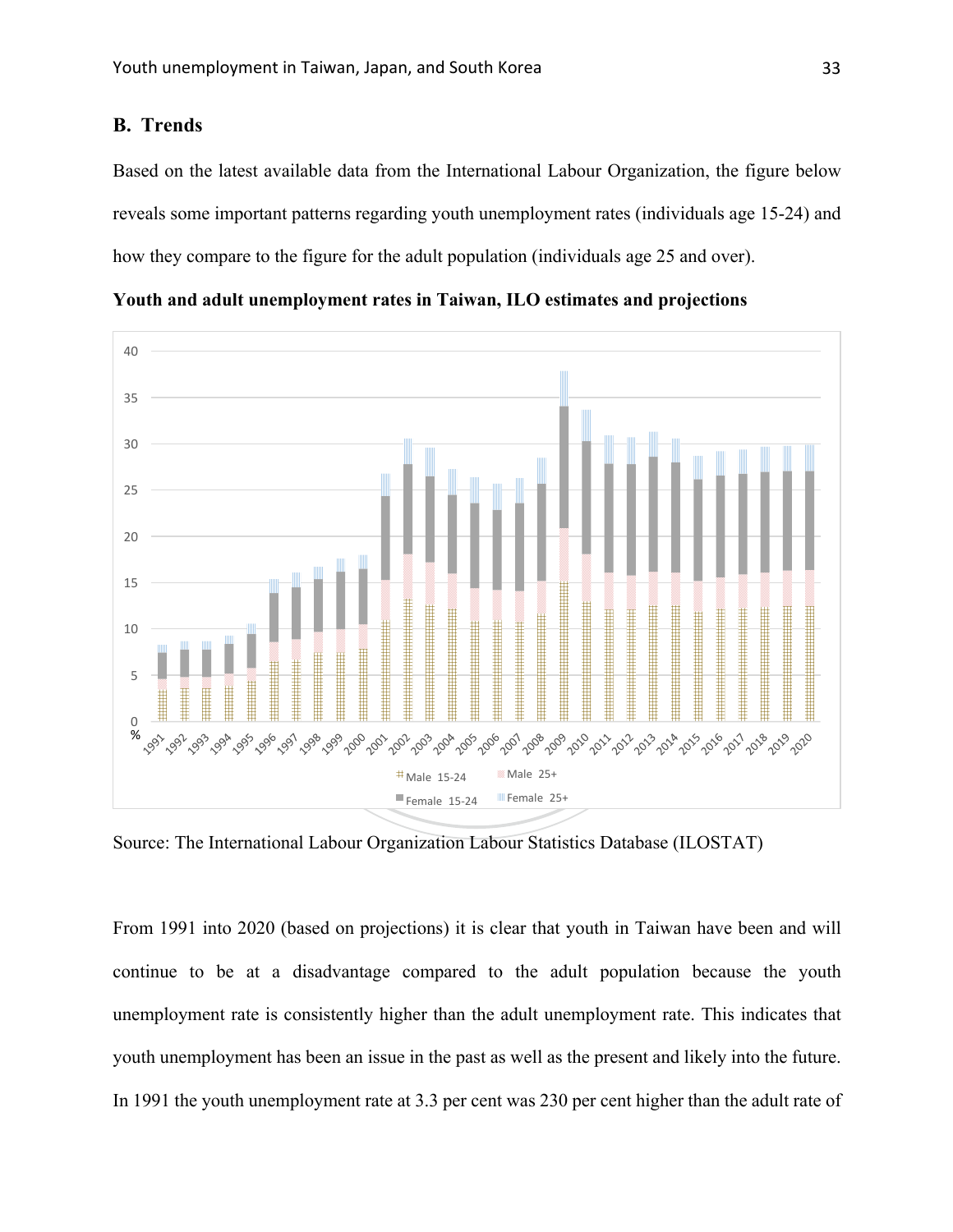## B. Trends

Based on the latest available data from the International Labour Organization, the figure below reveals some important patterns regarding youth unemployment rates (individuals age 15-24) and how they compare to the figure for the adult population (individuals age 25 and over).

**Youth and adult unemployment rates in Taiwan, ILO estimates and projections**

Source: The International Labour Organization Labour Statistics Database (ILOSTAT)

From 1991 into 2020 (based on projections) it is clear that youth in Taiwan have been and will continue to be at a disadvantage compared to the adult population because the youth unemployment rate is consistently higher than the adult unemployment rate. This indicates that youth unemployment has been an issue in the past as well as the present and likely into the future. In 1991 the youth unemployment rate at 3.3 per cent was 230 per cent higher than the adult rate of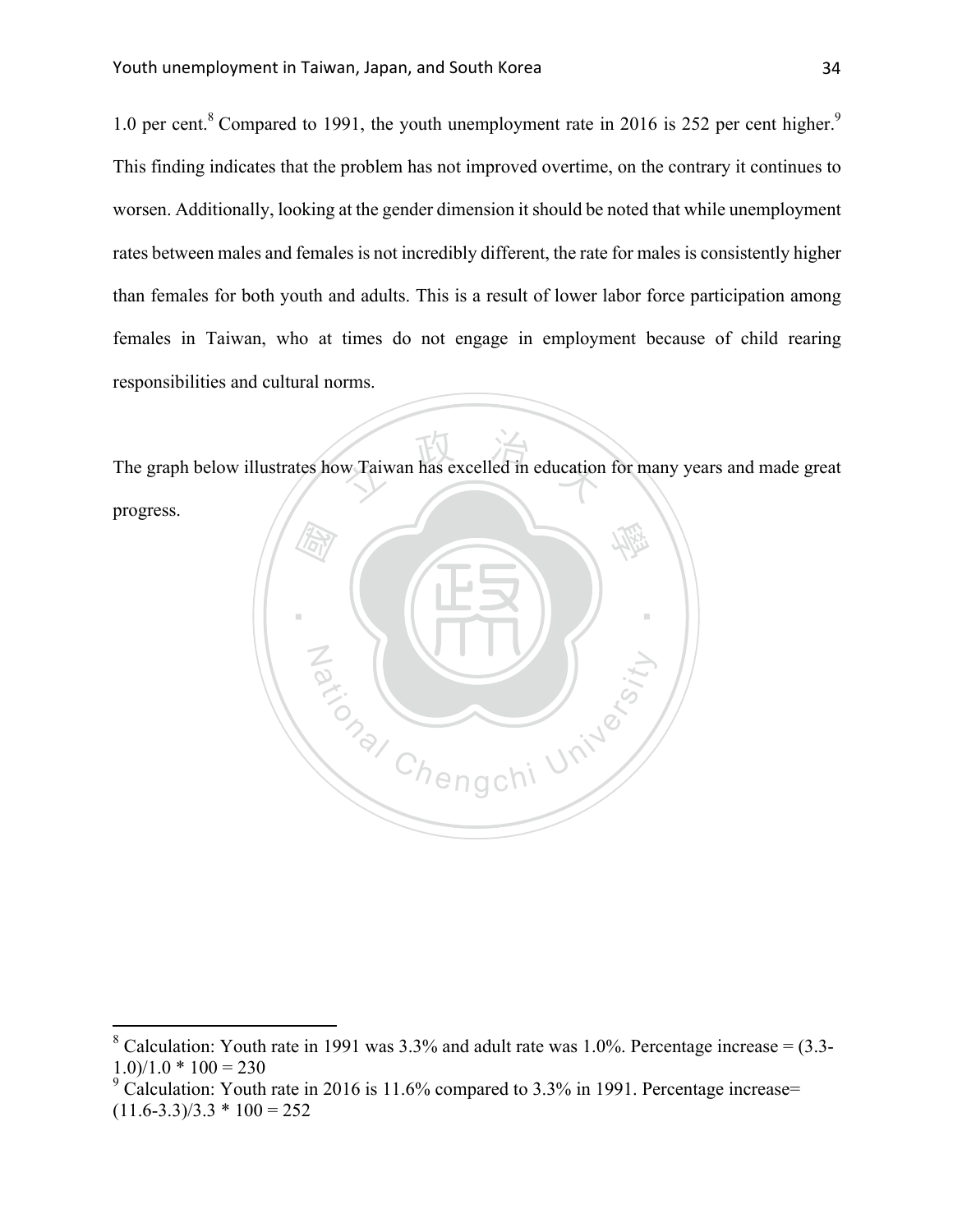1.0 per cent.[8] Compared to 1991, the youth unemployment rate in 2016 is 252 per cent higher.[9] This finding indicates that the problem has not improved overtime, on the contrary it continues to worsen. Additionally, looking at the gender dimension it should be noted that while unemployment rates between males and females is not incredibly different, the rate for males is consistently higher than females for both youth and adults. This is a result of lower labor force participation among females in Taiwan, who at times do not engage in employment because of child rearing responsibilities and cultural norms.

The graph below illustrates how Taiwan has excelled in education for many years and made great progress.

[8] Calculation: Youth rate in 1991 was 3.3% and adult rate was 1.0%. Percentage increase = (3.3-1.0)/1.0 * 100 = 230

[9] Calculation: Youth rate in 2016 is 11.6% compared to 3.3% in 1991. Percentage increase= (11.6-3.3)/3.3 * 100 = 252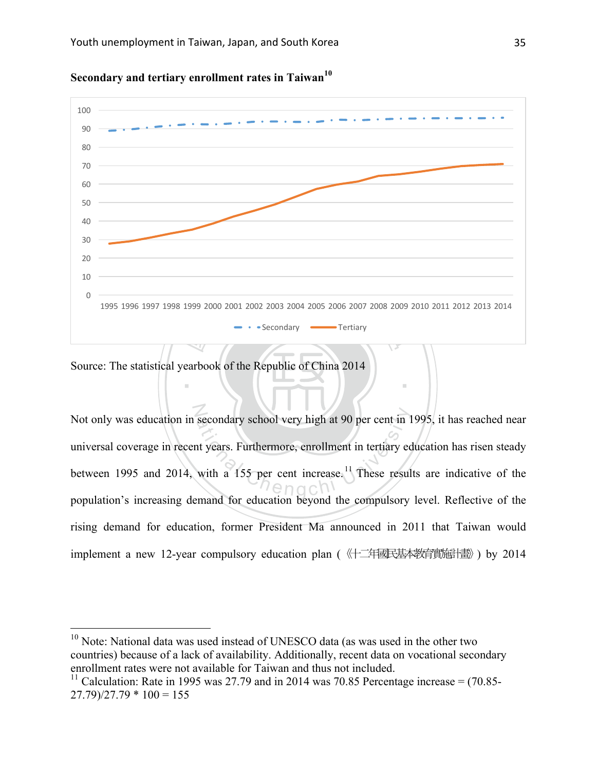**Secondary and tertiary enrollment rates in Taiwan**[10]

Source: The statistical yearbook of the Republic of China 2014

Not only was education in secondary school very high at 90 per cent in 1995, it has reached near universal coverage in recent years. Furthermore, enrollment in tertiary education has risen steady between 1995 and 2014, with a 155 per cent increase.[11] These results are indicative of the population's increasing demand for education beyond the compulsory level. Reflective of the rising demand for education, former President Ma announced in 2011 that Taiwan would implement a new 12-year compulsory education plan (《十二年國民基本教育實施計畫》) by 2014

---

[10] Note: National data was used instead of UNESCO data (as was used in the other two countries) because of a lack of availability. Additionally, recent data on vocational secondary enrollment rates were not available for Taiwan and thus not included.

[11] Calculation: Rate in 1995 was 27.79 and in 2014 was 70.85 Percentage increase = (70.85-27.79)/27.79 * 100 = 155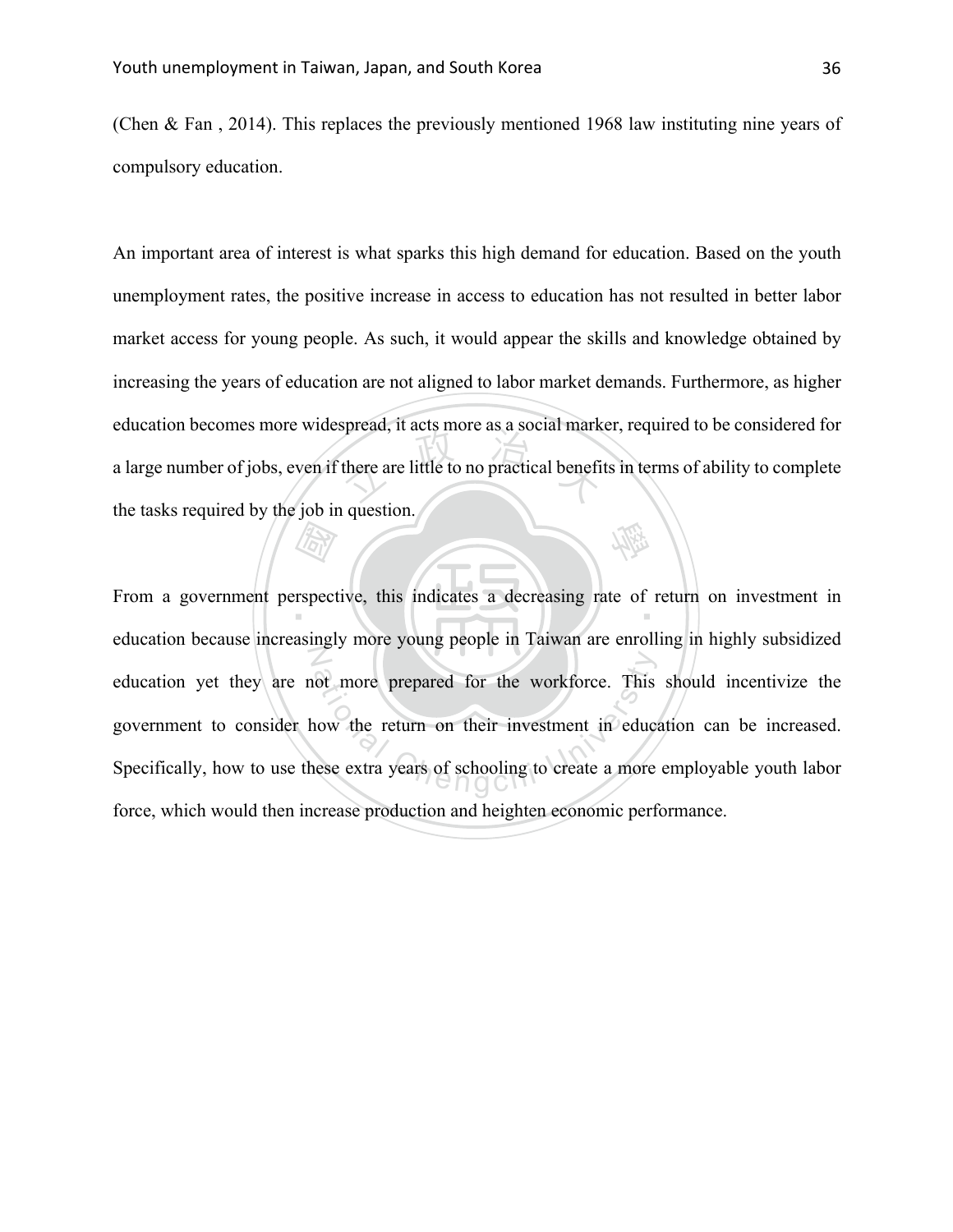(Chen & Fan , 2014). This replaces the previously mentioned 1968 law instituting nine years of compulsory education.

An important area of interest is what sparks this high demand for education. Based on the youth unemployment rates, the positive increase in access to education has not resulted in better labor market access for young people. As such, it would appear the skills and knowledge obtained by increasing the years of education are not aligned to labor market demands. Furthermore, as higher education becomes more widespread, it acts more as a social marker, required to be considered for a large number of jobs, even if there are little to no practical benefits in terms of ability to complete the tasks required by the job in question.

From a government perspective, this indicates a decreasing rate of return on investment in education because increasingly more young people in Taiwan are enrolling in highly subsidized education yet they are not more prepared for the workforce. This should incentivize the government to consider how the return on their investment in education can be increased. Specifically, how to use these extra years of schooling to create a more employable youth labor force, which would then increase production and heighten economic performance.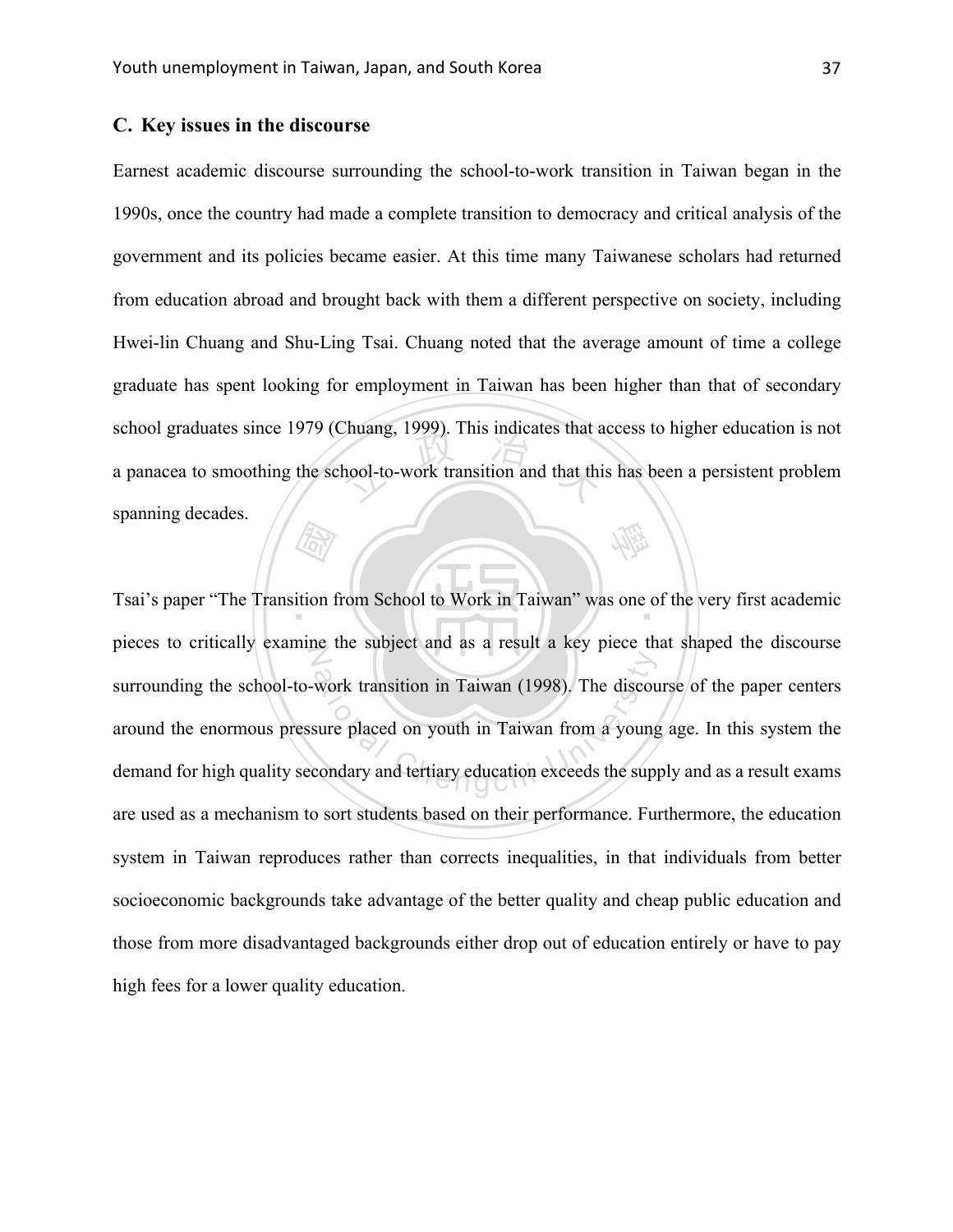## C. Key issues in the discourse

Earnest academic discourse surrounding the school-to-work transition in Taiwan began in the 1990s, once the country had made a complete transition to democracy and critical analysis of the government and its policies became easier. At this time many Taiwanese scholars had returned from education abroad and brought back with them a different perspective on society, including Hwei-lin Chuang and Shu-Ling Tsai. Chuang noted that the average amount of time a college graduate has spent looking for employment in Taiwan has been higher than that of secondary school graduates since 1979 (Chuang, 1999). This indicates that access to higher education is not a panacea to smoothing the school-to-work transition and that this has been a persistent problem spanning decades.

Tsai's paper "The Transition from School to Work in Taiwan" was one of the very first academic pieces to critically examine the subject and as a result a key piece that shaped the discourse surrounding the school-to-work transition in Taiwan (1998). The discourse of the paper centers around the enormous pressure placed on youth in Taiwan from a young age. In this system the demand for high quality secondary and tertiary education exceeds the supply and as a result exams are used as a mechanism to sort students based on their performance. Furthermore, the education system in Taiwan reproduces rather than corrects inequalities, in that individuals from better socioeconomic backgrounds take advantage of the better quality and cheap public education and those from more disadvantaged backgrounds either drop out of education entirely or have to pay high fees for a lower quality education.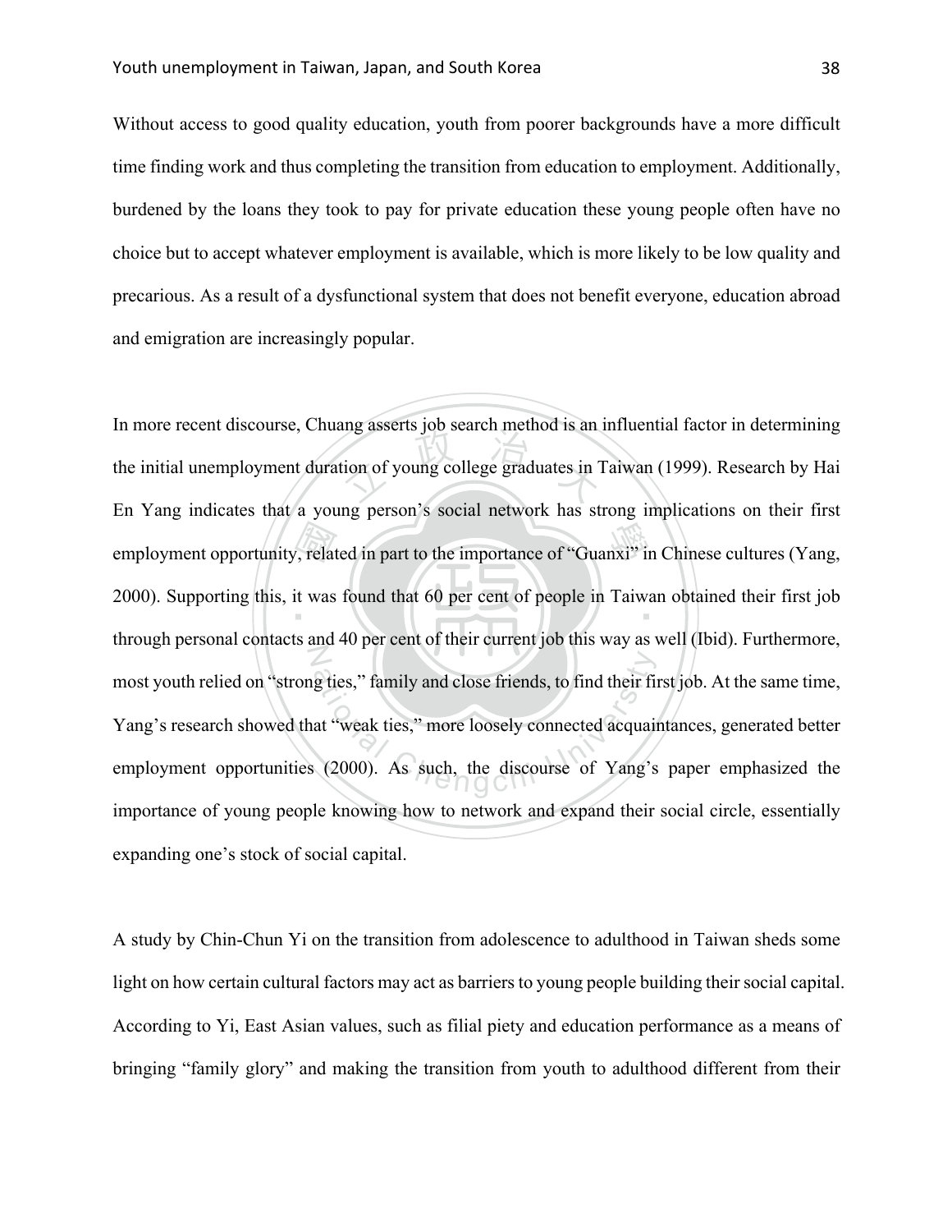Without access to good quality education, youth from poorer backgrounds have a more difficult time finding work and thus completing the transition from education to employment. Additionally, burdened by the loans they took to pay for private education these young people often have no choice but to accept whatever employment is available, which is more likely to be low quality and precarious. As a result of a dysfunctional system that does not benefit everyone, education abroad and emigration are increasingly popular.

In more recent discourse, Chuang asserts job search method is an influential factor in determining the initial unemployment duration of young college graduates in Taiwan (1999). Research by Hai En Yang indicates that a young person's social network has strong implications on their first employment opportunity, related in part to the importance of "Guanxi" in Chinese cultures (Yang, 2000). Supporting this, it was found that 60 per cent of people in Taiwan obtained their first job through personal contacts and 40 per cent of their current job this way as well (Ibid). Furthermore, most youth relied on "strong ties," family and close friends, to find their first job. At the same time, Yang's research showed that "weak ties," more loosely connected acquaintances, generated better employment opportunities (2000). As such, the discourse of Yang's paper emphasized the importance of young people knowing how to network and expand their social circle, essentially expanding one's stock of social capital.

A study by Chin-Chun Yi on the transition from adolescence to adulthood in Taiwan sheds some light on how certain cultural factors may act as barriers to young people building their social capital. According to Yi, East Asian values, such as filial piety and education performance as a means of bringing "family glory" and making the transition from youth to adulthood different from their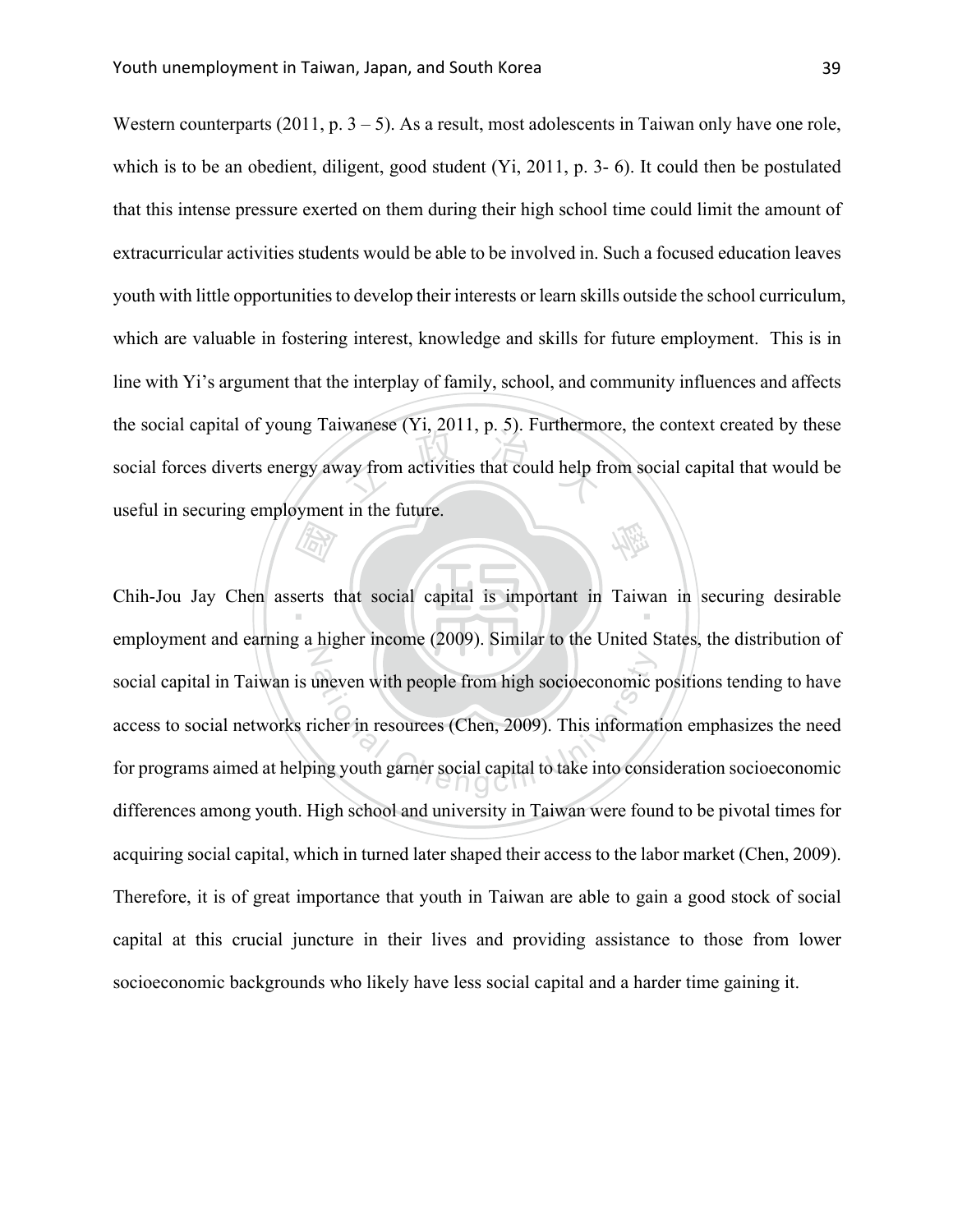Western counterparts (2011, p. 3 – 5). As a result, most adolescents in Taiwan only have one role, which is to be an obedient, diligent, good student (Yi, 2011, p. 3- 6). It could then be postulated that this intense pressure exerted on them during their high school time could limit the amount of extracurricular activities students would be able to be involved in. Such a focused education leaves youth with little opportunities to develop their interests or learn skills outside the school curriculum, which are valuable in fostering interest, knowledge and skills for future employment. This is in line with Yi's argument that the interplay of family, school, and community influences and affects the social capital of young Taiwanese (Yi, 2011, p. 5). Furthermore, the context created by these social forces diverts energy away from activities that could help from social capital that would be useful in securing employment in the future.

Chih-Jou Jay Chen asserts that social capital is important in Taiwan in securing desirable employment and earning a higher income (2009). Similar to the United States, the distribution of social capital in Taiwan is uneven with people from high socioeconomic positions tending to have access to social networks richer in resources (Chen, 2009). This information emphasizes the need for programs aimed at helping youth garner social capital to take into consideration socioeconomic differences among youth. High school and university in Taiwan were found to be pivotal times for acquiring social capital, which in turned later shaped their access to the labor market (Chen, 2009). Therefore, it is of great importance that youth in Taiwan are able to gain a good stock of social capital at this crucial juncture in their lives and providing assistance to those from lower socioeconomic backgrounds who likely have less social capital and a harder time gaining it.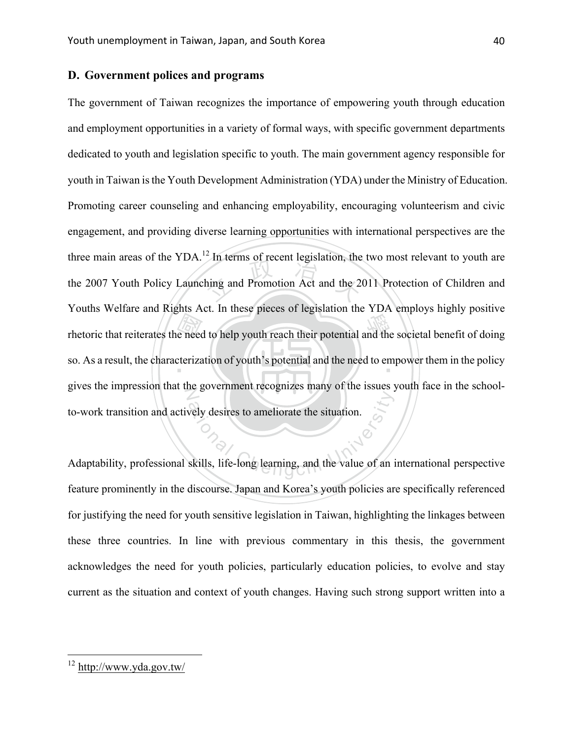## D. Government polices and programs

The government of Taiwan recognizes the importance of empowering youth through education and employment opportunities in a variety of formal ways, with specific government departments dedicated to youth and legislation specific to youth. The main government agency responsible for youth in Taiwan is the Youth Development Administration (YDA) under the Ministry of Education. Promoting career counseling and enhancing employability, encouraging volunteerism and civic engagement, and providing diverse learning opportunities with international perspectives are the three main areas of the YDA.[12] In terms of recent legislation, the two most relevant to youth are the 2007 Youth Policy Launching and Promotion Act and the 2011 Protection of Children and Youths Welfare and Rights Act. In these pieces of legislation the YDA employs highly positive rhetoric that reiterates the need to help youth reach their potential and the societal benefit of doing so. As a result, the characterization of youth's potential and the need to empower them in the policy gives the impression that the government recognizes many of the issues youth face in the school-to-work transition and actively desires to ameliorate the situation.

Adaptability, professional skills, life-long learning, and the value of an international perspective feature prominently in the discourse. Japan and Korea's youth policies are specifically referenced for justifying the need for youth sensitive legislation in Taiwan, highlighting the linkages between these three countries. In line with previous commentary in this thesis, the government acknowledges the need for youth policies, particularly education policies, to evolve and stay current as the situation and context of youth changes. Having such strong support written into a

[12] http://www.yda.gov.tw/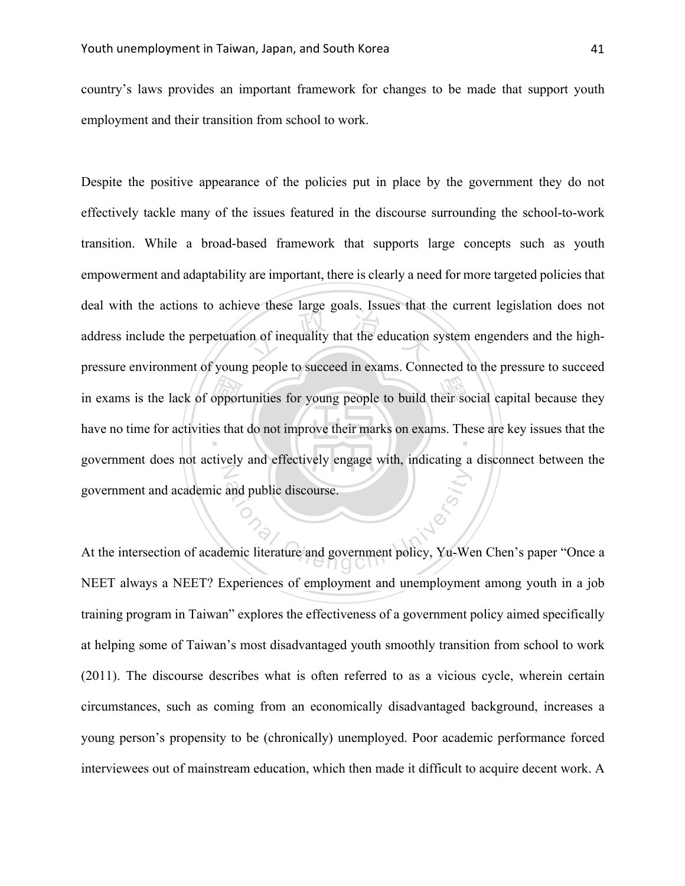country's laws provides an important framework for changes to be made that support youth employment and their transition from school to work.

Despite the positive appearance of the policies put in place by the government they do not effectively tackle many of the issues featured in the discourse surrounding the school-to-work transition. While a broad-based framework that supports large concepts such as youth empowerment and adaptability are important, there is clearly a need for more targeted policies that deal with the actions to achieve these large goals. Issues that the current legislation does not address include the perpetuation of inequality that the education system engenders and the high-pressure environment of young people to succeed in exams. Connected to the pressure to succeed in exams is the lack of opportunities for young people to build their social capital because they have no time for activities that do not improve their marks on exams. These are key issues that the government does not actively and effectively engage with, indicating a disconnect between the government and academic and public discourse.

At the intersection of academic literature and government policy, Yu-Wen Chen's paper "Once a NEET always a NEET? Experiences of employment and unemployment among youth in a job training program in Taiwan" explores the effectiveness of a government policy aimed specifically at helping some of Taiwan's most disadvantaged youth smoothly transition from school to work (2011). The discourse describes what is often referred to as a vicious cycle, wherein certain circumstances, such as coming from an economically disadvantaged background, increases a young person's propensity to be (chronically) unemployed. Poor academic performance forced interviewees out of mainstream education, which then made it difficult to acquire decent work. A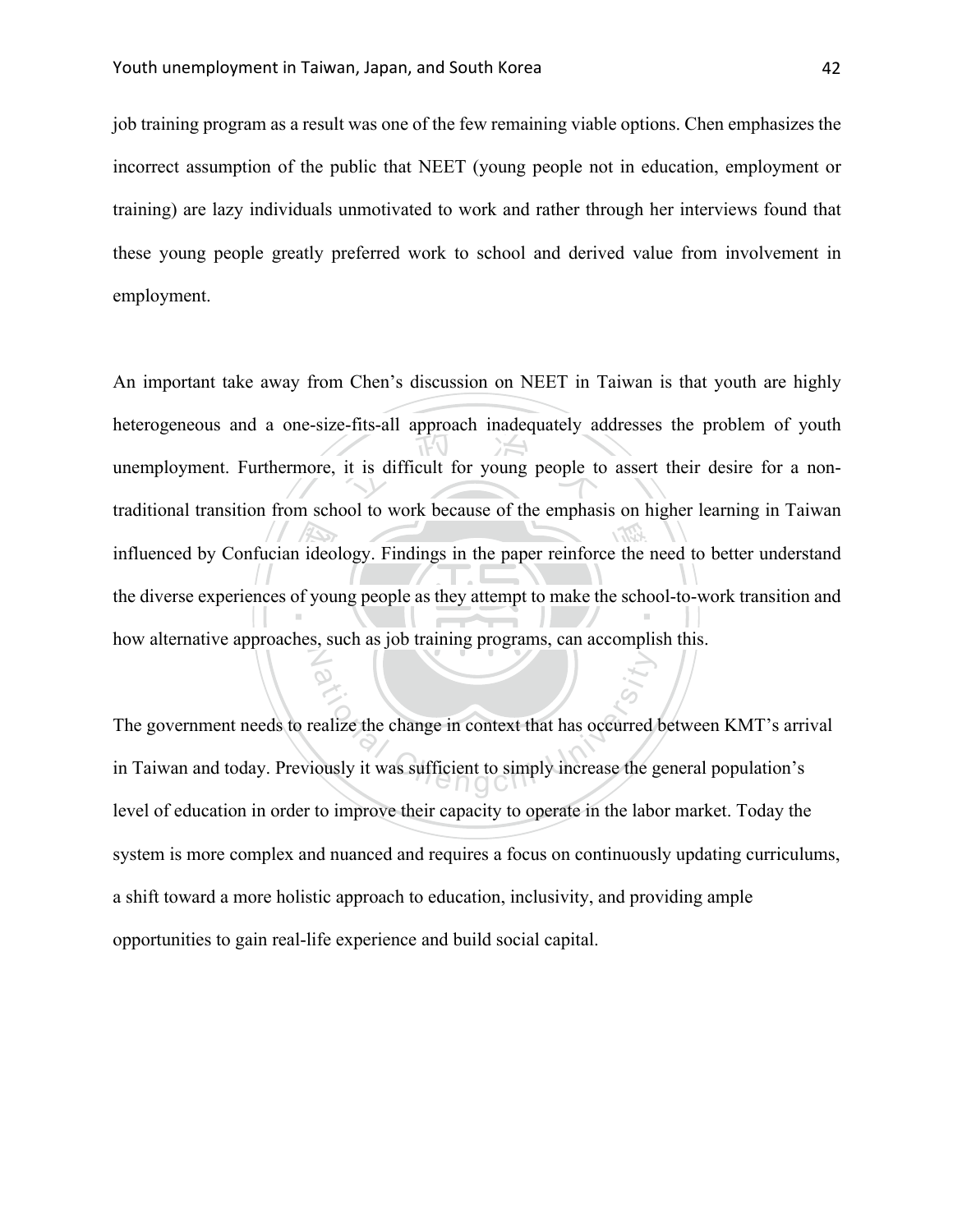job training program as a result was one of the few remaining viable options. Chen emphasizes the incorrect assumption of the public that NEET (young people not in education, employment or training) are lazy individuals unmotivated to work and rather through her interviews found that these young people greatly preferred work to school and derived value from involvement in employment.

An important take away from Chen's discussion on NEET in Taiwan is that youth are highly heterogeneous and a one-size-fits-all approach inadequately addresses the problem of youth unemployment. Furthermore, it is difficult for young people to assert their desire for a non-traditional transition from school to work because of the emphasis on higher learning in Taiwan influenced by Confucian ideology. Findings in the paper reinforce the need to better understand the diverse experiences of young people as they attempt to make the school-to-work transition and how alternative approaches, such as job training programs, can accomplish this.

The government needs to realize the change in context that has occurred between KMT's arrival in Taiwan and today. Previously it was sufficient to simply increase the general population's level of education in order to improve their capacity to operate in the labor market. Today the system is more complex and nuanced and requires a focus on continuously updating curriculums, a shift toward a more holistic approach to education, inclusivity, and providing ample opportunities to gain real-life experience and build social capital.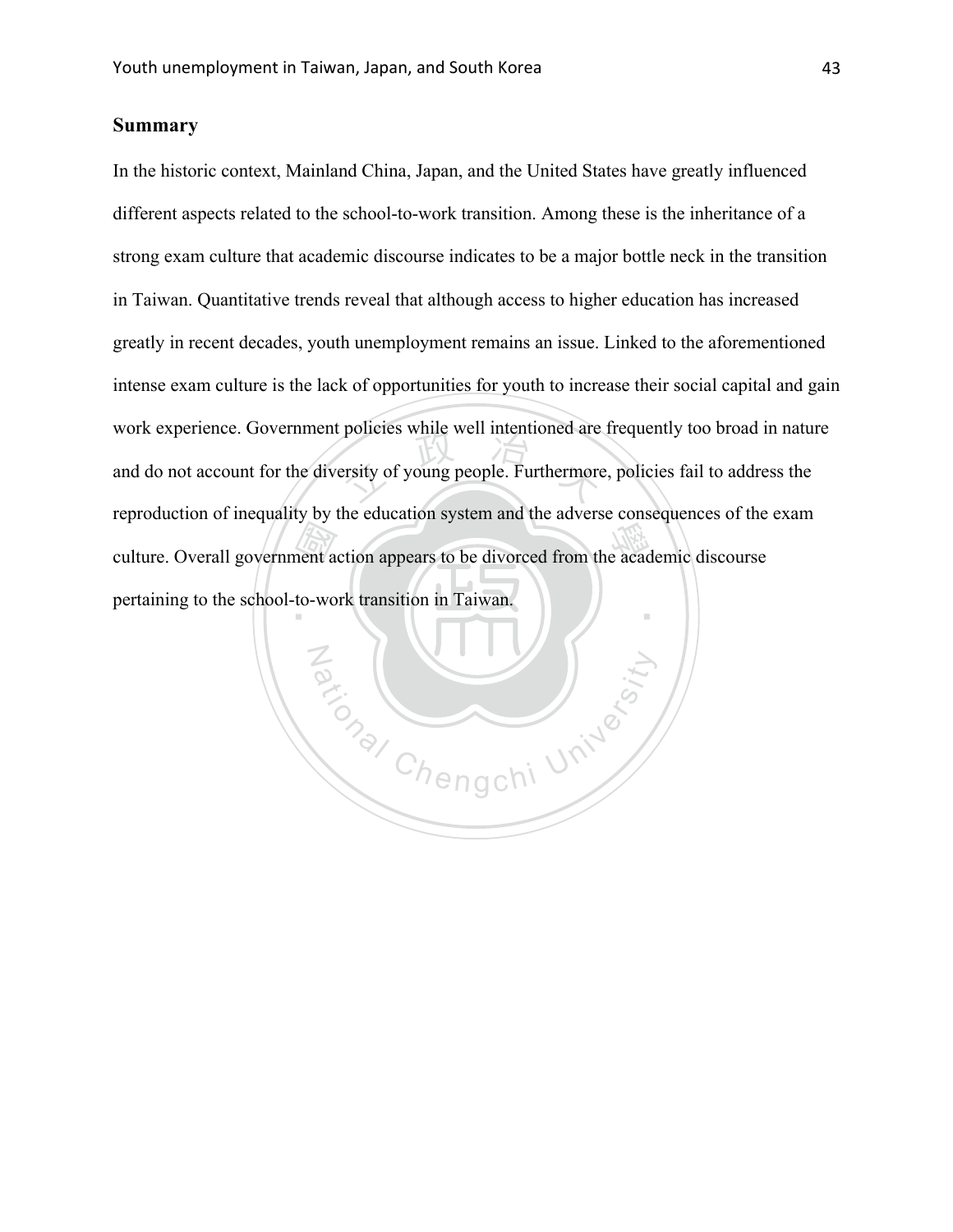## Summary

In the historic context, Mainland China, Japan, and the United States have greatly influenced different aspects related to the school-to-work transition. Among these is the inheritance of a strong exam culture that academic discourse indicates to be a major bottle neck in the transition in Taiwan. Quantitative trends reveal that although access to higher education has increased greatly in recent decades, youth unemployment remains an issue. Linked to the aforementioned intense exam culture is the lack of opportunities for youth to increase their social capital and gain work experience. Government policies while well intentioned are frequently too broad in nature and do not account for the diversity of young people. Furthermore, policies fail to address the reproduction of inequality by the education system and the adverse consequences of the exam culture. Overall government action appears to be divorced from the academic discourse pertaining to the school-to-work transition in Taiwan.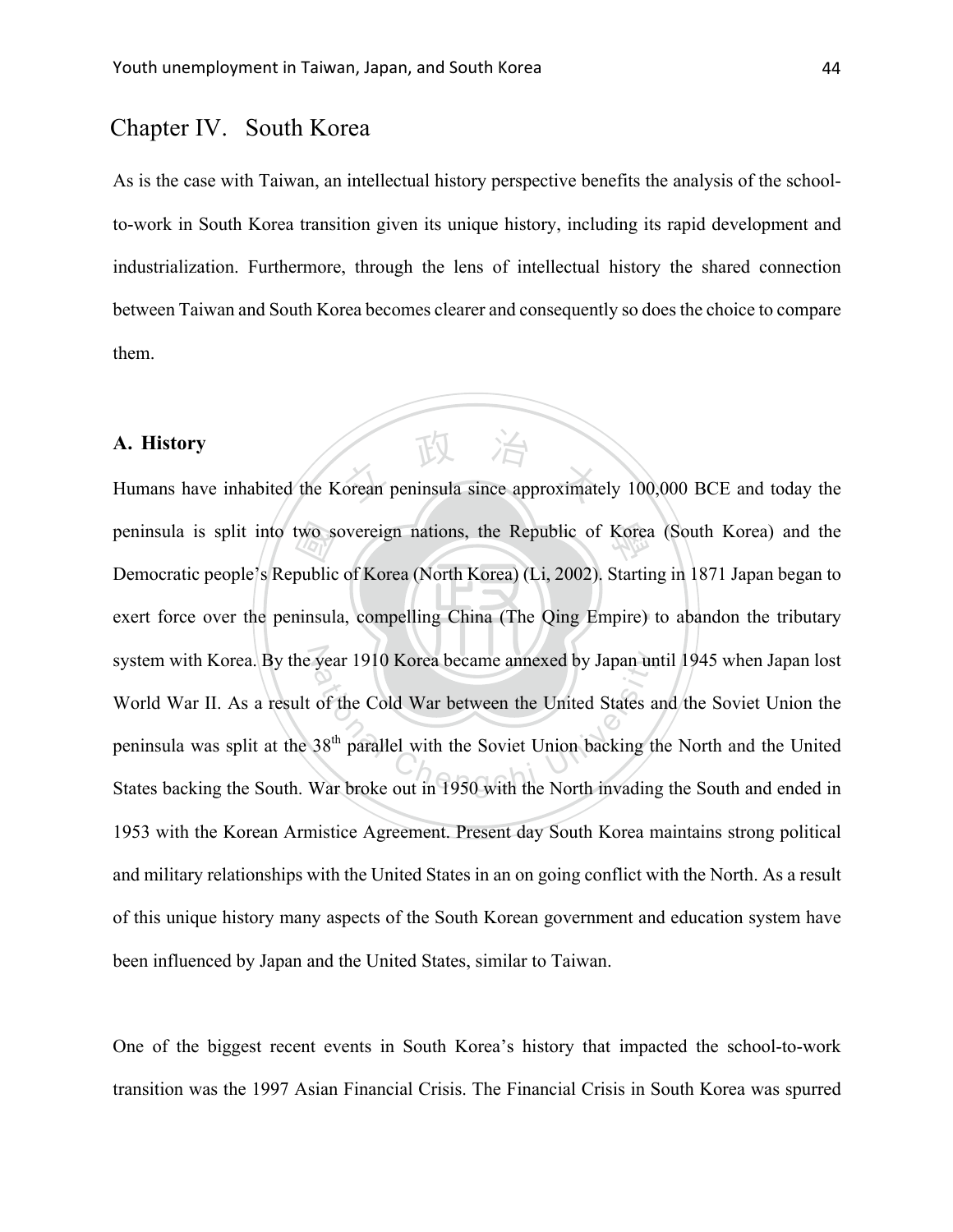# Chapter IV. South Korea

As is the case with Taiwan, an intellectual history perspective benefits the analysis of the school-to-work in South Korea transition given its unique history, including its rapid development and industrialization. Furthermore, through the lens of intellectual history the shared connection between Taiwan and South Korea becomes clearer and consequently so does the choice to compare them.

## A. History

Humans have inhabited the Korean peninsula since approximately 100,000 BCE and today the peninsula is split into two sovereign nations, the Republic of Korea (South Korea) and the Democratic people's Republic of Korea (North Korea) (Li, 2002). Starting in 1871 Japan began to exert force over the peninsula, compelling China (The Qing Empire) to abandon the tributary system with Korea. By the year 1910 Korea became annexed by Japan until 1945 when Japan lost World War II. As a result of the Cold War between the United States and the Soviet Union the peninsula was split at the 38th parallel with the Soviet Union backing the North and the United States backing the South. War broke out in 1950 with the North invading the South and ended in 1953 with the Korean Armistice Agreement. Present day South Korea maintains strong political and military relationships with the United States in an on going conflict with the North. As a result of this unique history many aspects of the South Korean government and education system have been influenced by Japan and the United States, similar to Taiwan.

One of the biggest recent events in South Korea's history that impacted the school-to-work transition was the 1997 Asian Financial Crisis. The Financial Crisis in South Korea was spurred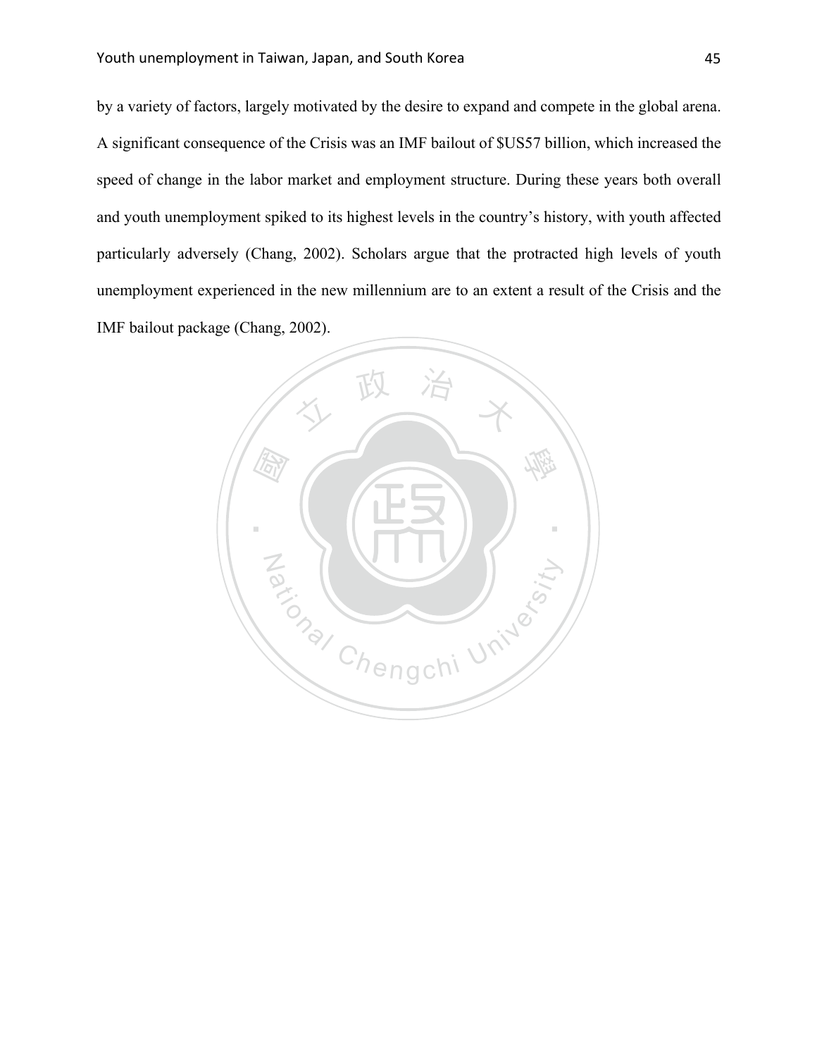by a variety of factors, largely motivated by the desire to expand and compete in the global arena. A significant consequence of the Crisis was an IMF bailout of $US57 billion, which increased the speed of change in the labor market and employment structure. During these years both overall and youth unemployment spiked to its highest levels in the country's history, with youth affected particularly adversely (Chang, 2002). Scholars argue that the protracted high levels of youth unemployment experienced in the new millennium are to an extent a result of the Crisis and the IMF bailout package (Chang, 2002).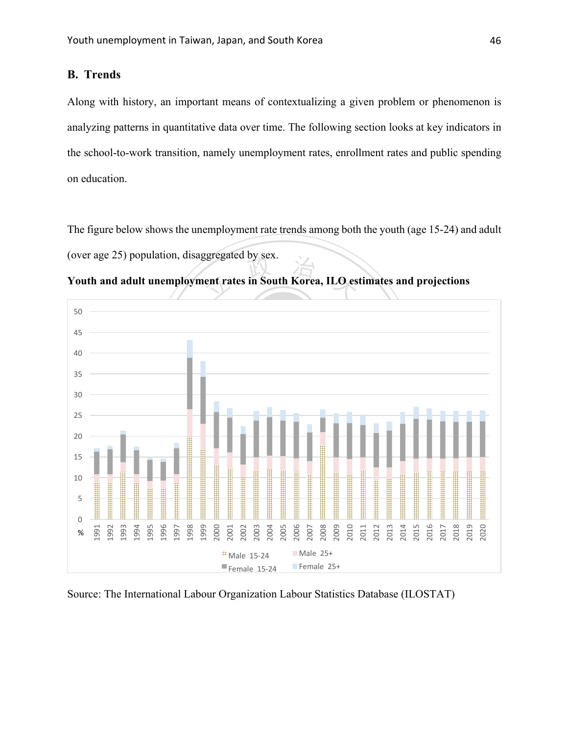## B. Trends

Along with history, an important means of contextualizing a given problem or phenomenon is analyzing patterns in quantitative data over time. The following section looks at key indicators in the school-to-work transition, namely unemployment rates, enrollment rates and public spending on education.

The figure below shows the unemployment rate trends among both the youth (age 15-24) and adult (over age 25) population, disaggregated by sex.

**Youth and adult unemployment rates in South Korea, ILO estimates and projections**

Source: The International Labour Organization Labour Statistics Database (ILOSTAT)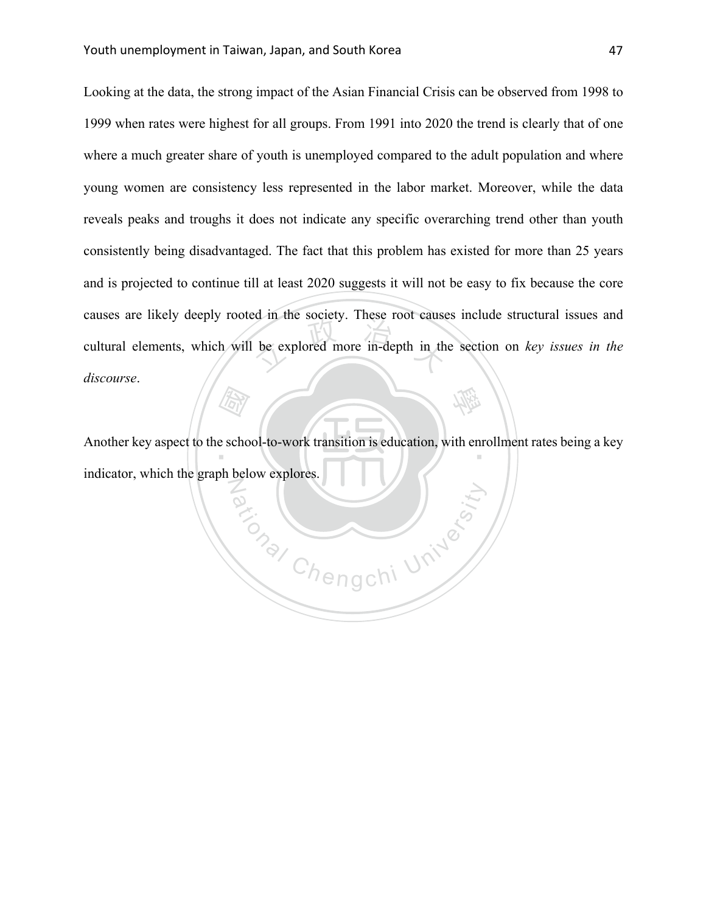Looking at the data, the strong impact of the Asian Financial Crisis can be observed from 1998 to 1999 when rates were highest for all groups. From 1991 into 2020 the trend is clearly that of one where a much greater share of youth is unemployed compared to the adult population and where young women are consistency less represented in the labor market. Moreover, while the data reveals peaks and troughs it does not indicate any specific overarching trend other than youth consistently being disadvantaged. The fact that this problem has existed for more than 25 years and is projected to continue till at least 2020 suggests it will not be easy to fix because the core causes are likely deeply rooted in the society. These root causes include structural issues and cultural elements, which will be explored more in-depth in the section on *key issues in the discourse*.

Another key aspect to the school-to-work transition is education, with enrollment rates being a key indicator, which the graph below explores.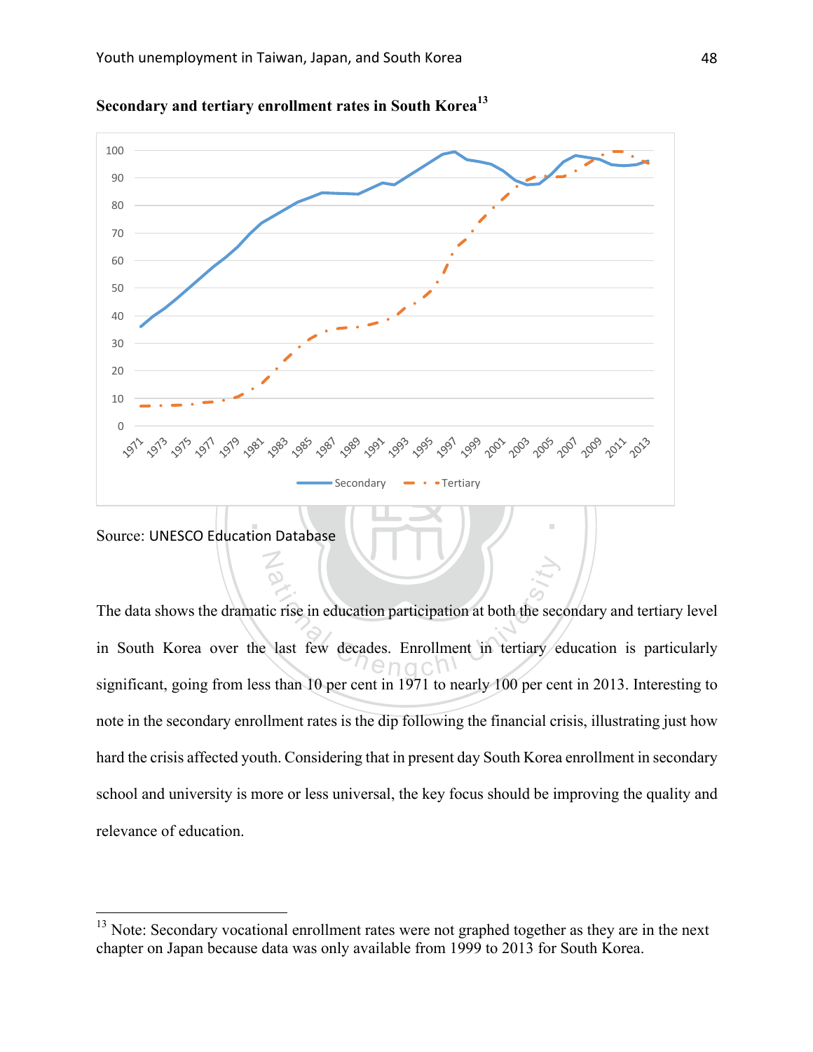**Secondary and tertiary enrollment rates in South Korea**[13]

Source: UNESCO Education Database

The data shows the dramatic rise in education participation at both the secondary and tertiary level in South Korea over the last few decades. Enrollment in tertiary education is particularly significant, going from less than 10 per cent in 1971 to nearly 100 per cent in 2013. Interesting to note in the secondary enrollment rates is the dip following the financial crisis, illustrating just how hard the crisis affected youth. Considering that in present day South Korea enrollment in secondary school and university is more or less universal, the key focus should be improving the quality and relevance of education.

---

[13] Note: Secondary vocational enrollment rates were not graphed together as they are in the next chapter on Japan because data was only available from 1999 to 2013 for South Korea.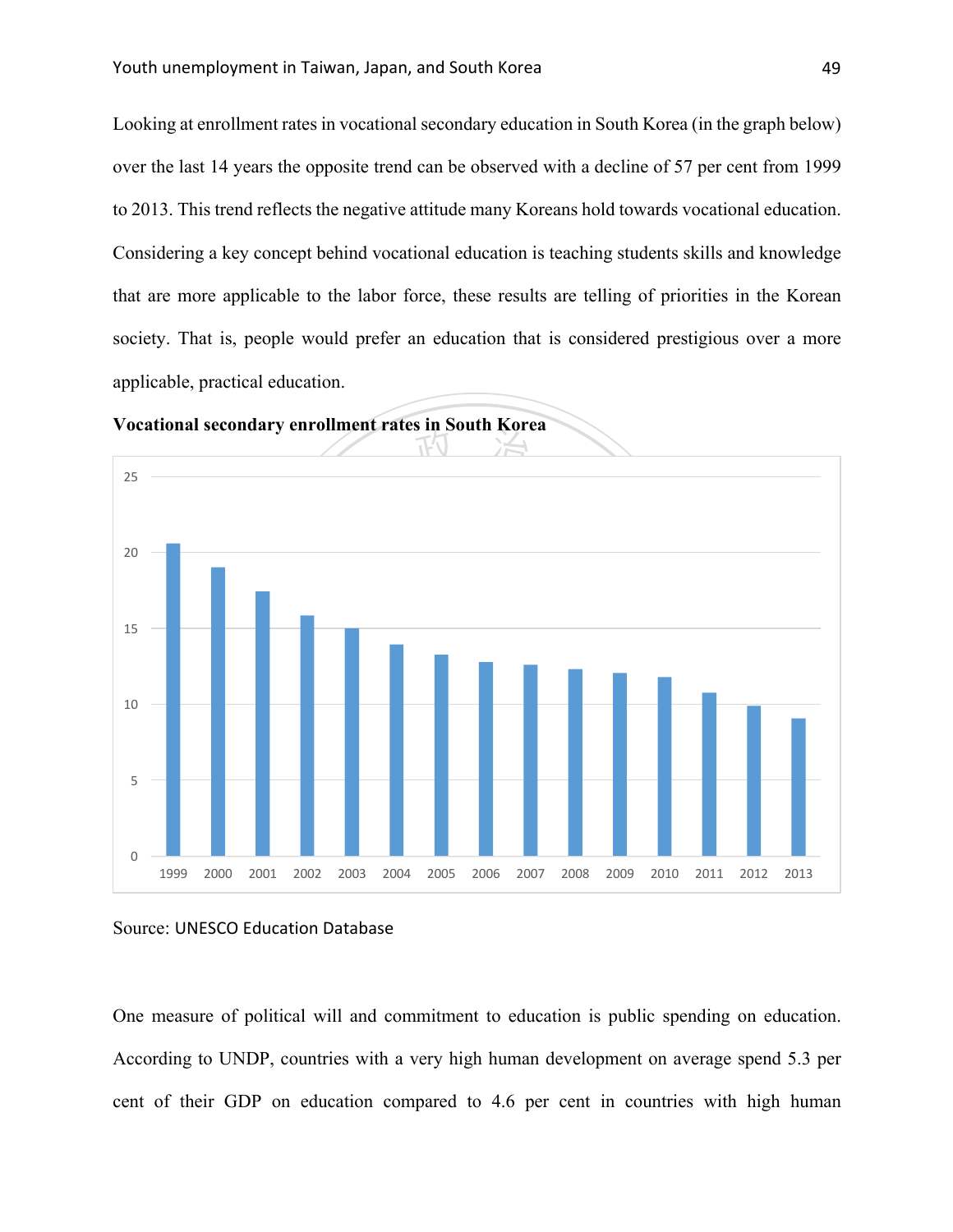Looking at enrollment rates in vocational secondary education in South Korea (in the graph below) over the last 14 years the opposite trend can be observed with a decline of 57 per cent from 1999 to 2013. This trend reflects the negative attitude many Koreans hold towards vocational education. Considering a key concept behind vocational education is teaching students skills and knowledge that are more applicable to the labor force, these results are telling of priorities in the Korean society. That is, people would prefer an education that is considered prestigious over a more applicable, practical education.

**Vocational secondary enrollment rates in South Korea**

Source: UNESCO Education Database

One measure of political will and commitment to education is public spending on education. According to UNDP, countries with a very high human development on average spend 5.3 per cent of their GDP on education compared to 4.6 per cent in countries with high human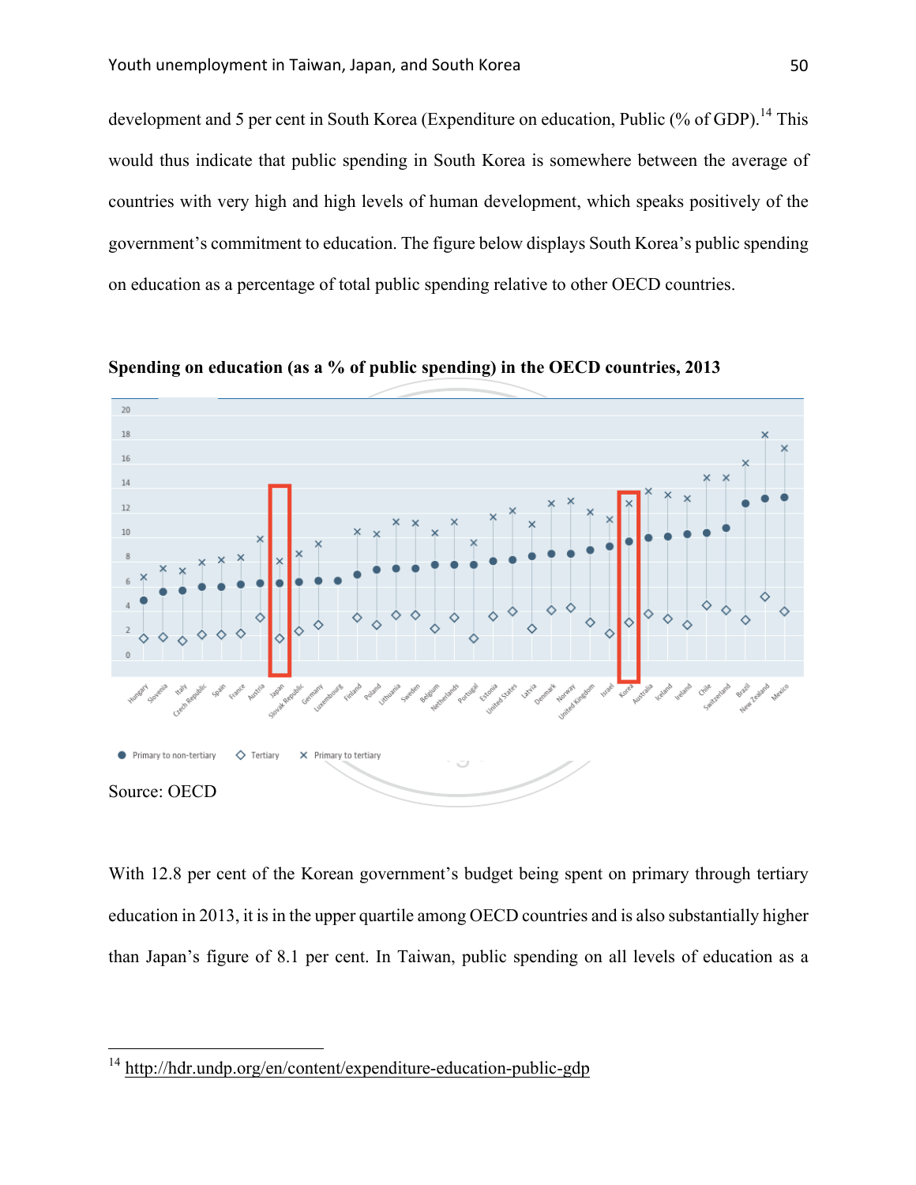development and 5 per cent in South Korea (Expenditure on education, Public (% of GDP).[14] This would thus indicate that public spending in South Korea is somewhere between the average of countries with very high and high levels of human development, which speaks positively of the government's commitment to education. The figure below displays South Korea's public spending on education as a percentage of total public spending relative to other OECD countries.

**Spending on education (as a % of public spending) in the OECD countries, 2013**

Source: OECD

With 12.8 per cent of the Korean government's budget being spent on primary through tertiary education in 2013, it is in the upper quartile among OECD countries and is also substantially higher than Japan's figure of 8.1 per cent. In Taiwan, public spending on all levels of education as a

---

[14] http://hdr.undp.org/en/content/expenditure-education-public-gdp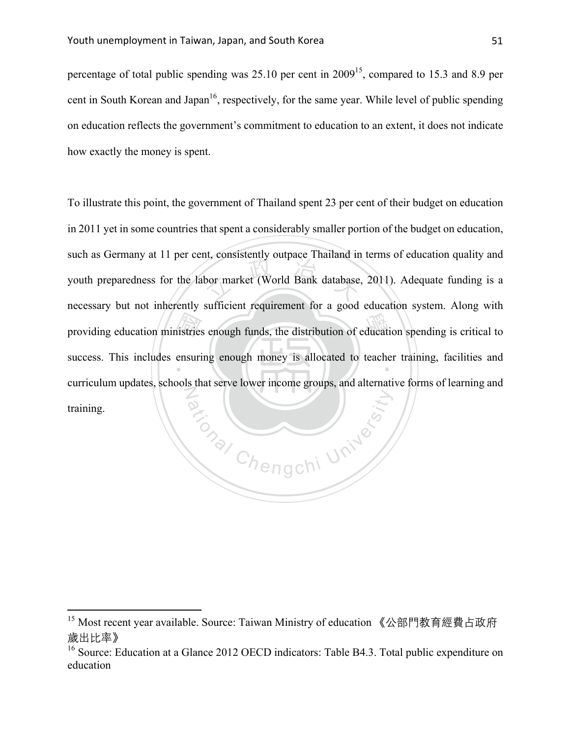percentage of total public spending was 25.10 per cent in 2009[15], compared to 15.3 and 8.9 per cent in South Korean and Japan[16], respectively, for the same year. While level of public spending on education reflects the government's commitment to education to an extent, it does not indicate how exactly the money is spent.

To illustrate this point, the government of Thailand spent 23 per cent of their budget on education in 2011 yet in some countries that spent a considerably smaller portion of the budget on education, such as Germany at 11 per cent, consistently outpace Thailand in terms of education quality and youth preparedness for the labor market (World Bank database, 2011). Adequate funding is a necessary but not inherently sufficient requirement for a good education system. Along with providing education ministries enough funds, the distribution of education spending is critical to success. This includes ensuring enough money is allocated to teacher training, facilities and curriculum updates, schools that serve lower income groups, and alternative forms of learning and training.

---

[15] Most recent year available. Source: Taiwan Ministry of education 《公部門教育經費占政府歲出比率》

[16] Source: Education at a Glance 2012 OECD indicators: Table B4.3. Total public expenditure on education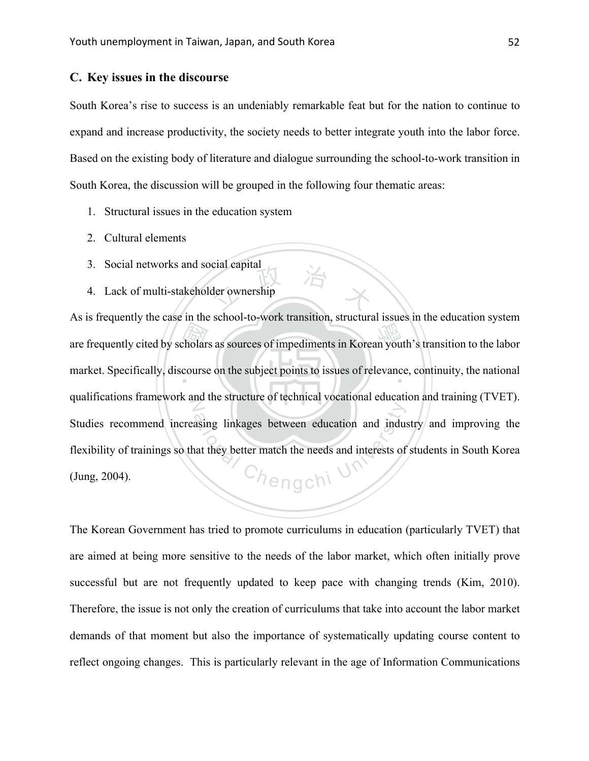## C. Key issues in the discourse

South Korea's rise to success is an undeniably remarkable feat but for the nation to continue to expand and increase productivity, the society needs to better integrate youth into the labor force. Based on the existing body of literature and dialogue surrounding the school-to-work transition in South Korea, the discussion will be grouped in the following four thematic areas:

1. Structural issues in the education system
2. Cultural elements
3. Social networks and social capital
4. Lack of multi-stakeholder ownership

As is frequently the case in the school-to-work transition, structural issues in the education system are frequently cited by scholars as sources of impediments in Korean youth's transition to the labor market. Specifically, discourse on the subject points to issues of relevance, continuity, the national qualifications framework and the structure of technical vocational education and training (TVET). Studies recommend increasing linkages between education and industry and improving the flexibility of trainings so that they better match the needs and interests of students in South Korea (Jung, 2004).

The Korean Government has tried to promote curriculums in education (particularly TVET) that are aimed at being more sensitive to the needs of the labor market, which often initially prove successful but are not frequently updated to keep pace with changing trends (Kim, 2010). Therefore, the issue is not only the creation of curriculums that take into account the labor market demands of that moment but also the importance of systematically updating course content to reflect ongoing changes. This is particularly relevant in the age of Information Communications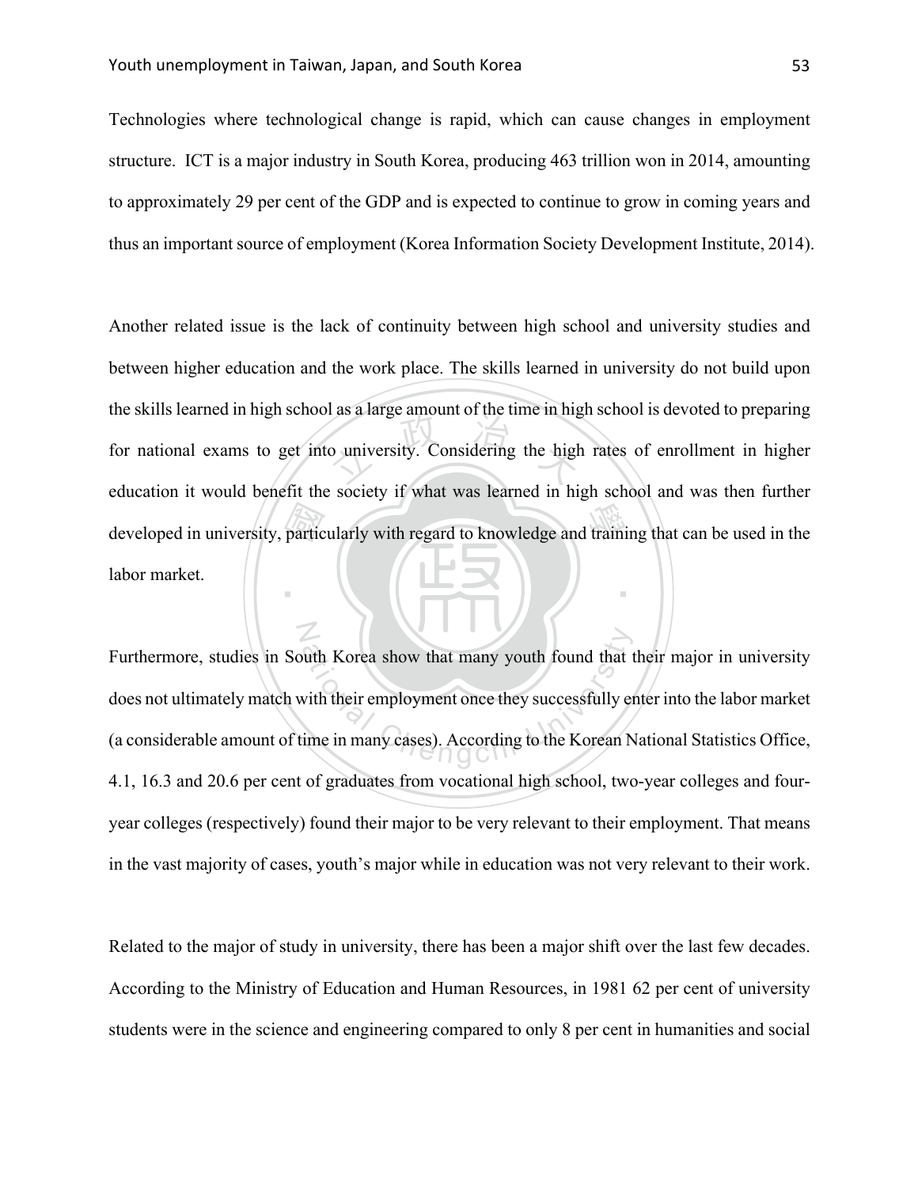Technologies where technological change is rapid, which can cause changes in employment structure. ICT is a major industry in South Korea, producing 463 trillion won in 2014, amounting to approximately 29 per cent of the GDP and is expected to continue to grow in coming years and thus an important source of employment (Korea Information Society Development Institute, 2014).

Another related issue is the lack of continuity between high school and university studies and between higher education and the work place. The skills learned in university do not build upon the skills learned in high school as a large amount of the time in high school is devoted to preparing for national exams to get into university. Considering the high rates of enrollment in higher education it would benefit the society if what was learned in high school and was then further developed in university, particularly with regard to knowledge and training that can be used in the labor market.

Furthermore, studies in South Korea show that many youth found that their major in university does not ultimately match with their employment once they successfully enter into the labor market (a considerable amount of time in many cases). According to the Korean National Statistics Office, 4.1, 16.3 and 20.6 per cent of graduates from vocational high school, two-year colleges and four-year colleges (respectively) found their major to be very relevant to their employment. That means in the vast majority of cases, youth's major while in education was not very relevant to their work.

Related to the major of study in university, there has been a major shift over the last few decades. According to the Ministry of Education and Human Resources, in 1981 62 per cent of university students were in the science and engineering compared to only 8 per cent in humanities and social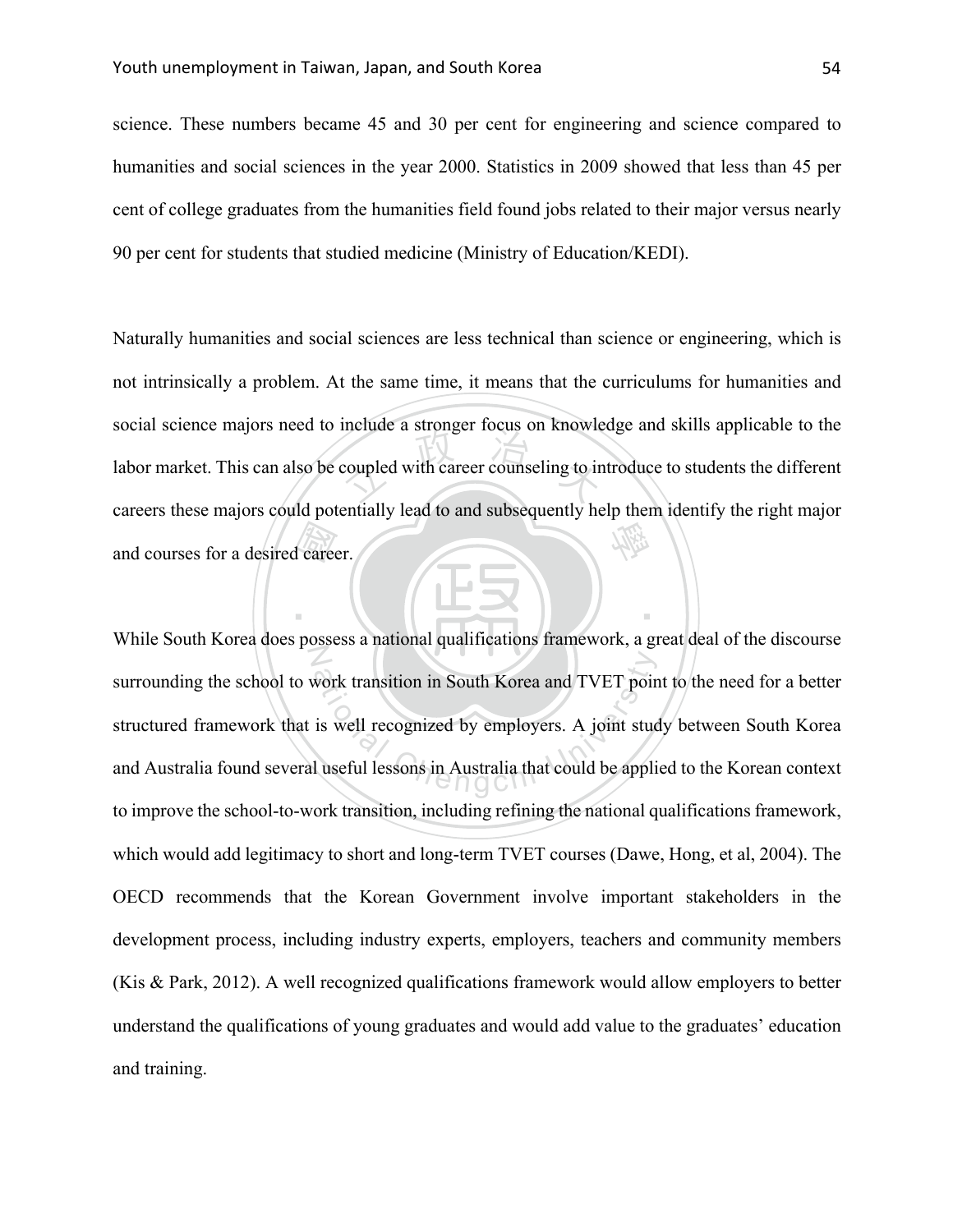science. These numbers became 45 and 30 per cent for engineering and science compared to humanities and social sciences in the year 2000. Statistics in 2009 showed that less than 45 per cent of college graduates from the humanities field found jobs related to their major versus nearly 90 per cent for students that studied medicine (Ministry of Education/KEDI).

Naturally humanities and social sciences are less technical than science or engineering, which is not intrinsically a problem. At the same time, it means that the curriculums for humanities and social science majors need to include a stronger focus on knowledge and skills applicable to the labor market. This can also be coupled with career counseling to introduce to students the different careers these majors could potentially lead to and subsequently help them identify the right major and courses for a desired career.

While South Korea does possess a national qualifications framework, a great deal of the discourse surrounding the school to work transition in South Korea and TVET point to the need for a better structured framework that is well recognized by employers. A joint study between South Korea and Australia found several useful lessons in Australia that could be applied to the Korean context to improve the school-to-work transition, including refining the national qualifications framework, which would add legitimacy to short and long-term TVET courses (Dawe, Hong, et al, 2004). The OECD recommends that the Korean Government involve important stakeholders in the development process, including industry experts, employers, teachers and community members (Kis & Park, 2012). A well recognized qualifications framework would allow employers to better understand the qualifications of young graduates and would add value to the graduates' education and training.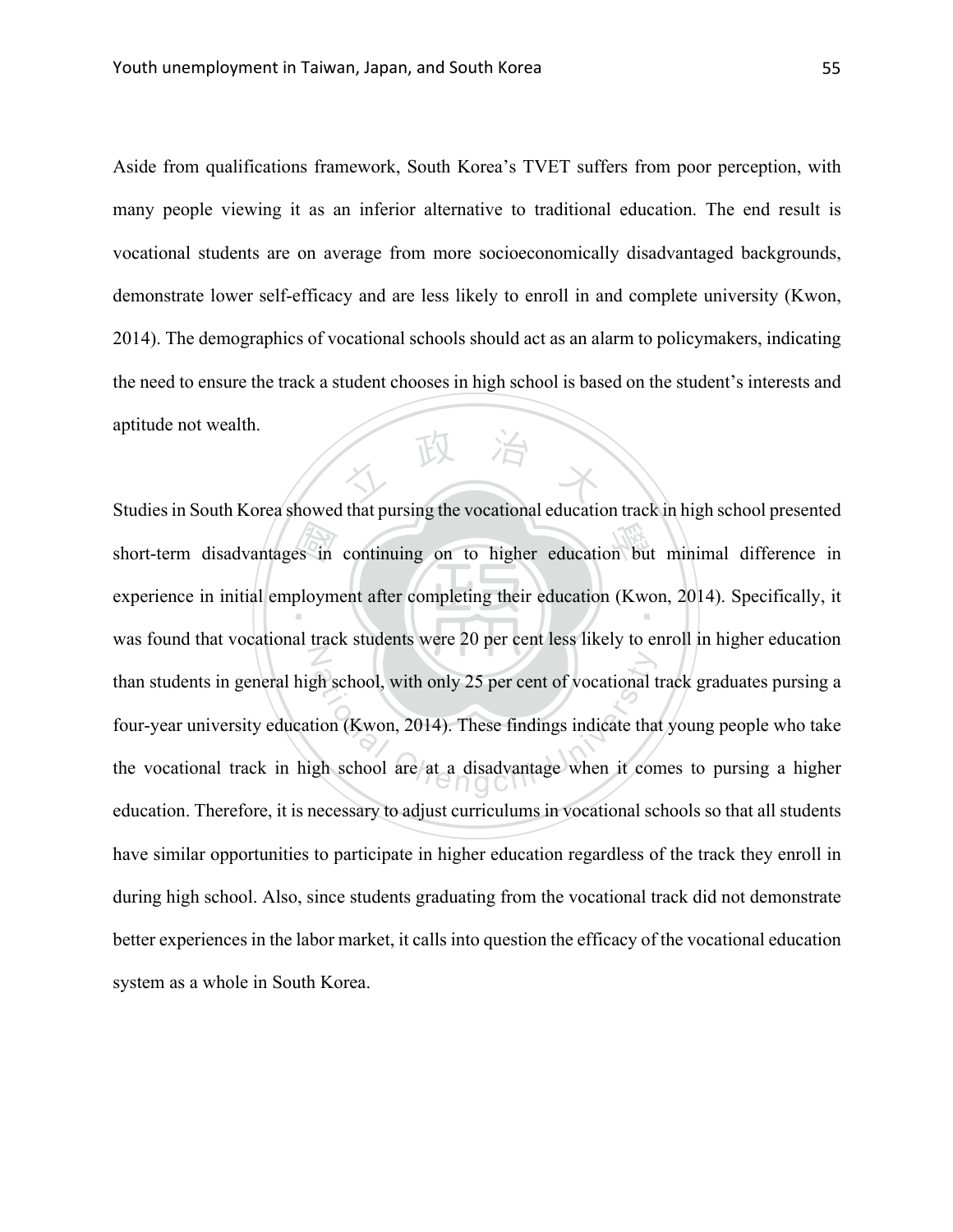Aside from qualifications framework, South Korea's TVET suffers from poor perception, with many people viewing it as an inferior alternative to traditional education. The end result is vocational students are on average from more socioeconomically disadvantaged backgrounds, demonstrate lower self-efficacy and are less likely to enroll in and complete university (Kwon, 2014). The demographics of vocational schools should act as an alarm to policymakers, indicating the need to ensure the track a student chooses in high school is based on the student's interests and aptitude not wealth.

Studies in South Korea showed that pursing the vocational education track in high school presented short-term disadvantages in continuing on to higher education but minimal difference in experience in initial employment after completing their education (Kwon, 2014). Specifically, it was found that vocational track students were 20 per cent less likely to enroll in higher education than students in general high school, with only 25 per cent of vocational track graduates pursing a four-year university education (Kwon, 2014). These findings indicate that young people who take the vocational track in high school are at a disadvantage when it comes to pursing a higher education. Therefore, it is necessary to adjust curriculums in vocational schools so that all students have similar opportunities to participate in higher education regardless of the track they enroll in during high school. Also, since students graduating from the vocational track did not demonstrate better experiences in the labor market, it calls into question the efficacy of the vocational education system as a whole in South Korea.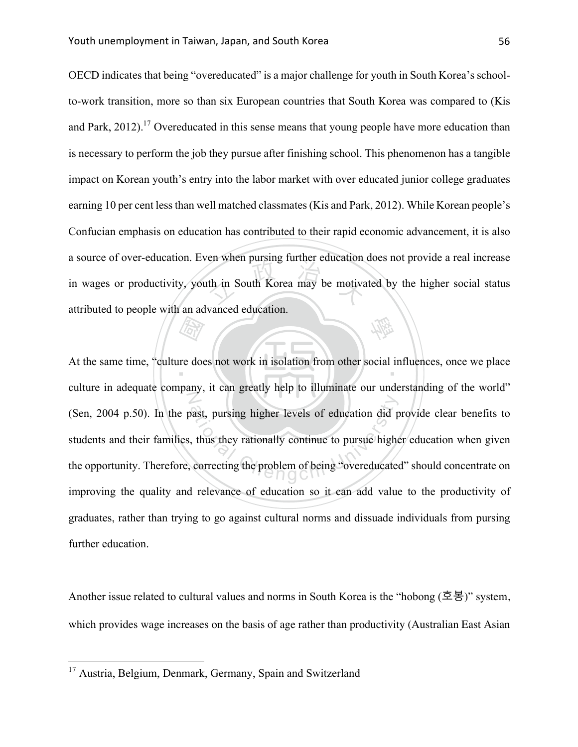OECD indicates that being "overeducated" is a major challenge for youth in South Korea's school-to-work transition, more so than six European countries that South Korea was compared to (Kis and Park, 2012).[17] Overeducated in this sense means that young people have more education than is necessary to perform the job they pursue after finishing school. This phenomenon has a tangible impact on Korean youth's entry into the labor market with over educated junior college graduates earning 10 per cent less than well matched classmates (Kis and Park, 2012). While Korean people's Confucian emphasis on education has contributed to their rapid economic advancement, it is also a source of over-education. Even when pursing further education does not provide a real increase in wages or productivity, youth in South Korea may be motivated by the higher social status attributed to people with an advanced education.

At the same time, "culture does not work in isolation from other social influences, once we place culture in adequate company, it can greatly help to illuminate our understanding of the world" (Sen, 2004 p.50). In the past, pursing higher levels of education did provide clear benefits to students and their families, thus they rationally continue to pursue higher education when given the opportunity. Therefore, correcting the problem of being "overeducated" should concentrate on improving the quality and relevance of education so it can add value to the productivity of graduates, rather than trying to go against cultural norms and dissuade individuals from pursing further education.

Another issue related to cultural values and norms in South Korea is the "hobong (호봉)" system, which provides wage increases on the basis of age rather than productivity (Australian East Asian

---

[17] Austria, Belgium, Denmark, Germany, Spain and Switzerland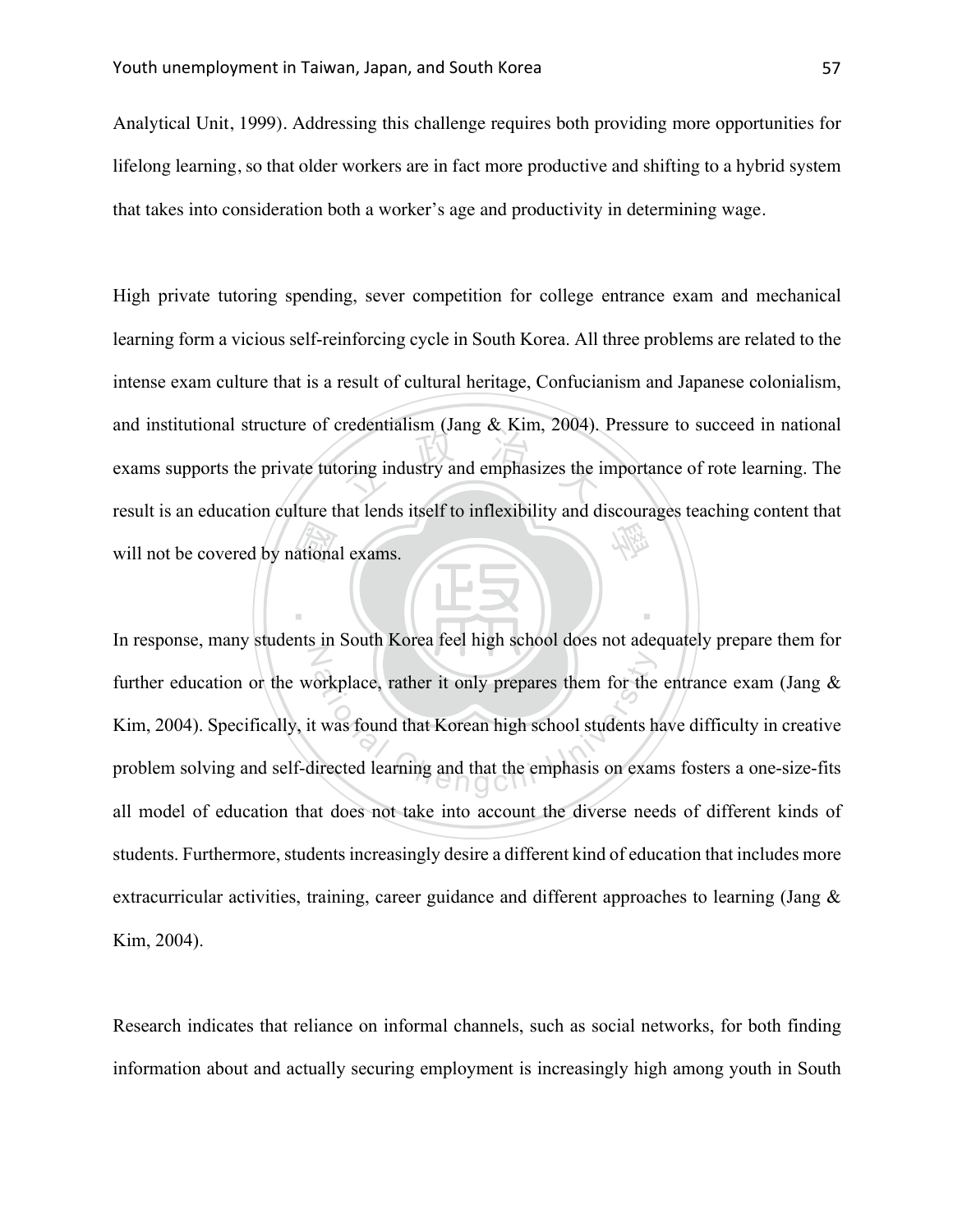Analytical Unit, 1999). Addressing this challenge requires both providing more opportunities for lifelong learning, so that older workers are in fact more productive and shifting to a hybrid system that takes into consideration both a worker's age and productivity in determining wage.

High private tutoring spending, sever competition for college entrance exam and mechanical learning form a vicious self-reinforcing cycle in South Korea. All three problems are related to the intense exam culture that is a result of cultural heritage, Confucianism and Japanese colonialism, and institutional structure of credentialism (Jang & Kim, 2004). Pressure to succeed in national exams supports the private tutoring industry and emphasizes the importance of rote learning. The result is an education culture that lends itself to inflexibility and discourages teaching content that will not be covered by national exams.

In response, many students in South Korea feel high school does not adequately prepare them for further education or the workplace, rather it only prepares them for the entrance exam (Jang & Kim, 2004). Specifically, it was found that Korean high school students have difficulty in creative problem solving and self-directed learning and that the emphasis on exams fosters a one-size-fits all model of education that does not take into account the diverse needs of different kinds of students. Furthermore, students increasingly desire a different kind of education that includes more extracurricular activities, training, career guidance and different approaches to learning (Jang & Kim, 2004).

Research indicates that reliance on informal channels, such as social networks, for both finding information about and actually securing employment is increasingly high among youth in South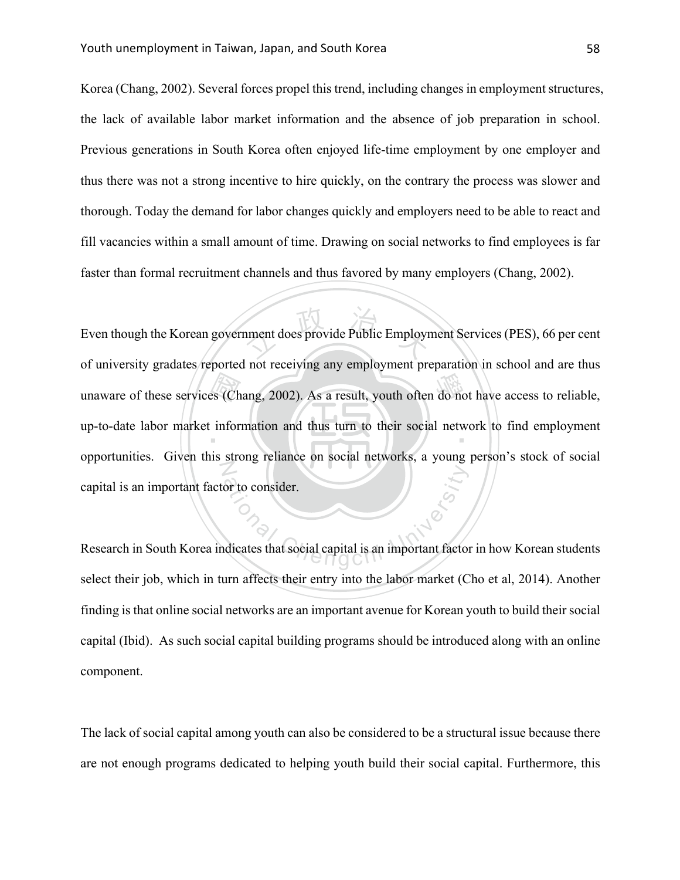Korea (Chang, 2002). Several forces propel this trend, including changes in employment structures, the lack of available labor market information and the absence of job preparation in school. Previous generations in South Korea often enjoyed life-time employment by one employer and thus there was not a strong incentive to hire quickly, on the contrary the process was slower and thorough. Today the demand for labor changes quickly and employers need to be able to react and fill vacancies within a small amount of time. Drawing on social networks to find employees is far faster than formal recruitment channels and thus favored by many employers (Chang, 2002).

Even though the Korean government does provide Public Employment Services (PES), 66 per cent of university gradates reported not receiving any employment preparation in school and are thus unaware of these services (Chang, 2002). As a result, youth often do not have access to reliable, up-to-date labor market information and thus turn to their social network to find employment opportunities. Given this strong reliance on social networks, a young person's stock of social capital is an important factor to consider.

Research in South Korea indicates that social capital is an important factor in how Korean students select their job, which in turn affects their entry into the labor market (Cho et al, 2014). Another finding is that online social networks are an important avenue for Korean youth to build their social capital (Ibid). As such social capital building programs should be introduced along with an online component.

The lack of social capital among youth can also be considered to be a structural issue because there are not enough programs dedicated to helping youth build their social capital. Furthermore, this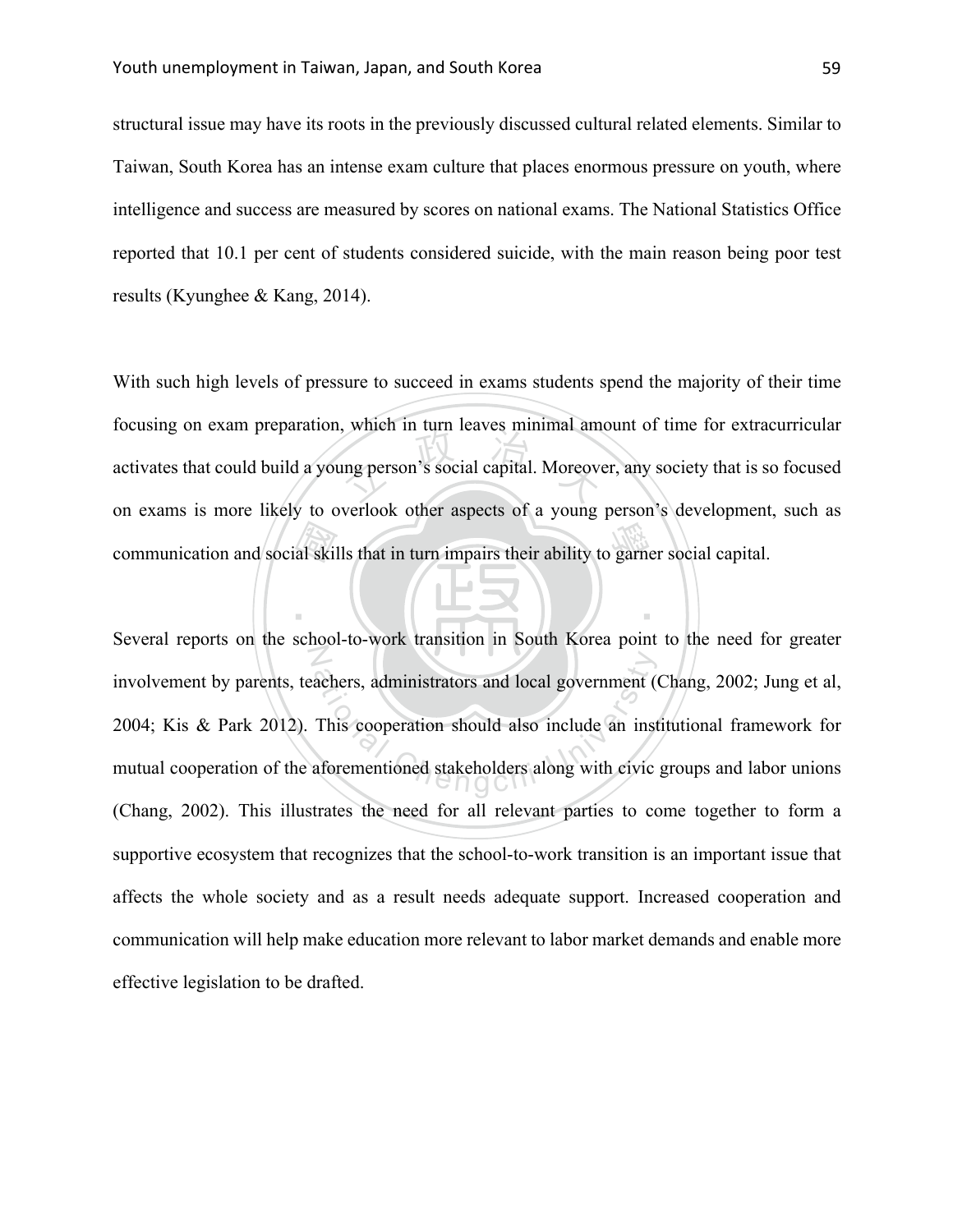structural issue may have its roots in the previously discussed cultural related elements. Similar to Taiwan, South Korea has an intense exam culture that places enormous pressure on youth, where intelligence and success are measured by scores on national exams. The National Statistics Office reported that 10.1 per cent of students considered suicide, with the main reason being poor test results (Kyunghee & Kang, 2014).

With such high levels of pressure to succeed in exams students spend the majority of their time focusing on exam preparation, which in turn leaves minimal amount of time for extracurricular activates that could build a young person's social capital. Moreover, any society that is so focused on exams is more likely to overlook other aspects of a young person's development, such as communication and social skills that in turn impairs their ability to garner social capital.

Several reports on the school-to-work transition in South Korea point to the need for greater involvement by parents, teachers, administrators and local government (Chang, 2002; Jung et al, 2004; Kis & Park 2012). This cooperation should also include an institutional framework for mutual cooperation of the aforementioned stakeholders along with civic groups and labor unions (Chang, 2002). This illustrates the need for all relevant parties to come together to form a supportive ecosystem that recognizes that the school-to-work transition is an important issue that affects the whole society and as a result needs adequate support. Increased cooperation and communication will help make education more relevant to labor market demands and enable more effective legislation to be drafted.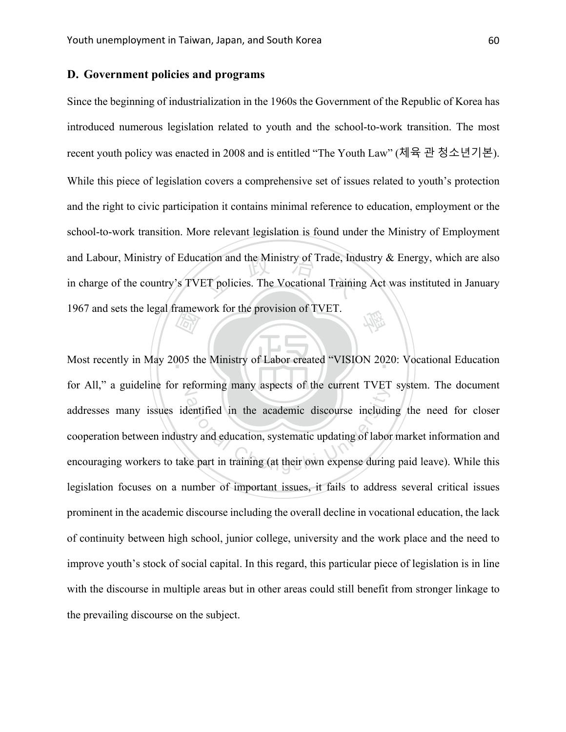## D. Government policies and programs

Since the beginning of industrialization in the 1960s the Government of the Republic of Korea has introduced numerous legislation related to youth and the school-to-work transition. The most recent youth policy was enacted in 2008 and is entitled "The Youth Law" (체육 관 청소년기본). While this piece of legislation covers a comprehensive set of issues related to youth's protection and the right to civic participation it contains minimal reference to education, employment or the school-to-work transition. More relevant legislation is found under the Ministry of Employment and Labour, Ministry of Education and the Ministry of Trade, Industry & Energy, which are also in charge of the country's TVET policies. The Vocational Training Act was instituted in January 1967 and sets the legal framework for the provision of TVET.

Most recently in May 2005 the Ministry of Labor created "VISION 2020: Vocational Education for All," a guideline for reforming many aspects of the current TVET system. The document addresses many issues identified in the academic discourse including the need for closer cooperation between industry and education, systematic updating of labor market information and encouraging workers to take part in training (at their own expense during paid leave). While this legislation focuses on a number of important issues, it fails to address several critical issues prominent in the academic discourse including the overall decline in vocational education, the lack of continuity between high school, junior college, university and the work place and the need to improve youth's stock of social capital. In this regard, this particular piece of legislation is in line with the discourse in multiple areas but in other areas could still benefit from stronger linkage to the prevailing discourse on the subject.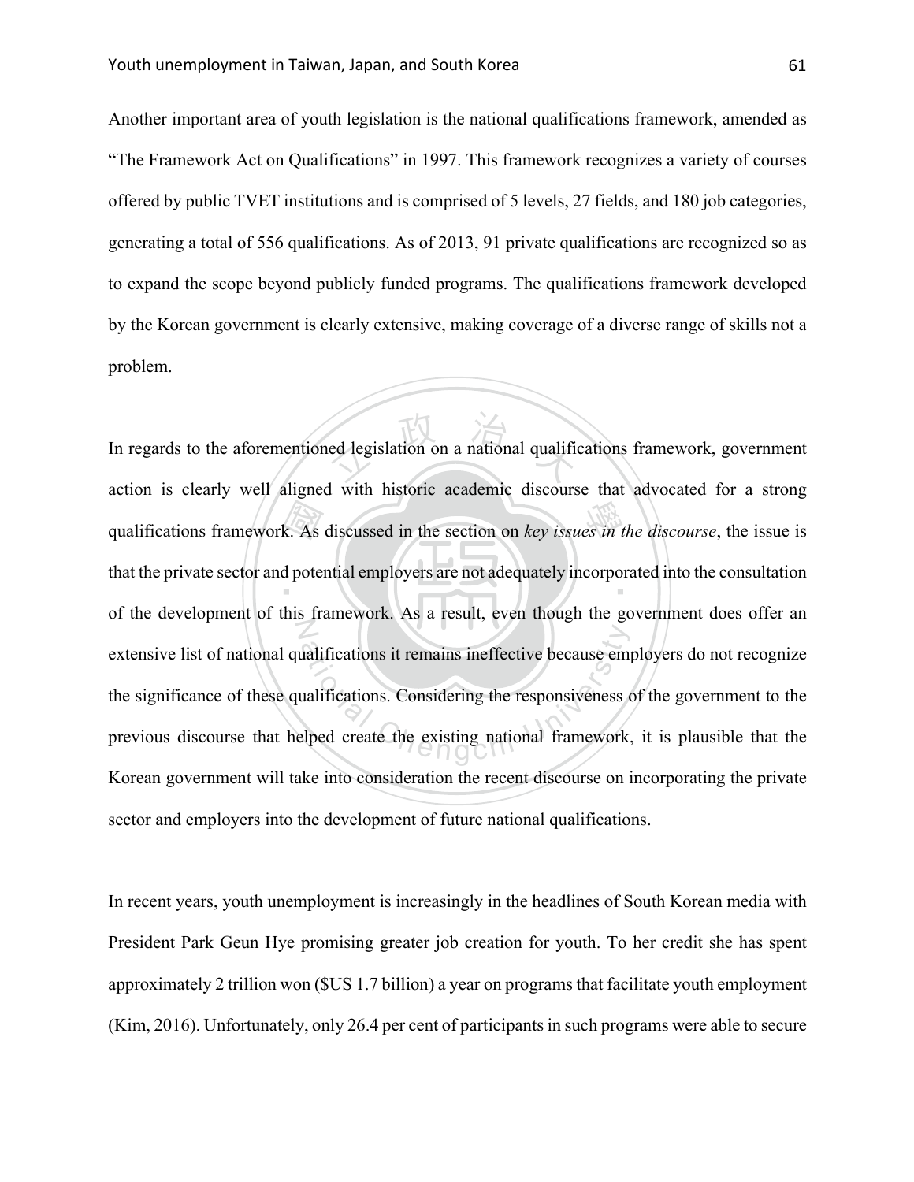Another important area of youth legislation is the national qualifications framework, amended as "The Framework Act on Qualifications" in 1997. This framework recognizes a variety of courses offered by public TVET institutions and is comprised of 5 levels, 27 fields, and 180 job categories, generating a total of 556 qualifications. As of 2013, 91 private qualifications are recognized so as to expand the scope beyond publicly funded programs. The qualifications framework developed by the Korean government is clearly extensive, making coverage of a diverse range of skills not a problem.

In regards to the aforementioned legislation on a national qualifications framework, government action is clearly well aligned with historic academic discourse that advocated for a strong qualifications framework. As discussed in the section on *key issues in the discourse*, the issue is that the private sector and potential employers are not adequately incorporated into the consultation of the development of this framework. As a result, even though the government does offer an extensive list of national qualifications it remains ineffective because employers do not recognize the significance of these qualifications. Considering the responsiveness of the government to the previous discourse that helped create the existing national framework, it is plausible that the Korean government will take into consideration the recent discourse on incorporating the private sector and employers into the development of future national qualifications.

In recent years, youth unemployment is increasingly in the headlines of South Korean media with President Park Geun Hye promising greater job creation for youth. To her credit she has spent approximately 2 trillion won ($US 1.7 billion) a year on programs that facilitate youth employment (Kim, 2016). Unfortunately, only 26.4 per cent of participants in such programs were able to secure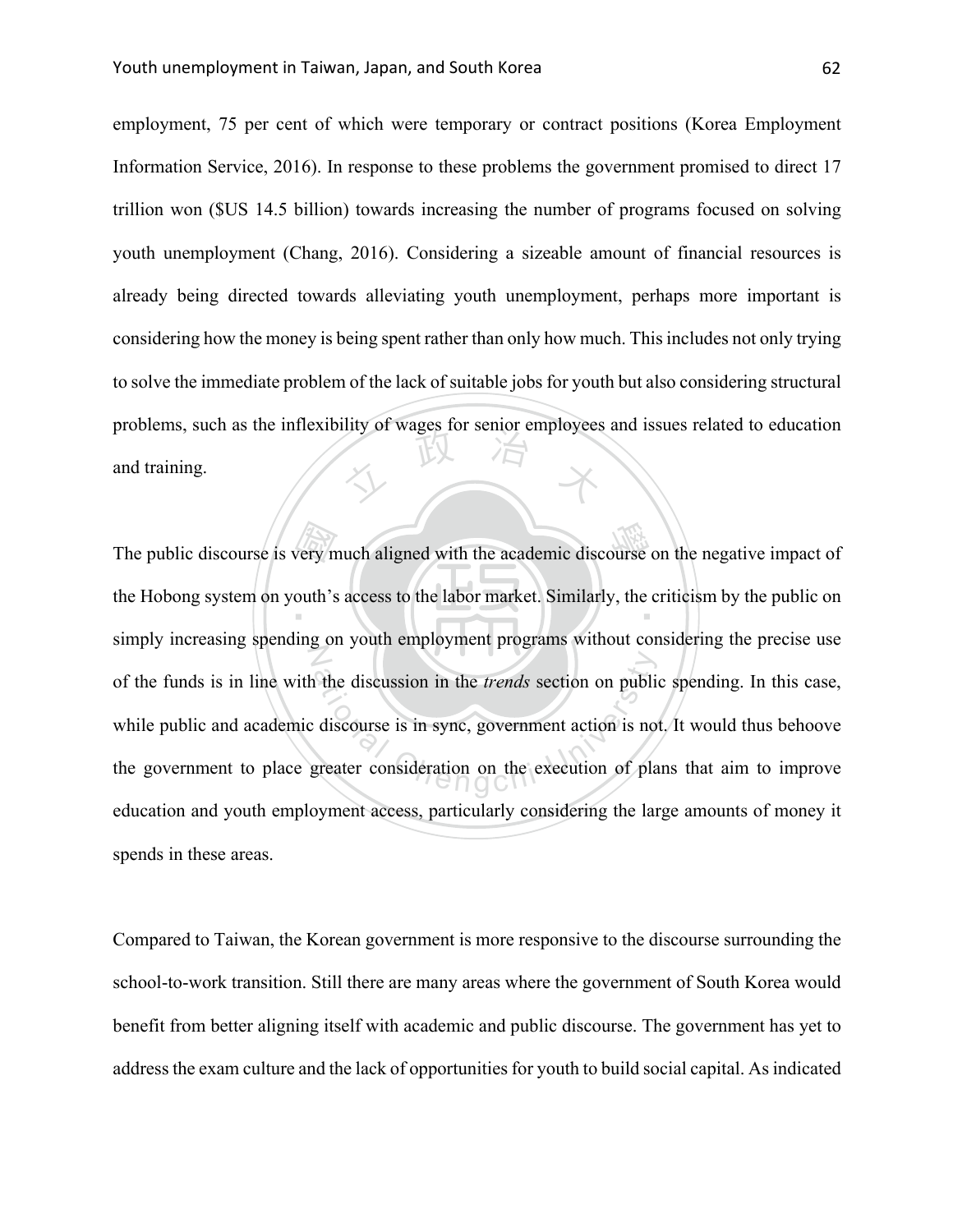employment, 75 per cent of which were temporary or contract positions (Korea Employment Information Service, 2016). In response to these problems the government promised to direct 17 trillion won ($US 14.5 billion) towards increasing the number of programs focused on solving youth unemployment (Chang, 2016). Considering a sizeable amount of financial resources is already being directed towards alleviating youth unemployment, perhaps more important is considering how the money is being spent rather than only how much. This includes not only trying to solve the immediate problem of the lack of suitable jobs for youth but also considering structural problems, such as the inflexibility of wages for senior employees and issues related to education and training.

The public discourse is very much aligned with the academic discourse on the negative impact of the Hobong system on youth's access to the labor market. Similarly, the criticism by the public on simply increasing spending on youth employment programs without considering the precise use of the funds is in line with the discussion in the *trends* section on public spending. In this case, while public and academic discourse is in sync, government action is not. It would thus behoove the government to place greater consideration on the execution of plans that aim to improve education and youth employment access, particularly considering the large amounts of money it spends in these areas.

Compared to Taiwan, the Korean government is more responsive to the discourse surrounding the school-to-work transition. Still there are many areas where the government of South Korea would benefit from better aligning itself with academic and public discourse. The government has yet to address the exam culture and the lack of opportunities for youth to build social capital. As indicated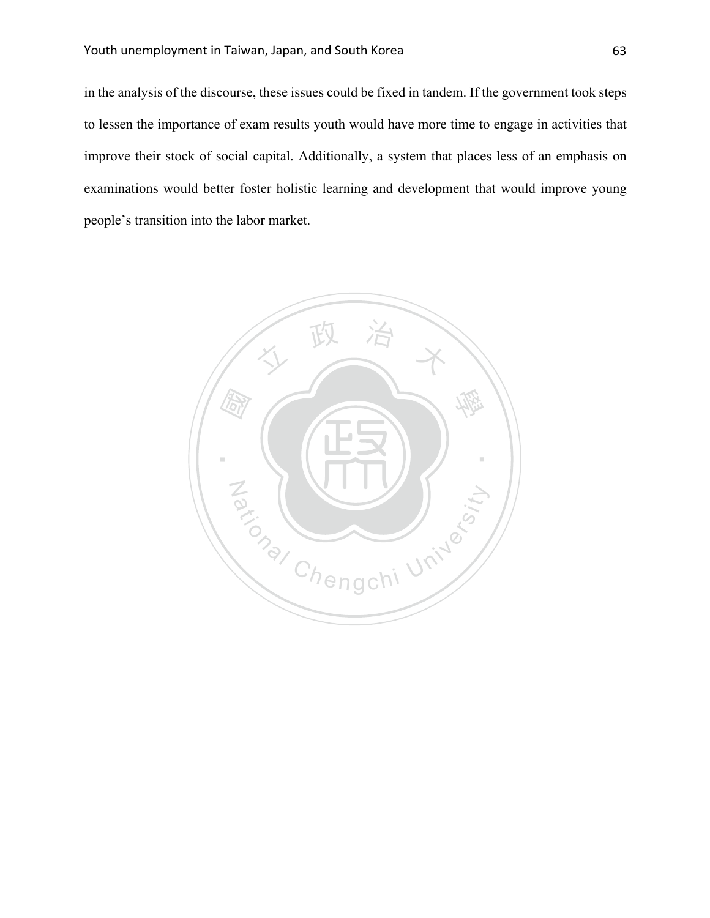in the analysis of the discourse, these issues could be fixed in tandem. If the government took steps to lessen the importance of exam results youth would have more time to engage in activities that improve their stock of social capital. Additionally, a system that places less of an emphasis on examinations would better foster holistic learning and development that would improve young people's transition into the labor market.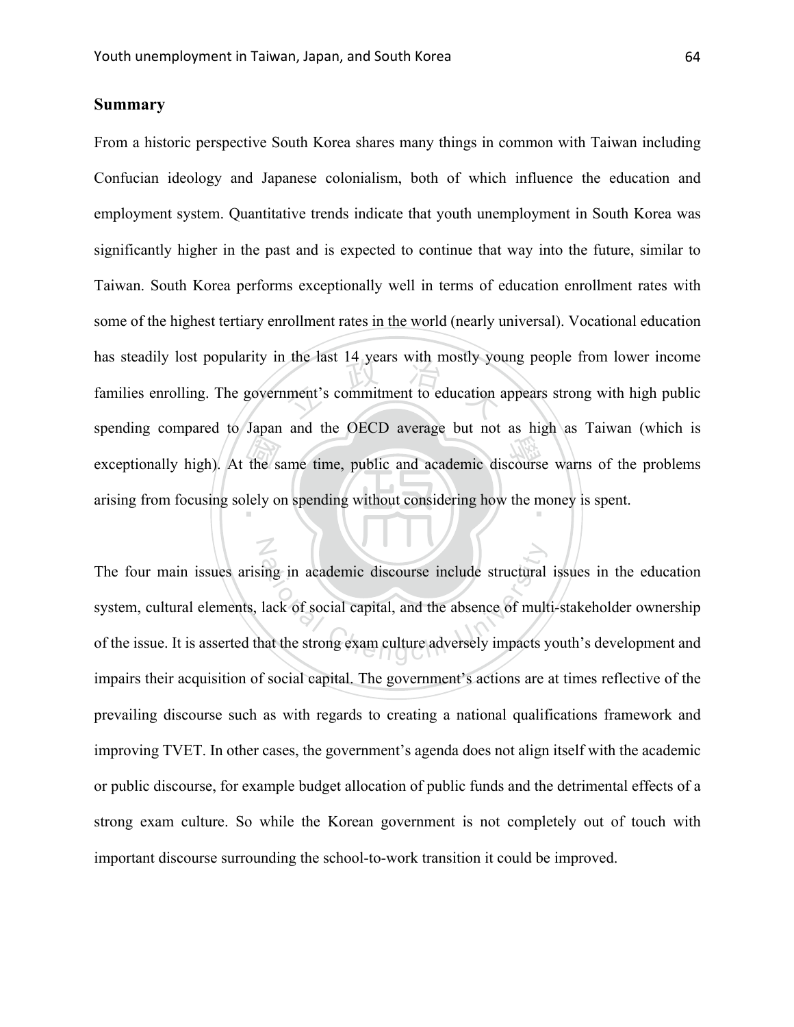## Summary

From a historic perspective South Korea shares many things in common with Taiwan including Confucian ideology and Japanese colonialism, both of which influence the education and employment system. Quantitative trends indicate that youth unemployment in South Korea was significantly higher in the past and is expected to continue that way into the future, similar to Taiwan. South Korea performs exceptionally well in terms of education enrollment rates with some of the highest tertiary enrollment rates in the world (nearly universal). Vocational education has steadily lost popularity in the last 14 years with mostly young people from lower income families enrolling. The government's commitment to education appears strong with high public spending compared to Japan and the OECD average but not as high as Taiwan (which is exceptionally high). At the same time, public and academic discourse warns of the problems arising from focusing solely on spending without considering how the money is spent.

The four main issues arising in academic discourse include structural issues in the education system, cultural elements, lack of social capital, and the absence of multi-stakeholder ownership of the issue. It is asserted that the strong exam culture adversely impacts youth's development and impairs their acquisition of social capital. The government's actions are at times reflective of the prevailing discourse such as with regards to creating a national qualifications framework and improving TVET. In other cases, the government's agenda does not align itself with the academic or public discourse, for example budget allocation of public funds and the detrimental effects of a strong exam culture. So while the Korean government is not completely out of touch with important discourse surrounding the school-to-work transition it could be improved.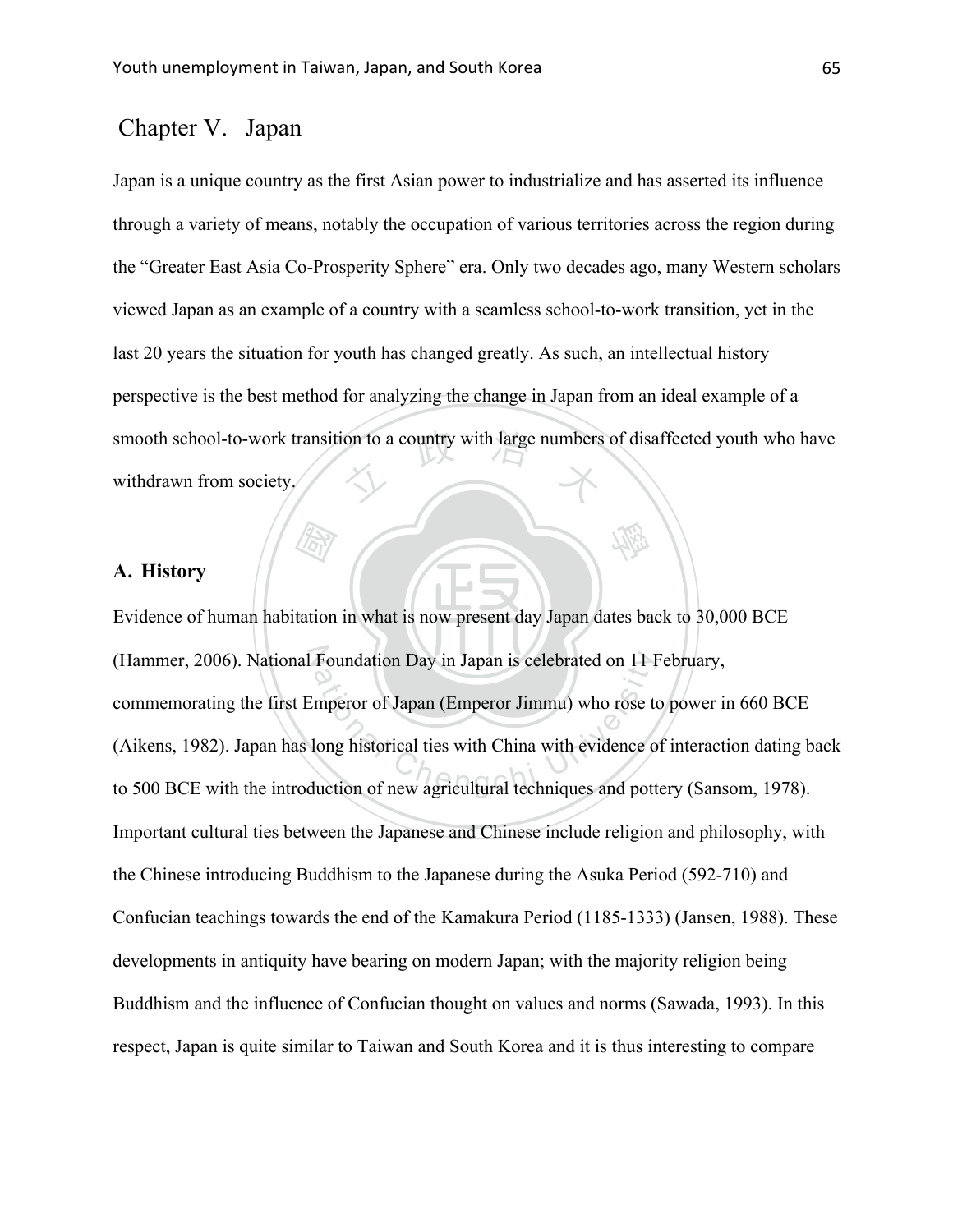# Chapter V. Japan

Japan is a unique country as the first Asian power to industrialize and has asserted its influence through a variety of means, notably the occupation of various territories across the region during the "Greater East Asia Co-Prosperity Sphere" era. Only two decades ago, many Western scholars viewed Japan as an example of a country with a seamless school-to-work transition, yet in the last 20 years the situation for youth has changed greatly. As such, an intellectual history perspective is the best method for analyzing the change in Japan from an ideal example of a smooth school-to-work transition to a country with large numbers of disaffected youth who have withdrawn from society.

## A. History

Evidence of human habitation in what is now present day Japan dates back to 30,000 BCE (Hammer, 2006). National Foundation Day in Japan is celebrated on 11 February, commemorating the first Emperor of Japan (Emperor Jimmu) who rose to power in 660 BCE (Aikens, 1982). Japan has long historical ties with China with evidence of interaction dating back to 500 BCE with the introduction of new agricultural techniques and pottery (Sansom, 1978). Important cultural ties between the Japanese and Chinese include religion and philosophy, with the Chinese introducing Buddhism to the Japanese during the Asuka Period (592-710) and Confucian teachings towards the end of the Kamakura Period (1185-1333) (Jansen, 1988). These developments in antiquity have bearing on modern Japan; with the majority religion being Buddhism and the influence of Confucian thought on values and norms (Sawada, 1993). In this respect, Japan is quite similar to Taiwan and South Korea and it is thus interesting to compare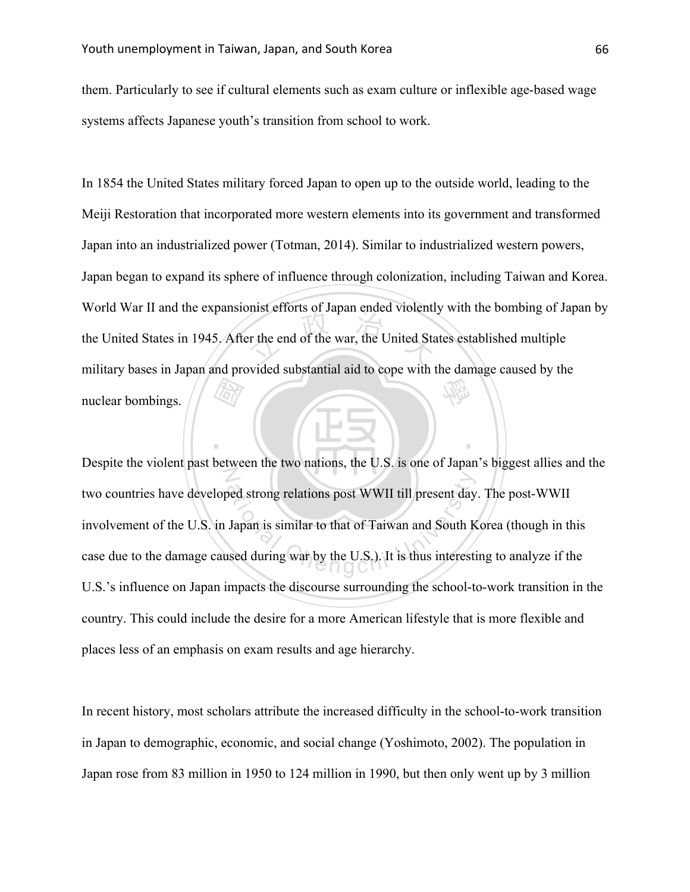them. Particularly to see if cultural elements such as exam culture or inflexible age-based wage systems affects Japanese youth's transition from school to work.

In 1854 the United States military forced Japan to open up to the outside world, leading to the Meiji Restoration that incorporated more western elements into its government and transformed Japan into an industrialized power (Totman, 2014). Similar to industrialized western powers, Japan began to expand its sphere of influence through colonization, including Taiwan and Korea. World War II and the expansionist efforts of Japan ended violently with the bombing of Japan by the United States in 1945. After the end of the war, the United States established multiple military bases in Japan and provided substantial aid to cope with the damage caused by the nuclear bombings.

Despite the violent past between the two nations, the U.S. is one of Japan's biggest allies and the two countries have developed strong relations post WWII till present day. The post-WWII involvement of the U.S. in Japan is similar to that of Taiwan and South Korea (though in this case due to the damage caused during war by the U.S.). It is thus interesting to analyze if the U.S.'s influence on Japan impacts the discourse surrounding the school-to-work transition in the country. This could include the desire for a more American lifestyle that is more flexible and places less of an emphasis on exam results and age hierarchy.

In recent history, most scholars attribute the increased difficulty in the school-to-work transition in Japan to demographic, economic, and social change (Yoshimoto, 2002). The population in Japan rose from 83 million in 1950 to 124 million in 1990, but then only went up by 3 million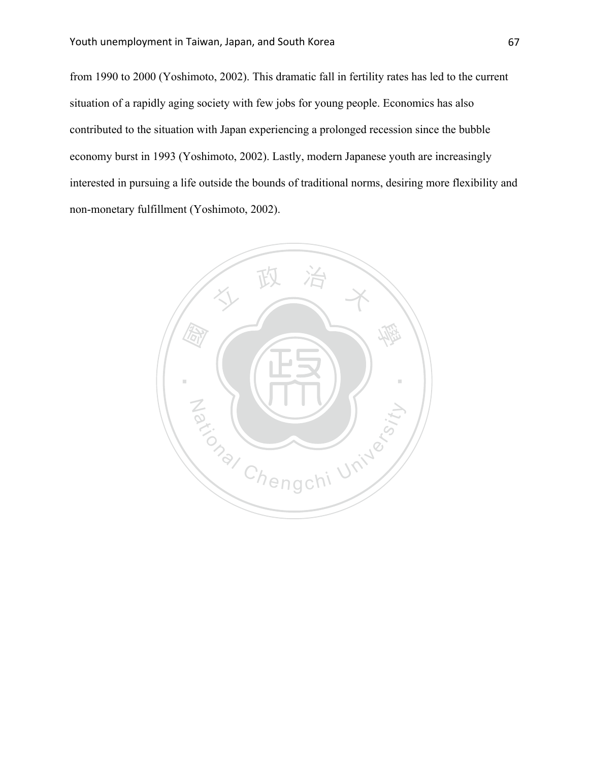from 1990 to 2000 (Yoshimoto, 2002). This dramatic fall in fertility rates has led to the current situation of a rapidly aging society with few jobs for young people. Economics has also contributed to the situation with Japan experiencing a prolonged recession since the bubble economy burst in 1993 (Yoshimoto, 2002). Lastly, modern Japanese youth are increasingly interested in pursuing a life outside the bounds of traditional norms, desiring more flexibility and non-monetary fulfillment (Yoshimoto, 2002).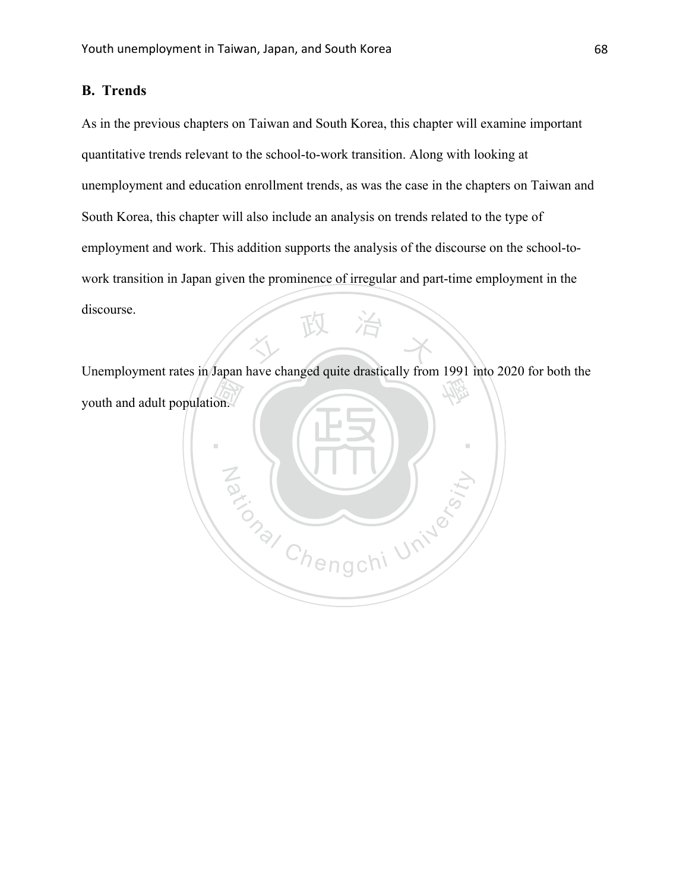## B. Trends

As in the previous chapters on Taiwan and South Korea, this chapter will examine important quantitative trends relevant to the school-to-work transition. Along with looking at unemployment and education enrollment trends, as was the case in the chapters on Taiwan and South Korea, this chapter will also include an analysis on trends related to the type of employment and work. This addition supports the analysis of the discourse on the school-to-work transition in Japan given the prominence of irregular and part-time employment in the discourse.

Unemployment rates in Japan have changed quite drastically from 1991 into 2020 for both the youth and adult population.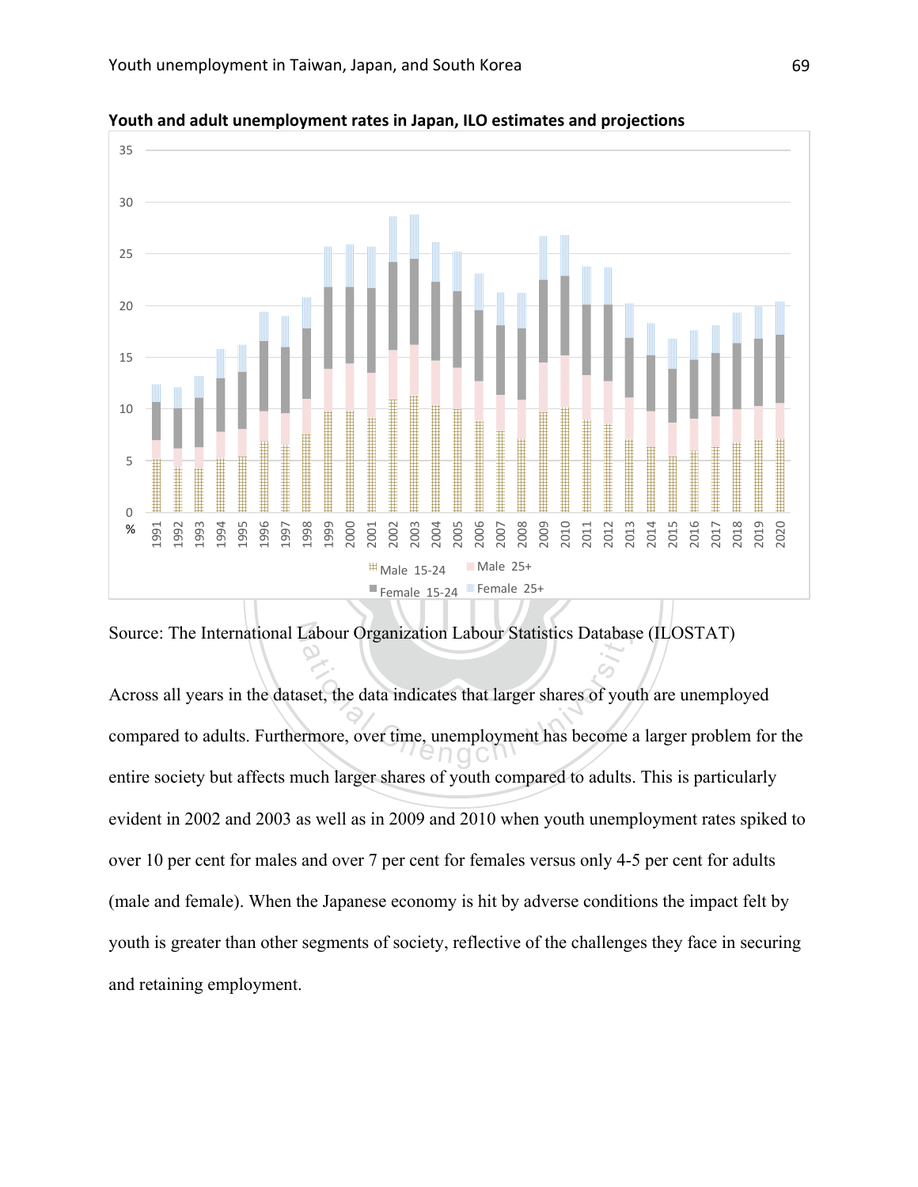**Youth and adult unemployment rates in Japan, ILO estimates and projections**

Source: The International Labour Organization Labour Statistics Database (ILOSTAT)

Across all years in the dataset, the data indicates that larger shares of youth are unemployed compared to adults. Furthermore, over time, unemployment has become a larger problem for the entire society but affects much larger shares of youth compared to adults. This is particularly evident in 2002 and 2003 as well as in 2009 and 2010 when youth unemployment rates spiked to over 10 per cent for males and over 7 per cent for females versus only 4-5 per cent for adults (male and female). When the Japanese economy is hit by adverse conditions the impact felt by youth is greater than other segments of society, reflective of the challenges they face in securing and retaining employment.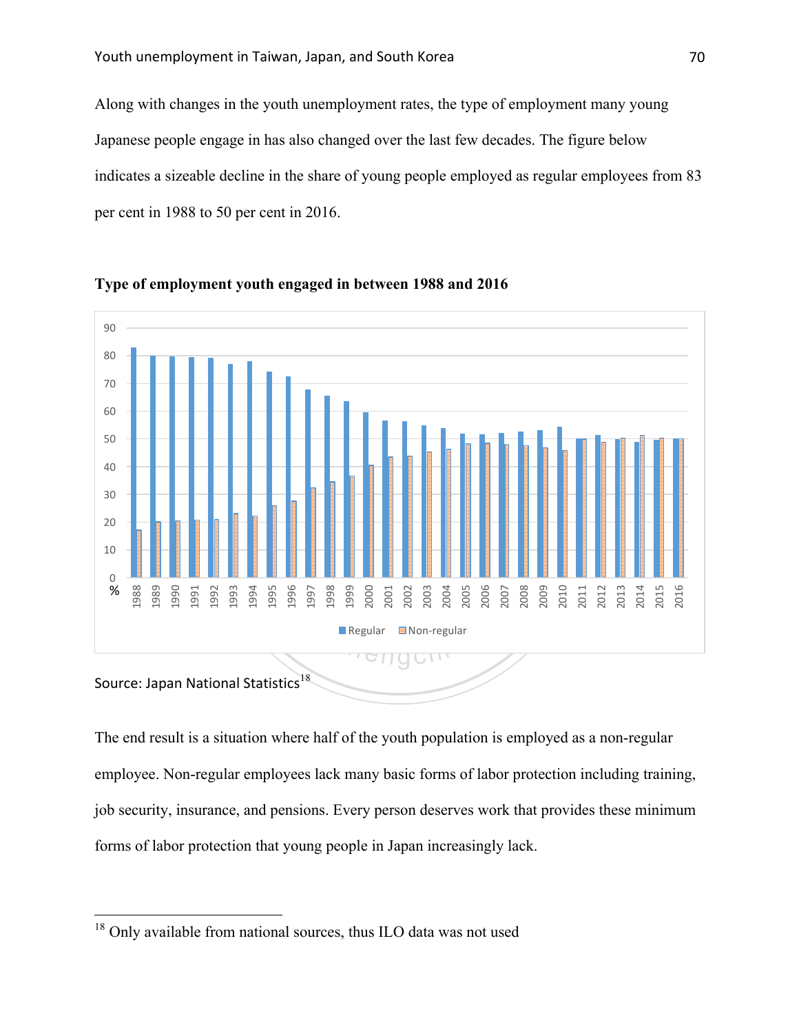Along with changes in the youth unemployment rates, the type of employment many young Japanese people engage in has also changed over the last few decades. The figure below indicates a sizeable decline in the share of young people employed as regular employees from 83 per cent in 1988 to 50 per cent in 2016.

**Type of employment youth engaged in between 1988 and 2016**

Source: Japan National Statistics[18]

The end result is a situation where half of the youth population is employed as a non-regular employee. Non-regular employees lack many basic forms of labor protection including training, job security, insurance, and pensions. Every person deserves work that provides these minimum forms of labor protection that young people in Japan increasingly lack.

[18] Only available from national sources, thus ILO data was not used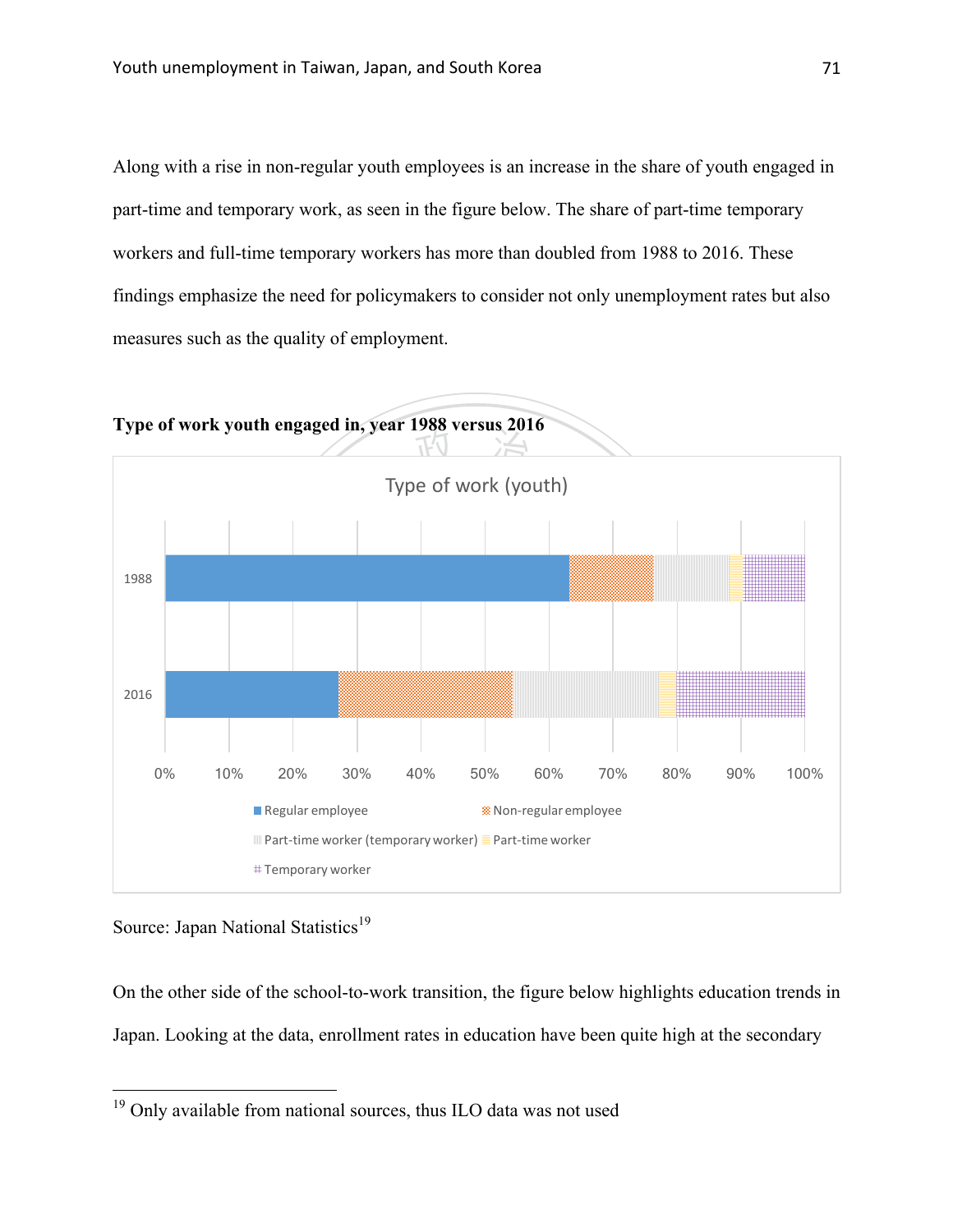Along with a rise in non-regular youth employees is an increase in the share of youth engaged in part-time and temporary work, as seen in the figure below. The share of part-time temporary workers and full-time temporary workers has more than doubled from 1988 to 2016. These findings emphasize the need for policymakers to consider not only unemployment rates but also measures such as the quality of employment.

**Type of work youth engaged in, year 1988 versus 2016**

Type of work (youth)

1988

2016

0% 10% 20% 30% 40% 50% 60% 70% 80% 90% 100%

Regular employee · Non-regular employee · Part-time worker (temporary worker) · Part-time worker · Temporary worker

Source: Japan National Statistics[19]

On the other side of the school-to-work transition, the figure below highlights education trends in Japan. Looking at the data, enrollment rates in education have been quite high at the secondary

[19] Only available from national sources, thus ILO data was not used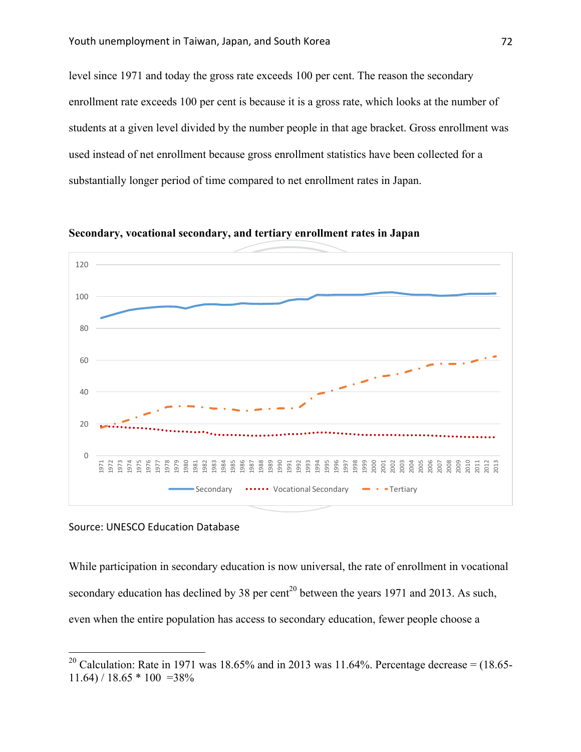level since 1971 and today the gross rate exceeds 100 per cent. The reason the secondary enrollment rate exceeds 100 per cent is because it is a gross rate, which looks at the number of students at a given level divided by the number people in that age bracket. Gross enrollment was used instead of net enrollment because gross enrollment statistics have been collected for a substantially longer period of time compared to net enrollment rates in Japan.

**Secondary, vocational secondary, and tertiary enrollment rates in Japan**

Source: UNESCO Education Database

While participation in secondary education is now universal, the rate of enrollment in vocational secondary education has declined by 38 per cent[20] between the years 1971 and 2013. As such, even when the entire population has access to secondary education, fewer people choose a

[20] Calculation: Rate in 1971 was 18.65% and in 2013 was 11.64%. Percentage decrease = (18.65-11.64) / 18.65 * 100 =38%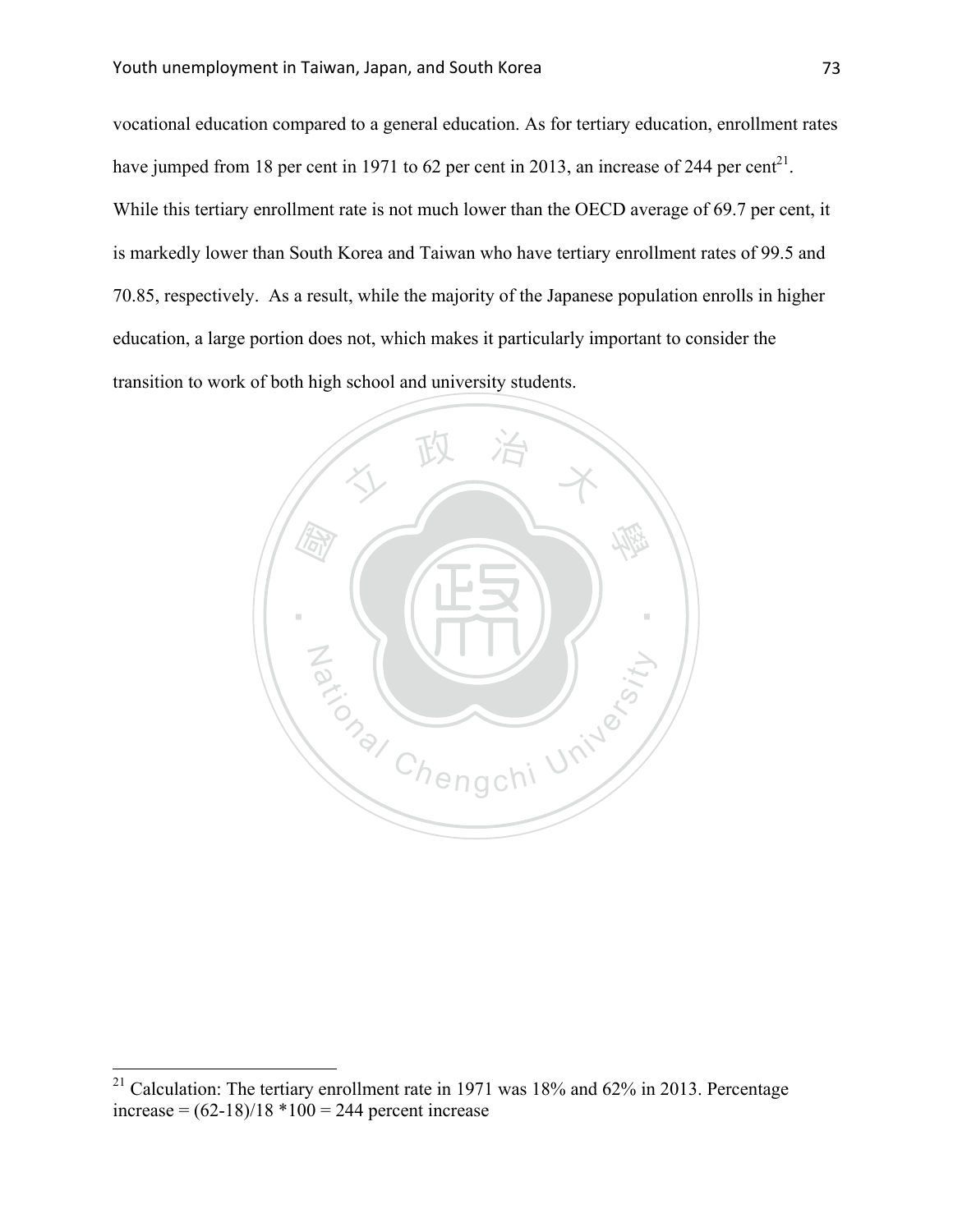vocational education compared to a general education. As for tertiary education, enrollment rates have jumped from 18 per cent in 1971 to 62 per cent in 2013, an increase of 244 per cent[21]. While this tertiary enrollment rate is not much lower than the OECD average of 69.7 per cent, it is markedly lower than South Korea and Taiwan who have tertiary enrollment rates of 99.5 and 70.85, respectively. As a result, while the majority of the Japanese population enrolls in higher education, a large portion does not, which makes it particularly important to consider the transition to work of both high school and university students.

---

[21] Calculation: The tertiary enrollment rate in 1971 was 18% and 62% in 2013. Percentage increase = (62-18)/18 *100 = 244 percent increase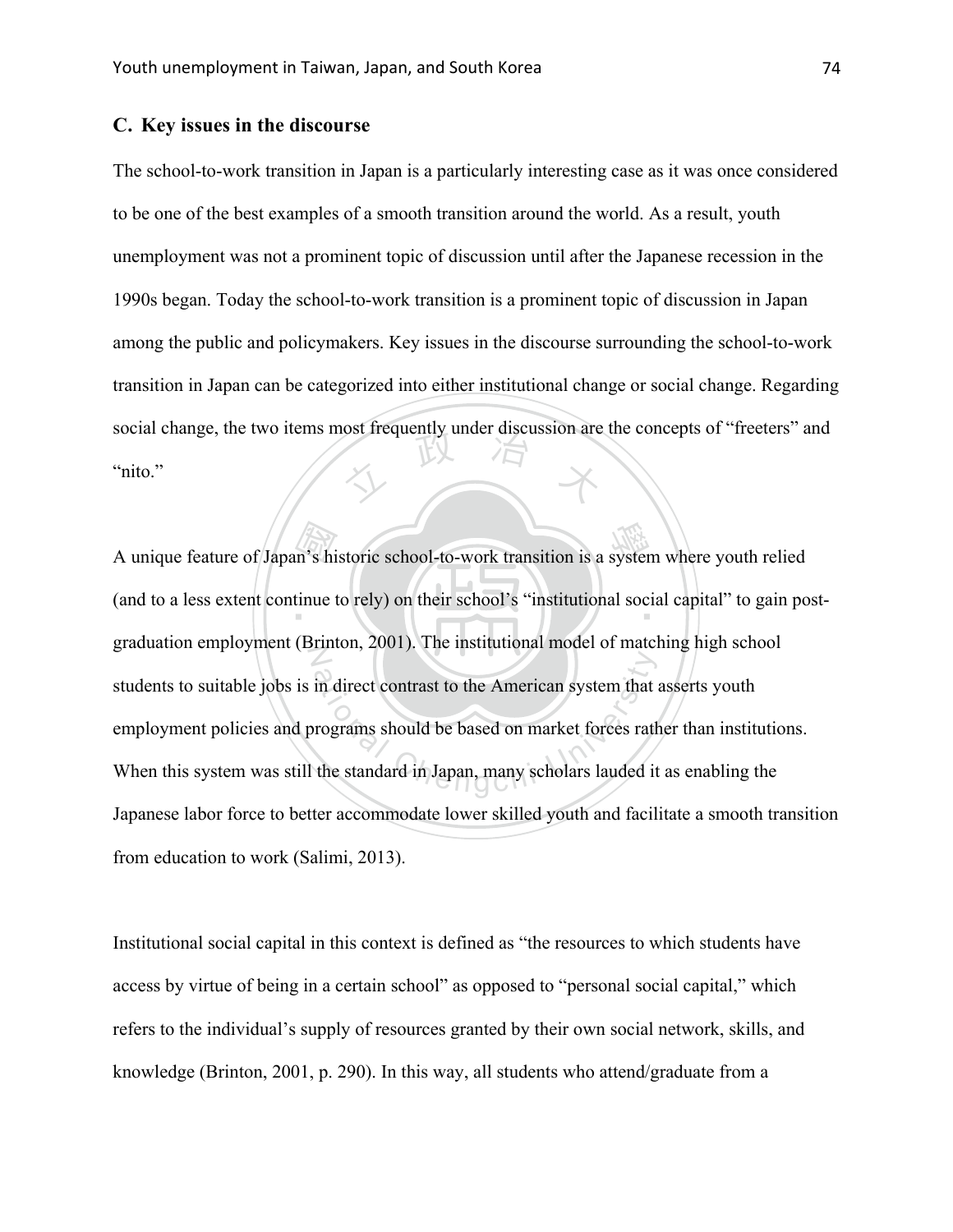### C. Key issues in the discourse

The school-to-work transition in Japan is a particularly interesting case as it was once considered to be one of the best examples of a smooth transition around the world. As a result, youth unemployment was not a prominent topic of discussion until after the Japanese recession in the 1990s began. Today the school-to-work transition is a prominent topic of discussion in Japan among the public and policymakers. Key issues in the discourse surrounding the school-to-work transition in Japan can be categorized into either institutional change or social change. Regarding social change, the two items most frequently under discussion are the concepts of "freeters" and "nito."

A unique feature of Japan's historic school-to-work transition is a system where youth relied (and to a less extent continue to rely) on their school's "institutional social capital" to gain post-graduation employment (Brinton, 2001). The institutional model of matching high school students to suitable jobs is in direct contrast to the American system that asserts youth employment policies and programs should be based on market forces rather than institutions. When this system was still the standard in Japan, many scholars lauded it as enabling the Japanese labor force to better accommodate lower skilled youth and facilitate a smooth transition from education to work (Salimi, 2013).

Institutional social capital in this context is defined as "the resources to which students have access by virtue of being in a certain school" as opposed to "personal social capital," which refers to the individual's supply of resources granted by their own social network, skills, and knowledge (Brinton, 2001, p. 290). In this way, all students who attend/graduate from a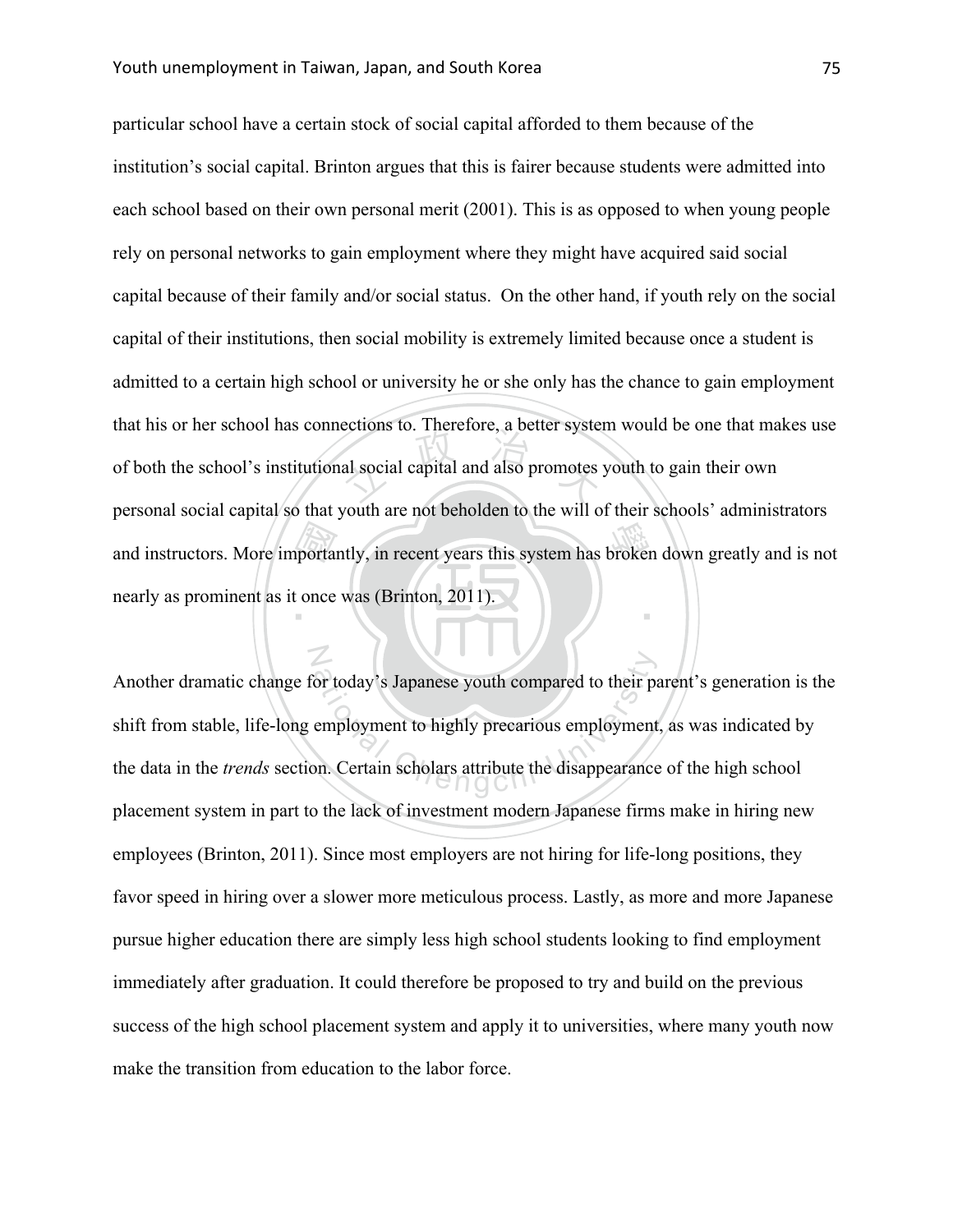particular school have a certain stock of social capital afforded to them because of the institution's social capital. Brinton argues that this is fairer because students were admitted into each school based on their own personal merit (2001). This is as opposed to when young people rely on personal networks to gain employment where they might have acquired said social capital because of their family and/or social status. On the other hand, if youth rely on the social capital of their institutions, then social mobility is extremely limited because once a student is admitted to a certain high school or university he or she only has the chance to gain employment that his or her school has connections to. Therefore, a better system would be one that makes use of both the school's institutional social capital and also promotes youth to gain their own personal social capital so that youth are not beholden to the will of their schools' administrators and instructors. More importantly, in recent years this system has broken down greatly and is not nearly as prominent as it once was (Brinton, 2011).

Another dramatic change for today's Japanese youth compared to their parent's generation is the shift from stable, life-long employment to highly precarious employment, as was indicated by the data in the *trends* section. Certain scholars attribute the disappearance of the high school placement system in part to the lack of investment modern Japanese firms make in hiring new employees (Brinton, 2011). Since most employers are not hiring for life-long positions, they favor speed in hiring over a slower more meticulous process. Lastly, as more and more Japanese pursue higher education there are simply less high school students looking to find employment immediately after graduation. It could therefore be proposed to try and build on the previous success of the high school placement system and apply it to universities, where many youth now make the transition from education to the labor force.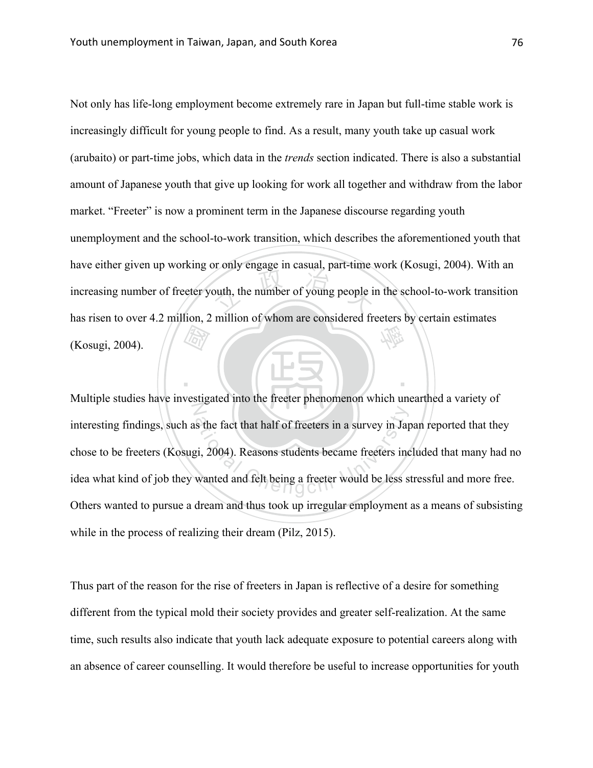Not only has life-long employment become extremely rare in Japan but full-time stable work is increasingly difficult for young people to find. As a result, many youth take up casual work (arubaito) or part-time jobs, which data in the *trends* section indicated. There is also a substantial amount of Japanese youth that give up looking for work all together and withdraw from the labor market. "Freeter" is now a prominent term in the Japanese discourse regarding youth unemployment and the school-to-work transition, which describes the aforementioned youth that have either given up working or only engage in casual, part-time work (Kosugi, 2004). With an increasing number of freeter youth, the number of young people in the school-to-work transition has risen to over 4.2 million, 2 million of whom are considered freeters by certain estimates (Kosugi, 2004).

Multiple studies have investigated into the freeter phenomenon which unearthed a variety of interesting findings, such as the fact that half of freeters in a survey in Japan reported that they chose to be freeters (Kosugi, 2004). Reasons students became freeters included that many had no idea what kind of job they wanted and felt being a freeter would be less stressful and more free. Others wanted to pursue a dream and thus took up irregular employment as a means of subsisting while in the process of realizing their dream (Pilz, 2015).

Thus part of the reason for the rise of freeters in Japan is reflective of a desire for something different from the typical mold their society provides and greater self-realization. At the same time, such results also indicate that youth lack adequate exposure to potential careers along with an absence of career counselling. It would therefore be useful to increase opportunities for youth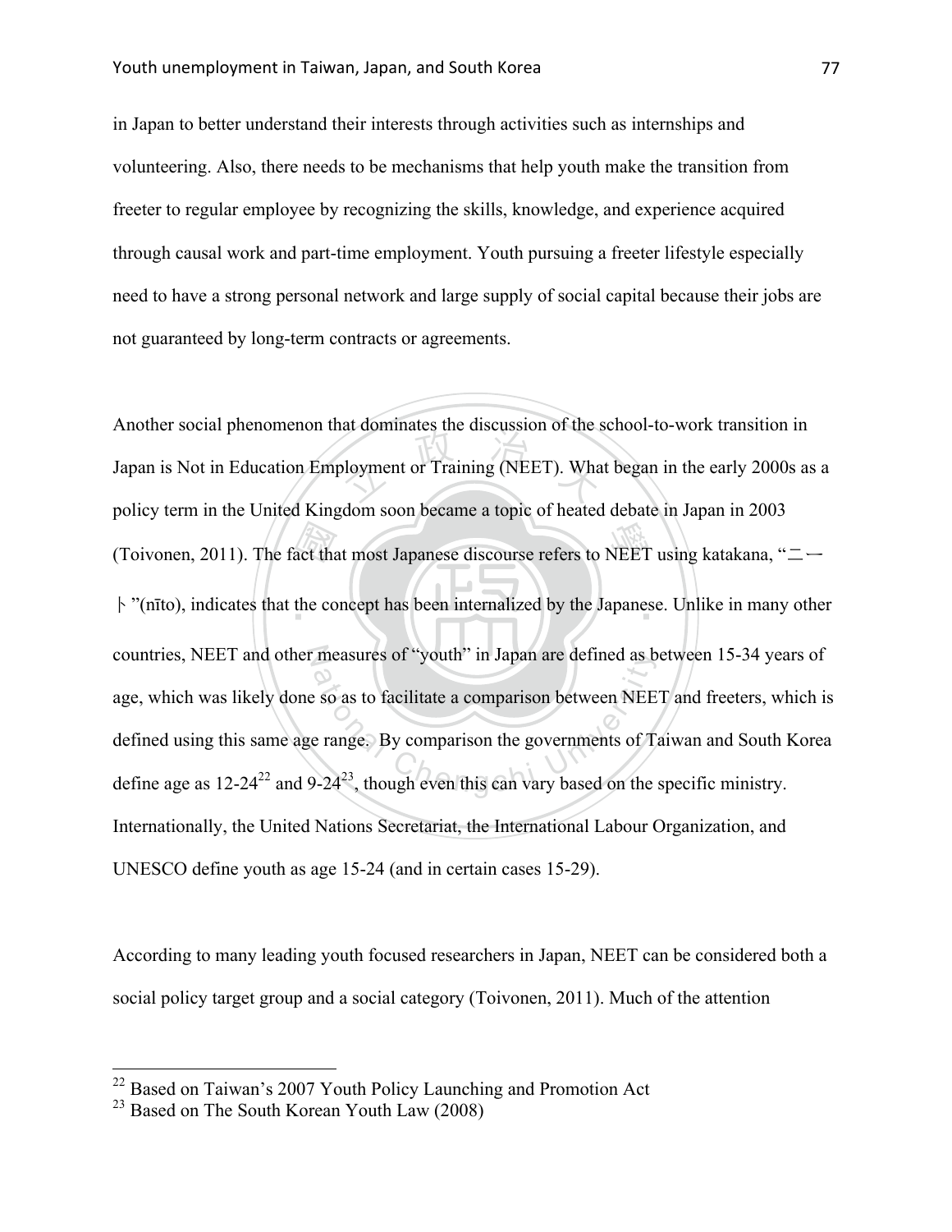in Japan to better understand their interests through activities such as internships and volunteering. Also, there needs to be mechanisms that help youth make the transition from freeter to regular employee by recognizing the skills, knowledge, and experience acquired through causal work and part-time employment. Youth pursuing a freeter lifestyle especially need to have a strong personal network and large supply of social capital because their jobs are not guaranteed by long-term contracts or agreements.

Another social phenomenon that dominates the discussion of the school-to-work transition in Japan is Not in Education Employment or Training (NEET). What began in the early 2000s as a policy term in the United Kingdom soon became a topic of heated debate in Japan in 2003 (Toivonen, 2011). The fact that most Japanese discourse refers to NEET using katakana, "ニート"(nīto), indicates that the concept has been internalized by the Japanese. Unlike in many other countries, NEET and other measures of "youth" in Japan are defined as between 15-34 years of age, which was likely done so as to facilitate a comparison between NEET and freeters, which is defined using this same age range. By comparison the governments of Taiwan and South Korea define age as 12-24[22] and 9-24[23], though even this can vary based on the specific ministry. Internationally, the United Nations Secretariat, the International Labour Organization, and UNESCO define youth as age 15-24 (and in certain cases 15-29).

According to many leading youth focused researchers in Japan, NEET can be considered both a social policy target group and a social category (Toivonen, 2011). Much of the attention

---

[22] Based on Taiwan's 2007 Youth Policy Launching and Promotion Act

[23] Based on The South Korean Youth Law (2008)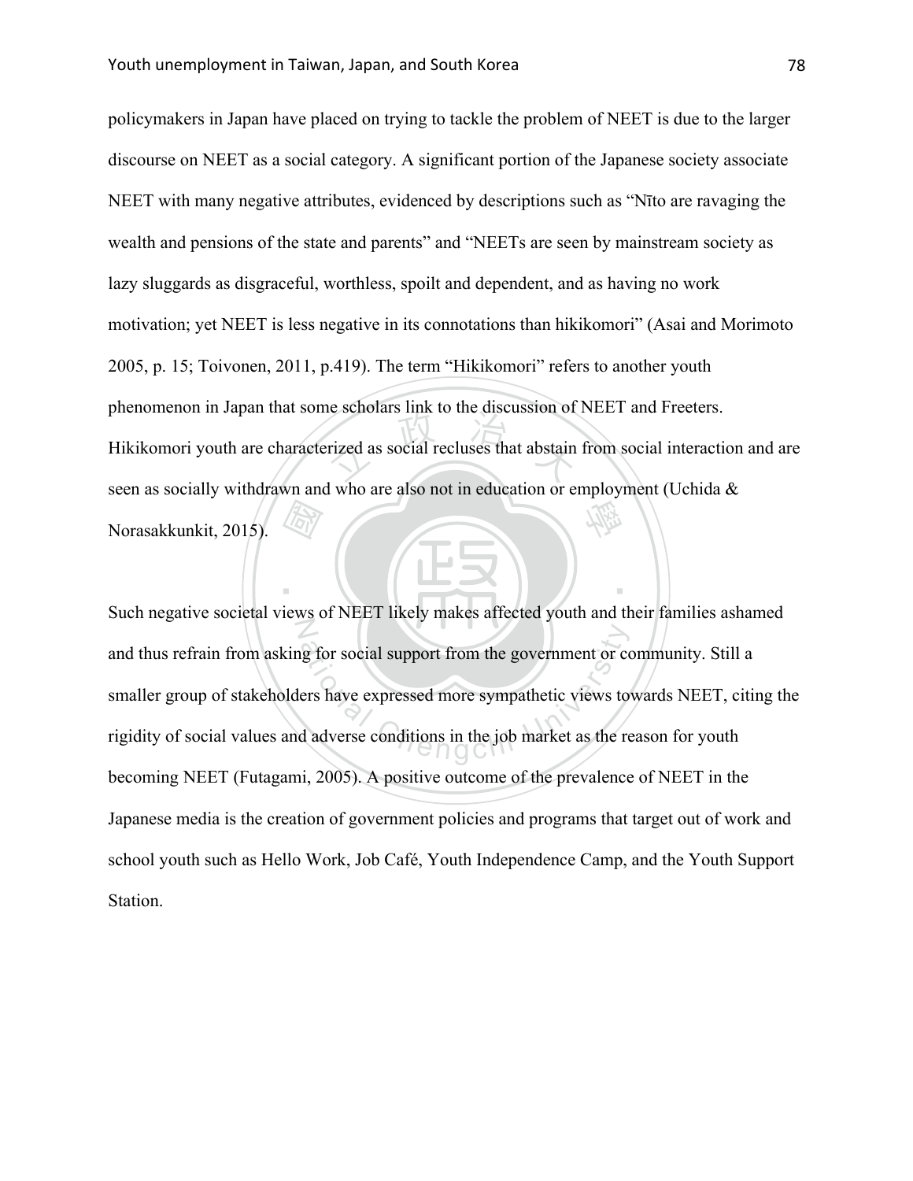policymakers in Japan have placed on trying to tackle the problem of NEET is due to the larger discourse on NEET as a social category. A significant portion of the Japanese society associate NEET with many negative attributes, evidenced by descriptions such as "Nīto are ravaging the wealth and pensions of the state and parents" and "NEETs are seen by mainstream society as lazy sluggards as disgraceful, worthless, spoilt and dependent, and as having no work motivation; yet NEET is less negative in its connotations than hikikomori" (Asai and Morimoto 2005, p. 15; Toivonen, 2011, p.419). The term "Hikikomori" refers to another youth phenomenon in Japan that some scholars link to the discussion of NEET and Freeters. Hikikomori youth are characterized as social recluses that abstain from social interaction and are seen as socially withdrawn and who are also not in education or employment (Uchida & Norasakkunkit, 2015).

Such negative societal views of NEET likely makes affected youth and their families ashamed and thus refrain from asking for social support from the government or community. Still a smaller group of stakeholders have expressed more sympathetic views towards NEET, citing the rigidity of social values and adverse conditions in the job market as the reason for youth becoming NEET (Futagami, 2005). A positive outcome of the prevalence of NEET in the Japanese media is the creation of government policies and programs that target out of work and school youth such as Hello Work, Job Café, Youth Independence Camp, and the Youth Support Station.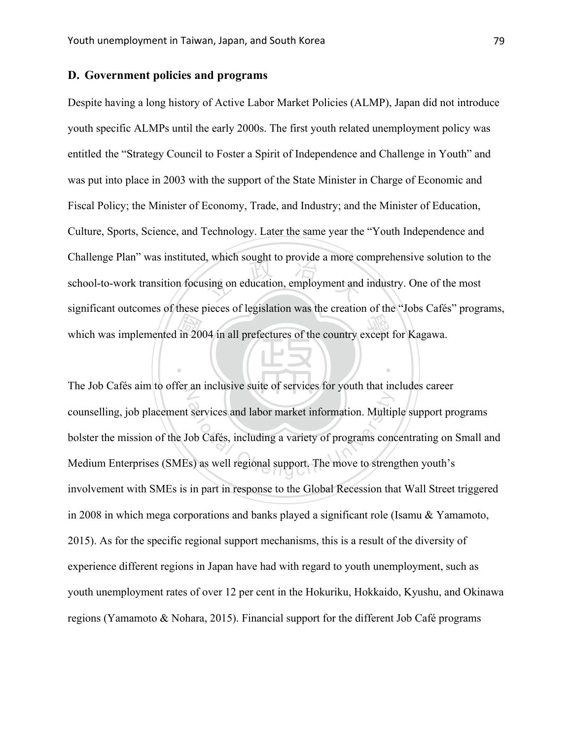## D. Government policies and programs

Despite having a long history of Active Labor Market Policies (ALMP), Japan did not introduce youth specific ALMPs until the early 2000s. The first youth related unemployment policy was entitled the "Strategy Council to Foster a Spirit of Independence and Challenge in Youth" and was put into place in 2003 with the support of the State Minister in Charge of Economic and Fiscal Policy; the Minister of Economy, Trade, and Industry; and the Minister of Education, Culture, Sports, Science, and Technology. Later the same year the "Youth Independence and Challenge Plan" was instituted, which sought to provide a more comprehensive solution to the school-to-work transition focusing on education, employment and industry. One of the most significant outcomes of these pieces of legislation was the creation of the "Jobs Cafés" programs, which was implemented in 2004 in all prefectures of the country except for Kagawa.

The Job Cafés aim to offer an inclusive suite of services for youth that includes career counselling, job placement services and labor market information. Multiple support programs bolster the mission of the Job Cafés, including a variety of programs concentrating on Small and Medium Enterprises (SMEs) as well regional support. The move to strengthen youth's involvement with SMEs is in part in response to the Global Recession that Wall Street triggered in 2008 in which mega corporations and banks played a significant role (Isamu & Yamamoto, 2015). As for the specific regional support mechanisms, this is a result of the diversity of experience different regions in Japan have had with regard to youth unemployment, such as youth unemployment rates of over 12 per cent in the Hokuriku, Hokkaido, Kyushu, and Okinawa regions (Yamamoto & Nohara, 2015). Financial support for the different Job Café programs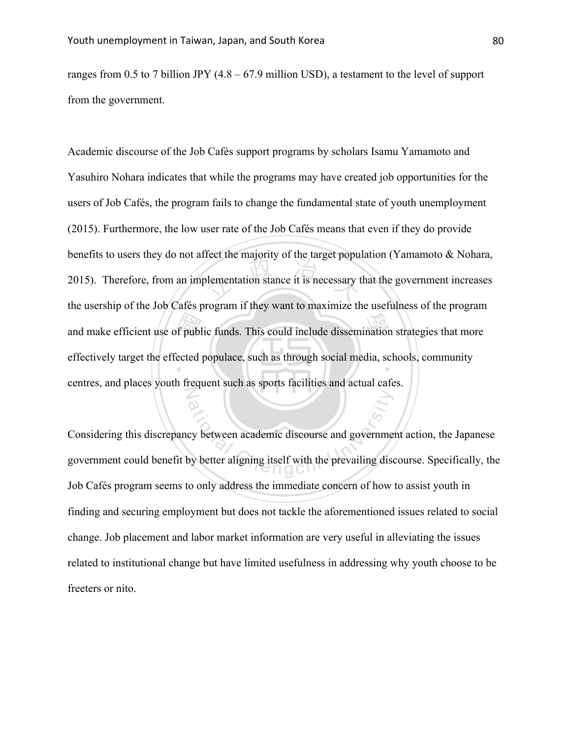ranges from 0.5 to 7 billion JPY (4.8 – 67.9 million USD), a testament to the level of support from the government.

Academic discourse of the Job Cafés support programs by scholars Isamu Yamamoto and Yasuhiro Nohara indicates that while the programs may have created job opportunities for the users of Job Cafés, the program fails to change the fundamental state of youth unemployment (2015). Furthermore, the low user rate of the Job Cafés means that even if they do provide benefits to users they do not affect the majority of the target population (Yamamoto & Nohara, 2015). Therefore, from an implementation stance it is necessary that the government increases the usership of the Job Cafés program if they want to maximize the usefulness of the program and make efficient use of public funds. This could include dissemination strategies that more effectively target the effected populace, such as through social media, schools, community centres, and places youth frequent such as sports facilities and actual cafes.

Considering this discrepancy between academic discourse and government action, the Japanese government could benefit by better aligning itself with the prevailing discourse. Specifically, the Job Cafés program seems to only address the immediate concern of how to assist youth in finding and securing employment but does not tackle the aforementioned issues related to social change. Job placement and labor market information are very useful in alleviating the issues related to institutional change but have limited usefulness in addressing why youth choose to be freeters or nito.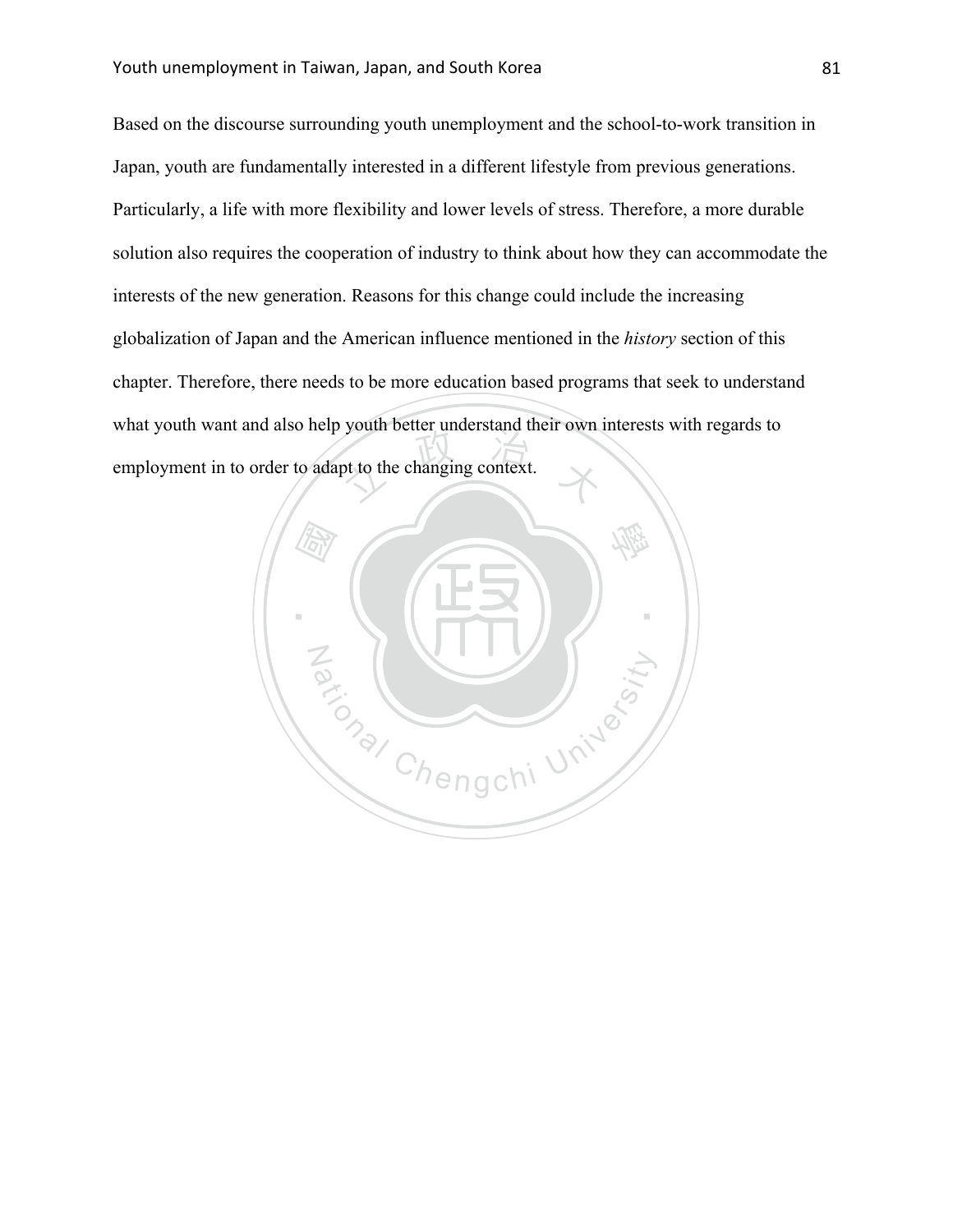Based on the discourse surrounding youth unemployment and the school-to-work transition in Japan, youth are fundamentally interested in a different lifestyle from previous generations. Particularly, a life with more flexibility and lower levels of stress. Therefore, a more durable solution also requires the cooperation of industry to think about how they can accommodate the interests of the new generation. Reasons for this change could include the increasing globalization of Japan and the American influence mentioned in the *history* section of this chapter. Therefore, there needs to be more education based programs that seek to understand what youth want and also help youth better understand their own interests with regards to employment in to order to adapt to the changing context.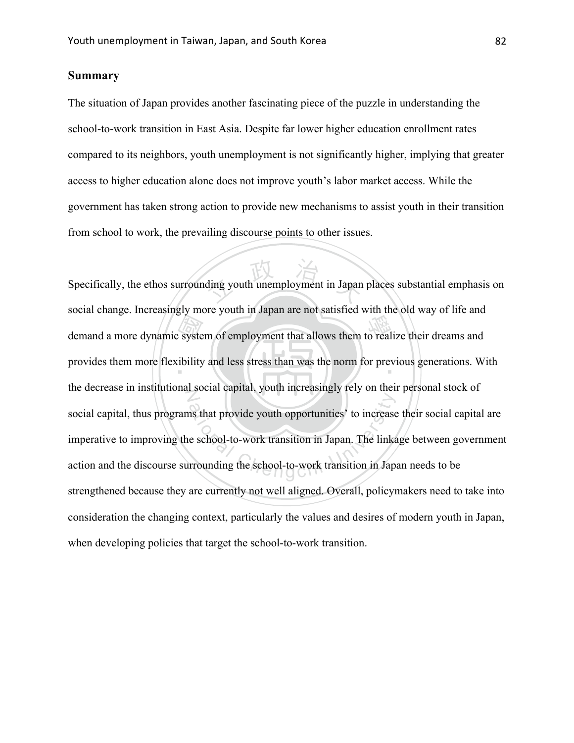## Summary

The situation of Japan provides another fascinating piece of the puzzle in understanding the school-to-work transition in East Asia. Despite far lower higher education enrollment rates compared to its neighbors, youth unemployment is not significantly higher, implying that greater access to higher education alone does not improve youth's labor market access. While the government has taken strong action to provide new mechanisms to assist youth in their transition from school to work, the prevailing discourse points to other issues.

Specifically, the ethos surrounding youth unemployment in Japan places substantial emphasis on social change. Increasingly more youth in Japan are not satisfied with the old way of life and demand a more dynamic system of employment that allows them to realize their dreams and provides them more flexibility and less stress than was the norm for previous generations. With the decrease in institutional social capital, youth increasingly rely on their personal stock of social capital, thus programs that provide youth opportunities' to increase their social capital are imperative to improving the school-to-work transition in Japan. The linkage between government action and the discourse surrounding the school-to-work transition in Japan needs to be strengthened because they are currently not well aligned. Overall, policymakers need to take into consideration the changing context, particularly the values and desires of modern youth in Japan, when developing policies that target the school-to-work transition.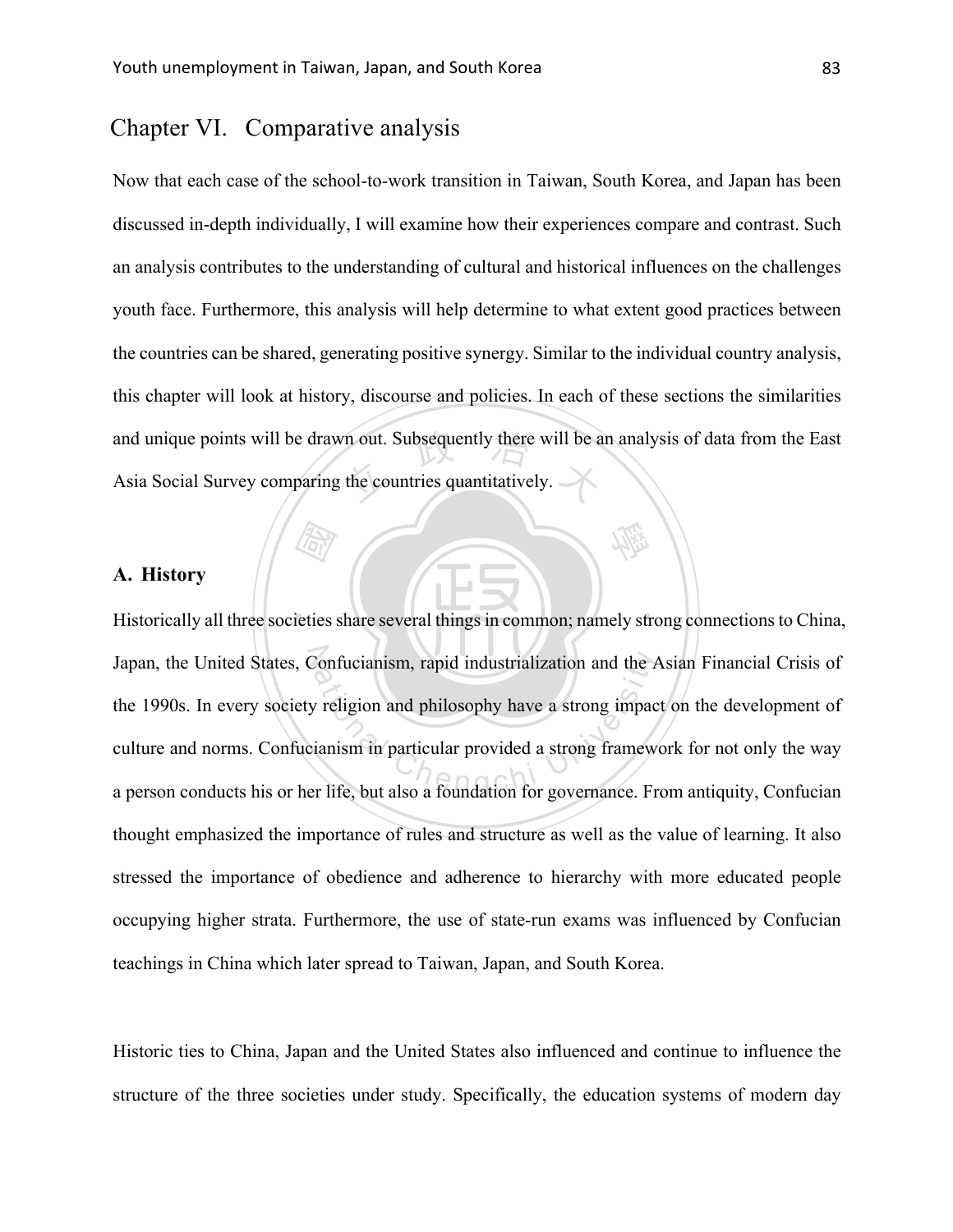## Chapter VI. Comparative analysis

Now that each case of the school-to-work transition in Taiwan, South Korea, and Japan has been discussed in-depth individually, I will examine how their experiences compare and contrast. Such an analysis contributes to the understanding of cultural and historical influences on the challenges youth face. Furthermore, this analysis will help determine to what extent good practices between the countries can be shared, generating positive synergy. Similar to the individual country analysis, this chapter will look at history, discourse and policies. In each of these sections the similarities and unique points will be drawn out. Subsequently there will be an analysis of data from the East Asia Social Survey comparing the countries quantitatively.

### A. History

Historically all three societies share several things in common; namely strong connections to China, Japan, the United States, Confucianism, rapid industrialization and the Asian Financial Crisis of the 1990s. In every society religion and philosophy have a strong impact on the development of culture and norms. Confucianism in particular provided a strong framework for not only the way a person conducts his or her life, but also a foundation for governance. From antiquity, Confucian thought emphasized the importance of rules and structure as well as the value of learning. It also stressed the importance of obedience and adherence to hierarchy with more educated people occupying higher strata. Furthermore, the use of state-run exams was influenced by Confucian teachings in China which later spread to Taiwan, Japan, and South Korea.

Historic ties to China, Japan and the United States also influenced and continue to influence the structure of the three societies under study. Specifically, the education systems of modern day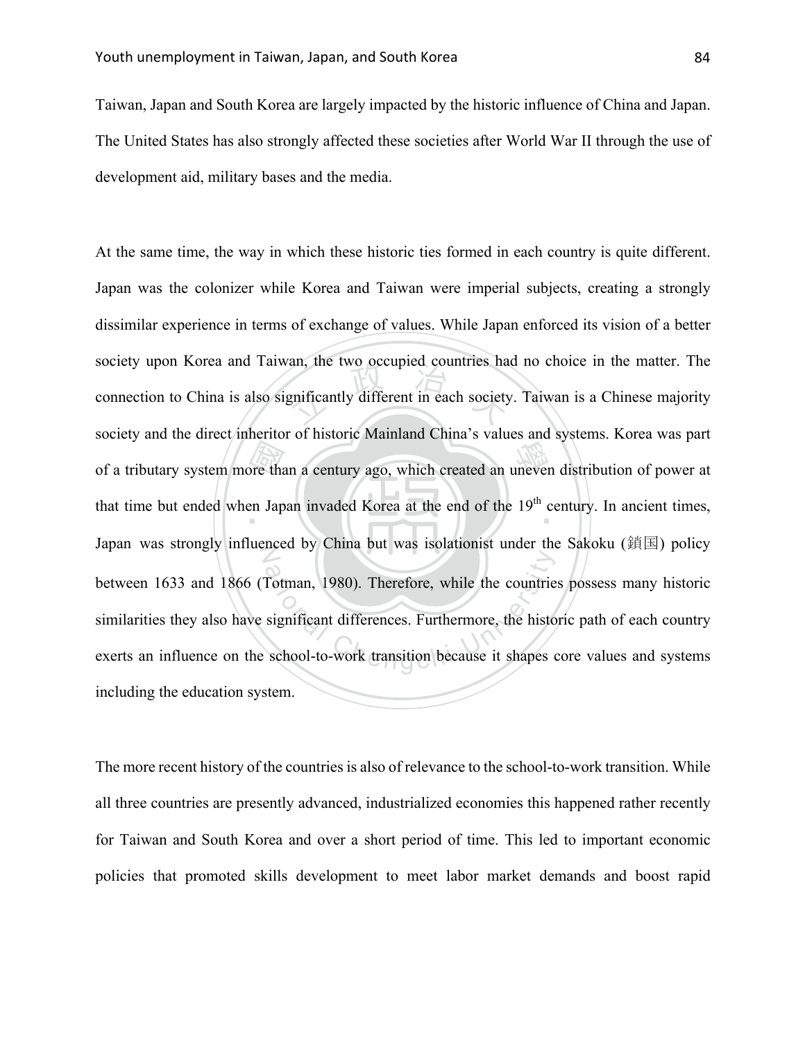Taiwan, Japan and South Korea are largely impacted by the historic influence of China and Japan. The United States has also strongly affected these societies after World War II through the use of development aid, military bases and the media.

At the same time, the way in which these historic ties formed in each country is quite different. Japan was the colonizer while Korea and Taiwan were imperial subjects, creating a strongly dissimilar experience in terms of exchange of values. While Japan enforced its vision of a better society upon Korea and Taiwan, the two occupied countries had no choice in the matter. The connection to China is also significantly different in each society. Taiwan is a Chinese majority society and the direct inheritor of historic Mainland China's values and systems. Korea was part of a tributary system more than a century ago, which created an uneven distribution of power at that time but ended when Japan invaded Korea at the end of the 19th century. In ancient times, Japan was strongly influenced by China but was isolationist under the Sakoku (鎖国) policy between 1633 and 1866 (Totman, 1980). Therefore, while the countries possess many historic similarities they also have significant differences. Furthermore, the historic path of each country exerts an influence on the school-to-work transition because it shapes core values and systems including the education system.

The more recent history of the countries is also of relevance to the school-to-work transition. While all three countries are presently advanced, industrialized economies this happened rather recently for Taiwan and South Korea and over a short period of time. This led to important economic policies that promoted skills development to meet labor market demands and boost rapid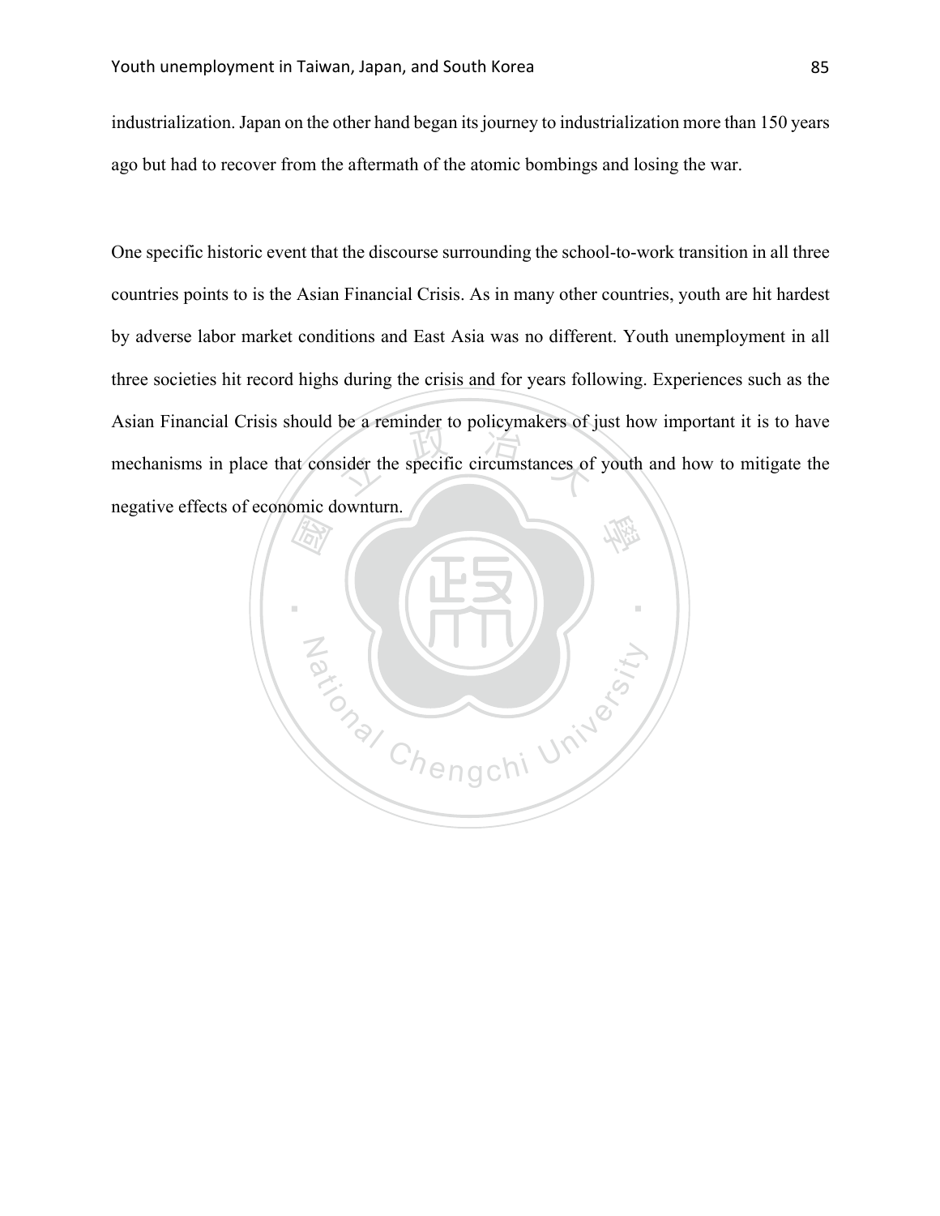industrialization. Japan on the other hand began its journey to industrialization more than 150 years ago but had to recover from the aftermath of the atomic bombings and losing the war.

One specific historic event that the discourse surrounding the school-to-work transition in all three countries points to is the Asian Financial Crisis. As in many other countries, youth are hit hardest by adverse labor market conditions and East Asia was no different. Youth unemployment in all three societies hit record highs during the crisis and for years following. Experiences such as the Asian Financial Crisis should be a reminder to policymakers of just how important it is to have mechanisms in place that consider the specific circumstances of youth and how to mitigate the negative effects of economic downturn.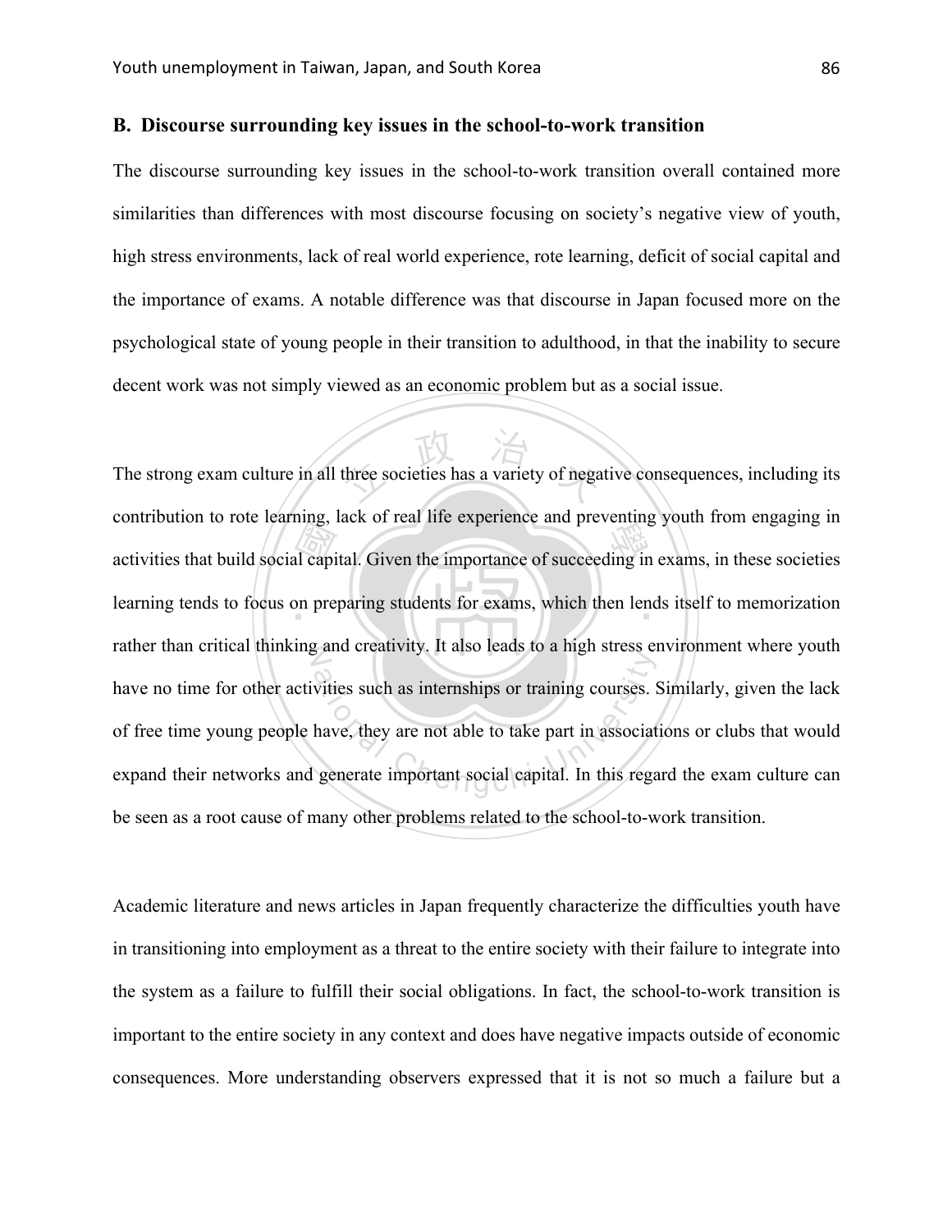### B. Discourse surrounding key issues in the school-to-work transition

The discourse surrounding key issues in the school-to-work transition overall contained more similarities than differences with most discourse focusing on society's negative view of youth, high stress environments, lack of real world experience, rote learning, deficit of social capital and the importance of exams. A notable difference was that discourse in Japan focused more on the psychological state of young people in their transition to adulthood, in that the inability to secure decent work was not simply viewed as an economic problem but as a social issue.

The strong exam culture in all three societies has a variety of negative consequences, including its contribution to rote learning, lack of real life experience and preventing youth from engaging in activities that build social capital. Given the importance of succeeding in exams, in these societies learning tends to focus on preparing students for exams, which then lends itself to memorization rather than critical thinking and creativity. It also leads to a high stress environment where youth have no time for other activities such as internships or training courses. Similarly, given the lack of free time young people have, they are not able to take part in associations or clubs that would expand their networks and generate important social capital. In this regard the exam culture can be seen as a root cause of many other problems related to the school-to-work transition.

Academic literature and news articles in Japan frequently characterize the difficulties youth have in transitioning into employment as a threat to the entire society with their failure to integrate into the system as a failure to fulfill their social obligations. In fact, the school-to-work transition is important to the entire society in any context and does have negative impacts outside of economic consequences. More understanding observers expressed that it is not so much a failure but a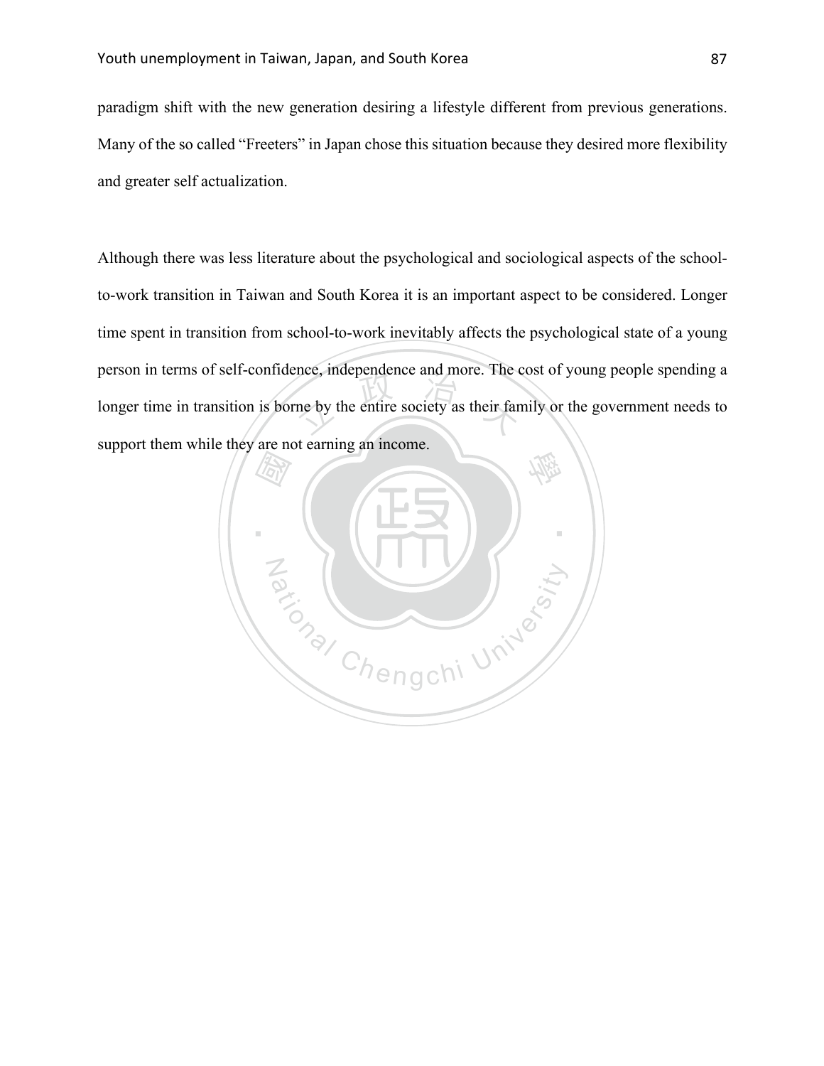paradigm shift with the new generation desiring a lifestyle different from previous generations. Many of the so called "Freeters" in Japan chose this situation because they desired more flexibility and greater self actualization.

Although there was less literature about the psychological and sociological aspects of the school-to-work transition in Taiwan and South Korea it is an important aspect to be considered. Longer time spent in transition from school-to-work inevitably affects the psychological state of a young person in terms of self-confidence, independence and more. The cost of young people spending a longer time in transition is borne by the entire society as their family or the government needs to support them while they are not earning an income.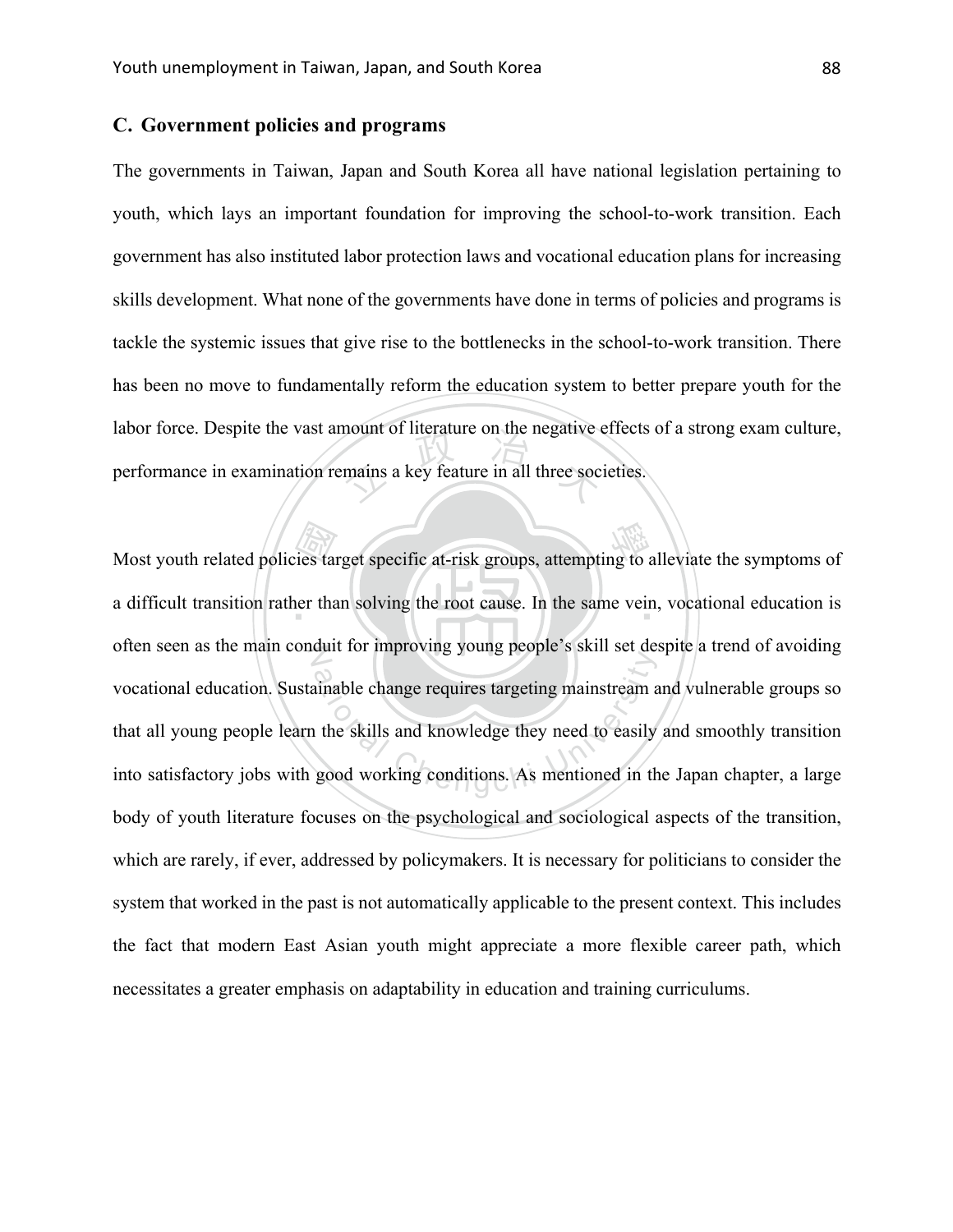## C. Government policies and programs

The governments in Taiwan, Japan and South Korea all have national legislation pertaining to youth, which lays an important foundation for improving the school-to-work transition. Each government has also instituted labor protection laws and vocational education plans for increasing skills development. What none of the governments have done in terms of policies and programs is tackle the systemic issues that give rise to the bottlenecks in the school-to-work transition. There has been no move to fundamentally reform the education system to better prepare youth for the labor force. Despite the vast amount of literature on the negative effects of a strong exam culture, performance in examination remains a key feature in all three societies.

Most youth related policies target specific at-risk groups, attempting to alleviate the symptoms of a difficult transition rather than solving the root cause. In the same vein, vocational education is often seen as the main conduit for improving young people's skill set despite a trend of avoiding vocational education. Sustainable change requires targeting mainstream and vulnerable groups so that all young people learn the skills and knowledge they need to easily and smoothly transition into satisfactory jobs with good working conditions. As mentioned in the Japan chapter, a large body of youth literature focuses on the psychological and sociological aspects of the transition, which are rarely, if ever, addressed by policymakers. It is necessary for politicians to consider the system that worked in the past is not automatically applicable to the present context. This includes the fact that modern East Asian youth might appreciate a more flexible career path, which necessitates a greater emphasis on adaptability in education and training curriculums.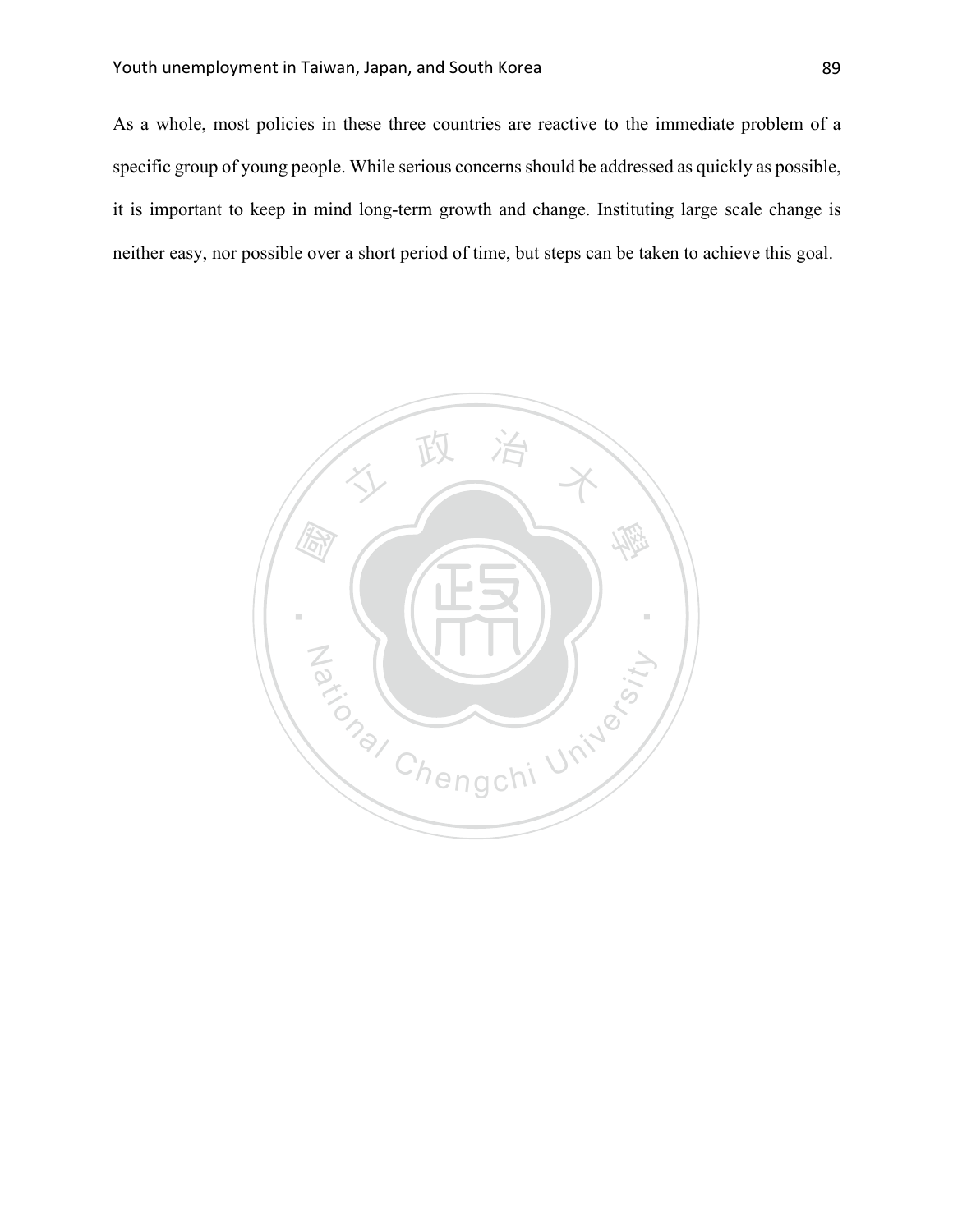As a whole, most policies in these three countries are reactive to the immediate problem of a specific group of young people. While serious concerns should be addressed as quickly as possible, it is important to keep in mind long-term growth and change. Instituting large scale change is neither easy, nor possible over a short period of time, but steps can be taken to achieve this goal.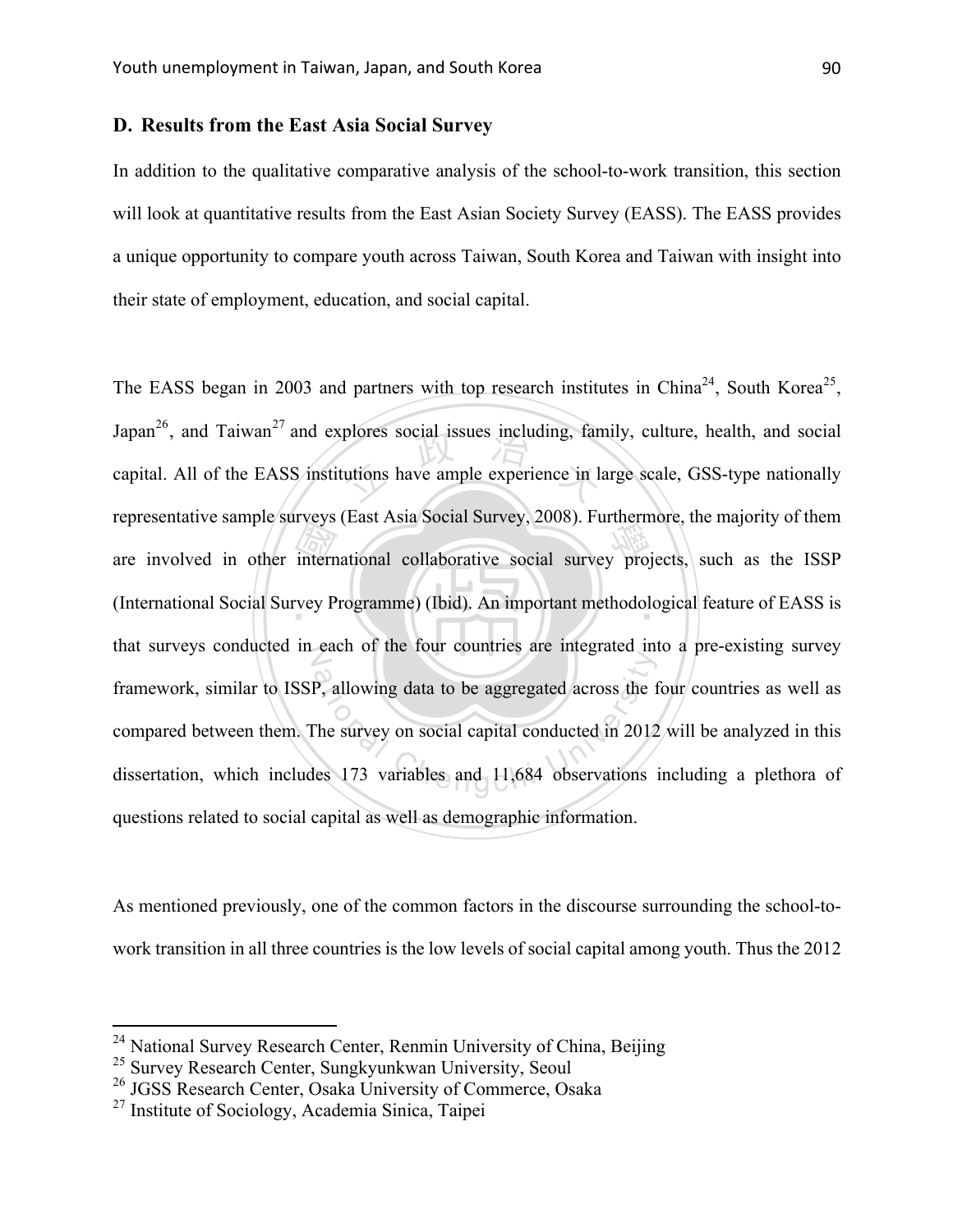### D. Results from the East Asia Social Survey

In addition to the qualitative comparative analysis of the school-to-work transition, this section will look at quantitative results from the East Asian Society Survey (EASS). The EASS provides a unique opportunity to compare youth across Taiwan, South Korea and Taiwan with insight into their state of employment, education, and social capital.

The EASS began in 2003 and partners with top research institutes in China[24], South Korea[25], Japan[26], and Taiwan[27] and explores social issues including, family, culture, health, and social capital. All of the EASS institutions have ample experience in large scale, GSS-type nationally representative sample surveys (East Asia Social Survey, 2008). Furthermore, the majority of them are involved in other international collaborative social survey projects, such as the ISSP (International Social Survey Programme) (Ibid). An important methodological feature of EASS is that surveys conducted in each of the four countries are integrated into a pre-existing survey framework, similar to ISSP, allowing data to be aggregated across the four countries as well as compared between them. The survey on social capital conducted in 2012 will be analyzed in this dissertation, which includes 173 variables and 11,684 observations including a plethora of questions related to social capital as well as demographic information.

As mentioned previously, one of the common factors in the discourse surrounding the school-to-work transition in all three countries is the low levels of social capital among youth. Thus the 2012

---

[24] National Survey Research Center, Renmin University of China, Beijing

[25] Survey Research Center, Sungkyunkwan University, Seoul

[26] JGSS Research Center, Osaka University of Commerce, Osaka

[27] Institute of Sociology, Academia Sinica, Taipei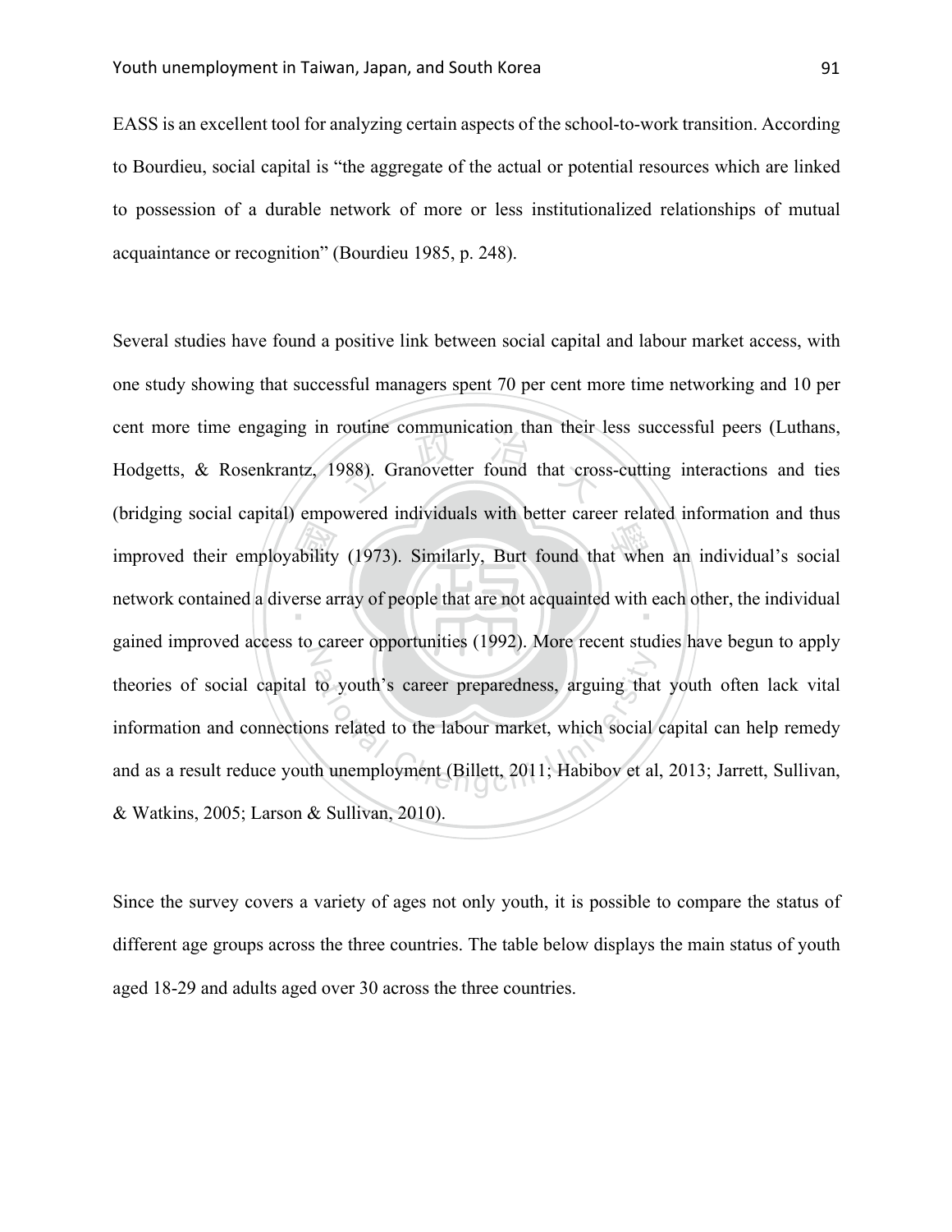EASS is an excellent tool for analyzing certain aspects of the school-to-work transition. According to Bourdieu, social capital is "the aggregate of the actual or potential resources which are linked to possession of a durable network of more or less institutionalized relationships of mutual acquaintance or recognition" (Bourdieu 1985, p. 248).

Several studies have found a positive link between social capital and labour market access, with one study showing that successful managers spent 70 per cent more time networking and 10 per cent more time engaging in routine communication than their less successful peers (Luthans, Hodgetts, & Rosenkrantz, 1988). Granovetter found that cross-cutting interactions and ties (bridging social capital) empowered individuals with better career related information and thus improved their employability (1973). Similarly, Burt found that when an individual's social network contained a diverse array of people that are not acquainted with each other, the individual gained improved access to career opportunities (1992). More recent studies have begun to apply theories of social capital to youth's career preparedness, arguing that youth often lack vital information and connections related to the labour market, which social capital can help remedy and as a result reduce youth unemployment (Billett, 2011; Habibov et al, 2013; Jarrett, Sullivan, & Watkins, 2005; Larson & Sullivan, 2010).

Since the survey covers a variety of ages not only youth, it is possible to compare the status of different age groups across the three countries. The table below displays the main status of youth aged 18-29 and adults aged over 30 across the three countries.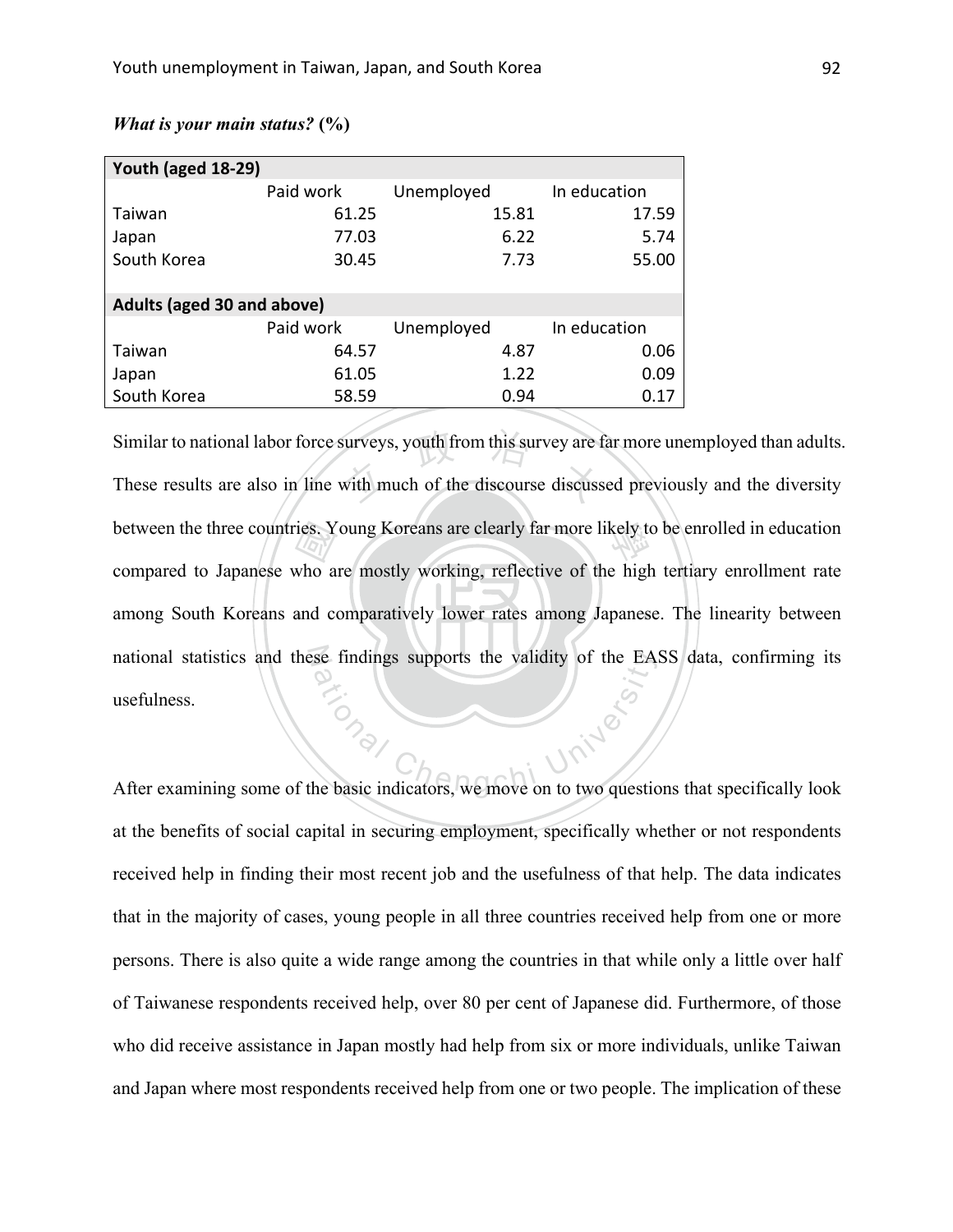***What is your main status?* (%)**

| Youth (aged 18-29) | | | |
|---|---|---|---|
| | Paid work | Unemployed | In education |
| Taiwan | 61.25 | 15.81 | 17.59 |
| Japan | 77.03 | 6.22 | 5.74 |
| South Korea | 30.45 | 7.73 | 55.00 |
| | | | |
| **Adults (aged 30 and above)** | | | |
| | Paid work | Unemployed | In education |
| Taiwan | 64.57 | 4.87 | 0.06 |
| Japan | 61.05 | 1.22 | 0.09 |
| South Korea | 58.59 | 0.94 | 0.17 |

Similar to national labor force surveys, youth from this survey are far more unemployed than adults. These results are also in line with much of the discourse discussed previously and the diversity between the three countries. Young Koreans are clearly far more likely to be enrolled in education compared to Japanese who are mostly working, reflective of the high tertiary enrollment rate among South Koreans and comparatively lower rates among Japanese. The linearity between national statistics and these findings supports the validity of the EASS data, confirming its usefulness.

After examining some of the basic indicators, we move on to two questions that specifically look at the benefits of social capital in securing employment, specifically whether or not respondents received help in finding their most recent job and the usefulness of that help. The data indicates that in the majority of cases, young people in all three countries received help from one or more persons. There is also quite a wide range among the countries in that while only a little over half of Taiwanese respondents received help, over 80 per cent of Japanese did. Furthermore, of those who did receive assistance in Japan mostly had help from six or more individuals, unlike Taiwan and Japan where most respondents received help from one or two people. The implication of these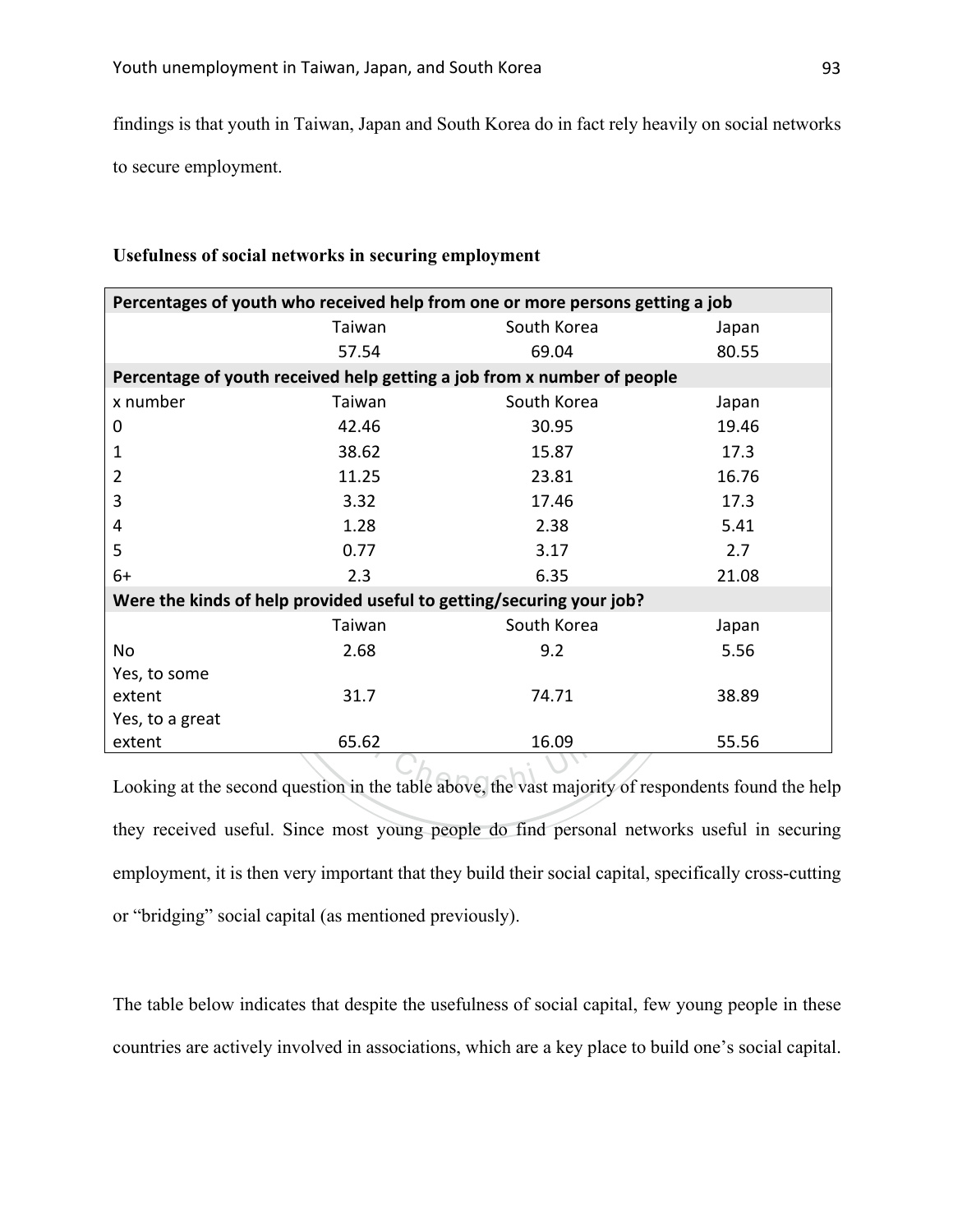findings is that youth in Taiwan, Japan and South Korea do in fact rely heavily on social networks to secure employment.

**Usefulness of social networks in securing employment**

| **Percentages of youth who received help from one or more persons getting a job** | | | |
|---|---|---|---|
| | Taiwan | South Korea | Japan |
| | 57.54 | 69.04 | 80.55 |
| **Percentage of youth received help getting a job from x number of people** | | | |
| x number | Taiwan | South Korea | Japan |
| 0 | 42.46 | 30.95 | 19.46 |
| 1 | 38.62 | 15.87 | 17.3 |
| 2 | 11.25 | 23.81 | 16.76 |
| 3 | 3.32 | 17.46 | 17.3 |
| 4 | 1.28 | 2.38 | 5.41 |
| 5 | 0.77 | 3.17 | 2.7 |
| 6+ | 2.3 | 6.35 | 21.08 |
| **Were the kinds of help provided useful to getting/securing your job?** | | | |
| | Taiwan | South Korea | Japan |
| No | 2.68 | 9.2 | 5.56 |
| Yes, to some extent | 31.7 | 74.71 | 38.89 |
| Yes, to a great extent | 65.62 | 16.09 | 55.56 |

Looking at the second question in the table above, the vast majority of respondents found the help they received useful. Since most young people do find personal networks useful in securing employment, it is then very important that they build their social capital, specifically cross-cutting or "bridging" social capital (as mentioned previously).

The table below indicates that despite the usefulness of social capital, few young people in these countries are actively involved in associations, which are a key place to build one's social capital.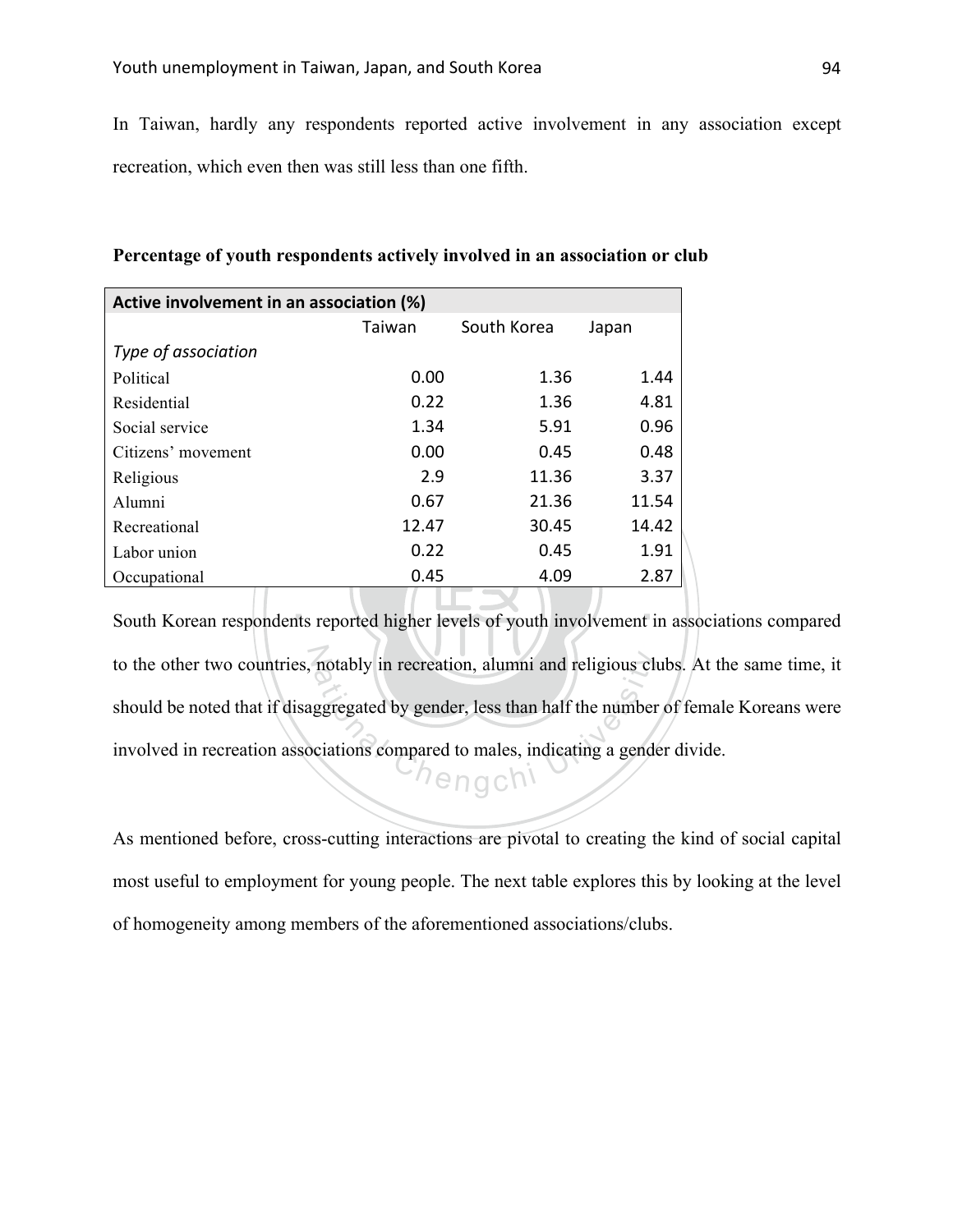In Taiwan, hardly any respondents reported active involvement in any association except recreation, which even then was still less than one fifth.

**Percentage of youth respondents actively involved in an association or club**

| **Active involvement in an association (%)** | | | |
|---|---|---|---|
| | Taiwan | South Korea | Japan |
| *Type of association* | | | |
| Political | 0.00 | 1.36 | 1.44 |
| Residential | 0.22 | 1.36 | 4.81 |
| Social service | 1.34 | 5.91 | 0.96 |
| Citizens' movement | 0.00 | 0.45 | 0.48 |
| Religious | 2.9 | 11.36 | 3.37 |
| Alumni | 0.67 | 21.36 | 11.54 |
| Recreational | 12.47 | 30.45 | 14.42 |
| Labor union | 0.22 | 0.45 | 1.91 |
| Occupational | 0.45 | 4.09 | 2.87 |

South Korean respondents reported higher levels of youth involvement in associations compared to the other two countries, notably in recreation, alumni and religious clubs. At the same time, it should be noted that if disaggregated by gender, less than half the number of female Koreans were involved in recreation associations compared to males, indicating a gender divide.

As mentioned before, cross-cutting interactions are pivotal to creating the kind of social capital most useful to employment for young people. The next table explores this by looking at the level of homogeneity among members of the aforementioned associations/clubs.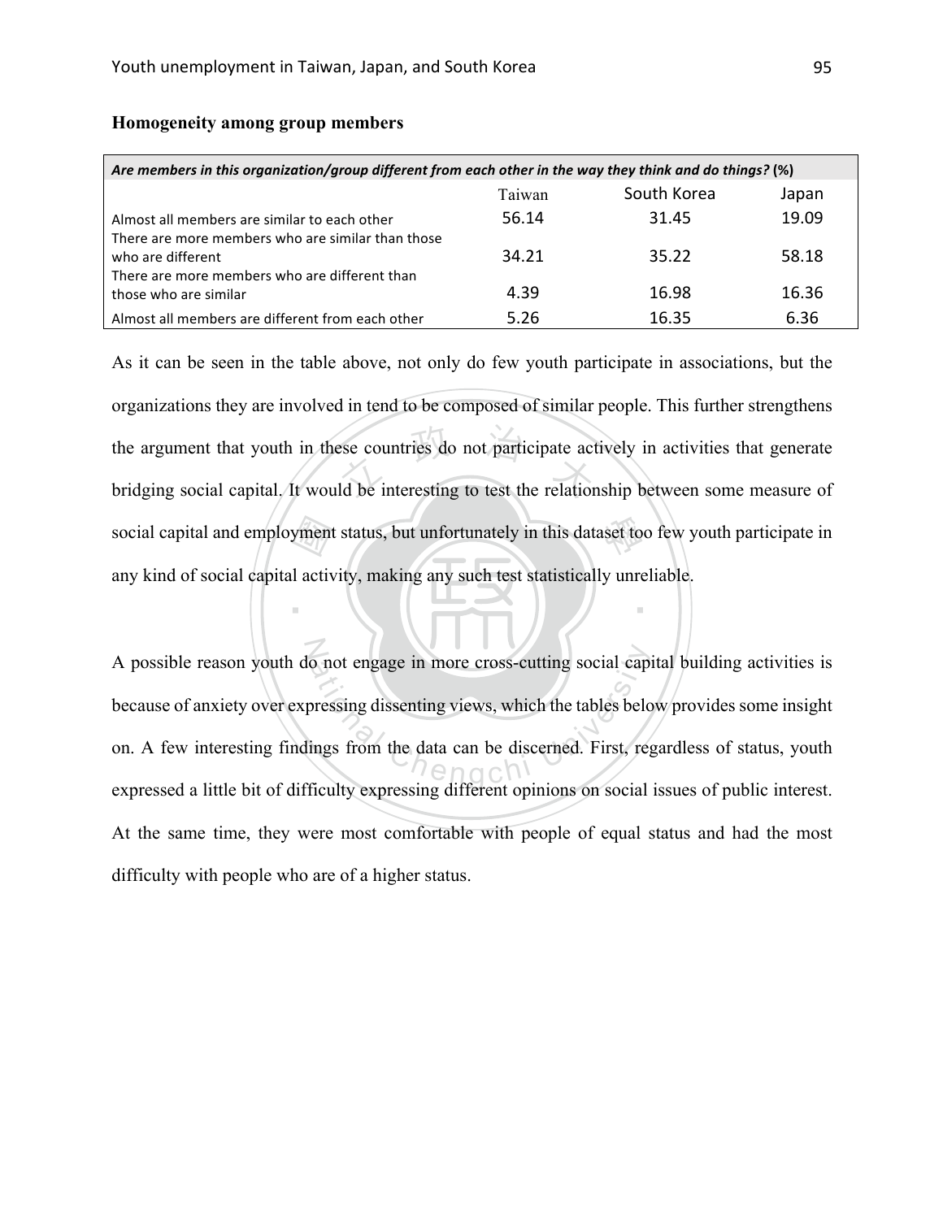**Homogeneity among group members**

| *Are members in this organization/group different from each other in the way they think and do things?* (%) | | | |
|---|---|---|---|
| | Taiwan | South Korea | Japan |
| Almost all members are similar to each other | 56.14 | 31.45 | 19.09 |
| There are more members who are similar than those who are different | 34.21 | 35.22 | 58.18 |
| There are more members who are different than those who are similar | 4.39 | 16.98 | 16.36 |
| Almost all members are different from each other | 5.26 | 16.35 | 6.36 |

As it can be seen in the table above, not only do few youth participate in associations, but the organizations they are involved in tend to be composed of similar people. This further strengthens the argument that youth in these countries do not participate actively in activities that generate bridging social capital. It would be interesting to test the relationship between some measure of social capital and employment status, but unfortunately in this dataset too few youth participate in any kind of social capital activity, making any such test statistically unreliable.

A possible reason youth do not engage in more cross-cutting social capital building activities is because of anxiety over expressing dissenting views, which the tables below provides some insight on. A few interesting findings from the data can be discerned. First, regardless of status, youth expressed a little bit of difficulty expressing different opinions on social issues of public interest. At the same time, they were most comfortable with people of equal status and had the most difficulty with people who are of a higher status.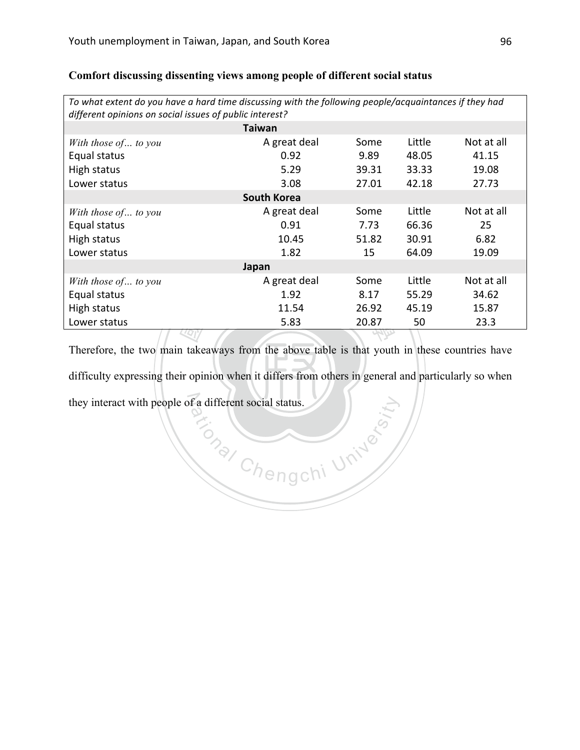**Comfort discussing dissenting views among people of different social status**

| *To what extent do you have a hard time discussing with the following people/acquaintances if they had different opinions on social issues of public interest?* | | | | |
|---|---|---|---|---|
| **Taiwan** | | | | |
| *With those of... to you* | A great deal | Some | Little | Not at all |
| Equal status | 0.92 | 9.89 | 48.05 | 41.15 |
| High status | 5.29 | 39.31 | 33.33 | 19.08 |
| Lower status | 3.08 | 27.01 | 42.18 | 27.73 |
| **South Korea** | | | | |
| *With those of... to you* | A great deal | Some | Little | Not at all |
| Equal status | 0.91 | 7.73 | 66.36 | 25 |
| High status | 10.45 | 51.82 | 30.91 | 6.82 |
| Lower status | 1.82 | 15 | 64.09 | 19.09 |
| **Japan** | | | | |
| *With those of... to you* | A great deal | Some | Little | Not at all |
| Equal status | 1.92 | 8.17 | 55.29 | 34.62 |
| High status | 11.54 | 26.92 | 45.19 | 15.87 |
| Lower status | 5.83 | 20.87 | 50 | 23.3 |

Therefore, the two main takeaways from the above table is that youth in these countries have difficulty expressing their opinion when it differs from others in general and particularly so when they interact with people of a different social status.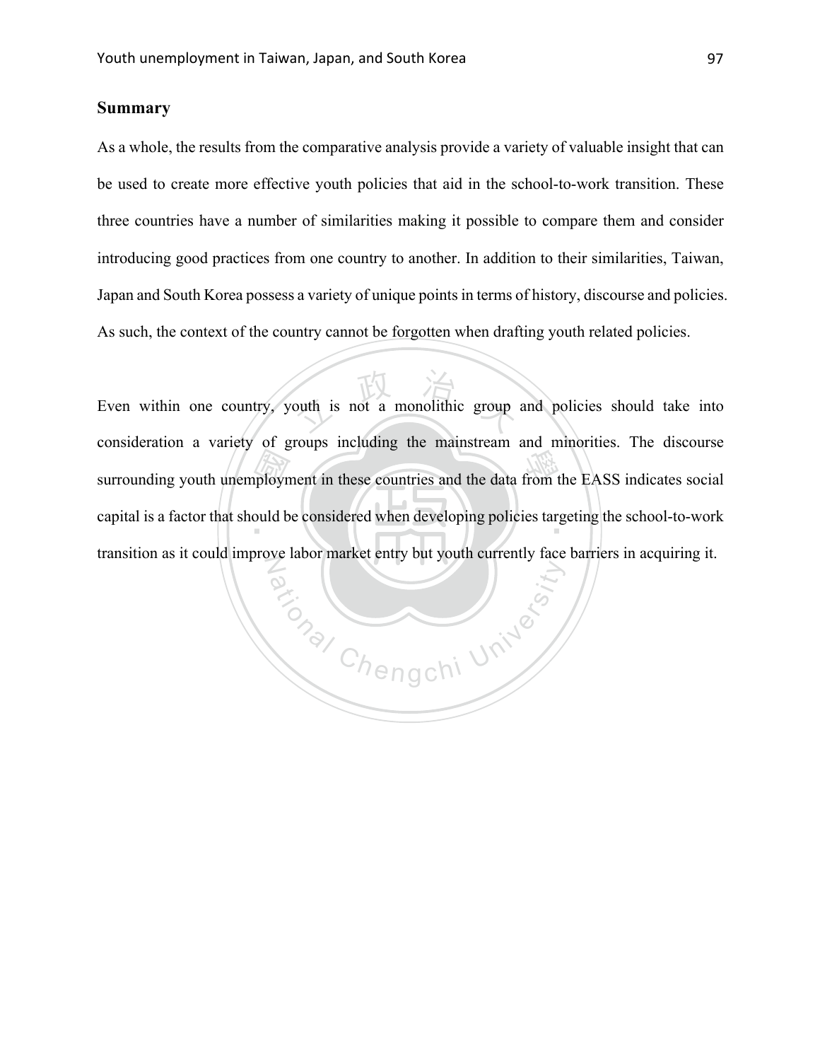## Summary

As a whole, the results from the comparative analysis provide a variety of valuable insight that can be used to create more effective youth policies that aid in the school-to-work transition. These three countries have a number of similarities making it possible to compare them and consider introducing good practices from one country to another. In addition to their similarities, Taiwan, Japan and South Korea possess a variety of unique points in terms of history, discourse and policies. As such, the context of the country cannot be forgotten when drafting youth related policies.

Even within one country, youth is not a monolithic group and policies should take into consideration a variety of groups including the mainstream and minorities. The discourse surrounding youth unemployment in these countries and the data from the EASS indicates social capital is a factor that should be considered when developing policies targeting the school-to-work transition as it could improve labor market entry but youth currently face barriers in acquiring it.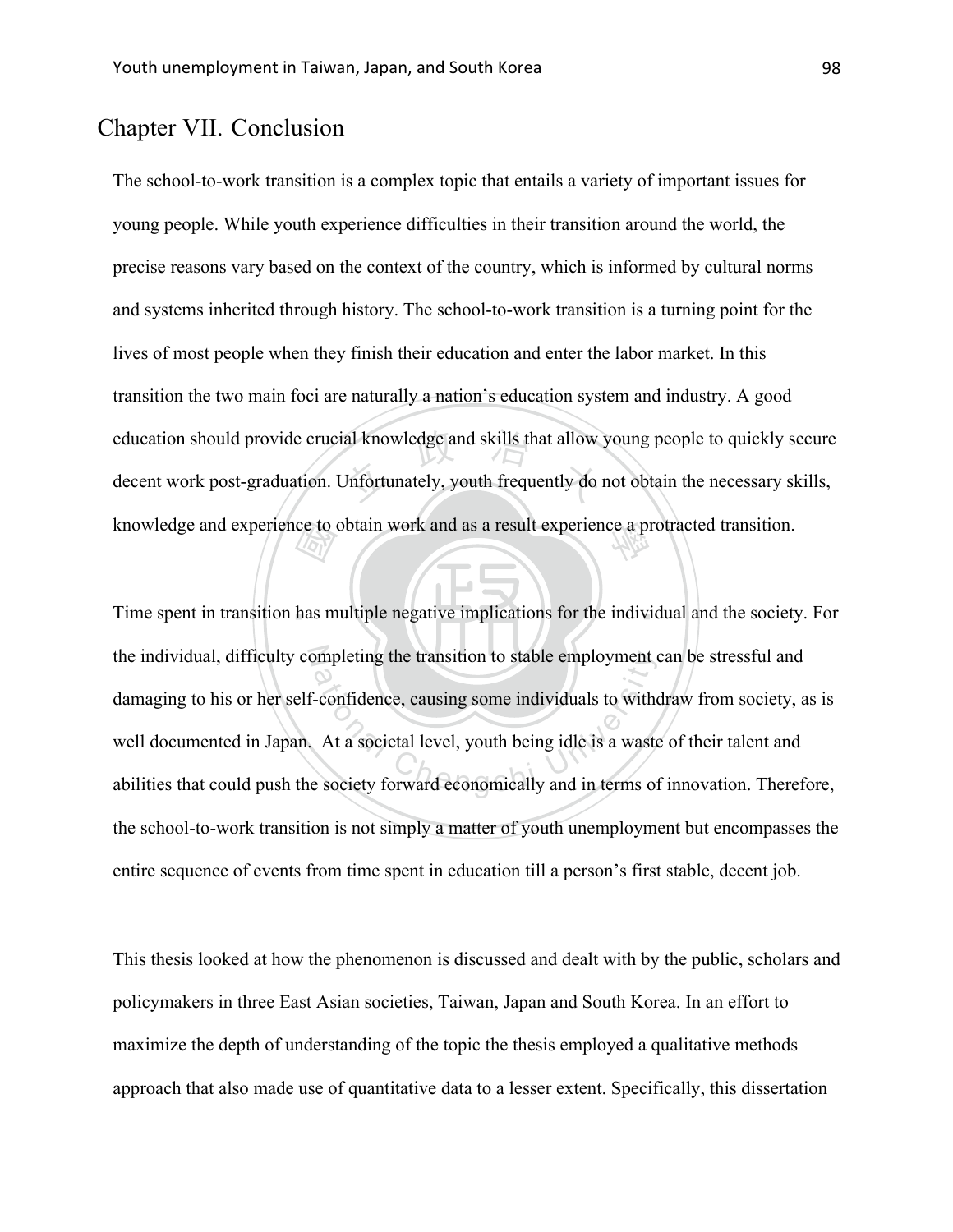# Chapter VII. Conclusion

The school-to-work transition is a complex topic that entails a variety of important issues for young people. While youth experience difficulties in their transition around the world, the precise reasons vary based on the context of the country, which is informed by cultural norms and systems inherited through history. The school-to-work transition is a turning point for the lives of most people when they finish their education and enter the labor market. In this transition the two main foci are naturally a nation's education system and industry. A good education should provide crucial knowledge and skills that allow young people to quickly secure decent work post-graduation. Unfortunately, youth frequently do not obtain the necessary skills, knowledge and experience to obtain work and as a result experience a protracted transition.

Time spent in transition has multiple negative implications for the individual and the society. For the individual, difficulty completing the transition to stable employment can be stressful and damaging to his or her self-confidence, causing some individuals to withdraw from society, as is well documented in Japan. At a societal level, youth being idle is a waste of their talent and abilities that could push the society forward economically and in terms of innovation. Therefore, the school-to-work transition is not simply a matter of youth unemployment but encompasses the entire sequence of events from time spent in education till a person's first stable, decent job.

This thesis looked at how the phenomenon is discussed and dealt with by the public, scholars and policymakers in three East Asian societies, Taiwan, Japan and South Korea. In an effort to maximize the depth of understanding of the topic the thesis employed a qualitative methods approach that also made use of quantitative data to a lesser extent. Specifically, this dissertation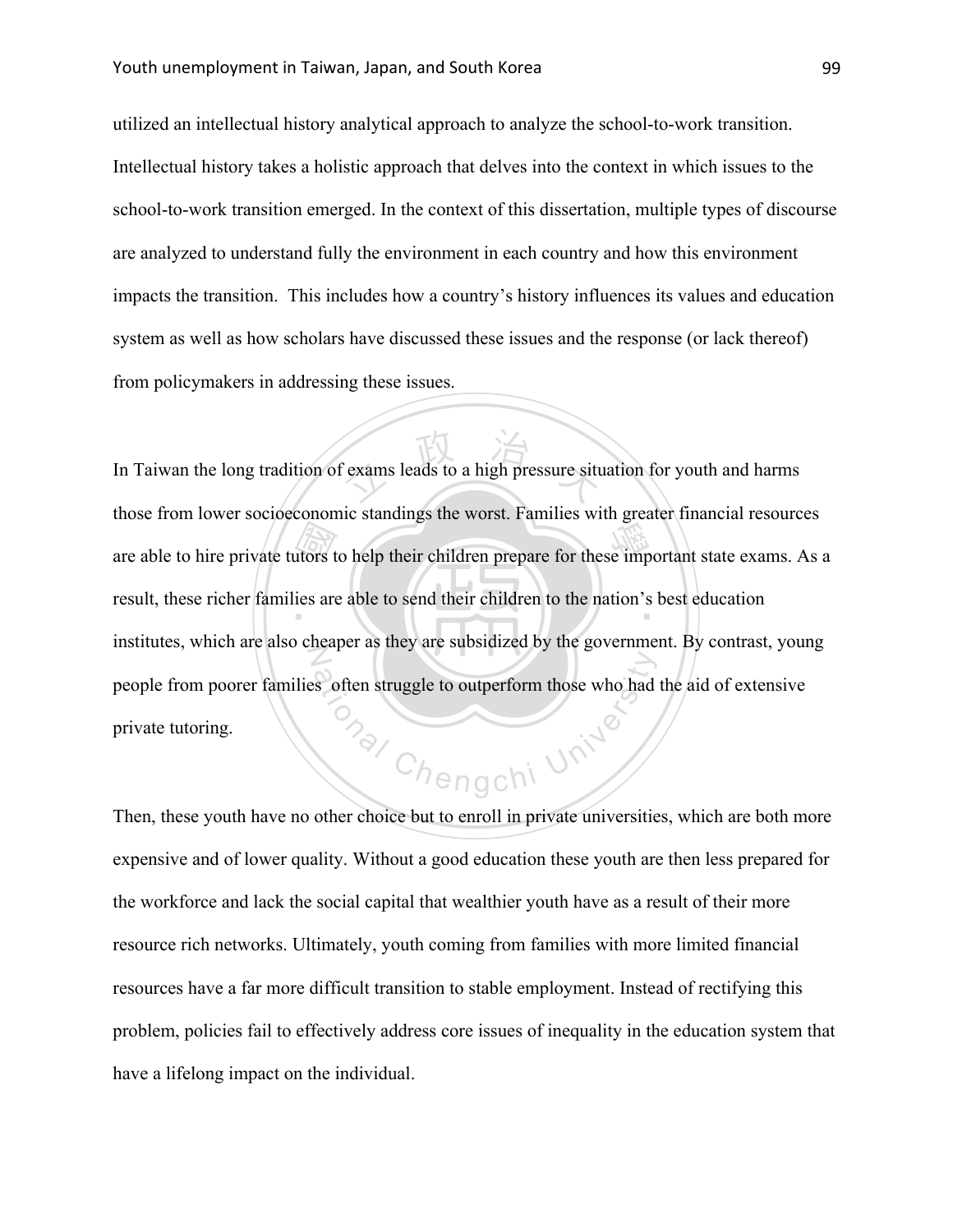utilized an intellectual history analytical approach to analyze the school-to-work transition. Intellectual history takes a holistic approach that delves into the context in which issues to the school-to-work transition emerged. In the context of this dissertation, multiple types of discourse are analyzed to understand fully the environment in each country and how this environment impacts the transition. This includes how a country's history influences its values and education system as well as how scholars have discussed these issues and the response (or lack thereof) from policymakers in addressing these issues.

In Taiwan the long tradition of exams leads to a high pressure situation for youth and harms those from lower socioeconomic standings the worst. Families with greater financial resources are able to hire private tutors to help their children prepare for these important state exams. As a result, these richer families are able to send their children to the nation's best education institutes, which are also cheaper as they are subsidized by the government. By contrast, young people from poorer families often struggle to outperform those who had the aid of extensive private tutoring.

Then, these youth have no other choice but to enroll in private universities, which are both more expensive and of lower quality. Without a good education these youth are then less prepared for the workforce and lack the social capital that wealthier youth have as a result of their more resource rich networks. Ultimately, youth coming from families with more limited financial resources have a far more difficult transition to stable employment. Instead of rectifying this problem, policies fail to effectively address core issues of inequality in the education system that have a lifelong impact on the individual.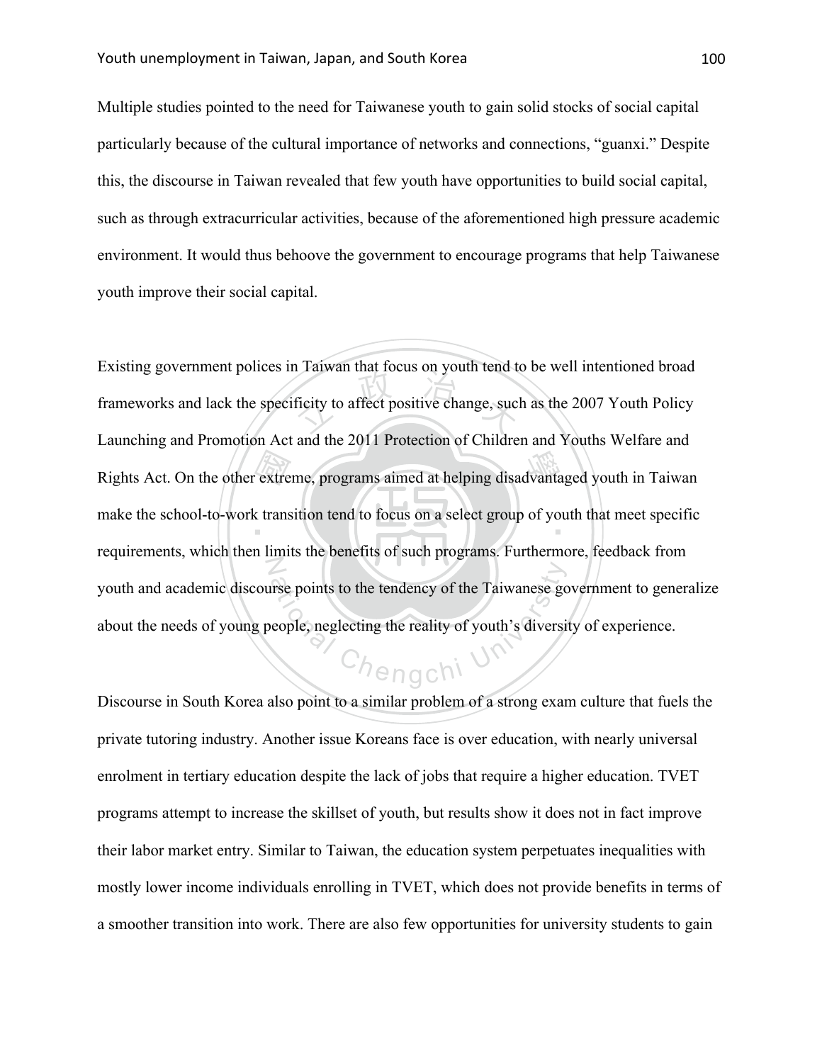Multiple studies pointed to the need for Taiwanese youth to gain solid stocks of social capital particularly because of the cultural importance of networks and connections, "guanxi." Despite this, the discourse in Taiwan revealed that few youth have opportunities to build social capital, such as through extracurricular activities, because of the aforementioned high pressure academic environment. It would thus behoove the government to encourage programs that help Taiwanese youth improve their social capital.

Existing government polices in Taiwan that focus on youth tend to be well intentioned broad frameworks and lack the specificity to affect positive change, such as the 2007 Youth Policy Launching and Promotion Act and the 2011 Protection of Children and Youths Welfare and Rights Act. On the other extreme, programs aimed at helping disadvantaged youth in Taiwan make the school-to-work transition tend to focus on a select group of youth that meet specific requirements, which then limits the benefits of such programs. Furthermore, feedback from youth and academic discourse points to the tendency of the Taiwanese government to generalize about the needs of young people, neglecting the reality of youth's diversity of experience.

Discourse in South Korea also point to a similar problem of a strong exam culture that fuels the private tutoring industry. Another issue Koreans face is over education, with nearly universal enrolment in tertiary education despite the lack of jobs that require a higher education. TVET programs attempt to increase the skillset of youth, but results show it does not in fact improve their labor market entry. Similar to Taiwan, the education system perpetuates inequalities with mostly lower income individuals enrolling in TVET, which does not provide benefits in terms of a smoother transition into work. There are also few opportunities for university students to gain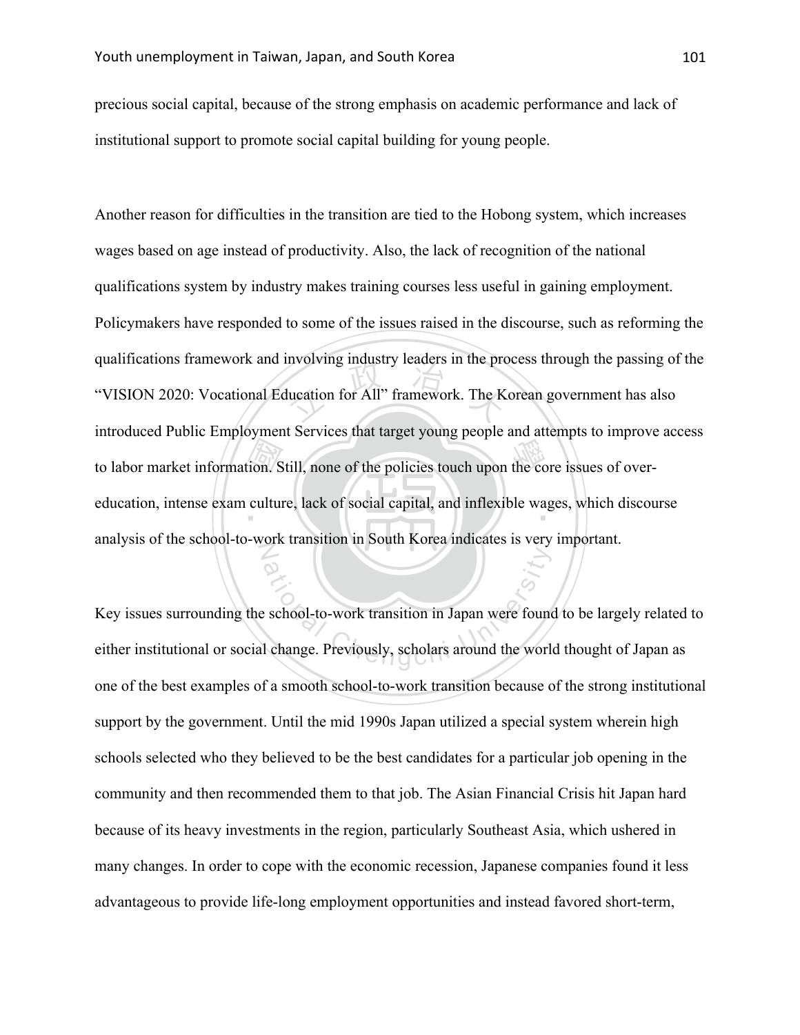precious social capital, because of the strong emphasis on academic performance and lack of institutional support to promote social capital building for young people.

Another reason for difficulties in the transition are tied to the Hobong system, which increases wages based on age instead of productivity. Also, the lack of recognition of the national qualifications system by industry makes training courses less useful in gaining employment. Policymakers have responded to some of the issues raised in the discourse, such as reforming the qualifications framework and involving industry leaders in the process through the passing of the "VISION 2020: Vocational Education for All" framework. The Korean government has also introduced Public Employment Services that target young people and attempts to improve access to labor market information. Still, none of the policies touch upon the core issues of over-education, intense exam culture, lack of social capital, and inflexible wages, which discourse analysis of the school-to-work transition in South Korea indicates is very important.

Key issues surrounding the school-to-work transition in Japan were found to be largely related to either institutional or social change. Previously, scholars around the world thought of Japan as one of the best examples of a smooth school-to-work transition because of the strong institutional support by the government. Until the mid 1990s Japan utilized a special system wherein high schools selected who they believed to be the best candidates for a particular job opening in the community and then recommended them to that job. The Asian Financial Crisis hit Japan hard because of its heavy investments in the region, particularly Southeast Asia, which ushered in many changes. In order to cope with the economic recession, Japanese companies found it less advantageous to provide life-long employment opportunities and instead favored short-term,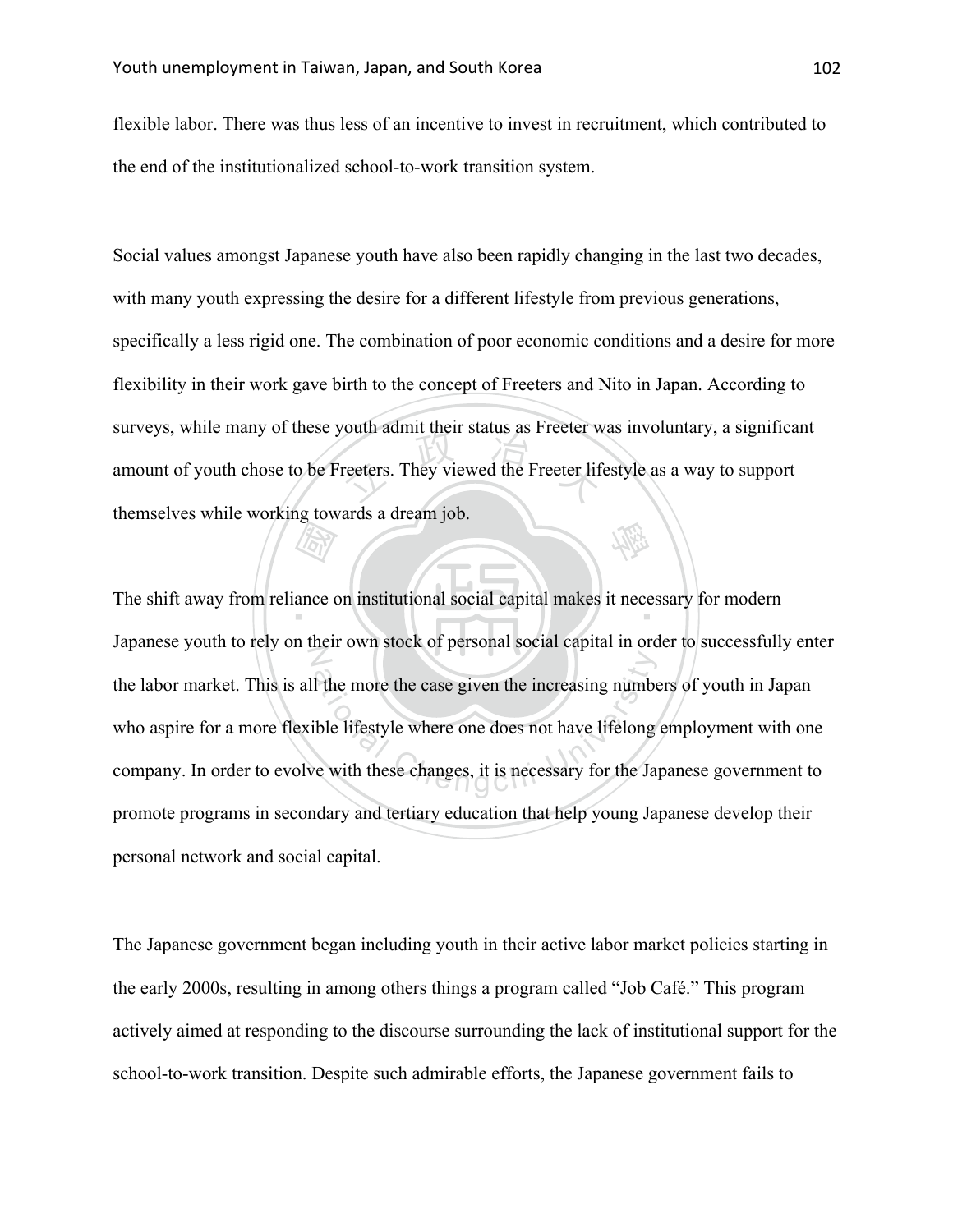flexible labor. There was thus less of an incentive to invest in recruitment, which contributed to the end of the institutionalized school-to-work transition system.

Social values amongst Japanese youth have also been rapidly changing in the last two decades, with many youth expressing the desire for a different lifestyle from previous generations, specifically a less rigid one. The combination of poor economic conditions and a desire for more flexibility in their work gave birth to the concept of Freeters and Nito in Japan. According to surveys, while many of these youth admit their status as Freeter was involuntary, a significant amount of youth chose to be Freeters. They viewed the Freeter lifestyle as a way to support themselves while working towards a dream job.

The shift away from reliance on institutional social capital makes it necessary for modern Japanese youth to rely on their own stock of personal social capital in order to successfully enter the labor market. This is all the more the case given the increasing numbers of youth in Japan who aspire for a more flexible lifestyle where one does not have lifelong employment with one company. In order to evolve with these changes, it is necessary for the Japanese government to promote programs in secondary and tertiary education that help young Japanese develop their personal network and social capital.

The Japanese government began including youth in their active labor market policies starting in the early 2000s, resulting in among others things a program called "Job Café." This program actively aimed at responding to the discourse surrounding the lack of institutional support for the school-to-work transition. Despite such admirable efforts, the Japanese government fails to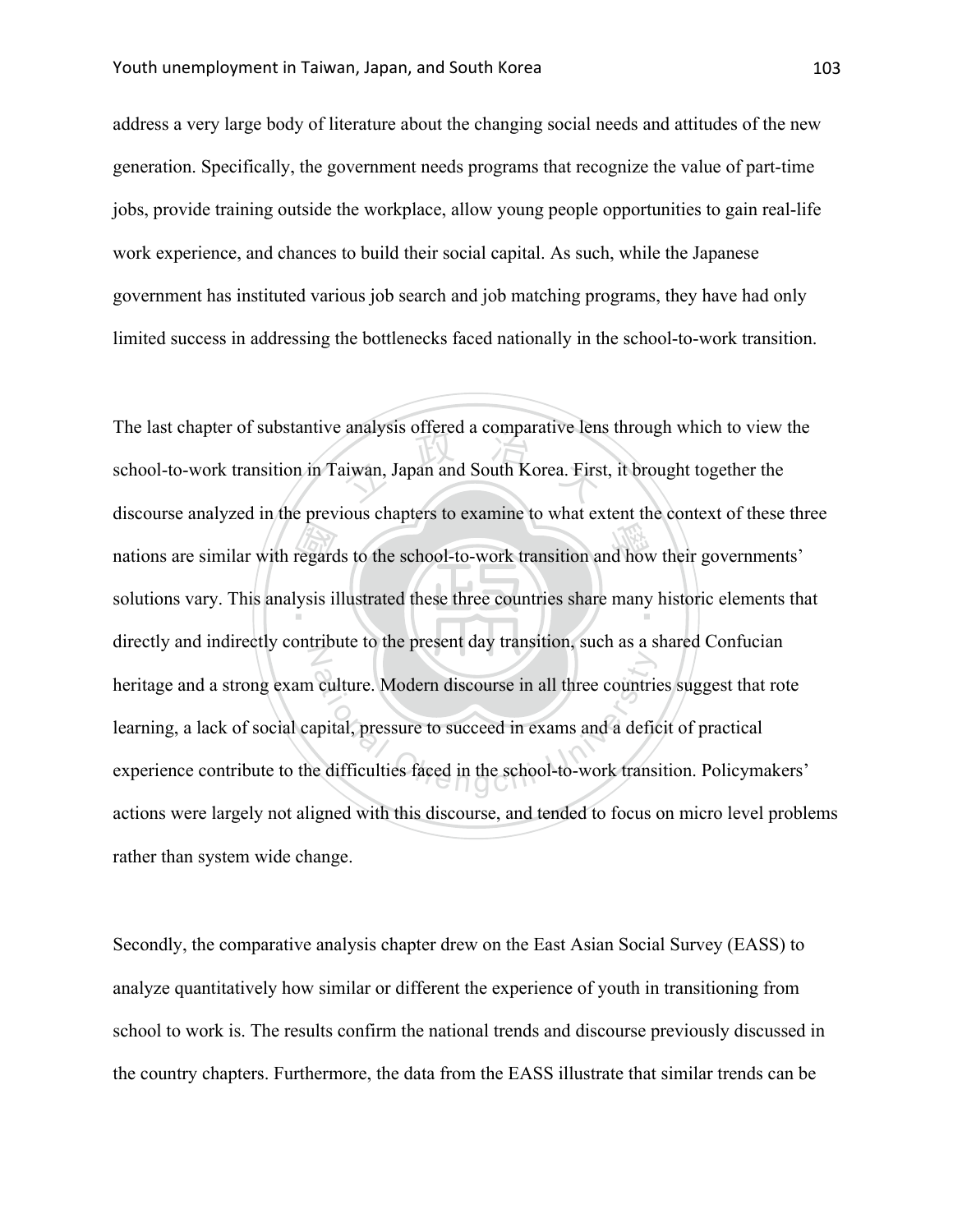address a very large body of literature about the changing social needs and attitudes of the new generation. Specifically, the government needs programs that recognize the value of part-time jobs, provide training outside the workplace, allow young people opportunities to gain real-life work experience, and chances to build their social capital. As such, while the Japanese government has instituted various job search and job matching programs, they have had only limited success in addressing the bottlenecks faced nationally in the school-to-work transition.

The last chapter of substantive analysis offered a comparative lens through which to view the school-to-work transition in Taiwan, Japan and South Korea. First, it brought together the discourse analyzed in the previous chapters to examine to what extent the context of these three nations are similar with regards to the school-to-work transition and how their governments' solutions vary. This analysis illustrated these three countries share many historic elements that directly and indirectly contribute to the present day transition, such as a shared Confucian heritage and a strong exam culture. Modern discourse in all three countries suggest that rote learning, a lack of social capital, pressure to succeed in exams and a deficit of practical experience contribute to the difficulties faced in the school-to-work transition. Policymakers' actions were largely not aligned with this discourse, and tended to focus on micro level problems rather than system wide change.

Secondly, the comparative analysis chapter drew on the East Asian Social Survey (EASS) to analyze quantitatively how similar or different the experience of youth in transitioning from school to work is. The results confirm the national trends and discourse previously discussed in the country chapters. Furthermore, the data from the EASS illustrate that similar trends can be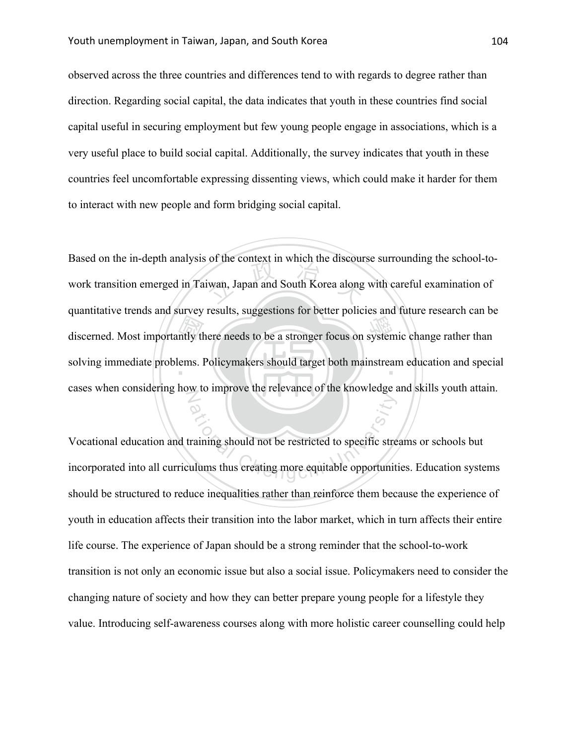observed across the three countries and differences tend to with regards to degree rather than direction. Regarding social capital, the data indicates that youth in these countries find social capital useful in securing employment but few young people engage in associations, which is a very useful place to build social capital. Additionally, the survey indicates that youth in these countries feel uncomfortable expressing dissenting views, which could make it harder for them to interact with new people and form bridging social capital.

Based on the in-depth analysis of the context in which the discourse surrounding the school-to-work transition emerged in Taiwan, Japan and South Korea along with careful examination of quantitative trends and survey results, suggestions for better policies and future research can be discerned. Most importantly there needs to be a stronger focus on systemic change rather than solving immediate problems. Policymakers should target both mainstream education and special cases when considering how to improve the relevance of the knowledge and skills youth attain.

Vocational education and training should not be restricted to specific streams or schools but incorporated into all curriculums thus creating more equitable opportunities. Education systems should be structured to reduce inequalities rather than reinforce them because the experience of youth in education affects their transition into the labor market, which in turn affects their entire life course. The experience of Japan should be a strong reminder that the school-to-work transition is not only an economic issue but also a social issue. Policymakers need to consider the changing nature of society and how they can better prepare young people for a lifestyle they value. Introducing self-awareness courses along with more holistic career counselling could help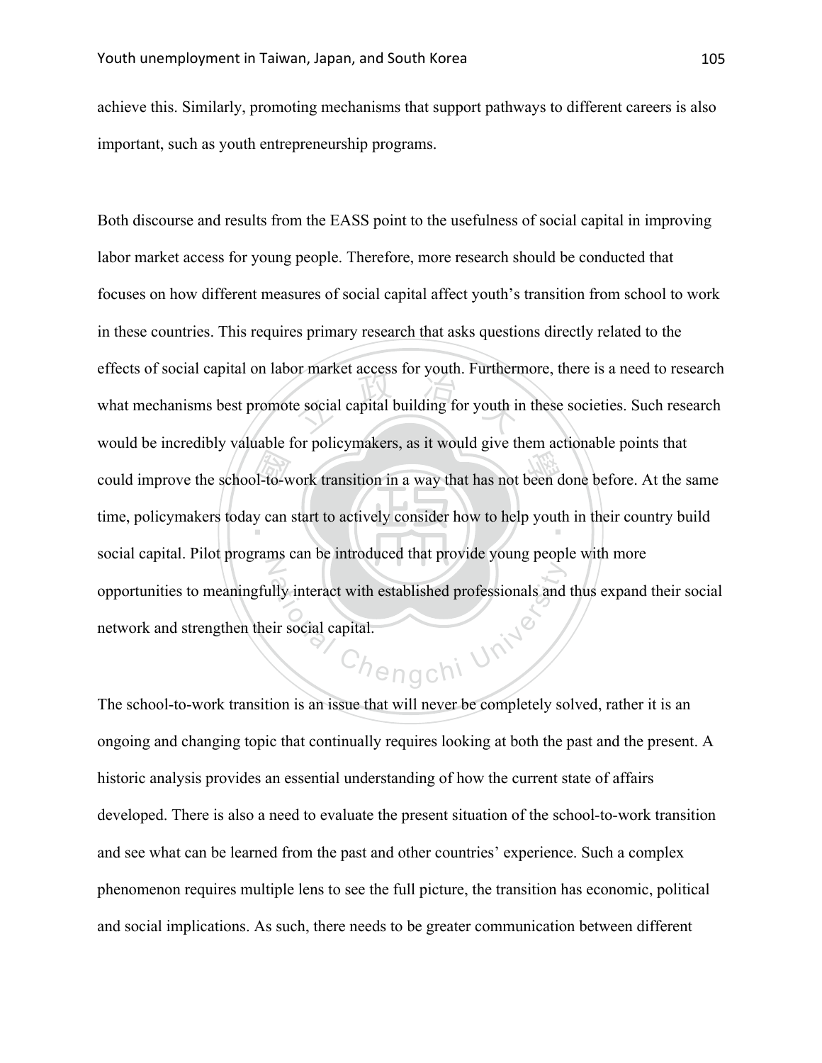achieve this. Similarly, promoting mechanisms that support pathways to different careers is also important, such as youth entrepreneurship programs.

Both discourse and results from the EASS point to the usefulness of social capital in improving labor market access for young people. Therefore, more research should be conducted that focuses on how different measures of social capital affect youth's transition from school to work in these countries. This requires primary research that asks questions directly related to the effects of social capital on labor market access for youth. Furthermore, there is a need to research what mechanisms best promote social capital building for youth in these societies. Such research would be incredibly valuable for policymakers, as it would give them actionable points that could improve the school-to-work transition in a way that has not been done before. At the same time, policymakers today can start to actively consider how to help youth in their country build social capital. Pilot programs can be introduced that provide young people with more opportunities to meaningfully interact with established professionals and thus expand their social network and strengthen their social capital.

The school-to-work transition is an issue that will never be completely solved, rather it is an ongoing and changing topic that continually requires looking at both the past and the present. A historic analysis provides an essential understanding of how the current state of affairs developed. There is also a need to evaluate the present situation of the school-to-work transition and see what can be learned from the past and other countries' experience. Such a complex phenomenon requires multiple lens to see the full picture, the transition has economic, political and social implications. As such, there needs to be greater communication between different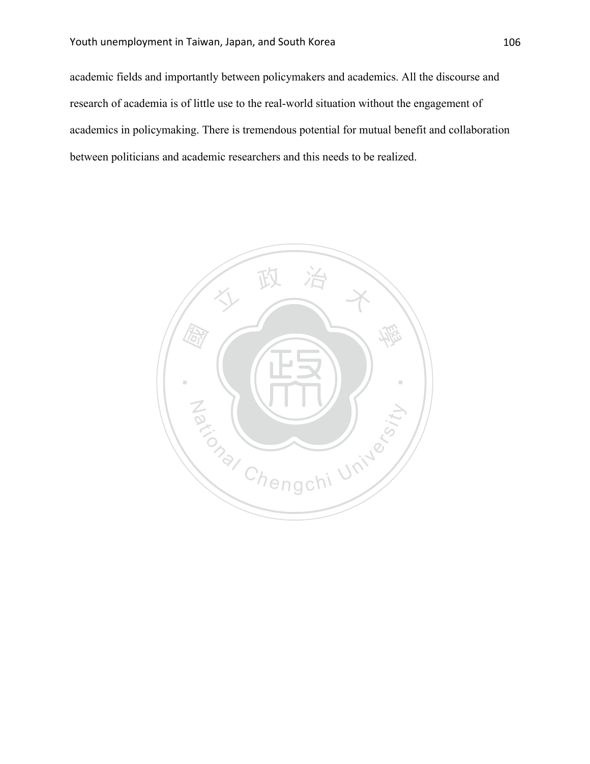academic fields and importantly between policymakers and academics. All the discourse and research of academia is of little use to the real-world situation without the engagement of academics in policymaking. There is tremendous potential for mutual benefit and collaboration between politicians and academic researchers and this needs to be realized.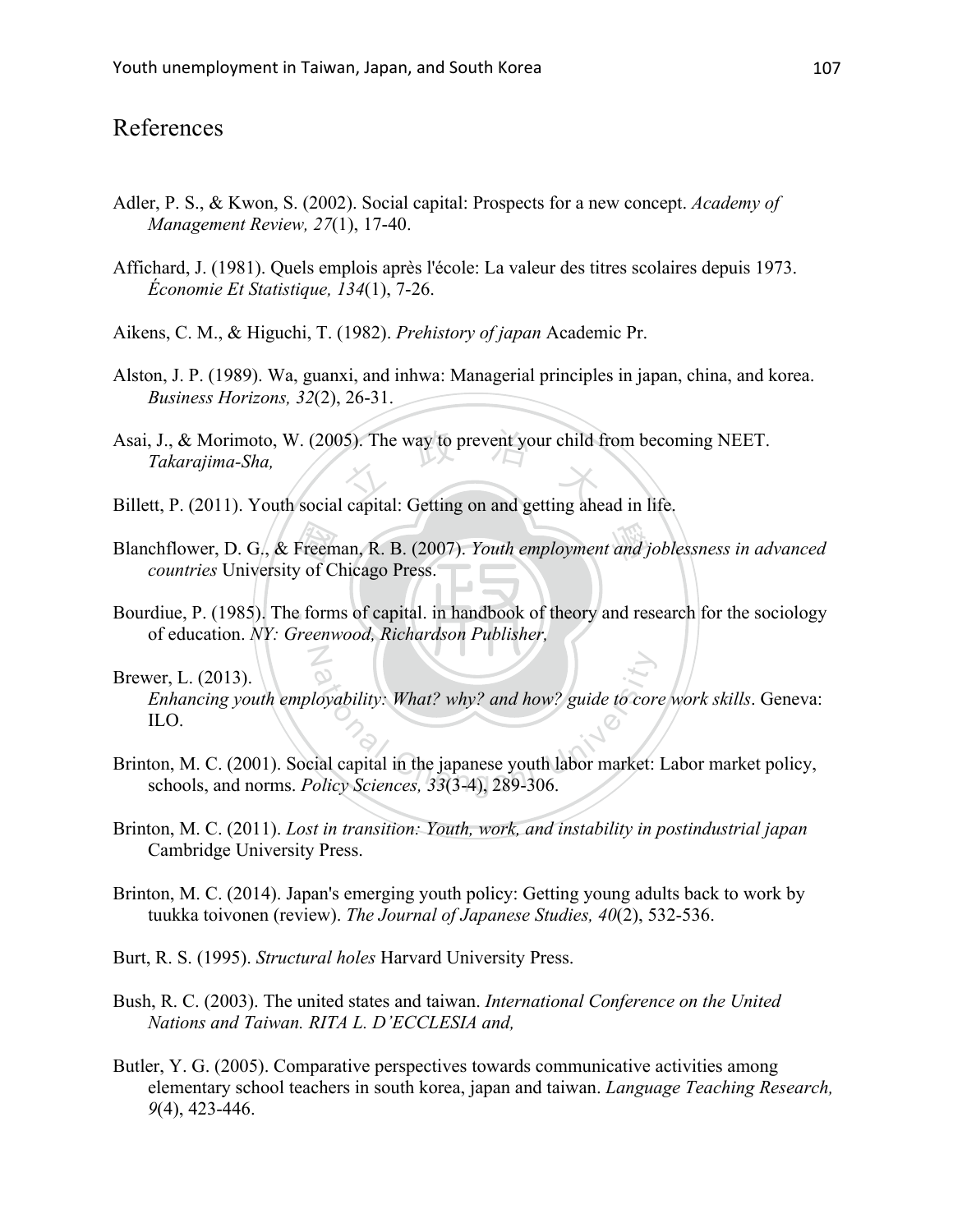# References

Adler, P. S., & Kwon, S. (2002). Social capital: Prospects for a new concept. *Academy of Management Review, 27*(1), 17-40.

Affichard, J. (1981). Quels emplois après l'école: La valeur des titres scolaires depuis 1973. *Économie Et Statistique, 134*(1), 7-26.

Aikens, C. M., & Higuchi, T. (1982). *Prehistory of japan* Academic Pr.

Alston, J. P. (1989). Wa, guanxi, and inhwa: Managerial principles in japan, china, and korea. *Business Horizons, 32*(2), 26-31.

Asai, J., & Morimoto, W. (2005). The way to prevent your child from becoming NEET. *Takarajima-Sha,*

Billett, P. (2011). Youth social capital: Getting on and getting ahead in life.

Blanchflower, D. G., & Freeman, R. B. (2007). *Youth employment and joblessness in advanced countries* University of Chicago Press.

Bourdiue, P. (1985). The forms of capital. in handbook of theory and research for the sociology of education. *NY: Greenwood, Richardson Publisher,*

Brewer, L. (2013). *Enhancing youth employability: What? why? and how? guide to core work skills*. Geneva: ILO.

Brinton, M. C. (2001). Social capital in the japanese youth labor market: Labor market policy, schools, and norms. *Policy Sciences, 33*(3-4), 289-306.

Brinton, M. C. (2011). *Lost in transition: Youth, work, and instability in postindustrial japan* Cambridge University Press.

Brinton, M. C. (2014). Japan's emerging youth policy: Getting young adults back to work by tuukka toivonen (review). *The Journal of Japanese Studies, 40*(2), 532-536.

Burt, R. S. (1995). *Structural holes* Harvard University Press.

Bush, R. C. (2003). The united states and taiwan. *International Conference on the United Nations and Taiwan. RITA L. D'ECCLESIA and,*

Butler, Y. G. (2005). Comparative perspectives towards communicative activities among elementary school teachers in south korea, japan and taiwan. *Language Teaching Research, 9*(4), 423-446.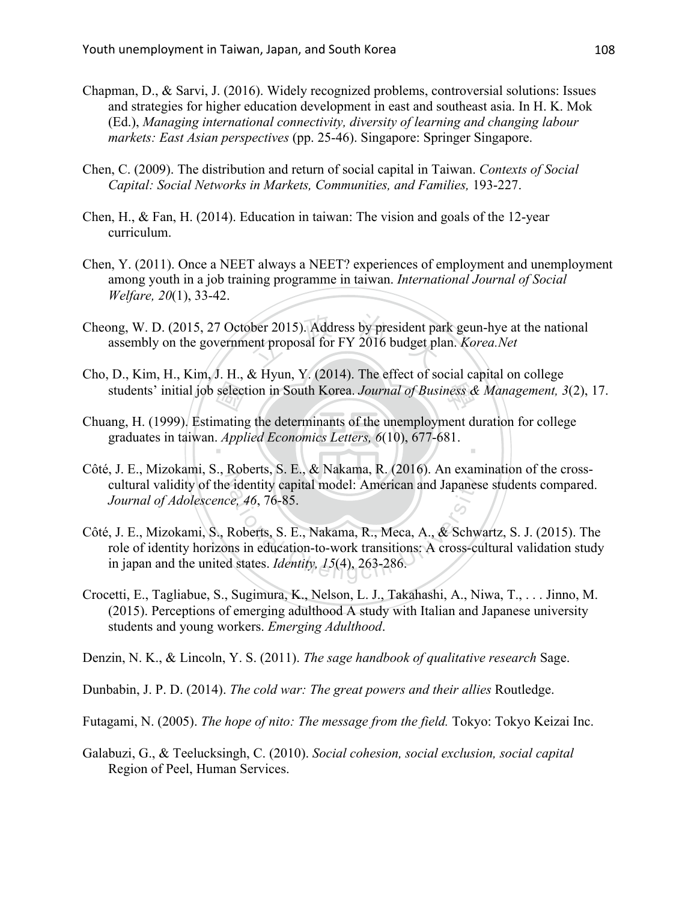Chapman, D., & Sarvi, J. (2016). Widely recognized problems, controversial solutions: Issues and strategies for higher education development in east and southeast asia. In H. K. Mok (Ed.), *Managing international connectivity, diversity of learning and changing labour markets: East Asian perspectives* (pp. 25-46). Singapore: Springer Singapore.

Chen, C. (2009). The distribution and return of social capital in Taiwan. *Contexts of Social Capital: Social Networks in Markets, Communities, and Families,* 193-227.

Chen, H., & Fan, H. (2014). Education in taiwan: The vision and goals of the 12-year curriculum.

Chen, Y. (2011). Once a NEET always a NEET? experiences of employment and unemployment among youth in a job training programme in taiwan. *International Journal of Social Welfare, 20*(1), 33-42.

Cheong, W. D. (2015, 27 October 2015). Address by president park geun-hye at the national assembly on the government proposal for FY 2016 budget plan. *Korea.Net*

Cho, D., Kim, H., Kim, J. H., & Hyun, Y. (2014). The effect of social capital on college students' initial job selection in South Korea. *Journal of Business & Management, 3*(2), 17.

Chuang, H. (1999). Estimating the determinants of the unemployment duration for college graduates in taiwan. *Applied Economics Letters, 6*(10), 677-681.

Côté, J. E., Mizokami, S., Roberts, S. E., & Nakama, R. (2016). An examination of the cross-cultural validity of the identity capital model: American and Japanese students compared. *Journal of Adolescence, 46*, 76-85.

Côté, J. E., Mizokami, S., Roberts, S. E., Nakama, R., Meca, A., & Schwartz, S. J. (2015). The role of identity horizons in education-to-work transitions: A cross-cultural validation study in japan and the united states. *Identity, 15*(4), 263-286.

Crocetti, E., Tagliabue, S., Sugimura, K., Nelson, L. J., Takahashi, A., Niwa, T., . . . Jinno, M. (2015). Perceptions of emerging adulthood A study with Italian and Japanese university students and young workers. *Emerging Adulthood*.

Denzin, N. K., & Lincoln, Y. S. (2011). *The sage handbook of qualitative research* Sage.

Dunbabin, J. P. D. (2014). *The cold war: The great powers and their allies* Routledge.

Futagami, N. (2005). *The hope of nito: The message from the field.* Tokyo: Tokyo Keizai Inc.

Galabuzi, G., & Teelucksingh, C. (2010). *Social cohesion, social exclusion, social capital* Region of Peel, Human Services.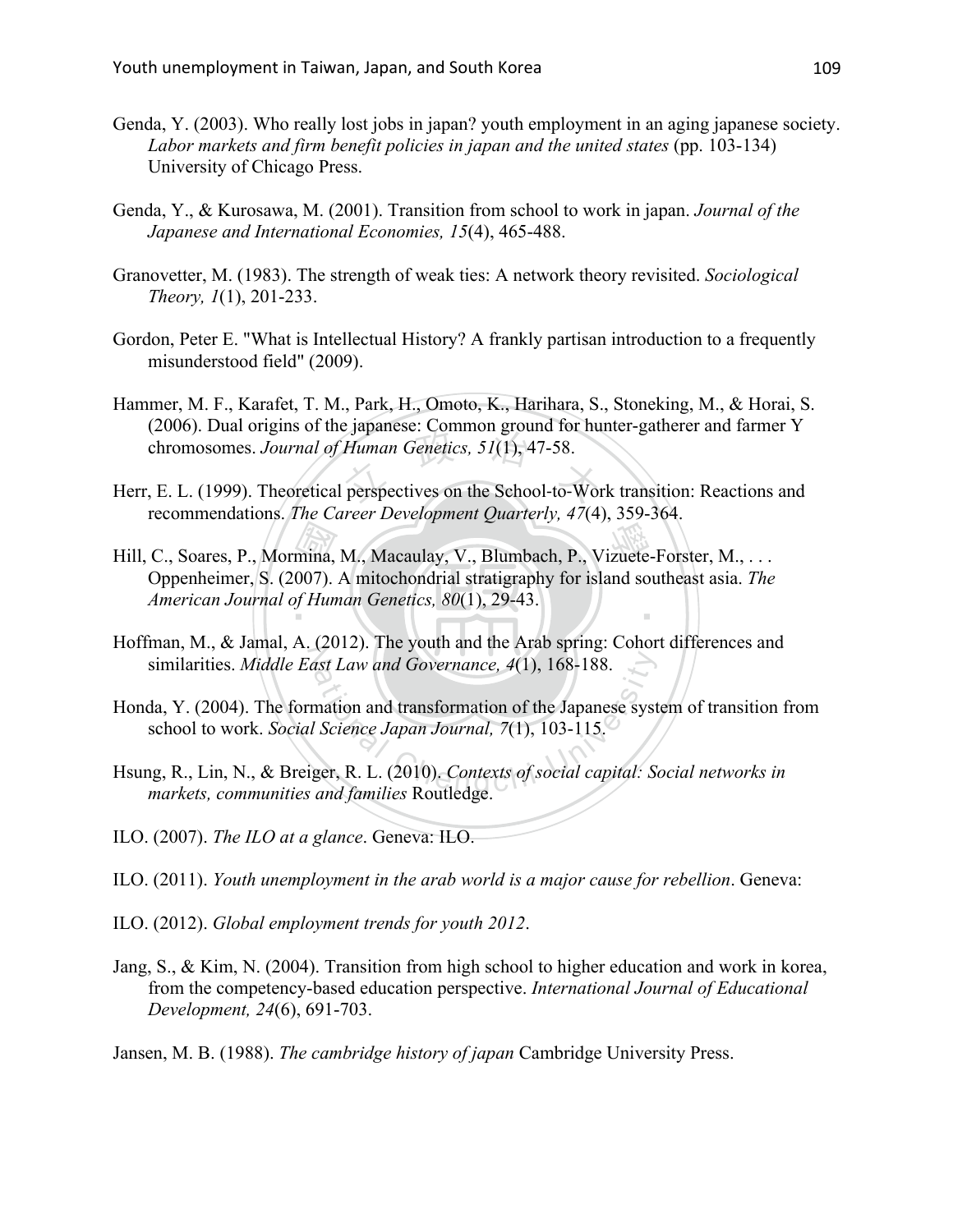Genda, Y. (2003). Who really lost jobs in japan? youth employment in an aging japanese society. *Labor markets and firm benefit policies in japan and the united states* (pp. 103-134) University of Chicago Press.

Genda, Y., & Kurosawa, M. (2001). Transition from school to work in japan. *Journal of the Japanese and International Economies, 15*(4), 465-488.

Granovetter, M. (1983). The strength of weak ties: A network theory revisited. *Sociological Theory, 1*(1), 201-233.

Gordon, Peter E. "What is Intellectual History? A frankly partisan introduction to a frequently misunderstood field" (2009).

Hammer, M. F., Karafet, T. M., Park, H., Omoto, K., Harihara, S., Stoneking, M., & Horai, S. (2006). Dual origins of the japanese: Common ground for hunter-gatherer and farmer Y chromosomes. *Journal of Human Genetics, 51*(1), 47-58.

Herr, E. L. (1999). Theoretical perspectives on the School-to-Work transition: Reactions and recommendations. *The Career Development Quarterly, 47*(4), 359-364.

Hill, C., Soares, P., Mormina, M., Macaulay, V., Blumbach, P., Vizuete-Forster, M., . . . Oppenheimer, S. (2007). A mitochondrial stratigraphy for island southeast asia. *The American Journal of Human Genetics, 80*(1), 29-43.

Hoffman, M., & Jamal, A. (2012). The youth and the Arab spring: Cohort differences and similarities. *Middle East Law and Governance, 4*(1), 168-188.

Honda, Y. (2004). The formation and transformation of the Japanese system of transition from school to work. *Social Science Japan Journal, 7*(1), 103-115.

Hsung, R., Lin, N., & Breiger, R. L. (2010). *Contexts of social capital: Social networks in markets, communities and families* Routledge.

ILO. (2007). *The ILO at a glance*. Geneva: ILO.

ILO. (2011). *Youth unemployment in the arab world is a major cause for rebellion*. Geneva:

ILO. (2012). *Global employment trends for youth 2012*.

Jang, S., & Kim, N. (2004). Transition from high school to higher education and work in korea, from the competency-based education perspective. *International Journal of Educational Development, 24*(6), 691-703.

Jansen, M. B. (1988). *The cambridge history of japan* Cambridge University Press.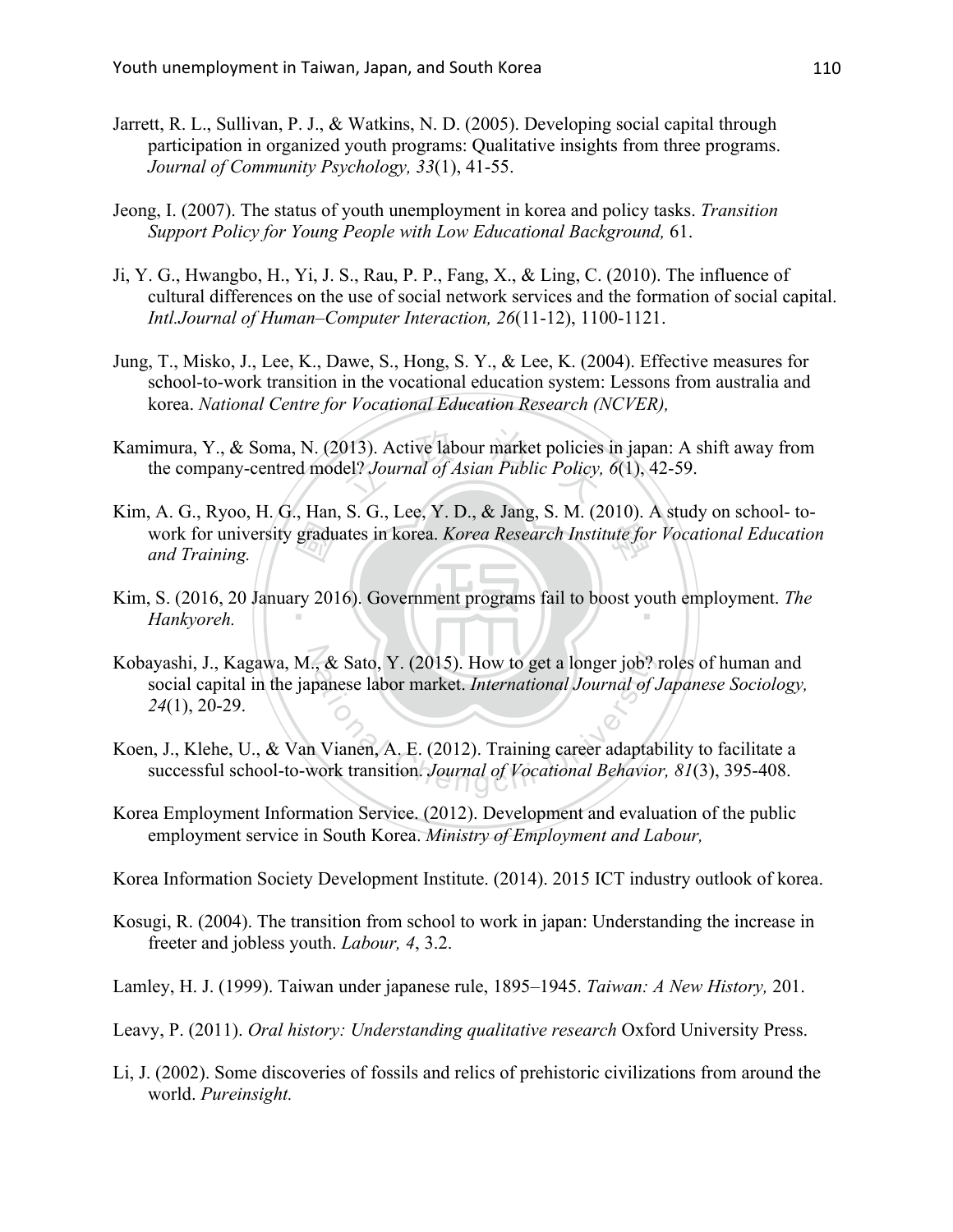Jarrett, R. L., Sullivan, P. J., & Watkins, N. D. (2005). Developing social capital through participation in organized youth programs: Qualitative insights from three programs. *Journal of Community Psychology, 33*(1), 41-55.

Jeong, I. (2007). The status of youth unemployment in korea and policy tasks. *Transition Support Policy for Young People with Low Educational Background,* 61.

Ji, Y. G., Hwangbo, H., Yi, J. S., Rau, P. P., Fang, X., & Ling, C. (2010). The influence of cultural differences on the use of social network services and the formation of social capital. *Intl.Journal of Human–Computer Interaction, 26*(11-12), 1100-1121.

Jung, T., Misko, J., Lee, K., Dawe, S., Hong, S. Y., & Lee, K. (2004). Effective measures for school-to-work transition in the vocational education system: Lessons from australia and korea. *National Centre for Vocational Education Research (NCVER),*

Kamimura, Y., & Soma, N. (2013). Active labour market policies in japan: A shift away from the company-centred model? *Journal of Asian Public Policy, 6*(1), 42-59.

Kim, A. G., Ryoo, H. G., Han, S. G., Lee, Y. D., & Jang, S. M. (2010). A study on school- to-work for university graduates in korea. *Korea Research Institute for Vocational Education and Training.*

Kim, S. (2016, 20 January 2016). Government programs fail to boost youth employment. *The Hankyoreh.*

Kobayashi, J., Kagawa, M., & Sato, Y. (2015). How to get a longer job? roles of human and social capital in the japanese labor market. *International Journal of Japanese Sociology, 24*(1), 20-29.

Koen, J., Klehe, U., & Van Vianen, A. E. (2012). Training career adaptability to facilitate a successful school-to-work transition. *Journal of Vocational Behavior, 81*(3), 395-408.

Korea Employment Information Service. (2012). Development and evaluation of the public employment service in South Korea. *Ministry of Employment and Labour,*

Korea Information Society Development Institute. (2014). 2015 ICT industry outlook of korea.

Kosugi, R. (2004). The transition from school to work in japan: Understanding the increase in freeter and jobless youth. *Labour, 4*, 3.2.

Lamley, H. J. (1999). Taiwan under japanese rule, 1895–1945. *Taiwan: A New History,* 201.

Leavy, P. (2011). *Oral history: Understanding qualitative research* Oxford University Press.

Li, J. (2002). Some discoveries of fossils and relics of prehistoric civilizations from around the world. *Pureinsight.*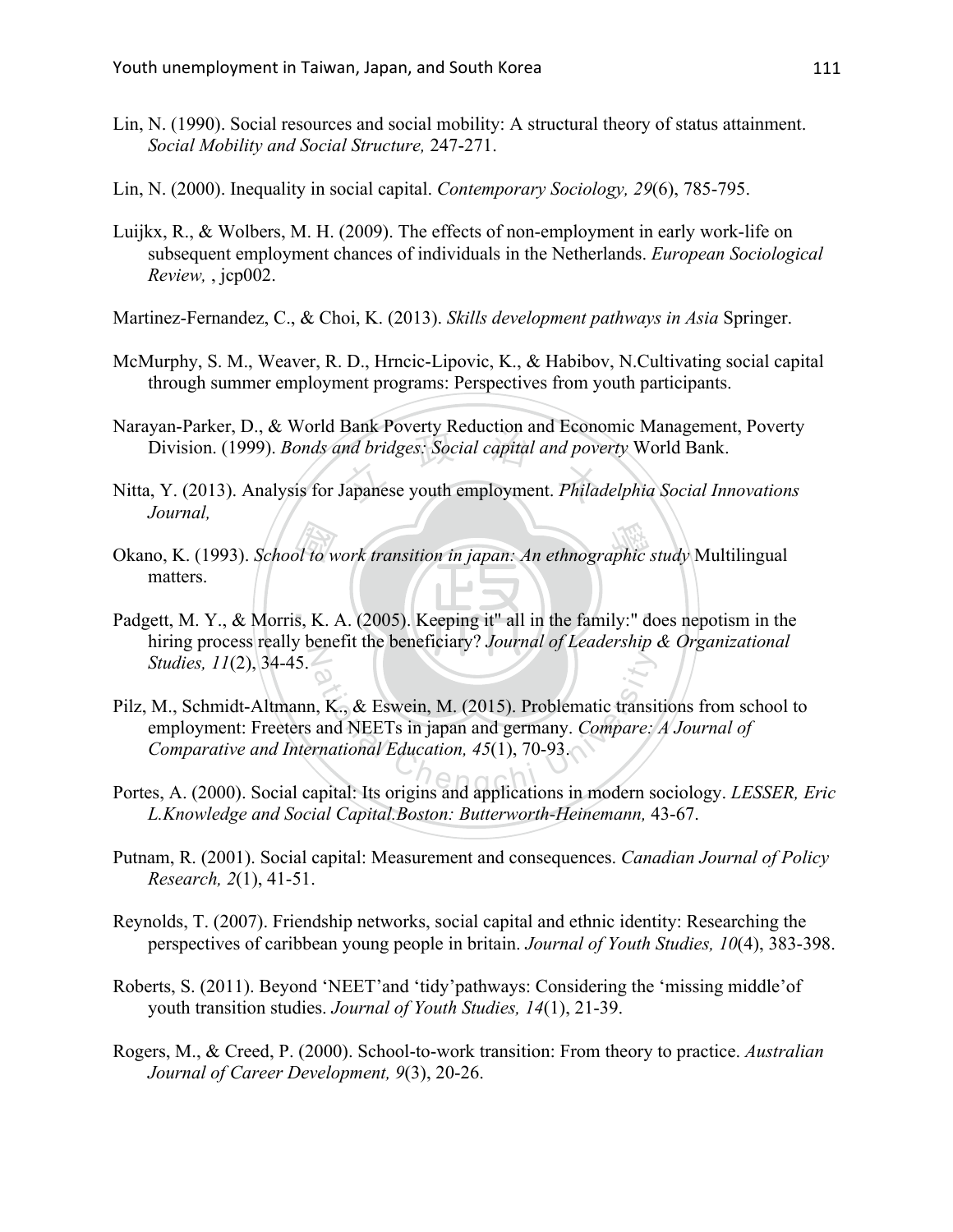Lin, N. (1990). Social resources and social mobility: A structural theory of status attainment. *Social Mobility and Social Structure,* 247-271.

Lin, N. (2000). Inequality in social capital. *Contemporary Sociology, 29*(6), 785-795.

Luijkx, R., & Wolbers, M. H. (2009). The effects of non-employment in early work-life on subsequent employment chances of individuals in the Netherlands. *European Sociological Review,* , jcp002.

Martinez-Fernandez, C., & Choi, K. (2013). *Skills development pathways in Asia* Springer.

McMurphy, S. M., Weaver, R. D., Hrncic-Lipovic, K., & Habibov, N.Cultivating social capital through summer employment programs: Perspectives from youth participants.

Narayan-Parker, D., & World Bank Poverty Reduction and Economic Management, Poverty Division. (1999). *Bonds and bridges: Social capital and poverty* World Bank.

Nitta, Y. (2013). Analysis for Japanese youth employment. *Philadelphia Social Innovations Journal,*

Okano, K. (1993). *School to work transition in japan: An ethnographic study* Multilingual matters.

Padgett, M. Y., & Morris, K. A. (2005). Keeping it" all in the family:" does nepotism in the hiring process really benefit the beneficiary? *Journal of Leadership & Organizational Studies, 11*(2), 34-45.

Pilz, M., Schmidt-Altmann, K., & Eswein, M. (2015). Problematic transitions from school to employment: Freeters and NEETs in japan and germany. *Compare: A Journal of Comparative and International Education, 45*(1), 70-93.

Portes, A. (2000). Social capital: Its origins and applications in modern sociology. *LESSER, Eric L.Knowledge and Social Capital.Boston: Butterworth-Heinemann,* 43-67.

Putnam, R. (2001). Social capital: Measurement and consequences. *Canadian Journal of Policy Research, 2*(1), 41-51.

Reynolds, T. (2007). Friendship networks, social capital and ethnic identity: Researching the perspectives of caribbean young people in britain. *Journal of Youth Studies, 10*(4), 383-398.

Roberts, S. (2011). Beyond 'NEET'and 'tidy'pathways: Considering the 'missing middle'of youth transition studies. *Journal of Youth Studies, 14*(1), 21-39.

Rogers, M., & Creed, P. (2000). School-to-work transition: From theory to practice. *Australian Journal of Career Development, 9*(3), 20-26.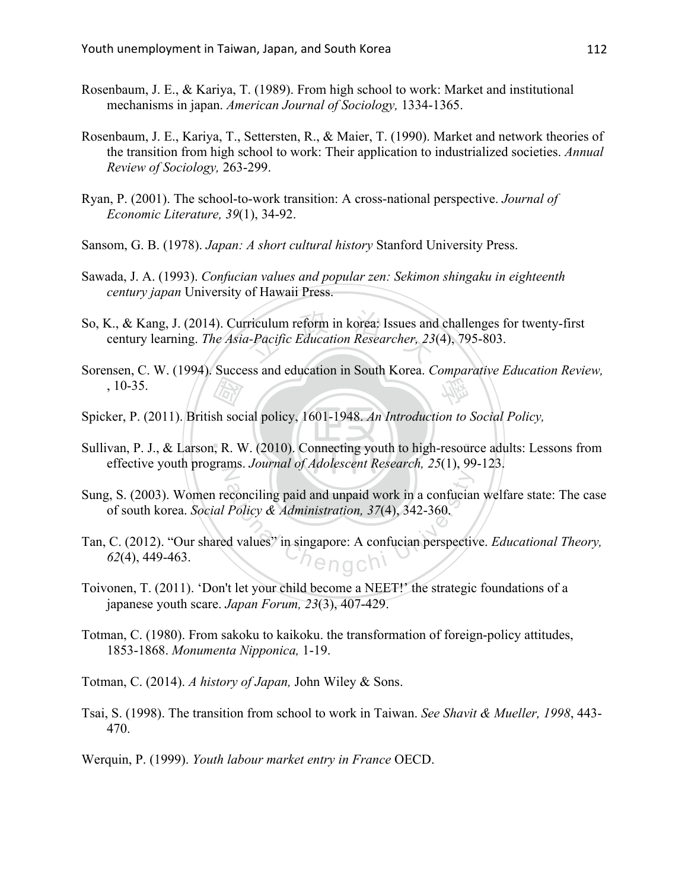Rosenbaum, J. E., & Kariya, T. (1989). From high school to work: Market and institutional mechanisms in japan. *American Journal of Sociology,* 1334-1365.

Rosenbaum, J. E., Kariya, T., Settersten, R., & Maier, T. (1990). Market and network theories of the transition from high school to work: Their application to industrialized societies. *Annual Review of Sociology,* 263-299.

Ryan, P. (2001). The school-to-work transition: A cross-national perspective. *Journal of Economic Literature, 39*(1), 34-92.

Sansom, G. B. (1978). *Japan: A short cultural history* Stanford University Press.

Sawada, J. A. (1993). *Confucian values and popular zen: Sekimon shingaku in eighteenth century japan* University of Hawaii Press.

So, K., & Kang, J. (2014). Curriculum reform in korea: Issues and challenges for twenty-first century learning. *The Asia-Pacific Education Researcher, 23*(4), 795-803.

Sorensen, C. W. (1994). Success and education in South Korea. *Comparative Education Review,* , 10-35.

Spicker, P. (2011). British social policy, 1601-1948. *An Introduction to Social Policy,*

Sullivan, P. J., & Larson, R. W. (2010). Connecting youth to high-resource adults: Lessons from effective youth programs. *Journal of Adolescent Research, 25*(1), 99-123.

Sung, S. (2003). Women reconciling paid and unpaid work in a confucian welfare state: The case of south korea. *Social Policy & Administration, 37*(4), 342-360.

Tan, C. (2012). "Our shared values" in singapore: A confucian perspective. *Educational Theory, 62*(4), 449-463.

Toivonen, T. (2011). 'Don't let your child become a NEET!' the strategic foundations of a japanese youth scare. *Japan Forum, 23*(3), 407-429.

Totman, C. (1980). From sakoku to kaikoku. the transformation of foreign-policy attitudes, 1853-1868. *Monumenta Nipponica,* 1-19.

Totman, C. (2014). *A history of Japan,* John Wiley & Sons.

Tsai, S. (1998). The transition from school to work in Taiwan. *See Shavit & Mueller, 1998*, 443-470.

Werquin, P. (1999). *Youth labour market entry in France* OECD.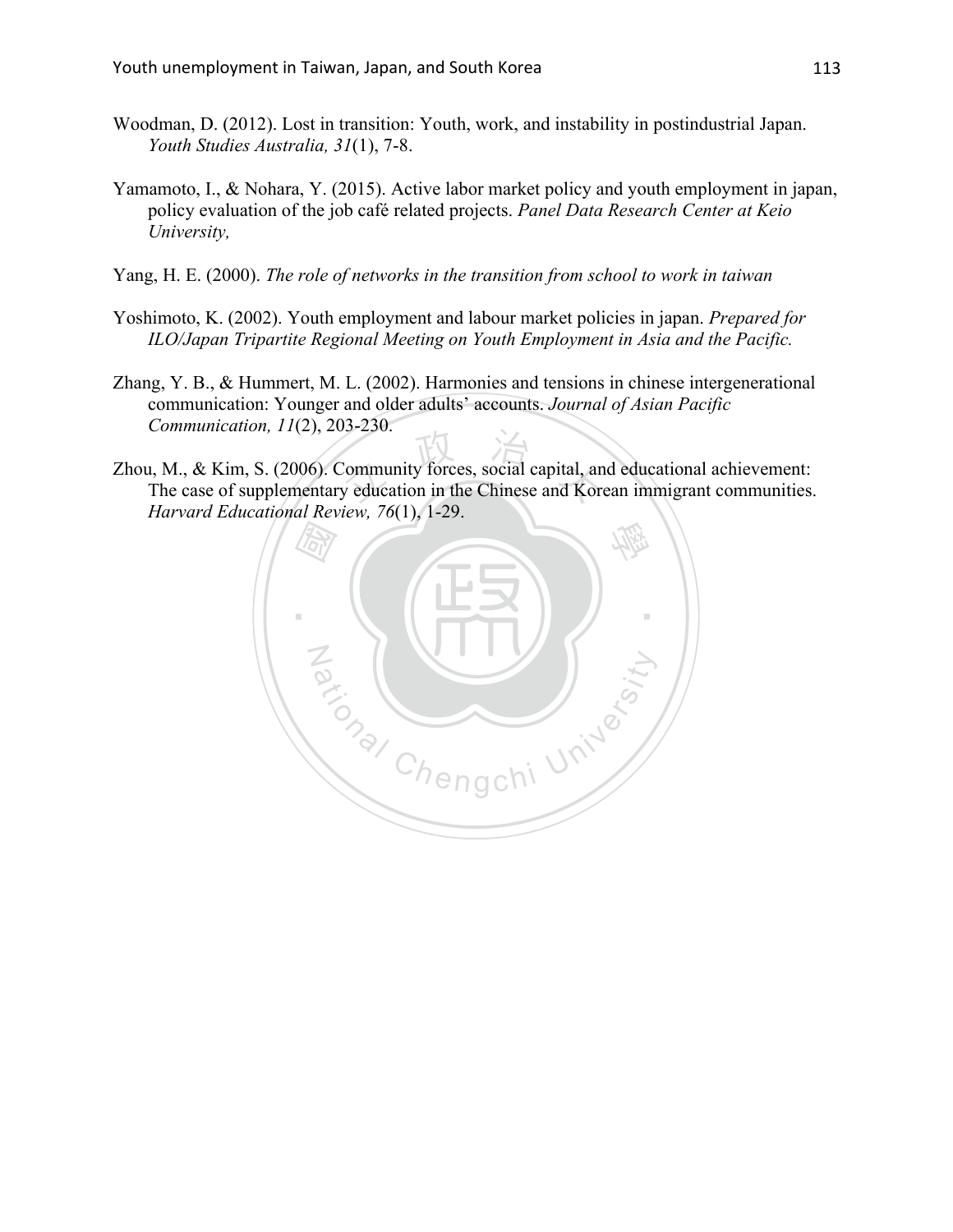Woodman, D. (2012). Lost in transition: Youth, work, and instability in postindustrial Japan. *Youth Studies Australia, 31*(1), 7-8.

Yamamoto, I., & Nohara, Y. (2015). Active labor market policy and youth employment in japan, policy evaluation of the job café related projects. *Panel Data Research Center at Keio University,*

Yang, H. E. (2000). *The role of networks in the transition from school to work in taiwan*

Yoshimoto, K. (2002). Youth employment and labour market policies in japan. *Prepared for ILO/Japan Tripartite Regional Meeting on Youth Employment in Asia and the Pacific.*

Zhang, Y. B., & Hummert, M. L. (2002). Harmonies and tensions in chinese intergenerational communication: Younger and older adults' accounts. *Journal of Asian Pacific Communication, 11*(2), 203-230.

Zhou, M., & Kim, S. (2006). Community forces, social capital, and educational achievement: The case of supplementary education in the Chinese and Korean immigrant communities. *Harvard Educational Review, 76*(1), 1-29.